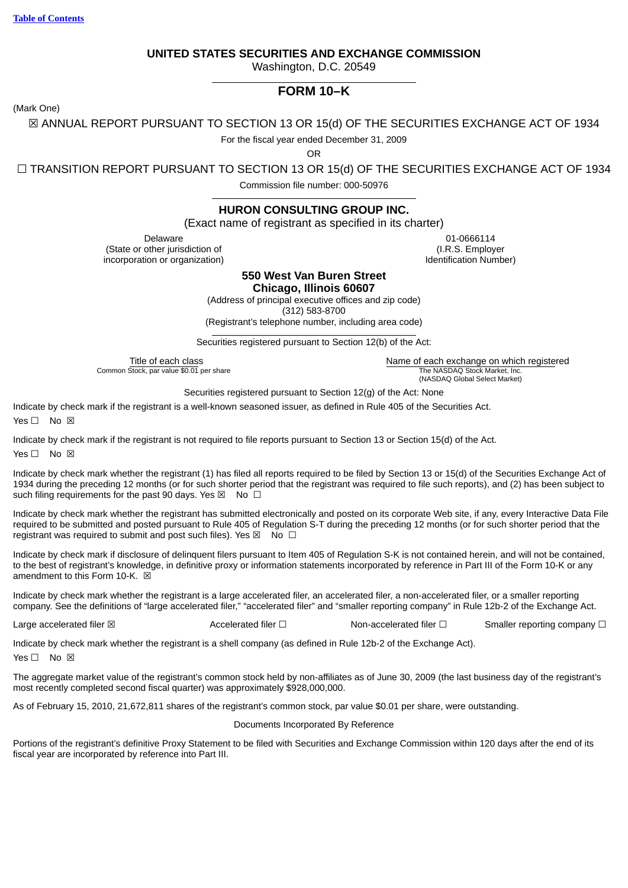Table of Contents

# UNITED STATES SECURITIES AND EXCHANGE COMMISSION

Washington, D.C. 20549

## FORM 10–K

(Mark One)

☒ ANNUAL REPORT PURSUANT TO SECTION 13 OR 15(d) OF THE SECURITIES EXCHANGE ACT OF 1934

For the fiscal year ended December 31, 2009

OR

☐ TRANSITION REPORT PURSUANT TO SECTION 13 OR 15(d) OF THE SECURITIES EXCHANGE ACT OF 1934

Commission file number: 000-50976

## HURON CONSULTING GROUP INC.

(Exact name of registrant as specified in its charter)

| Delaware | 01-0666114 |
|---|---|
| (State or other jurisdiction of incorporation or organization) | (I.R.S. Employer Identification Number) |

**550 West Van Buren Street**
**Chicago, Illinois 60607**

(Address of principal executive offices and zip code)

(312) 583-8700

(Registrant's telephone number, including area code)

Securities registered pursuant to Section 12(b) of the Act:

| Title of each class | Name of each exchange on which registered |
|---|---|
| Common Stock, par value $0.01 per share | The NASDAQ Stock Market, Inc. (NASDAQ Global Select Market) |

Securities registered pursuant to Section 12(g) of the Act: None

Indicate by check mark if the registrant is a well-known seasoned issuer, as defined in Rule 405 of the Securities Act.

Yes ☐ No ☒

Indicate by check mark if the registrant is not required to file reports pursuant to Section 13 or Section 15(d) of the Act.

Yes ☐ No ☒

Indicate by check mark whether the registrant (1) has filed all reports required to be filed by Section 13 or 15(d) of the Securities Exchange Act of 1934 during the preceding 12 months (or for such shorter period that the registrant was required to file such reports), and (2) has been subject to such filing requirements for the past 90 days. Yes ☒ No ☐

Indicate by check mark whether the registrant has submitted electronically and posted on its corporate Web site, if any, every Interactive Data File required to be submitted and posted pursuant to Rule 405 of Regulation S-T during the preceding 12 months (or for such shorter period that the registrant was required to submit and post such files). Yes ☒ No ☐

Indicate by check mark if disclosure of delinquent filers pursuant to Item 405 of Regulation S-K is not contained herein, and will not be contained, to the best of registrant's knowledge, in definitive proxy or information statements incorporated by reference in Part III of the Form 10-K or any amendment to this Form 10-K. ☒

Indicate by check mark whether the registrant is a large accelerated filer, an accelerated filer, a non-accelerated filer, or a smaller reporting company. See the definitions of "large accelerated filer," "accelerated filer" and "smaller reporting company" in Rule 12b-2 of the Exchange Act.

Large accelerated filer ☒ Accelerated filer ☐ Non-accelerated filer ☐ Smaller reporting company ☐

Indicate by check mark whether the registrant is a shell company (as defined in Rule 12b-2 of the Exchange Act).

Yes ☐ No ☒

The aggregate market value of the registrant's common stock held by non-affiliates as of June 30, 2009 (the last business day of the registrant's most recently completed second fiscal quarter) was approximately $928,000,000.

As of February 15, 2010, 21,672,811 shares of the registrant's common stock, par value $0.01 per share, were outstanding.

Documents Incorporated By Reference

Portions of the registrant's definitive Proxy Statement to be filed with Securities and Exchange Commission within 120 days after the end of its fiscal year are incorporated by reference into Part III.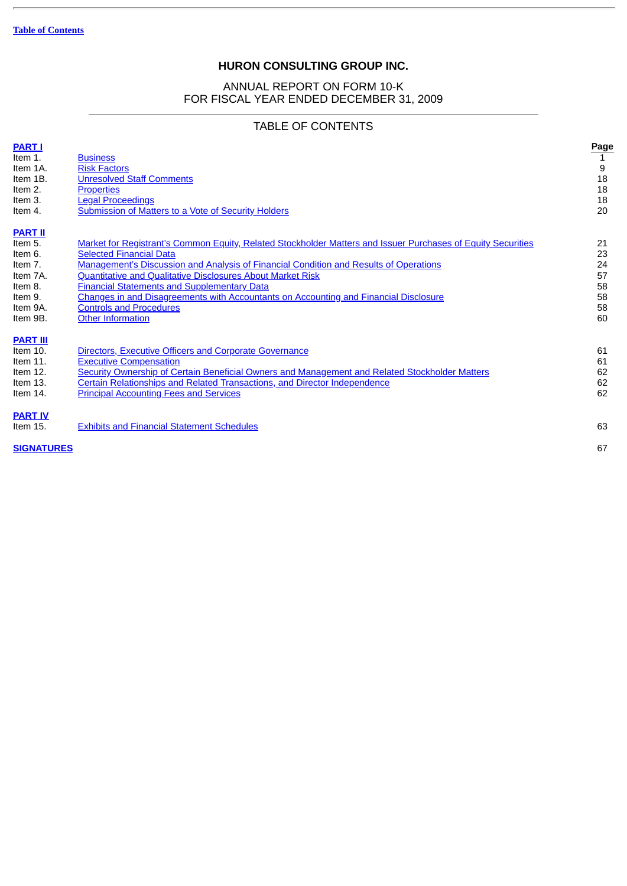Table of Contents

# HURON CONSULTING GROUP INC.

ANNUAL REPORT ON FORM 10-K
FOR FISCAL YEAR ENDED DECEMBER 31, 2009

## TABLE OF CONTENTS

| | | Page |
|---|---|---|
| **PART I** | | |
| Item 1. | Business | 1 |
| Item 1A. | Risk Factors | 9 |
| Item 1B. | Unresolved Staff Comments | 18 |
| Item 2. | Properties | 18 |
| Item 3. | Legal Proceedings | 18 |
| Item 4. | Submission of Matters to a Vote of Security Holders | 20 |
| **PART II** | | |
| Item 5. | Market for Registrant's Common Equity, Related Stockholder Matters and Issuer Purchases of Equity Securities | 21 |
| Item 6. | Selected Financial Data | 23 |
| Item 7. | Management's Discussion and Analysis of Financial Condition and Results of Operations | 24 |
| Item 7A. | Quantitative and Qualitative Disclosures About Market Risk | 57 |
| Item 8. | Financial Statements and Supplementary Data | 58 |
| Item 9. | Changes in and Disagreements with Accountants on Accounting and Financial Disclosure | 58 |
| Item 9A. | Controls and Procedures | 58 |
| Item 9B. | Other Information | 60 |
| **PART III** | | |
| Item 10. | Directors, Executive Officers and Corporate Governance | 61 |
| Item 11. | Executive Compensation | 61 |
| Item 12. | Security Ownership of Certain Beneficial Owners and Management and Related Stockholder Matters | 62 |
| Item 13. | Certain Relationships and Related Transactions, and Director Independence | 62 |
| Item 14. | Principal Accounting Fees and Services | 62 |
| **PART IV** | | |
| Item 15. | Exhibits and Financial Statement Schedules | 63 |
| **SIGNATURES** | | 67 |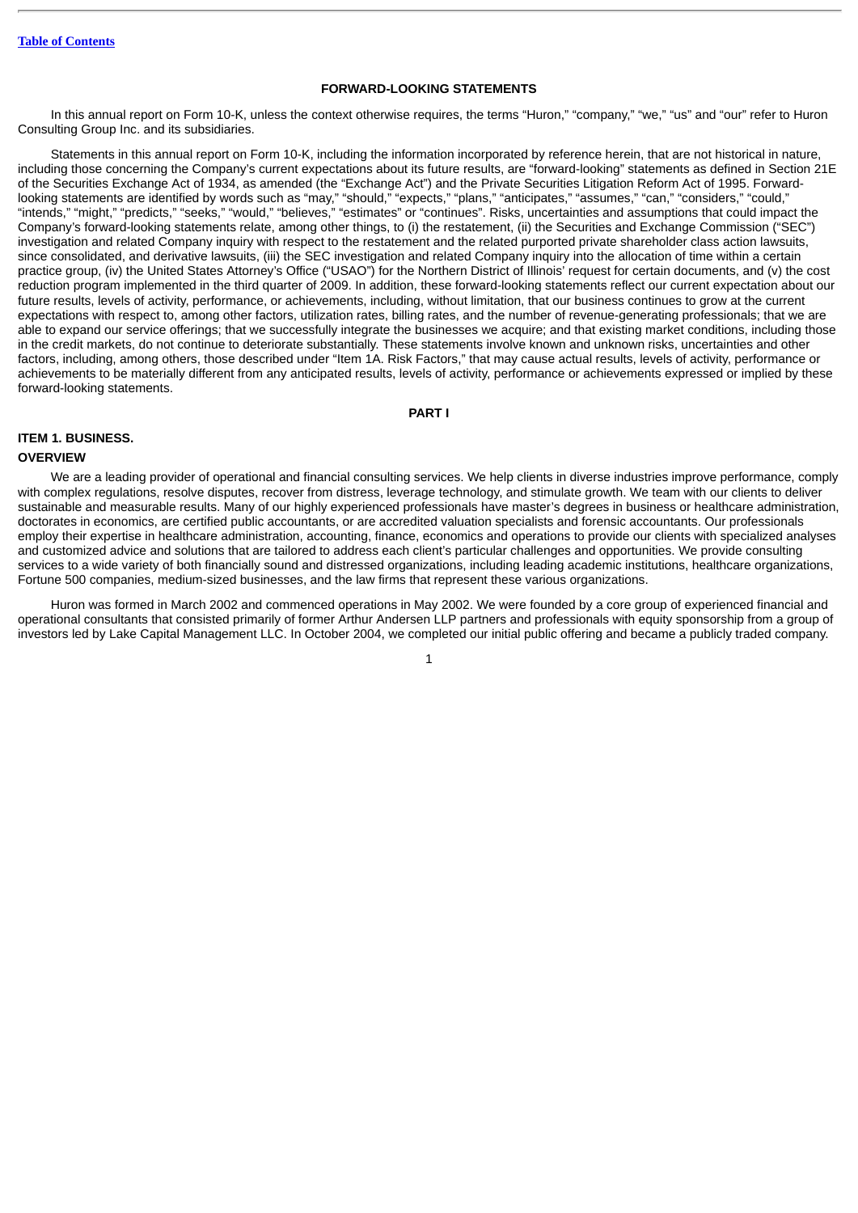## FORWARD-LOOKING STATEMENTS

In this annual report on Form 10-K, unless the context otherwise requires, the terms "Huron," "company," "we," "us" and "our" refer to Huron Consulting Group Inc. and its subsidiaries.

Statements in this annual report on Form 10-K, including the information incorporated by reference herein, that are not historical in nature, including those concerning the Company's current expectations about its future results, are "forward-looking" statements as defined in Section 21E of the Securities Exchange Act of 1934, as amended (the "Exchange Act") and the Private Securities Litigation Reform Act of 1995. Forward-looking statements are identified by words such as "may," "should," "expects," "plans," "anticipates," "assumes," "can," "considers," "could," "intends," "might," "predicts," "seeks," "would," "believes," "estimates" or "continues". Risks, uncertainties and assumptions that could impact the Company's forward-looking statements relate, among other things, to (i) the restatement, (ii) the Securities and Exchange Commission ("SEC") investigation and related Company inquiry with respect to the restatement and the related purported private shareholder class action lawsuits, since consolidated, and derivative lawsuits, (iii) the SEC investigation and related Company inquiry into the allocation of time within a certain practice group, (iv) the United States Attorney's Office ("USAO") for the Northern District of Illinois' request for certain documents, and (v) the cost reduction program implemented in the third quarter of 2009. In addition, these forward-looking statements reflect our current expectation about our future results, levels of activity, performance, or achievements, including, without limitation, that our business continues to grow at the current expectations with respect to, among other factors, utilization rates, billing rates, and the number of revenue-generating professionals; that we are able to expand our service offerings; that we successfully integrate the businesses we acquire; and that existing market conditions, including those in the credit markets, do not continue to deteriorate substantially. These statements involve known and unknown risks, uncertainties and other factors, including, among others, those described under "Item 1A. Risk Factors," that may cause actual results, levels of activity, performance or achievements to be materially different from any anticipated results, levels of activity, performance or achievements expressed or implied by these forward-looking statements.

## PART I

### ITEM 1. BUSINESS.

### OVERVIEW

We are a leading provider of operational and financial consulting services. We help clients in diverse industries improve performance, comply with complex regulations, resolve disputes, recover from distress, leverage technology, and stimulate growth. We team with our clients to deliver sustainable and measurable results. Many of our highly experienced professionals have master's degrees in business or healthcare administration, doctorates in economics, are certified public accountants, or are accredited valuation specialists and forensic accountants. Our professionals employ their expertise in healthcare administration, accounting, finance, economics and operations to provide our clients with specialized analyses and customized advice and solutions that are tailored to address each client's particular challenges and opportunities. We provide consulting services to a wide variety of both financially sound and distressed organizations, including leading academic institutions, healthcare organizations, Fortune 500 companies, medium-sized businesses, and the law firms that represent these various organizations.

Huron was formed in March 2002 and commenced operations in May 2002. We were founded by a core group of experienced financial and operational consultants that consisted primarily of former Arthur Andersen LLP partners and professionals with equity sponsorship from a group of investors led by Lake Capital Management LLC. In October 2004, we completed our initial public offering and became a publicly traded company.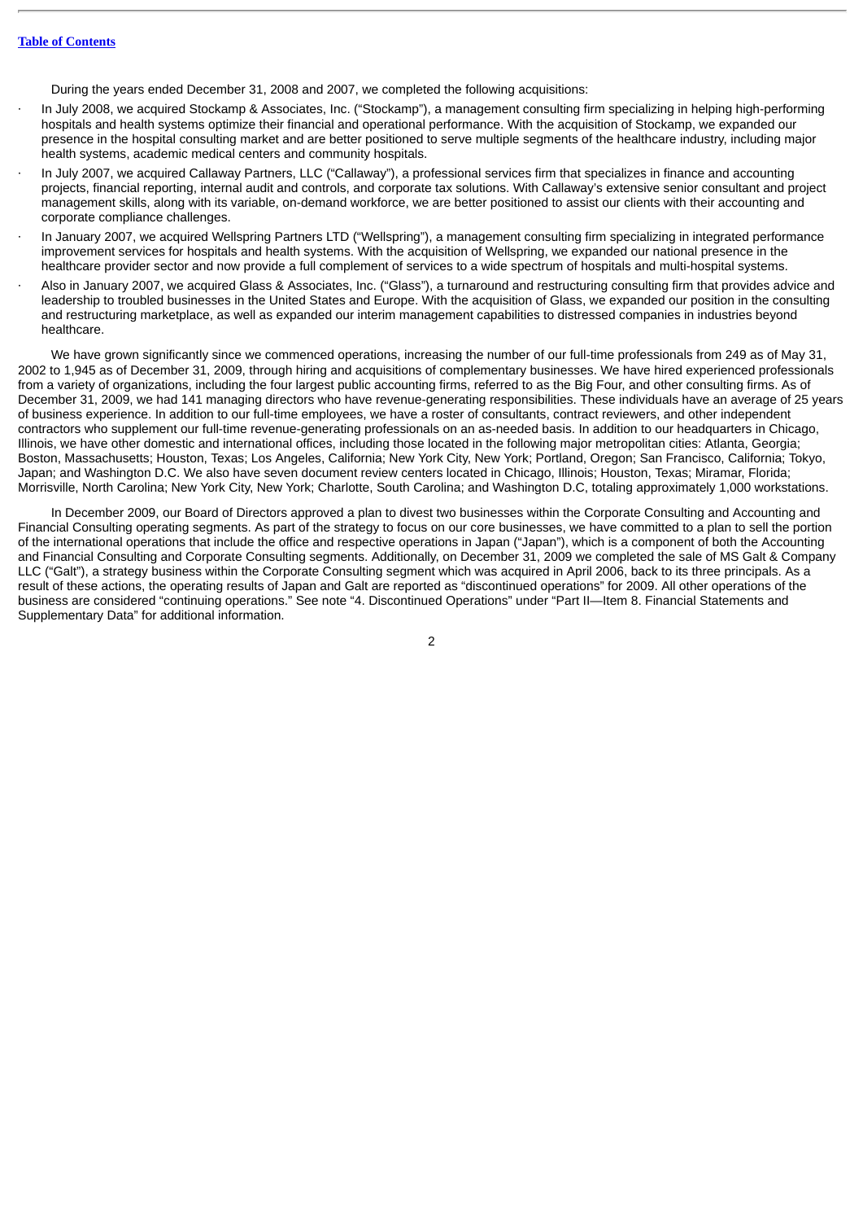During the years ended December 31, 2008 and 2007, we completed the following acquisitions:

- In July 2008, we acquired Stockamp & Associates, Inc. ("Stockamp"), a management consulting firm specializing in helping high-performing hospitals and health systems optimize their financial and operational performance. With the acquisition of Stockamp, we expanded our presence in the hospital consulting market and are better positioned to serve multiple segments of the healthcare industry, including major health systems, academic medical centers and community hospitals.
- In July 2007, we acquired Callaway Partners, LLC ("Callaway"), a professional services firm that specializes in finance and accounting projects, financial reporting, internal audit and controls, and corporate tax solutions. With Callaway's extensive senior consultant and project management skills, along with its variable, on-demand workforce, we are better positioned to assist our clients with their accounting and corporate compliance challenges.
- In January 2007, we acquired Wellspring Partners LTD ("Wellspring"), a management consulting firm specializing in integrated performance improvement services for hospitals and health systems. With the acquisition of Wellspring, we expanded our national presence in the healthcare provider sector and now provide a full complement of services to a wide spectrum of hospitals and multi-hospital systems.
- Also in January 2007, we acquired Glass & Associates, Inc. ("Glass"), a turnaround and restructuring consulting firm that provides advice and leadership to troubled businesses in the United States and Europe. With the acquisition of Glass, we expanded our position in the consulting and restructuring marketplace, as well as expanded our interim management capabilities to distressed companies in industries beyond healthcare.

We have grown significantly since we commenced operations, increasing the number of our full-time professionals from 249 as of May 31, 2002 to 1,945 as of December 31, 2009, through hiring and acquisitions of complementary businesses. We have hired experienced professionals from a variety of organizations, including the four largest public accounting firms, referred to as the Big Four, and other consulting firms. As of December 31, 2009, we had 141 managing directors who have revenue-generating responsibilities. These individuals have an average of 25 years of business experience. In addition to our full-time employees, we have a roster of consultants, contract reviewers, and other independent contractors who supplement our full-time revenue-generating professionals on an as-needed basis. In addition to our headquarters in Chicago, Illinois, we have other domestic and international offices, including those located in the following major metropolitan cities: Atlanta, Georgia; Boston, Massachusetts; Houston, Texas; Los Angeles, California; New York City, New York; Portland, Oregon; San Francisco, California; Tokyo, Japan; and Washington D.C. We also have seven document review centers located in Chicago, Illinois; Houston, Texas; Miramar, Florida; Morrisville, North Carolina; New York City, New York; Charlotte, South Carolina; and Washington D.C, totaling approximately 1,000 workstations.

In December 2009, our Board of Directors approved a plan to divest two businesses within the Corporate Consulting and Accounting and Financial Consulting operating segments. As part of the strategy to focus on our core businesses, we have committed to a plan to sell the portion of the international operations that include the office and respective operations in Japan ("Japan"), which is a component of both the Accounting and Financial Consulting and Corporate Consulting segments. Additionally, on December 31, 2009 we completed the sale of MS Galt & Company LLC ("Galt"), a strategy business within the Corporate Consulting segment which was acquired in April 2006, back to its three principals. As a result of these actions, the operating results of Japan and Galt are reported as "discontinued operations" for 2009. All other operations of the business are considered "continuing operations." See note "4. Discontinued Operations" under "Part II—Item 8. Financial Statements and Supplementary Data" for additional information.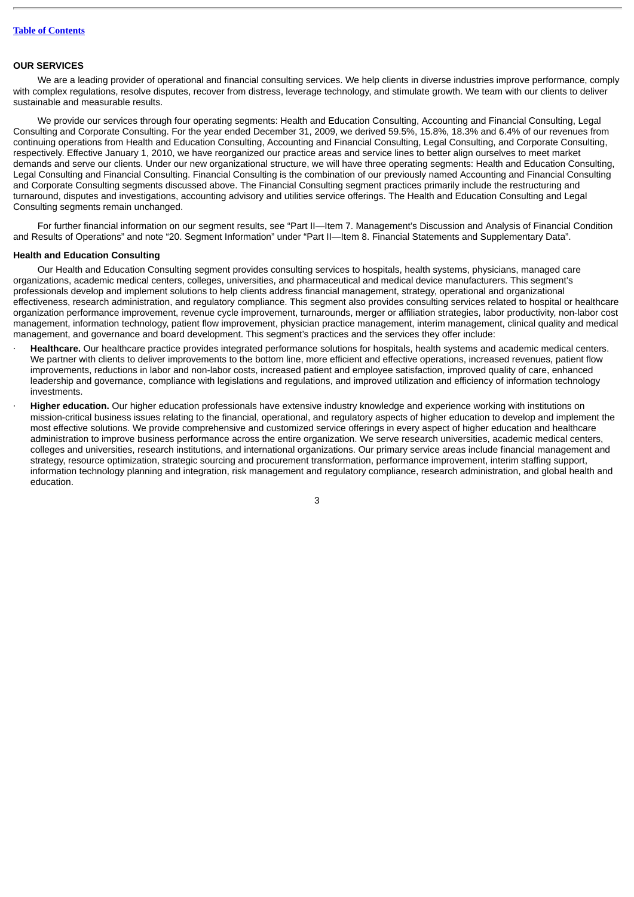## OUR SERVICES

We are a leading provider of operational and financial consulting services. We help clients in diverse industries improve performance, comply with complex regulations, resolve disputes, recover from distress, leverage technology, and stimulate growth. We team with our clients to deliver sustainable and measurable results.

We provide our services through four operating segments: Health and Education Consulting, Accounting and Financial Consulting, Legal Consulting and Corporate Consulting. For the year ended December 31, 2009, we derived 59.5%, 15.8%, 18.3% and 6.4% of our revenues from continuing operations from Health and Education Consulting, Accounting and Financial Consulting, Legal Consulting, and Corporate Consulting, respectively. Effective January 1, 2010, we have reorganized our practice areas and service lines to better align ourselves to meet market demands and serve our clients. Under our new organizational structure, we will have three operating segments: Health and Education Consulting, Legal Consulting and Financial Consulting. Financial Consulting is the combination of our previously named Accounting and Financial Consulting and Corporate Consulting segments discussed above. The Financial Consulting segment practices primarily include the restructuring and turnaround, disputes and investigations, accounting advisory and utilities service offerings. The Health and Education Consulting and Legal Consulting segments remain unchanged.

For further financial information on our segment results, see "Part II—Item 7. Management's Discussion and Analysis of Financial Condition and Results of Operations" and note "20. Segment Information" under "Part II—Item 8. Financial Statements and Supplementary Data".

### Health and Education Consulting

Our Health and Education Consulting segment provides consulting services to hospitals, health systems, physicians, managed care organizations, academic medical centers, colleges, universities, and pharmaceutical and medical device manufacturers. This segment's professionals develop and implement solutions to help clients address financial management, strategy, operational and organizational effectiveness, research administration, and regulatory compliance. This segment also provides consulting services related to hospital or healthcare organization performance improvement, revenue cycle improvement, turnarounds, merger or affiliation strategies, labor productivity, non-labor cost management, information technology, patient flow improvement, physician practice management, interim management, clinical quality and medical management, and governance and board development. This segment's practices and the services they offer include:

- **Healthcare.** Our healthcare practice provides integrated performance solutions for hospitals, health systems and academic medical centers. We partner with clients to deliver improvements to the bottom line, more efficient and effective operations, increased revenues, patient flow improvements, reductions in labor and non-labor costs, increased patient and employee satisfaction, improved quality of care, enhanced leadership and governance, compliance with legislations and regulations, and improved utilization and efficiency of information technology investments.
- **Higher education.** Our higher education professionals have extensive industry knowledge and experience working with institutions on mission-critical business issues relating to the financial, operational, and regulatory aspects of higher education to develop and implement the most effective solutions. We provide comprehensive and customized service offerings in every aspect of higher education and healthcare administration to improve business performance across the entire organization. We serve research universities, academic medical centers, colleges and universities, research institutions, and international organizations. Our primary service areas include financial management and strategy, resource optimization, strategic sourcing and procurement transformation, performance improvement, interim staffing support, information technology planning and integration, risk management and regulatory compliance, research administration, and global health and education.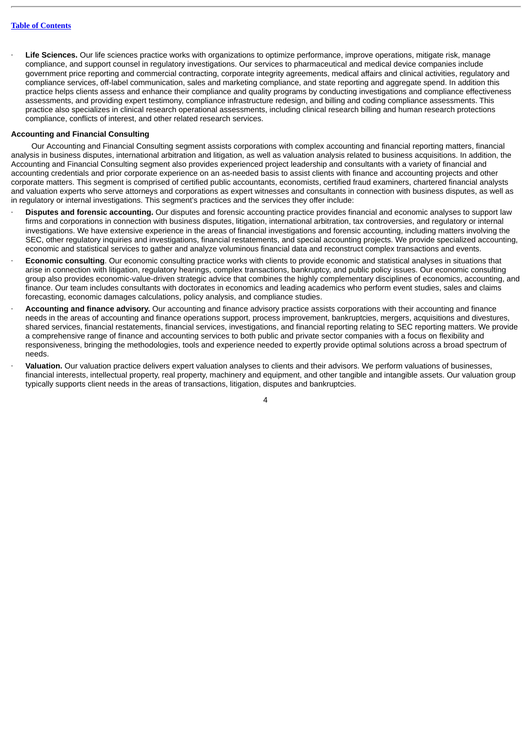- **Life Sciences.** Our life sciences practice works with organizations to optimize performance, improve operations, mitigate risk, manage compliance, and support counsel in regulatory investigations. Our services to pharmaceutical and medical device companies include government price reporting and commercial contracting, corporate integrity agreements, medical affairs and clinical activities, regulatory and compliance services, off-label communication, sales and marketing compliance, and state reporting and aggregate spend. In addition this practice helps clients assess and enhance their compliance and quality programs by conducting investigations and compliance effectiveness assessments, and providing expert testimony, compliance infrastructure redesign, and billing and coding compliance assessments. This practice also specializes in clinical research operational assessments, including clinical research billing and human research protections compliance, conflicts of interest, and other related research services.

**Accounting and Financial Consulting**

Our Accounting and Financial Consulting segment assists corporations with complex accounting and financial reporting matters, financial analysis in business disputes, international arbitration and litigation, as well as valuation analysis related to business acquisitions. In addition, the Accounting and Financial Consulting segment also provides experienced project leadership and consultants with a variety of financial and accounting credentials and prior corporate experience on an as-needed basis to assist clients with finance and accounting projects and other corporate matters. This segment is comprised of certified public accountants, economists, certified fraud examiners, chartered financial analysts and valuation experts who serve attorneys and corporations as expert witnesses and consultants in connection with business disputes, as well as in regulatory or internal investigations. This segment's practices and the services they offer include:

- **Disputes and forensic accounting.** Our disputes and forensic accounting practice provides financial and economic analyses to support law firms and corporations in connection with business disputes, litigation, international arbitration, tax controversies, and regulatory or internal investigations. We have extensive experience in the areas of financial investigations and forensic accounting, including matters involving the SEC, other regulatory inquiries and investigations, financial restatements, and special accounting projects. We provide specialized accounting, economic and statistical services to gather and analyze voluminous financial data and reconstruct complex transactions and events.
- **Economic consulting**. Our economic consulting practice works with clients to provide economic and statistical analyses in situations that arise in connection with litigation, regulatory hearings, complex transactions, bankruptcy, and public policy issues. Our economic consulting group also provides economic-value-driven strategic advice that combines the highly complementary disciplines of economics, accounting, and finance. Our team includes consultants with doctorates in economics and leading academics who perform event studies, sales and claims forecasting, economic damages calculations, policy analysis, and compliance studies.
- **Accounting and finance advisory.** Our accounting and finance advisory practice assists corporations with their accounting and finance needs in the areas of accounting and finance operations support, process improvement, bankruptcies, mergers, acquisitions and divestures, shared services, financial restatements, financial services, investigations, and financial reporting relating to SEC reporting matters. We provide a comprehensive range of finance and accounting services to both public and private sector companies with a focus on flexibility and responsiveness, bringing the methodologies, tools and experience needed to expertly provide optimal solutions across a broad spectrum of needs.
- **Valuation.** Our valuation practice delivers expert valuation analyses to clients and their advisors. We perform valuations of businesses, financial interests, intellectual property, real property, machinery and equipment, and other tangible and intangible assets. Our valuation group typically supports client needs in the areas of transactions, litigation, disputes and bankruptcies.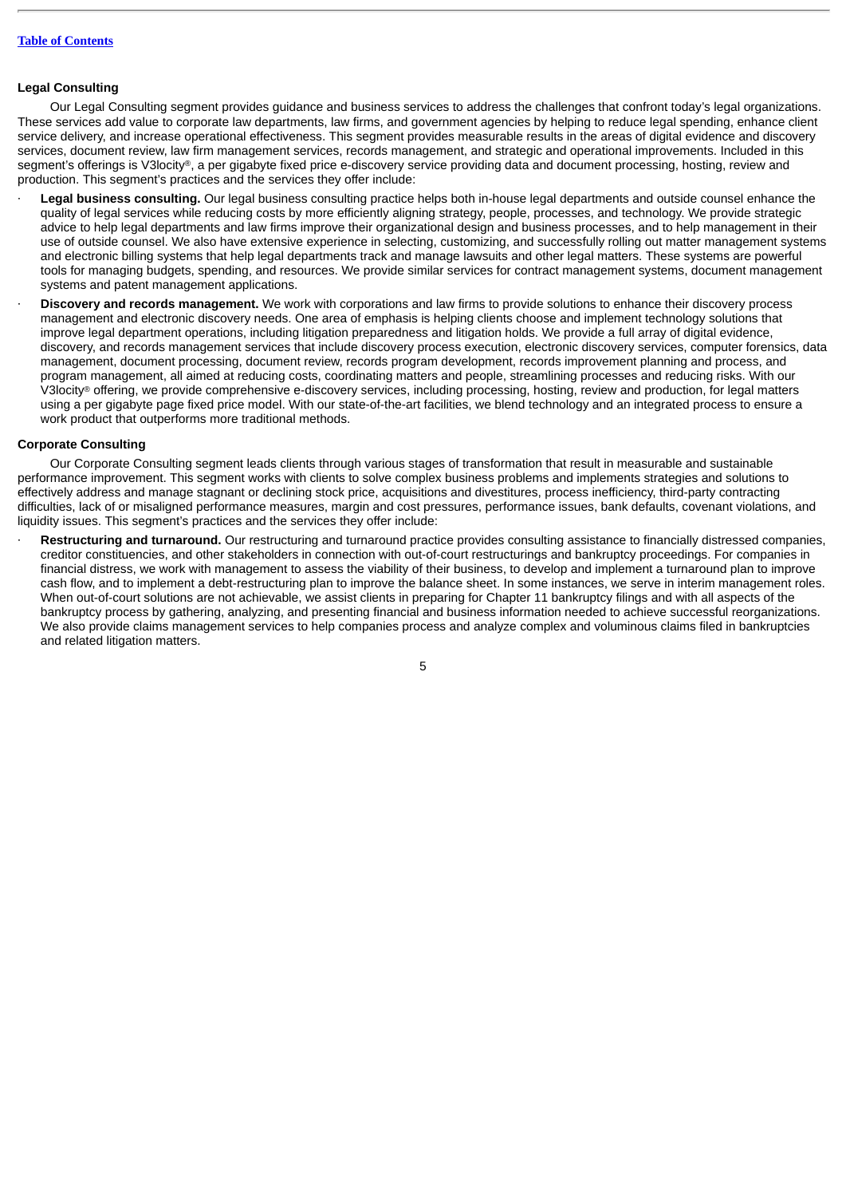### Legal Consulting

Our Legal Consulting segment provides guidance and business services to address the challenges that confront today's legal organizations. These services add value to corporate law departments, law firms, and government agencies by helping to reduce legal spending, enhance client service delivery, and increase operational effectiveness. This segment provides measurable results in the areas of digital evidence and discovery services, document review, law firm management services, records management, and strategic and operational improvements. Included in this segment's offerings is V3locity®, a per gigabyte fixed price e-discovery service providing data and document processing, hosting, review and production. This segment's practices and the services they offer include:

- **Legal business consulting.** Our legal business consulting practice helps both in-house legal departments and outside counsel enhance the quality of legal services while reducing costs by more efficiently aligning strategy, people, processes, and technology. We provide strategic advice to help legal departments and law firms improve their organizational design and business processes, and to help management in their use of outside counsel. We also have extensive experience in selecting, customizing, and successfully rolling out matter management systems and electronic billing systems that help legal departments track and manage lawsuits and other legal matters. These systems are powerful tools for managing budgets, spending, and resources. We provide similar services for contract management systems, document management systems and patent management applications.
- **Discovery and records management.** We work with corporations and law firms to provide solutions to enhance their discovery process management and electronic discovery needs. One area of emphasis is helping clients choose and implement technology solutions that improve legal department operations, including litigation preparedness and litigation holds. We provide a full array of digital evidence, discovery, and records management services that include discovery process execution, electronic discovery services, computer forensics, data management, document processing, document review, records program development, records improvement planning and process, and program management, all aimed at reducing costs, coordinating matters and people, streamlining processes and reducing risks. With our V3locity® offering, we provide comprehensive e-discovery services, including processing, hosting, review and production, for legal matters using a per gigabyte page fixed price model. With our state-of-the-art facilities, we blend technology and an integrated process to ensure a work product that outperforms more traditional methods.

### Corporate Consulting

Our Corporate Consulting segment leads clients through various stages of transformation that result in measurable and sustainable performance improvement. This segment works with clients to solve complex business problems and implements strategies and solutions to effectively address and manage stagnant or declining stock price, acquisitions and divestitures, process inefficiency, third-party contracting difficulties, lack of or misaligned performance measures, margin and cost pressures, performance issues, bank defaults, covenant violations, and liquidity issues. This segment's practices and the services they offer include:

- **Restructuring and turnaround.** Our restructuring and turnaround practice provides consulting assistance to financially distressed companies, creditor constituencies, and other stakeholders in connection with out-of-court restructurings and bankruptcy proceedings. For companies in financial distress, we work with management to assess the viability of their business, to develop and implement a turnaround plan to improve cash flow, and to implement a debt-restructuring plan to improve the balance sheet. In some instances, we serve in interim management roles. When out-of-court solutions are not achievable, we assist clients in preparing for Chapter 11 bankruptcy filings and with all aspects of the bankruptcy process by gathering, analyzing, and presenting financial and business information needed to achieve successful reorganizations. We also provide claims management services to help companies process and analyze complex and voluminous claims filed in bankruptcies and related litigation matters.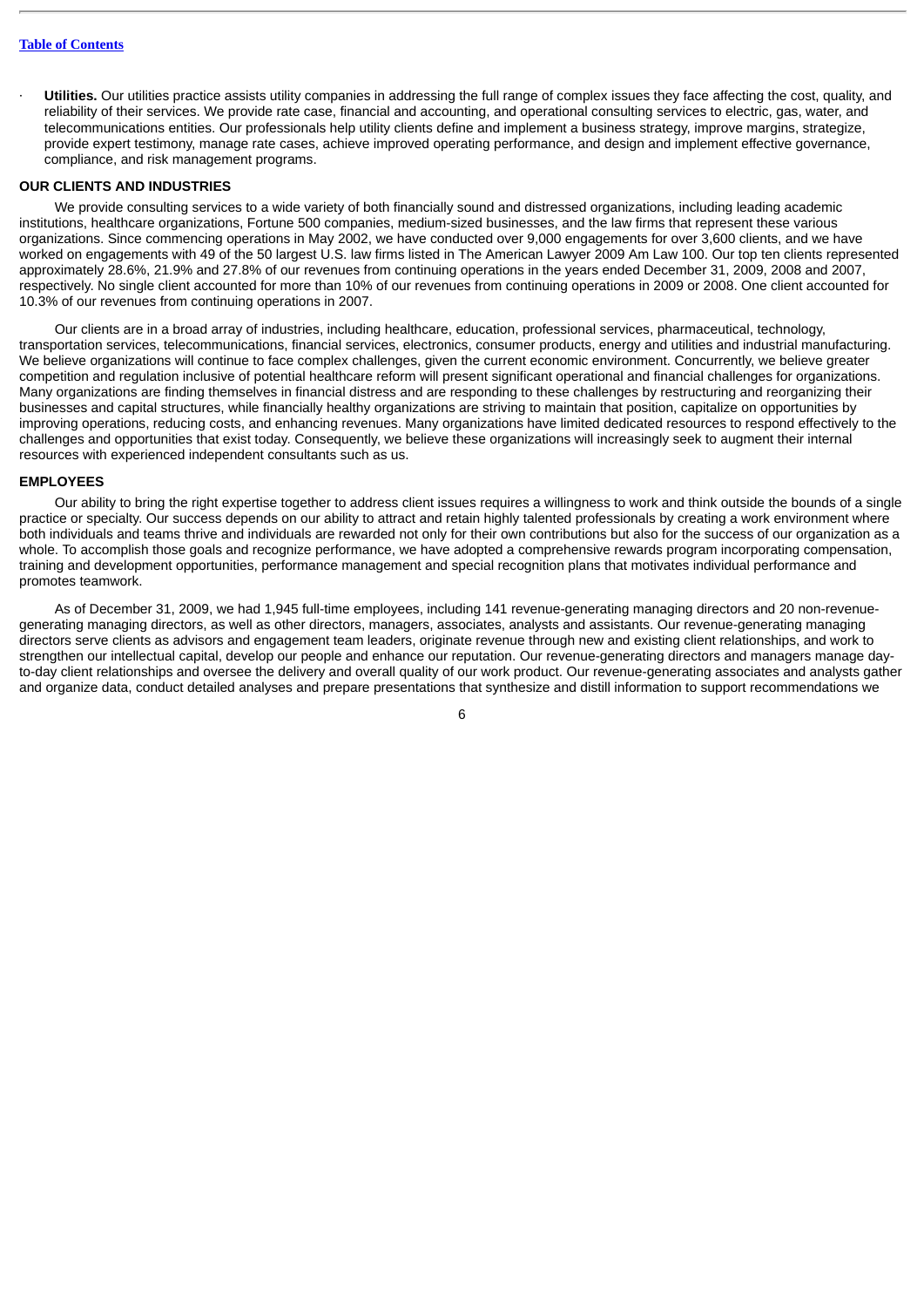- **Utilities.** Our utilities practice assists utility companies in addressing the full range of complex issues they face affecting the cost, quality, and reliability of their services. We provide rate case, financial and accounting, and operational consulting services to electric, gas, water, and telecommunications entities. Our professionals help utility clients define and implement a business strategy, improve margins, strategize, provide expert testimony, manage rate cases, achieve improved operating performance, and design and implement effective governance, compliance, and risk management programs.

## OUR CLIENTS AND INDUSTRIES

We provide consulting services to a wide variety of both financially sound and distressed organizations, including leading academic institutions, healthcare organizations, Fortune 500 companies, medium-sized businesses, and the law firms that represent these various organizations. Since commencing operations in May 2002, we have conducted over 9,000 engagements for over 3,600 clients, and we have worked on engagements with 49 of the 50 largest U.S. law firms listed in The American Lawyer 2009 Am Law 100. Our top ten clients represented approximately 28.6%, 21.9% and 27.8% of our revenues from continuing operations in the years ended December 31, 2009, 2008 and 2007, respectively. No single client accounted for more than 10% of our revenues from continuing operations in 2009 or 2008. One client accounted for 10.3% of our revenues from continuing operations in 2007.

Our clients are in a broad array of industries, including healthcare, education, professional services, pharmaceutical, technology, transportation services, telecommunications, financial services, electronics, consumer products, energy and utilities and industrial manufacturing. We believe organizations will continue to face complex challenges, given the current economic environment. Concurrently, we believe greater competition and regulation inclusive of potential healthcare reform will present significant operational and financial challenges for organizations. Many organizations are finding themselves in financial distress and are responding to these challenges by restructuring and reorganizing their businesses and capital structures, while financially healthy organizations are striving to maintain that position, capitalize on opportunities by improving operations, reducing costs, and enhancing revenues. Many organizations have limited dedicated resources to respond effectively to the challenges and opportunities that exist today. Consequently, we believe these organizations will increasingly seek to augment their internal resources with experienced independent consultants such as us.

## EMPLOYEES

Our ability to bring the right expertise together to address client issues requires a willingness to work and think outside the bounds of a single practice or specialty. Our success depends on our ability to attract and retain highly talented professionals by creating a work environment where both individuals and teams thrive and individuals are rewarded not only for their own contributions but also for the success of our organization as a whole. To accomplish those goals and recognize performance, we have adopted a comprehensive rewards program incorporating compensation, training and development opportunities, performance management and special recognition plans that motivates individual performance and promotes teamwork.

As of December 31, 2009, we had 1,945 full-time employees, including 141 revenue-generating managing directors and 20 non-revenue-generating managing directors, as well as other directors, managers, associates, analysts and assistants. Our revenue-generating managing directors serve clients as advisors and engagement team leaders, originate revenue through new and existing client relationships, and work to strengthen our intellectual capital, develop our people and enhance our reputation. Our revenue-generating directors and managers manage day-to-day client relationships and oversee the delivery and overall quality of our work product. Our revenue-generating associates and analysts gather and organize data, conduct detailed analyses and prepare presentations that synthesize and distill information to support recommendations we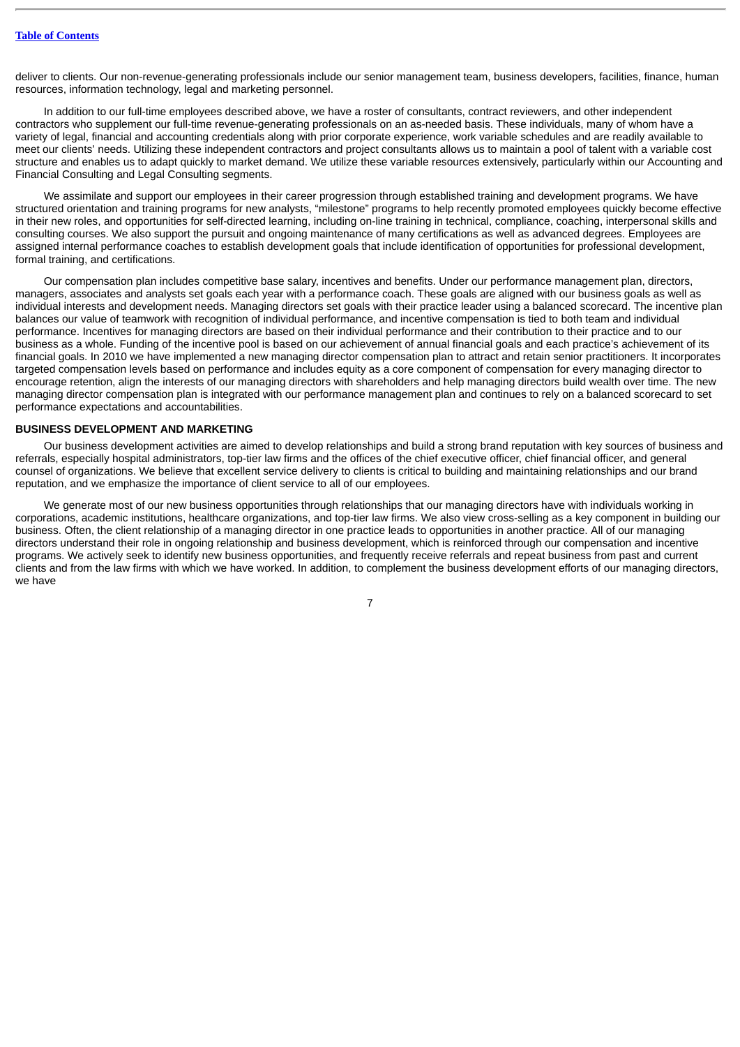deliver to clients. Our non-revenue-generating professionals include our senior management team, business developers, facilities, finance, human resources, information technology, legal and marketing personnel.

In addition to our full-time employees described above, we have a roster of consultants, contract reviewers, and other independent contractors who supplement our full-time revenue-generating professionals on an as-needed basis. These individuals, many of whom have a variety of legal, financial and accounting credentials along with prior corporate experience, work variable schedules and are readily available to meet our clients' needs. Utilizing these independent contractors and project consultants allows us to maintain a pool of talent with a variable cost structure and enables us to adapt quickly to market demand. We utilize these variable resources extensively, particularly within our Accounting and Financial Consulting and Legal Consulting segments.

We assimilate and support our employees in their career progression through established training and development programs. We have structured orientation and training programs for new analysts, "milestone" programs to help recently promoted employees quickly become effective in their new roles, and opportunities for self-directed learning, including on-line training in technical, compliance, coaching, interpersonal skills and consulting courses. We also support the pursuit and ongoing maintenance of many certifications as well as advanced degrees. Employees are assigned internal performance coaches to establish development goals that include identification of opportunities for professional development, formal training, and certifications.

Our compensation plan includes competitive base salary, incentives and benefits. Under our performance management plan, directors, managers, associates and analysts set goals each year with a performance coach. These goals are aligned with our business goals as well as individual interests and development needs. Managing directors set goals with their practice leader using a balanced scorecard. The incentive plan balances our value of teamwork with recognition of individual performance, and incentive compensation is tied to both team and individual performance. Incentives for managing directors are based on their individual performance and their contribution to their practice and to our business as a whole. Funding of the incentive pool is based on our achievement of annual financial goals and each practice's achievement of its financial goals. In 2010 we have implemented a new managing director compensation plan to attract and retain senior practitioners. It incorporates targeted compensation levels based on performance and includes equity as a core component of compensation for every managing director to encourage retention, align the interests of our managing directors with shareholders and help managing directors build wealth over time. The new managing director compensation plan is integrated with our performance management plan and continues to rely on a balanced scorecard to set performance expectations and accountabilities.

## BUSINESS DEVELOPMENT AND MARKETING

Our business development activities are aimed to develop relationships and build a strong brand reputation with key sources of business and referrals, especially hospital administrators, top-tier law firms and the offices of the chief executive officer, chief financial officer, and general counsel of organizations. We believe that excellent service delivery to clients is critical to building and maintaining relationships and our brand reputation, and we emphasize the importance of client service to all of our employees.

We generate most of our new business opportunities through relationships that our managing directors have with individuals working in corporations, academic institutions, healthcare organizations, and top-tier law firms. We also view cross-selling as a key component in building our business. Often, the client relationship of a managing director in one practice leads to opportunities in another practice. All of our managing directors understand their role in ongoing relationship and business development, which is reinforced through our compensation and incentive programs. We actively seek to identify new business opportunities, and frequently receive referrals and repeat business from past and current clients and from the law firms with which we have worked. In addition, to complement the business development efforts of our managing directors, we have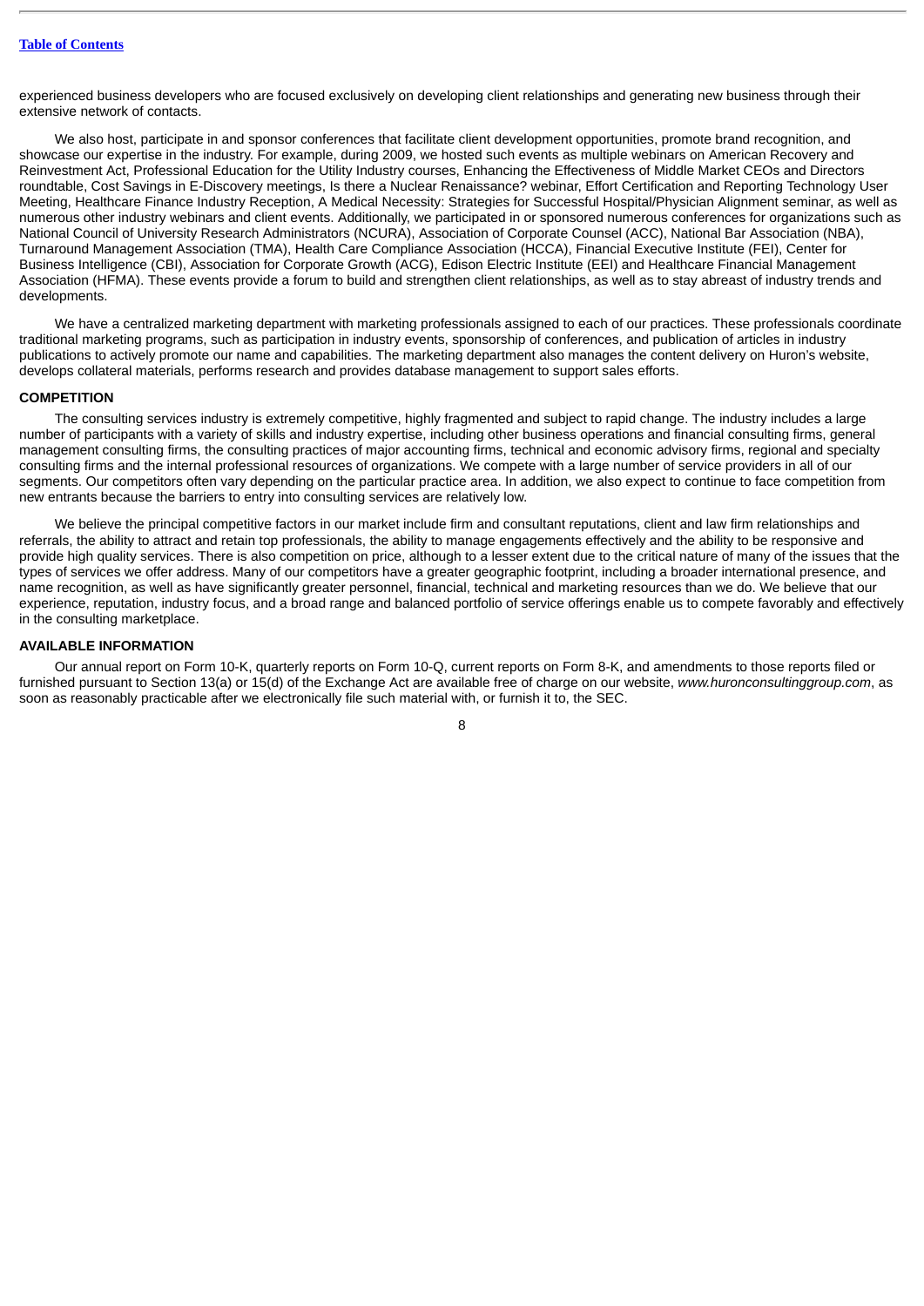experienced business developers who are focused exclusively on developing client relationships and generating new business through their extensive network of contacts.

We also host, participate in and sponsor conferences that facilitate client development opportunities, promote brand recognition, and showcase our expertise in the industry. For example, during 2009, we hosted such events as multiple webinars on American Recovery and Reinvestment Act, Professional Education for the Utility Industry courses, Enhancing the Effectiveness of Middle Market CEOs and Directors roundtable, Cost Savings in E-Discovery meetings, Is there a Nuclear Renaissance? webinar, Effort Certification and Reporting Technology User Meeting, Healthcare Finance Industry Reception, A Medical Necessity: Strategies for Successful Hospital/Physician Alignment seminar, as well as numerous other industry webinars and client events. Additionally, we participated in or sponsored numerous conferences for organizations such as National Council of University Research Administrators (NCURA), Association of Corporate Counsel (ACC), National Bar Association (NBA), Turnaround Management Association (TMA), Health Care Compliance Association (HCCA), Financial Executive Institute (FEI), Center for Business Intelligence (CBI), Association for Corporate Growth (ACG), Edison Electric Institute (EEI) and Healthcare Financial Management Association (HFMA). These events provide a forum to build and strengthen client relationships, as well as to stay abreast of industry trends and developments.

We have a centralized marketing department with marketing professionals assigned to each of our practices. These professionals coordinate traditional marketing programs, such as participation in industry events, sponsorship of conferences, and publication of articles in industry publications to actively promote our name and capabilities. The marketing department also manages the content delivery on Huron's website, develops collateral materials, performs research and provides database management to support sales efforts.

## COMPETITION

The consulting services industry is extremely competitive, highly fragmented and subject to rapid change. The industry includes a large number of participants with a variety of skills and industry expertise, including other business operations and financial consulting firms, general management consulting firms, the consulting practices of major accounting firms, technical and economic advisory firms, regional and specialty consulting firms and the internal professional resources of organizations. We compete with a large number of service providers in all of our segments. Our competitors often vary depending on the particular practice area. In addition, we also expect to continue to face competition from new entrants because the barriers to entry into consulting services are relatively low.

We believe the principal competitive factors in our market include firm and consultant reputations, client and law firm relationships and referrals, the ability to attract and retain top professionals, the ability to manage engagements effectively and the ability to be responsive and provide high quality services. There is also competition on price, although to a lesser extent due to the critical nature of many of the issues that the types of services we offer address. Many of our competitors have a greater geographic footprint, including a broader international presence, and name recognition, as well as have significantly greater personnel, financial, technical and marketing resources than we do. We believe that our experience, reputation, industry focus, and a broad range and balanced portfolio of service offerings enable us to compete favorably and effectively in the consulting marketplace.

## AVAILABLE INFORMATION

Our annual report on Form 10-K, quarterly reports on Form 10-Q, current reports on Form 8-K, and amendments to those reports filed or furnished pursuant to Section 13(a) or 15(d) of the Exchange Act are available free of charge on our website, *www.huronconsultinggroup.com*, as soon as reasonably practicable after we electronically file such material with, or furnish it to, the SEC.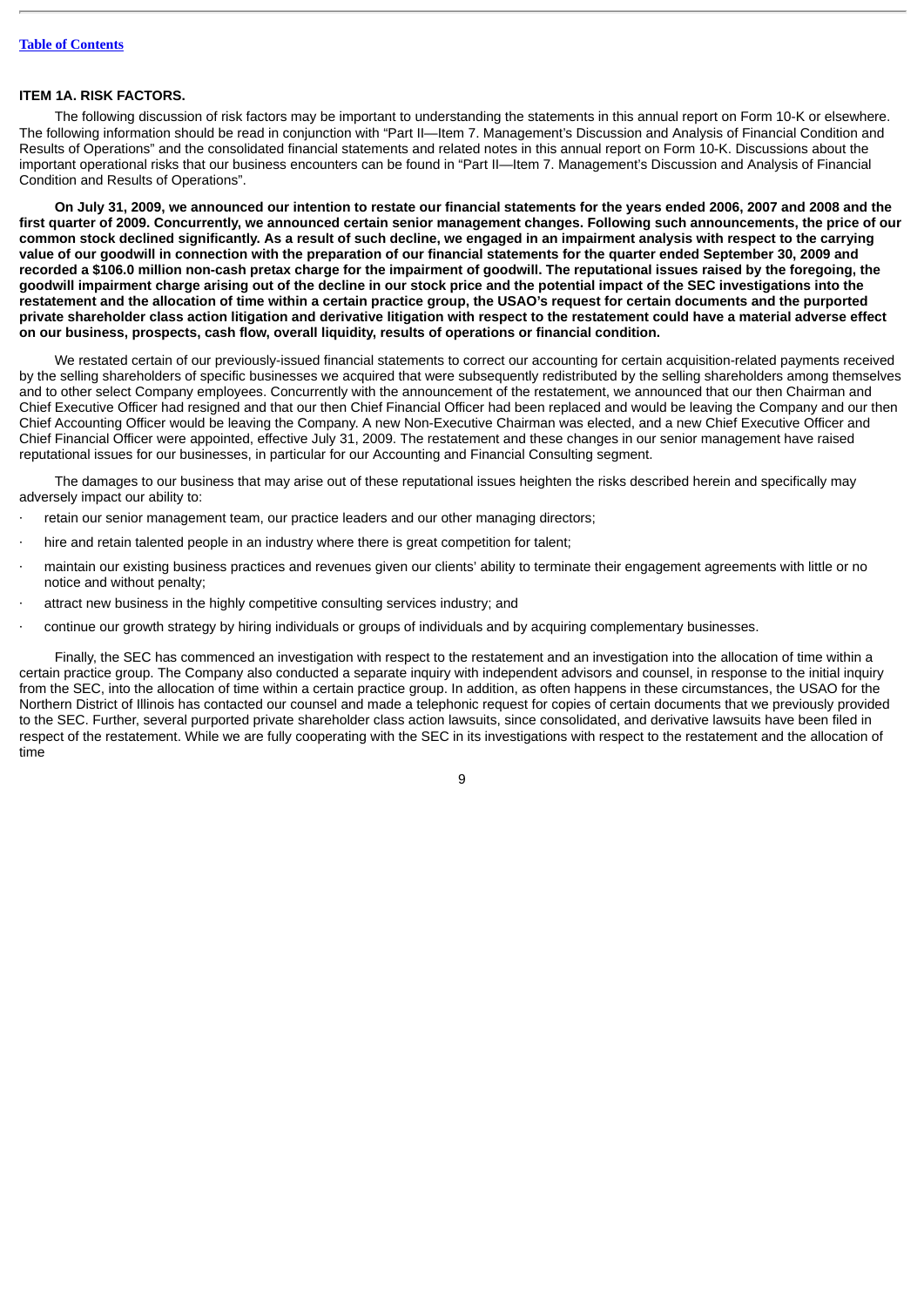## ITEM 1A. RISK FACTORS.

The following discussion of risk factors may be important to understanding the statements in this annual report on Form 10-K or elsewhere. The following information should be read in conjunction with "Part II—Item 7. Management's Discussion and Analysis of Financial Condition and Results of Operations" and the consolidated financial statements and related notes in this annual report on Form 10-K. Discussions about the important operational risks that our business encounters can be found in "Part II—Item 7. Management's Discussion and Analysis of Financial Condition and Results of Operations".

**On July 31, 2009, we announced our intention to restate our financial statements for the years ended 2006, 2007 and 2008 and the first quarter of 2009. Concurrently, we announced certain senior management changes. Following such announcements, the price of our common stock declined significantly. As a result of such decline, we engaged in an impairment analysis with respect to the carrying value of our goodwill in connection with the preparation of our financial statements for the quarter ended September 30, 2009 and recorded a $106.0 million non-cash pretax charge for the impairment of goodwill. The reputational issues raised by the foregoing, the goodwill impairment charge arising out of the decline in our stock price and the potential impact of the SEC investigations into the restatement and the allocation of time within a certain practice group, the USAO's request for certain documents and the purported private shareholder class action litigation and derivative litigation with respect to the restatement could have a material adverse effect on our business, prospects, cash flow, overall liquidity, results of operations or financial condition.**

We restated certain of our previously-issued financial statements to correct our accounting for certain acquisition-related payments received by the selling shareholders of specific businesses we acquired that were subsequently redistributed by the selling shareholders among themselves and to other select Company employees. Concurrently with the announcement of the restatement, we announced that our then Chairman and Chief Executive Officer had resigned and that our then Chief Financial Officer had been replaced and would be leaving the Company and our then Chief Accounting Officer would be leaving the Company. A new Non-Executive Chairman was elected, and a new Chief Executive Officer and Chief Financial Officer were appointed, effective July 31, 2009. The restatement and these changes in our senior management have raised reputational issues for our businesses, in particular for our Accounting and Financial Consulting segment.

The damages to our business that may arise out of these reputational issues heighten the risks described herein and specifically may adversely impact our ability to:

- retain our senior management team, our practice leaders and our other managing directors;
- hire and retain talented people in an industry where there is great competition for talent;
- maintain our existing business practices and revenues given our clients' ability to terminate their engagement agreements with little or no notice and without penalty;
- attract new business in the highly competitive consulting services industry; and
- continue our growth strategy by hiring individuals or groups of individuals and by acquiring complementary businesses.

Finally, the SEC has commenced an investigation with respect to the restatement and an investigation into the allocation of time within a certain practice group. The Company also conducted a separate inquiry with independent advisors and counsel, in response to the initial inquiry from the SEC, into the allocation of time within a certain practice group. In addition, as often happens in these circumstances, the USAO for the Northern District of Illinois has contacted our counsel and made a telephonic request for copies of certain documents that we previously provided to the SEC. Further, several purported private shareholder class action lawsuits, since consolidated, and derivative lawsuits have been filed in respect of the restatement. While we are fully cooperating with the SEC in its investigations with respect to the restatement and the allocation of time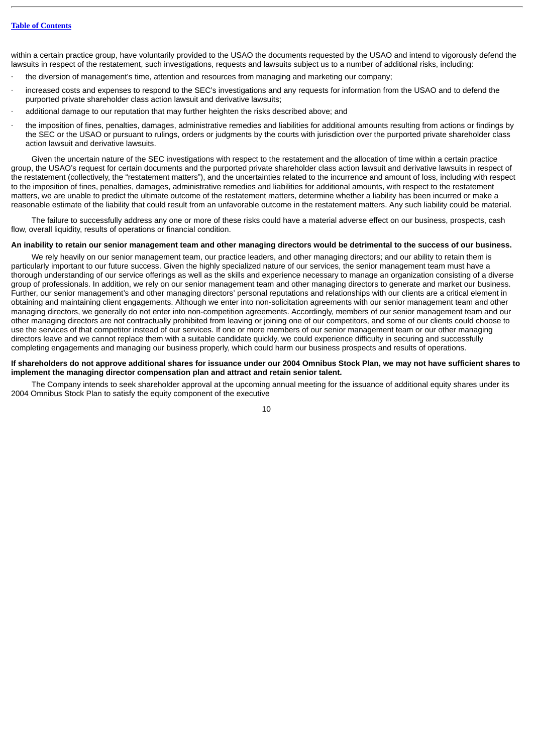within a certain practice group, have voluntarily provided to the USAO the documents requested by the USAO and intend to vigorously defend the lawsuits in respect of the restatement, such investigations, requests and lawsuits subject us to a number of additional risks, including:

- the diversion of management's time, attention and resources from managing and marketing our company;
- increased costs and expenses to respond to the SEC's investigations and any requests for information from the USAO and to defend the purported private shareholder class action lawsuit and derivative lawsuits;
- additional damage to our reputation that may further heighten the risks described above; and
- the imposition of fines, penalties, damages, administrative remedies and liabilities for additional amounts resulting from actions or findings by the SEC or the USAO or pursuant to rulings, orders or judgments by the courts with jurisdiction over the purported private shareholder class action lawsuit and derivative lawsuits.

Given the uncertain nature of the SEC investigations with respect to the restatement and the allocation of time within a certain practice group, the USAO's request for certain documents and the purported private shareholder class action lawsuit and derivative lawsuits in respect of the restatement (collectively, the "restatement matters"), and the uncertainties related to the incurrence and amount of loss, including with respect to the imposition of fines, penalties, damages, administrative remedies and liabilities for additional amounts, with respect to the restatement matters, we are unable to predict the ultimate outcome of the restatement matters, determine whether a liability has been incurred or make a reasonable estimate of the liability that could result from an unfavorable outcome in the restatement matters. Any such liability could be material.

The failure to successfully address any one or more of these risks could have a material adverse effect on our business, prospects, cash flow, overall liquidity, results of operations or financial condition.

**An inability to retain our senior management team and other managing directors would be detrimental to the success of our business.**

We rely heavily on our senior management team, our practice leaders, and other managing directors; and our ability to retain them is particularly important to our future success. Given the highly specialized nature of our services, the senior management team must have a thorough understanding of our service offerings as well as the skills and experience necessary to manage an organization consisting of a diverse group of professionals. In addition, we rely on our senior management team and other managing directors to generate and market our business. Further, our senior management's and other managing directors' personal reputations and relationships with our clients are a critical element in obtaining and maintaining client engagements. Although we enter into non-solicitation agreements with our senior management team and other managing directors, we generally do not enter into non-competition agreements. Accordingly, members of our senior management team and our other managing directors are not contractually prohibited from leaving or joining one of our competitors, and some of our clients could choose to use the services of that competitor instead of our services. If one or more members of our senior management team or our other managing directors leave and we cannot replace them with a suitable candidate quickly, we could experience difficulty in securing and successfully completing engagements and managing our business properly, which could harm our business prospects and results of operations.

**If shareholders do not approve additional shares for issuance under our 2004 Omnibus Stock Plan, we may not have sufficient shares to implement the managing director compensation plan and attract and retain senior talent.**

The Company intends to seek shareholder approval at the upcoming annual meeting for the issuance of additional equity shares under its 2004 Omnibus Stock Plan to satisfy the equity component of the executive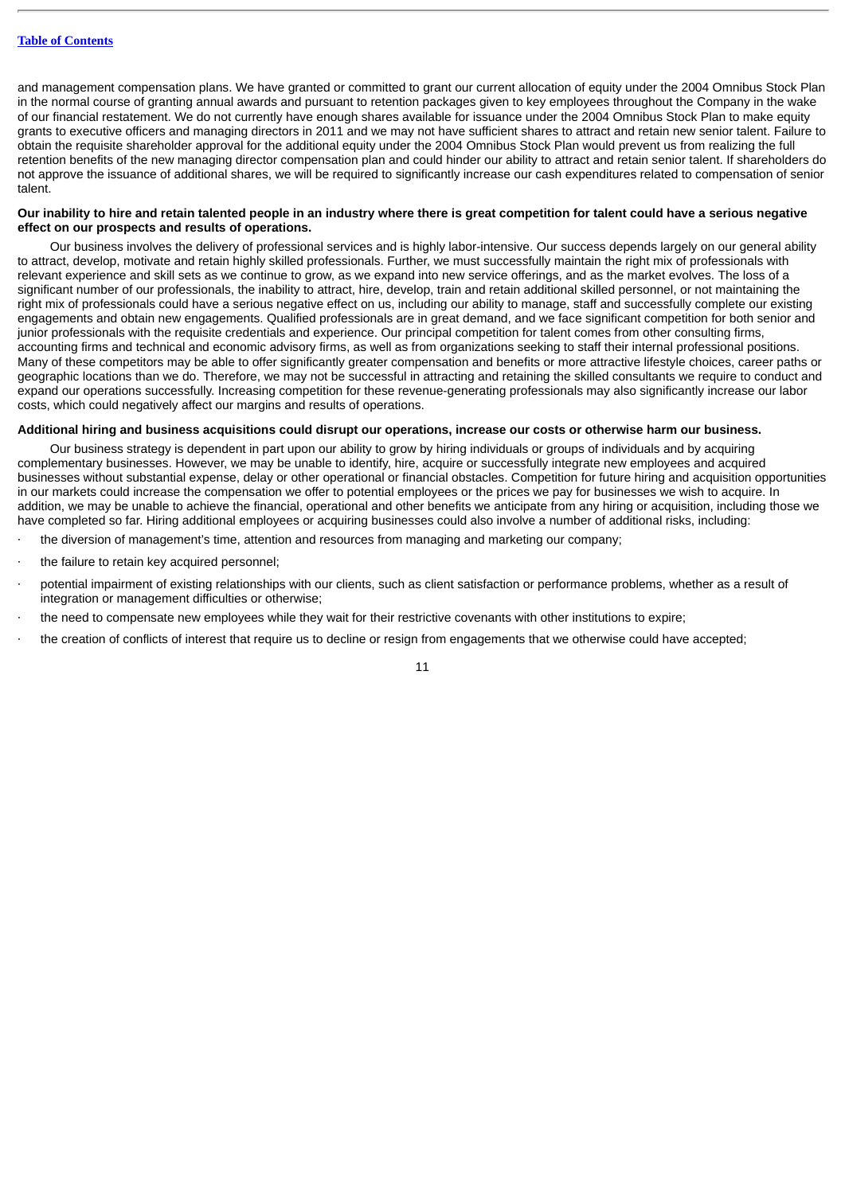and management compensation plans. We have granted or committed to grant our current allocation of equity under the 2004 Omnibus Stock Plan in the normal course of granting annual awards and pursuant to retention packages given to key employees throughout the Company in the wake of our financial restatement. We do not currently have enough shares available for issuance under the 2004 Omnibus Stock Plan to make equity grants to executive officers and managing directors in 2011 and we may not have sufficient shares to attract and retain new senior talent. Failure to obtain the requisite shareholder approval for the additional equity under the 2004 Omnibus Stock Plan would prevent us from realizing the full retention benefits of the new managing director compensation plan and could hinder our ability to attract and retain senior talent. If shareholders do not approve the issuance of additional shares, we will be required to significantly increase our cash expenditures related to compensation of senior talent.

**Our inability to hire and retain talented people in an industry where there is great competition for talent could have a serious negative effect on our prospects and results of operations.**

Our business involves the delivery of professional services and is highly labor-intensive. Our success depends largely on our general ability to attract, develop, motivate and retain highly skilled professionals. Further, we must successfully maintain the right mix of professionals with relevant experience and skill sets as we continue to grow, as we expand into new service offerings, and as the market evolves. The loss of a significant number of our professionals, the inability to attract, hire, develop, train and retain additional skilled personnel, or not maintaining the right mix of professionals could have a serious negative effect on us, including our ability to manage, staff and successfully complete our existing engagements and obtain new engagements. Qualified professionals are in great demand, and we face significant competition for both senior and junior professionals with the requisite credentials and experience. Our principal competition for talent comes from other consulting firms, accounting firms and technical and economic advisory firms, as well as from organizations seeking to staff their internal professional positions. Many of these competitors may be able to offer significantly greater compensation and benefits or more attractive lifestyle choices, career paths or geographic locations than we do. Therefore, we may not be successful in attracting and retaining the skilled consultants we require to conduct and expand our operations successfully. Increasing competition for these revenue-generating professionals may also significantly increase our labor costs, which could negatively affect our margins and results of operations.

**Additional hiring and business acquisitions could disrupt our operations, increase our costs or otherwise harm our business.**

Our business strategy is dependent in part upon our ability to grow by hiring individuals or groups of individuals and by acquiring complementary businesses. However, we may be unable to identify, hire, acquire or successfully integrate new employees and acquired businesses without substantial expense, delay or other operational or financial obstacles. Competition for future hiring and acquisition opportunities in our markets could increase the compensation we offer to potential employees or the prices we pay for businesses we wish to acquire. In addition, we may be unable to achieve the financial, operational and other benefits we anticipate from any hiring or acquisition, including those we have completed so far. Hiring additional employees or acquiring businesses could also involve a number of additional risks, including:

- the diversion of management's time, attention and resources from managing and marketing our company;
- the failure to retain key acquired personnel;
- potential impairment of existing relationships with our clients, such as client satisfaction or performance problems, whether as a result of integration or management difficulties or otherwise;
- the need to compensate new employees while they wait for their restrictive covenants with other institutions to expire;
- the creation of conflicts of interest that require us to decline or resign from engagements that we otherwise could have accepted;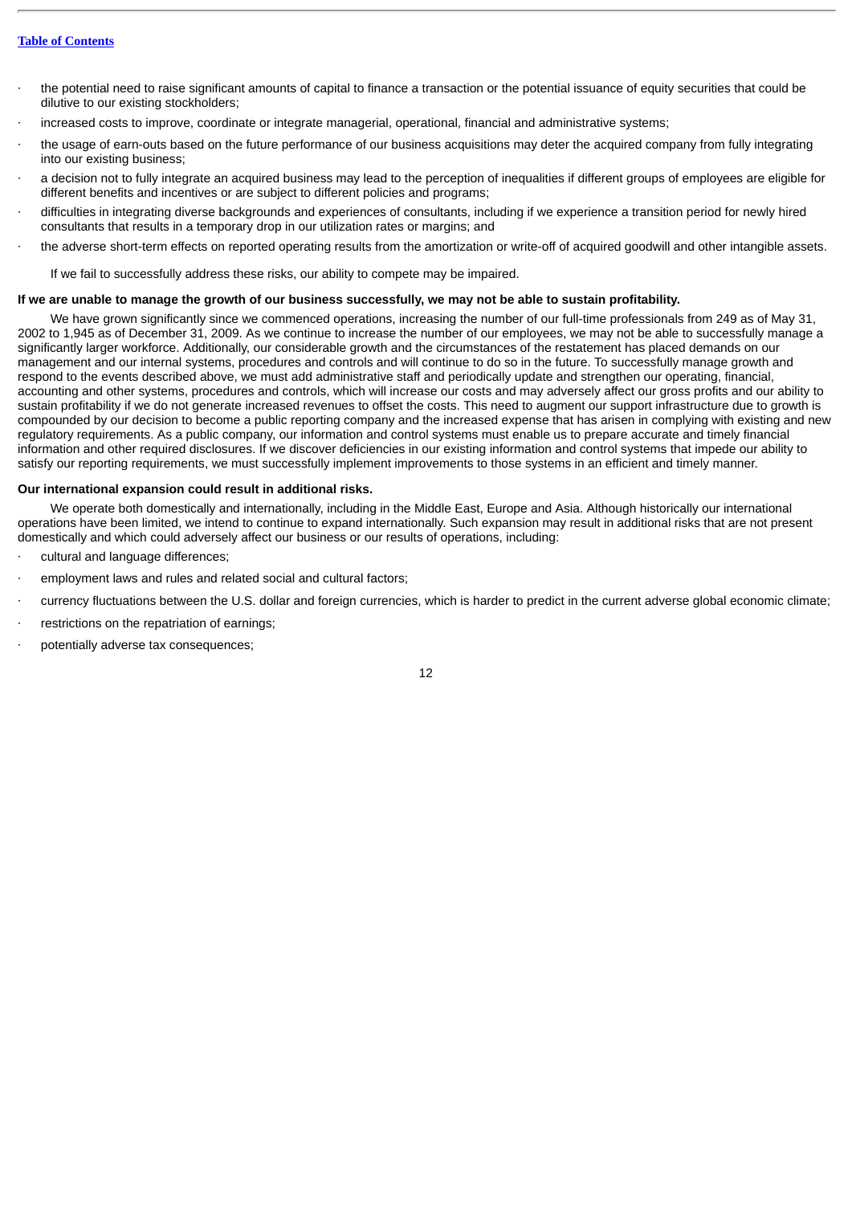- the potential need to raise significant amounts of capital to finance a transaction or the potential issuance of equity securities that could be dilutive to our existing stockholders;
- increased costs to improve, coordinate or integrate managerial, operational, financial and administrative systems;
- the usage of earn-outs based on the future performance of our business acquisitions may deter the acquired company from fully integrating into our existing business;
- a decision not to fully integrate an acquired business may lead to the perception of inequalities if different groups of employees are eligible for different benefits and incentives or are subject to different policies and programs;
- difficulties in integrating diverse backgrounds and experiences of consultants, including if we experience a transition period for newly hired consultants that results in a temporary drop in our utilization rates or margins; and
- the adverse short-term effects on reported operating results from the amortization or write-off of acquired goodwill and other intangible assets.

If we fail to successfully address these risks, our ability to compete may be impaired.

**If we are unable to manage the growth of our business successfully, we may not be able to sustain profitability.**

We have grown significantly since we commenced operations, increasing the number of our full-time professionals from 249 as of May 31, 2002 to 1,945 as of December 31, 2009. As we continue to increase the number of our employees, we may not be able to successfully manage a significantly larger workforce. Additionally, our considerable growth and the circumstances of the restatement has placed demands on our management and our internal systems, procedures and controls and will continue to do so in the future. To successfully manage growth and respond to the events described above, we must add administrative staff and periodically update and strengthen our operating, financial, accounting and other systems, procedures and controls, which will increase our costs and may adversely affect our gross profits and our ability to sustain profitability if we do not generate increased revenues to offset the costs. This need to augment our support infrastructure due to growth is compounded by our decision to become a public reporting company and the increased expense that has arisen in complying with existing and new regulatory requirements. As a public company, our information and control systems must enable us to prepare accurate and timely financial information and other required disclosures. If we discover deficiencies in our existing information and control systems that impede our ability to satisfy our reporting requirements, we must successfully implement improvements to those systems in an efficient and timely manner.

**Our international expansion could result in additional risks.**

We operate both domestically and internationally, including in the Middle East, Europe and Asia. Although historically our international operations have been limited, we intend to continue to expand internationally. Such expansion may result in additional risks that are not present domestically and which could adversely affect our business or our results of operations, including:

- cultural and language differences;
- employment laws and rules and related social and cultural factors;
- currency fluctuations between the U.S. dollar and foreign currencies, which is harder to predict in the current adverse global economic climate;
- restrictions on the repatriation of earnings;
- potentially adverse tax consequences;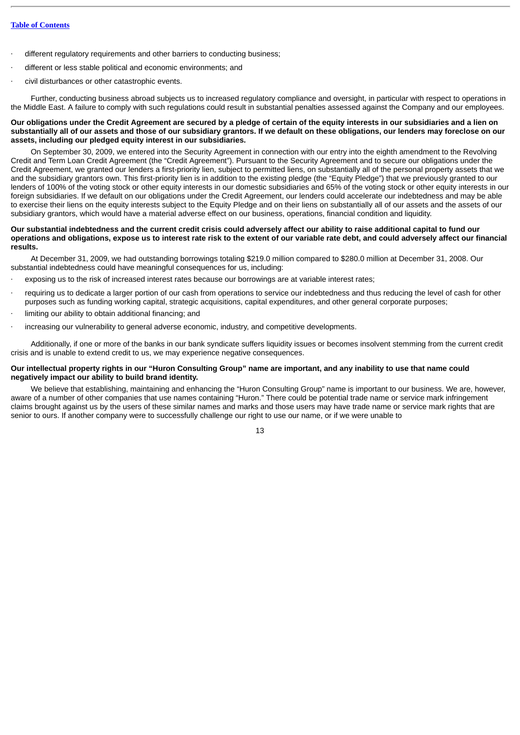- different regulatory requirements and other barriers to conducting business;
- different or less stable political and economic environments; and
- civil disturbances or other catastrophic events.

Further, conducting business abroad subjects us to increased regulatory compliance and oversight, in particular with respect to operations in the Middle East. A failure to comply with such regulations could result in substantial penalties assessed against the Company and our employees.

**Our obligations under the Credit Agreement are secured by a pledge of certain of the equity interests in our subsidiaries and a lien on substantially all of our assets and those of our subsidiary grantors. If we default on these obligations, our lenders may foreclose on our assets, including our pledged equity interest in our subsidiaries.**

On September 30, 2009, we entered into the Security Agreement in connection with our entry into the eighth amendment to the Revolving Credit and Term Loan Credit Agreement (the "Credit Agreement"). Pursuant to the Security Agreement and to secure our obligations under the Credit Agreement, we granted our lenders a first-priority lien, subject to permitted liens, on substantially all of the personal property assets that we and the subsidiary grantors own. This first-priority lien is in addition to the existing pledge (the "Equity Pledge") that we previously granted to our lenders of 100% of the voting stock or other equity interests in our domestic subsidiaries and 65% of the voting stock or other equity interests in our foreign subsidiaries. If we default on our obligations under the Credit Agreement, our lenders could accelerate our indebtedness and may be able to exercise their liens on the equity interests subject to the Equity Pledge and on their liens on substantially all of our assets and the assets of our subsidiary grantors, which would have a material adverse effect on our business, operations, financial condition and liquidity.

**Our substantial indebtedness and the current credit crisis could adversely affect our ability to raise additional capital to fund our operations and obligations, expose us to interest rate risk to the extent of our variable rate debt, and could adversely affect our financial results.**

At December 31, 2009, we had outstanding borrowings totaling $219.0 million compared to $280.0 million at December 31, 2008. Our substantial indebtedness could have meaningful consequences for us, including:

- exposing us to the risk of increased interest rates because our borrowings are at variable interest rates;
- requiring us to dedicate a larger portion of our cash from operations to service our indebtedness and thus reducing the level of cash for other purposes such as funding working capital, strategic acquisitions, capital expenditures, and other general corporate purposes;
- limiting our ability to obtain additional financing; and
- increasing our vulnerability to general adverse economic, industry, and competitive developments.

Additionally, if one or more of the banks in our bank syndicate suffers liquidity issues or becomes insolvent stemming from the current credit crisis and is unable to extend credit to us, we may experience negative consequences.

**Our intellectual property rights in our "Huron Consulting Group" name are important, and any inability to use that name could negatively impact our ability to build brand identity.**

We believe that establishing, maintaining and enhancing the "Huron Consulting Group" name is important to our business. We are, however, aware of a number of other companies that use names containing "Huron." There could be potential trade name or service mark infringement claims brought against us by the users of these similar names and marks and those users may have trade name or service mark rights that are senior to ours. If another company were to successfully challenge our right to use our name, or if we were unable to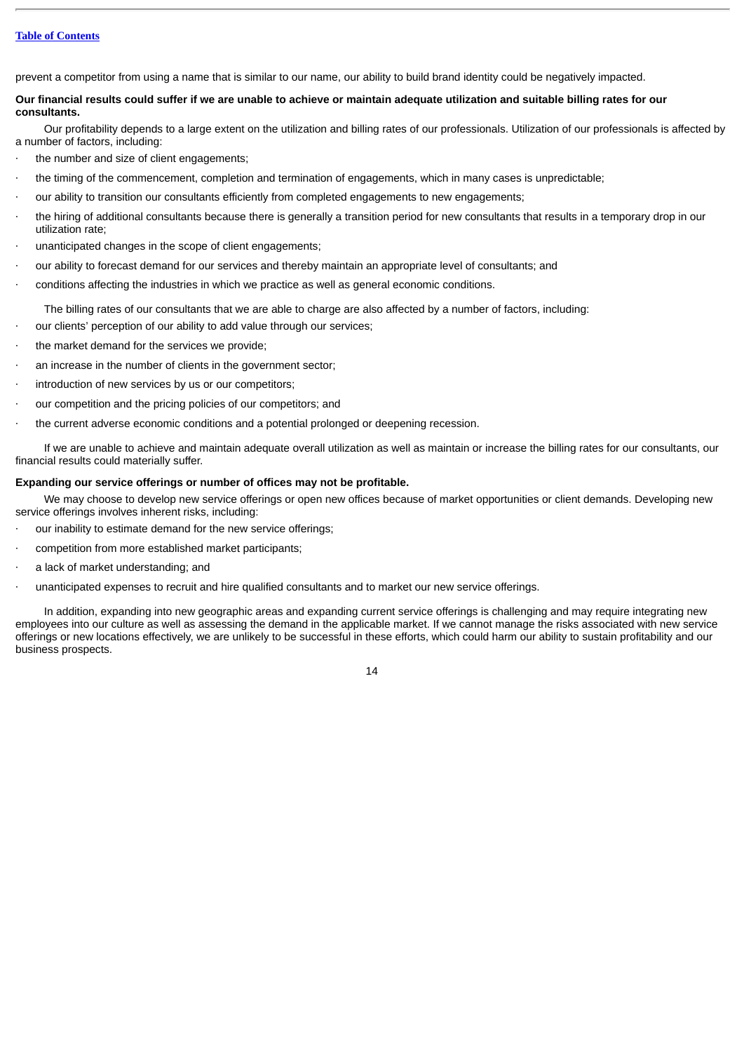prevent a competitor from using a name that is similar to our name, our ability to build brand identity could be negatively impacted.

**Our financial results could suffer if we are unable to achieve or maintain adequate utilization and suitable billing rates for our consultants.**

Our profitability depends to a large extent on the utilization and billing rates of our professionals. Utilization of our professionals is affected by a number of factors, including:

- the number and size of client engagements;
- the timing of the commencement, completion and termination of engagements, which in many cases is unpredictable;
- our ability to transition our consultants efficiently from completed engagements to new engagements;
- the hiring of additional consultants because there is generally a transition period for new consultants that results in a temporary drop in our utilization rate;
- unanticipated changes in the scope of client engagements;
- our ability to forecast demand for our services and thereby maintain an appropriate level of consultants; and
- conditions affecting the industries in which we practice as well as general economic conditions.

The billing rates of our consultants that we are able to charge are also affected by a number of factors, including:

- our clients' perception of our ability to add value through our services;
- the market demand for the services we provide;
- an increase in the number of clients in the government sector;
- introduction of new services by us or our competitors;
- our competition and the pricing policies of our competitors; and
- the current adverse economic conditions and a potential prolonged or deepening recession.

If we are unable to achieve and maintain adequate overall utilization as well as maintain or increase the billing rates for our consultants, our financial results could materially suffer.

**Expanding our service offerings or number of offices may not be profitable.**

We may choose to develop new service offerings or open new offices because of market opportunities or client demands. Developing new service offerings involves inherent risks, including:

- our inability to estimate demand for the new service offerings;
- competition from more established market participants;
- a lack of market understanding; and
- unanticipated expenses to recruit and hire qualified consultants and to market our new service offerings.

In addition, expanding into new geographic areas and expanding current service offerings is challenging and may require integrating new employees into our culture as well as assessing the demand in the applicable market. If we cannot manage the risks associated with new service offerings or new locations effectively, we are unlikely to be successful in these efforts, which could harm our ability to sustain profitability and our business prospects.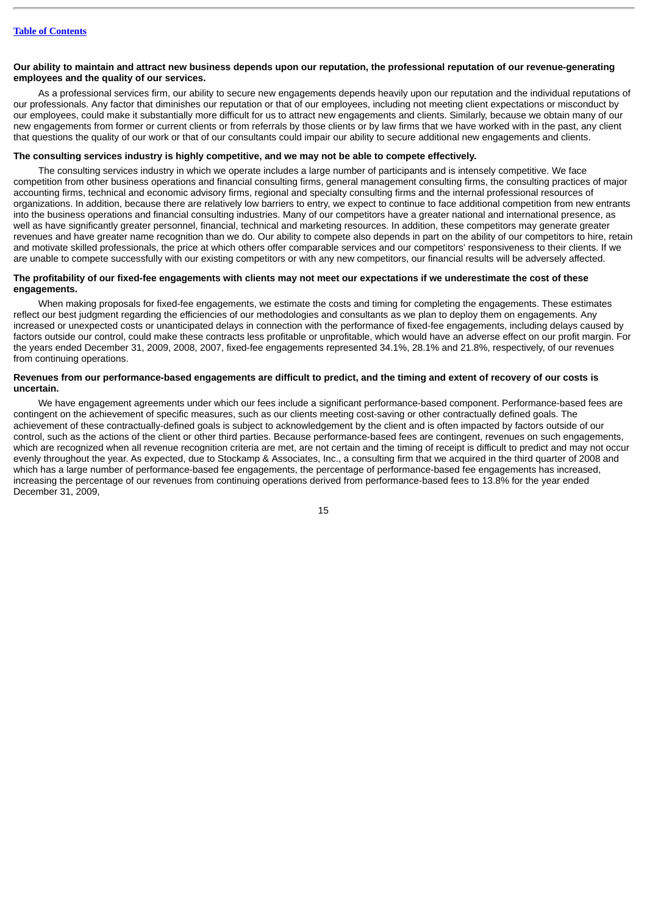**Our ability to maintain and attract new business depends upon our reputation, the professional reputation of our revenue-generating employees and the quality of our services.**

As a professional services firm, our ability to secure new engagements depends heavily upon our reputation and the individual reputations of our professionals. Any factor that diminishes our reputation or that of our employees, including not meeting client expectations or misconduct by our employees, could make it substantially more difficult for us to attract new engagements and clients. Similarly, because we obtain many of our new engagements from former or current clients or from referrals by those clients or by law firms that we have worked with in the past, any client that questions the quality of our work or that of our consultants could impair our ability to secure additional new engagements and clients.

**The consulting services industry is highly competitive, and we may not be able to compete effectively.**

The consulting services industry in which we operate includes a large number of participants and is intensely competitive. We face competition from other business operations and financial consulting firms, general management consulting firms, the consulting practices of major accounting firms, technical and economic advisory firms, regional and specialty consulting firms and the internal professional resources of organizations. In addition, because there are relatively low barriers to entry, we expect to continue to face additional competition from new entrants into the business operations and financial consulting industries. Many of our competitors have a greater national and international presence, as well as have significantly greater personnel, financial, technical and marketing resources. In addition, these competitors may generate greater revenues and have greater name recognition than we do. Our ability to compete also depends in part on the ability of our competitors to hire, retain and motivate skilled professionals, the price at which others offer comparable services and our competitors' responsiveness to their clients. If we are unable to compete successfully with our existing competitors or with any new competitors, our financial results will be adversely affected.

**The profitability of our fixed-fee engagements with clients may not meet our expectations if we underestimate the cost of these engagements.**

When making proposals for fixed-fee engagements, we estimate the costs and timing for completing the engagements. These estimates reflect our best judgment regarding the efficiencies of our methodologies and consultants as we plan to deploy them on engagements. Any increased or unexpected costs or unanticipated delays in connection with the performance of fixed-fee engagements, including delays caused by factors outside our control, could make these contracts less profitable or unprofitable, which would have an adverse effect on our profit margin. For the years ended December 31, 2009, 2008, 2007, fixed-fee engagements represented 34.1%, 28.1% and 21.8%, respectively, of our revenues from continuing operations.

**Revenues from our performance-based engagements are difficult to predict, and the timing and extent of recovery of our costs is uncertain.**

We have engagement agreements under which our fees include a significant performance-based component. Performance-based fees are contingent on the achievement of specific measures, such as our clients meeting cost-saving or other contractually defined goals. The achievement of these contractually-defined goals is subject to acknowledgement by the client and is often impacted by factors outside of our control, such as the actions of the client or other third parties. Because performance-based fees are contingent, revenues on such engagements, which are recognized when all revenue recognition criteria are met, are not certain and the timing of receipt is difficult to predict and may not occur evenly throughout the year. As expected, due to Stockamp & Associates, Inc., a consulting firm that we acquired in the third quarter of 2008 and which has a large number of performance-based fee engagements, the percentage of performance-based fee engagements has increased, increasing the percentage of our revenues from continuing operations derived from performance-based fees to 13.8% for the year ended December 31, 2009,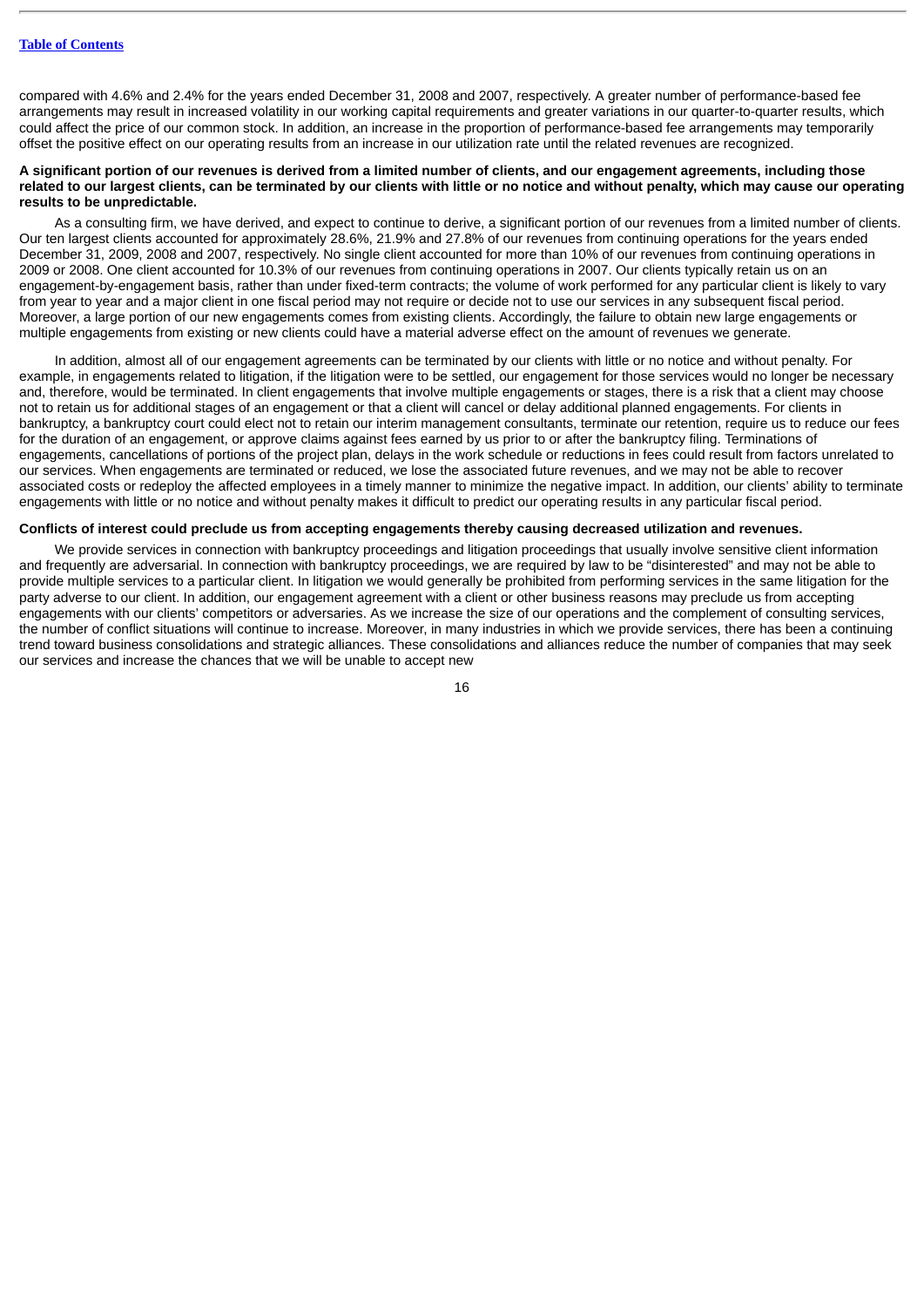compared with 4.6% and 2.4% for the years ended December 31, 2008 and 2007, respectively. A greater number of performance-based fee arrangements may result in increased volatility in our working capital requirements and greater variations in our quarter-to-quarter results, which could affect the price of our common stock. In addition, an increase in the proportion of performance-based fee arrangements may temporarily offset the positive effect on our operating results from an increase in our utilization rate until the related revenues are recognized.

**A significant portion of our revenues is derived from a limited number of clients, and our engagement agreements, including those related to our largest clients, can be terminated by our clients with little or no notice and without penalty, which may cause our operating results to be unpredictable.**

As a consulting firm, we have derived, and expect to continue to derive, a significant portion of our revenues from a limited number of clients. Our ten largest clients accounted for approximately 28.6%, 21.9% and 27.8% of our revenues from continuing operations for the years ended December 31, 2009, 2008 and 2007, respectively. No single client accounted for more than 10% of our revenues from continuing operations in 2009 or 2008. One client accounted for 10.3% of our revenues from continuing operations in 2007. Our clients typically retain us on an engagement-by-engagement basis, rather than under fixed-term contracts; the volume of work performed for any particular client is likely to vary from year to year and a major client in one fiscal period may not require or decide not to use our services in any subsequent fiscal period. Moreover, a large portion of our new engagements comes from existing clients. Accordingly, the failure to obtain new large engagements or multiple engagements from existing or new clients could have a material adverse effect on the amount of revenues we generate.

In addition, almost all of our engagement agreements can be terminated by our clients with little or no notice and without penalty. For example, in engagements related to litigation, if the litigation were to be settled, our engagement for those services would no longer be necessary and, therefore, would be terminated. In client engagements that involve multiple engagements or stages, there is a risk that a client may choose not to retain us for additional stages of an engagement or that a client will cancel or delay additional planned engagements. For clients in bankruptcy, a bankruptcy court could elect not to retain our interim management consultants, terminate our retention, require us to reduce our fees for the duration of an engagement, or approve claims against fees earned by us prior to or after the bankruptcy filing. Terminations of engagements, cancellations of portions of the project plan, delays in the work schedule or reductions in fees could result from factors unrelated to our services. When engagements are terminated or reduced, we lose the associated future revenues, and we may not be able to recover associated costs or redeploy the affected employees in a timely manner to minimize the negative impact. In addition, our clients' ability to terminate engagements with little or no notice and without penalty makes it difficult to predict our operating results in any particular fiscal period.

**Conflicts of interest could preclude us from accepting engagements thereby causing decreased utilization and revenues.**

We provide services in connection with bankruptcy proceedings and litigation proceedings that usually involve sensitive client information and frequently are adversarial. In connection with bankruptcy proceedings, we are required by law to be "disinterested" and may not be able to provide multiple services to a particular client. In litigation we would generally be prohibited from performing services in the same litigation for the party adverse to our client. In addition, our engagement agreement with a client or other business reasons may preclude us from accepting engagements with our clients' competitors or adversaries. As we increase the size of our operations and the complement of consulting services, the number of conflict situations will continue to increase. Moreover, in many industries in which we provide services, there has been a continuing trend toward business consolidations and strategic alliances. These consolidations and alliances reduce the number of companies that may seek our services and increase the chances that we will be unable to accept new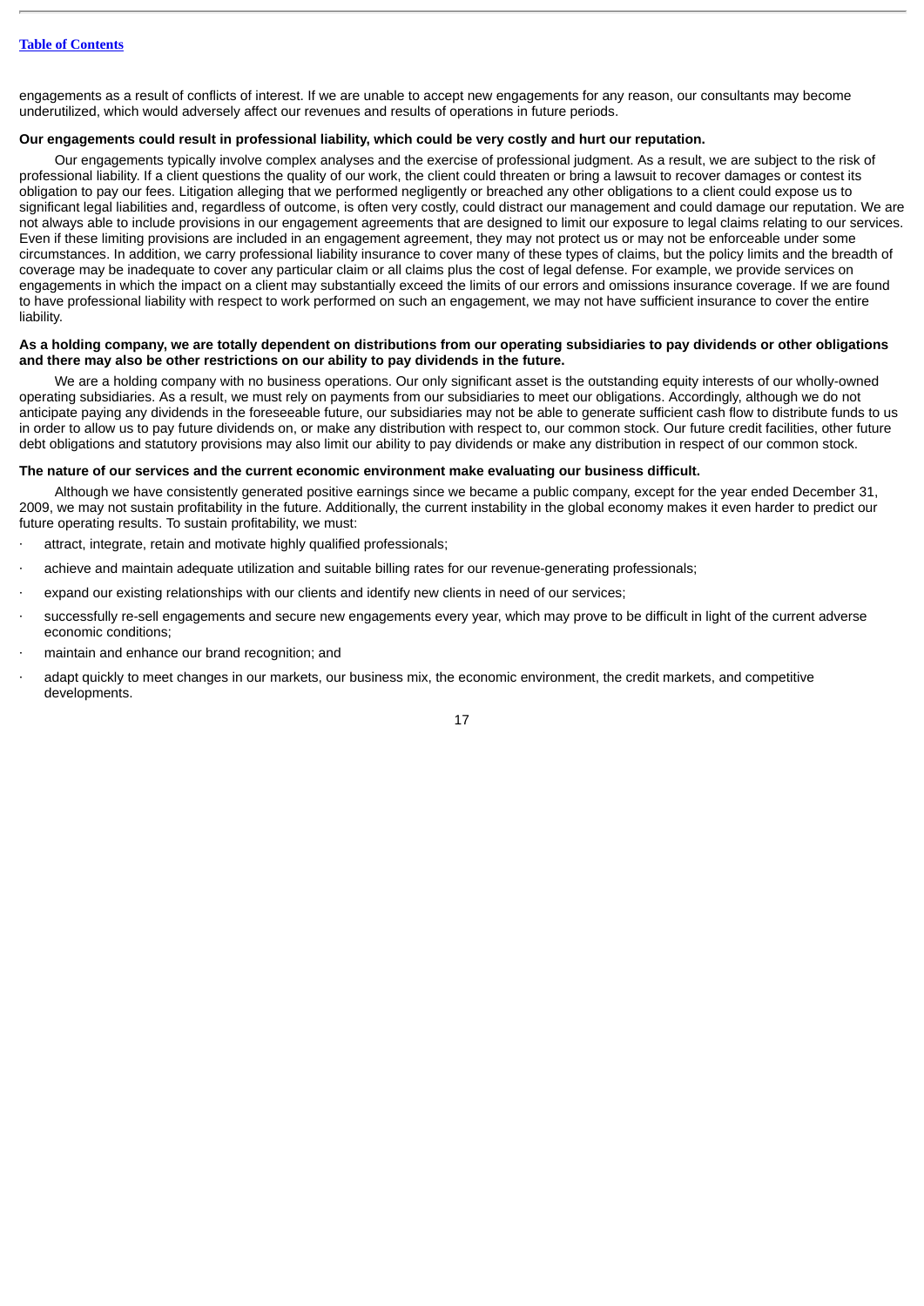engagements as a result of conflicts of interest. If we are unable to accept new engagements for any reason, our consultants may become underutilized, which would adversely affect our revenues and results of operations in future periods.

**Our engagements could result in professional liability, which could be very costly and hurt our reputation.**

Our engagements typically involve complex analyses and the exercise of professional judgment. As a result, we are subject to the risk of professional liability. If a client questions the quality of our work, the client could threaten or bring a lawsuit to recover damages or contest its obligation to pay our fees. Litigation alleging that we performed negligently or breached any other obligations to a client could expose us to significant legal liabilities and, regardless of outcome, is often very costly, could distract our management and could damage our reputation. We are not always able to include provisions in our engagement agreements that are designed to limit our exposure to legal claims relating to our services. Even if these limiting provisions are included in an engagement agreement, they may not protect us or may not be enforceable under some circumstances. In addition, we carry professional liability insurance to cover many of these types of claims, but the policy limits and the breadth of coverage may be inadequate to cover any particular claim or all claims plus the cost of legal defense. For example, we provide services on engagements in which the impact on a client may substantially exceed the limits of our errors and omissions insurance coverage. If we are found to have professional liability with respect to work performed on such an engagement, we may not have sufficient insurance to cover the entire liability.

**As a holding company, we are totally dependent on distributions from our operating subsidiaries to pay dividends or other obligations and there may also be other restrictions on our ability to pay dividends in the future.**

We are a holding company with no business operations. Our only significant asset is the outstanding equity interests of our wholly-owned operating subsidiaries. As a result, we must rely on payments from our subsidiaries to meet our obligations. Accordingly, although we do not anticipate paying any dividends in the foreseeable future, our subsidiaries may not be able to generate sufficient cash flow to distribute funds to us in order to allow us to pay future dividends on, or make any distribution with respect to, our common stock. Our future credit facilities, other future debt obligations and statutory provisions may also limit our ability to pay dividends or make any distribution in respect of our common stock.

**The nature of our services and the current economic environment make evaluating our business difficult.**

Although we have consistently generated positive earnings since we became a public company, except for the year ended December 31, 2009, we may not sustain profitability in the future. Additionally, the current instability in the global economy makes it even harder to predict our future operating results. To sustain profitability, we must:

- attract, integrate, retain and motivate highly qualified professionals;
- achieve and maintain adequate utilization and suitable billing rates for our revenue-generating professionals;
- expand our existing relationships with our clients and identify new clients in need of our services;
- successfully re-sell engagements and secure new engagements every year, which may prove to be difficult in light of the current adverse economic conditions;
- maintain and enhance our brand recognition; and
- adapt quickly to meet changes in our markets, our business mix, the economic environment, the credit markets, and competitive developments.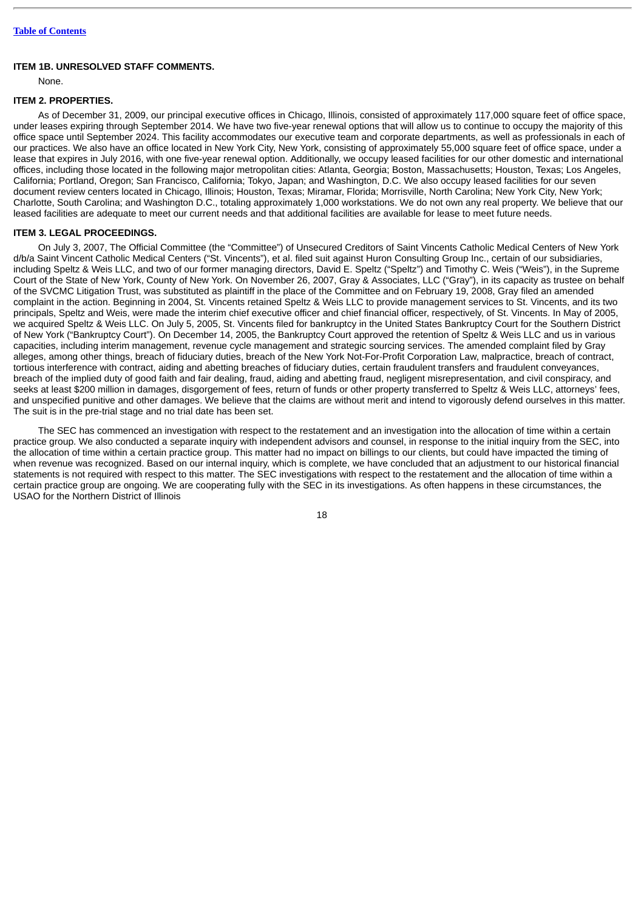[Table of Contents](#)

## ITEM 1B. UNRESOLVED STAFF COMMENTS.

None.

## ITEM 2. PROPERTIES.

As of December 31, 2009, our principal executive offices in Chicago, Illinois, consisted of approximately 117,000 square feet of office space, under leases expiring through September 2014. We have two five-year renewal options that will allow us to continue to occupy the majority of this office space until September 2024. This facility accommodates our executive team and corporate departments, as well as professionals in each of our practices. We also have an office located in New York City, New York, consisting of approximately 55,000 square feet of office space, under a lease that expires in July 2016, with one five-year renewal option. Additionally, we occupy leased facilities for our other domestic and international offices, including those located in the following major metropolitan cities: Atlanta, Georgia; Boston, Massachusetts; Houston, Texas; Los Angeles, California; Portland, Oregon; San Francisco, California; Tokyo, Japan; and Washington, D.C. We also occupy leased facilities for our seven document review centers located in Chicago, Illinois; Houston, Texas; Miramar, Florida; Morrisville, North Carolina; New York City, New York; Charlotte, South Carolina; and Washington D.C., totaling approximately 1,000 workstations. We do not own any real property. We believe that our leased facilities are adequate to meet our current needs and that additional facilities are available for lease to meet future needs.

## ITEM 3. LEGAL PROCEEDINGS.

On July 3, 2007, The Official Committee (the "Committee") of Unsecured Creditors of Saint Vincents Catholic Medical Centers of New York d/b/a Saint Vincent Catholic Medical Centers ("St. Vincents"), et al. filed suit against Huron Consulting Group Inc., certain of our subsidiaries, including Speltz & Weis LLC, and two of our former managing directors, David E. Speltz ("Speltz") and Timothy C. Weis ("Weis"), in the Supreme Court of the State of New York, County of New York. On November 26, 2007, Gray & Associates, LLC ("Gray"), in its capacity as trustee on behalf of the SVCMC Litigation Trust, was substituted as plaintiff in the place of the Committee and on February 19, 2008, Gray filed an amended complaint in the action. Beginning in 2004, St. Vincents retained Speltz & Weis LLC to provide management services to St. Vincents, and its two principals, Speltz and Weis, were made the interim chief executive officer and chief financial officer, respectively, of St. Vincents. In May of 2005, we acquired Speltz & Weis LLC. On July 5, 2005, St. Vincents filed for bankruptcy in the United States Bankruptcy Court for the Southern District of New York ("Bankruptcy Court"). On December 14, 2005, the Bankruptcy Court approved the retention of Speltz & Weis LLC and us in various capacities, including interim management, revenue cycle management and strategic sourcing services. The amended complaint filed by Gray alleges, among other things, breach of fiduciary duties, breach of the New York Not-For-Profit Corporation Law, malpractice, breach of contract, tortious interference with contract, aiding and abetting breaches of fiduciary duties, certain fraudulent transfers and fraudulent conveyances, breach of the implied duty of good faith and fair dealing, fraud, aiding and abetting fraud, negligent misrepresentation, and civil conspiracy, and seeks at least $200 million in damages, disgorgement of fees, return of funds or other property transferred to Speltz & Weis LLC, attorneys' fees, and unspecified punitive and other damages. We believe that the claims are without merit and intend to vigorously defend ourselves in this matter. The suit is in the pre-trial stage and no trial date has been set.

The SEC has commenced an investigation with respect to the restatement and an investigation into the allocation of time within a certain practice group. We also conducted a separate inquiry with independent advisors and counsel, in response to the initial inquiry from the SEC, into the allocation of time within a certain practice group. This matter had no impact on billings to our clients, but could have impacted the timing of when revenue was recognized. Based on our internal inquiry, which is complete, we have concluded that an adjustment to our historical financial statements is not required with respect to this matter. The SEC investigations with respect to the restatement and the allocation of time within a certain practice group are ongoing. We are cooperating fully with the SEC in its investigations. As often happens in these circumstances, the USAO for the Northern District of Illinois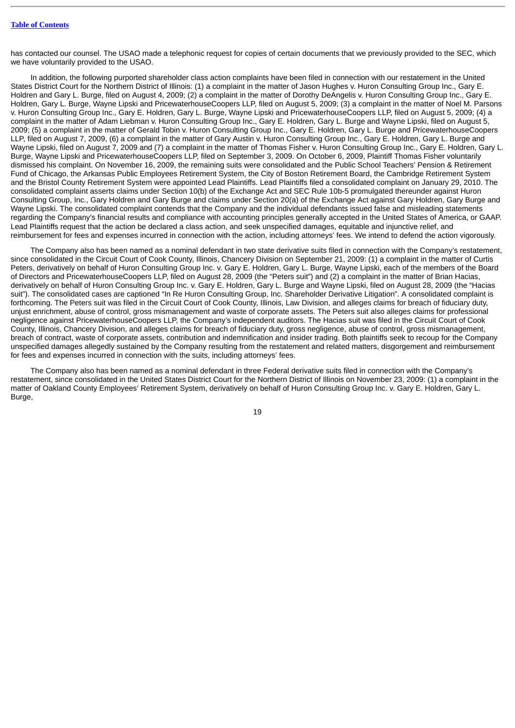has contacted our counsel. The USAO made a telephonic request for copies of certain documents that we previously provided to the SEC, which we have voluntarily provided to the USAO.

In addition, the following purported shareholder class action complaints have been filed in connection with our restatement in the United States District Court for the Northern District of Illinois: (1) a complaint in the matter of Jason Hughes v. Huron Consulting Group Inc., Gary E. Holdren and Gary L. Burge, filed on August 4, 2009; (2) a complaint in the matter of Dorothy DeAngelis v. Huron Consulting Group Inc., Gary E. Holdren, Gary L. Burge, Wayne Lipski and PricewaterhouseCoopers LLP, filed on August 5, 2009; (3) a complaint in the matter of Noel M. Parsons v. Huron Consulting Group Inc., Gary E. Holdren, Gary L. Burge, Wayne Lipski and PricewaterhouseCoopers LLP, filed on August 5, 2009; (4) a complaint in the matter of Adam Liebman v. Huron Consulting Group Inc., Gary E. Holdren, Gary L. Burge and Wayne Lipski, filed on August 5, 2009; (5) a complaint in the matter of Gerald Tobin v. Huron Consulting Group Inc., Gary E. Holdren, Gary L. Burge and PricewaterhouseCoopers LLP, filed on August 7, 2009, (6) a complaint in the matter of Gary Austin v. Huron Consulting Group Inc., Gary E. Holdren, Gary L. Burge and Wayne Lipski, filed on August 7, 2009 and (7) a complaint in the matter of Thomas Fisher v. Huron Consulting Group Inc., Gary E. Holdren, Gary L. Burge, Wayne Lipski and PricewaterhouseCoopers LLP, filed on September 3, 2009. On October 6, 2009, Plaintiff Thomas Fisher voluntarily dismissed his complaint. On November 16, 2009, the remaining suits were consolidated and the Public School Teachers' Pension & Retirement Fund of Chicago, the Arkansas Public Employees Retirement System, the City of Boston Retirement Board, the Cambridge Retirement System and the Bristol County Retirement System were appointed Lead Plaintiffs. Lead Plaintiffs filed a consolidated complaint on January 29, 2010. The consolidated complaint asserts claims under Section 10(b) of the Exchange Act and SEC Rule 10b-5 promulgated thereunder against Huron Consulting Group, Inc., Gary Holdren and Gary Burge and claims under Section 20(a) of the Exchange Act against Gary Holdren, Gary Burge and Wayne Lipski. The consolidated complaint contends that the Company and the individual defendants issued false and misleading statements regarding the Company's financial results and compliance with accounting principles generally accepted in the United States of America, or GAAP. Lead Plaintiffs request that the action be declared a class action, and seek unspecified damages, equitable and injunctive relief, and reimbursement for fees and expenses incurred in connection with the action, including attorneys' fees. We intend to defend the action vigorously.

The Company also has been named as a nominal defendant in two state derivative suits filed in connection with the Company's restatement, since consolidated in the Circuit Court of Cook County, Illinois, Chancery Division on September 21, 2009: (1) a complaint in the matter of Curtis Peters, derivatively on behalf of Huron Consulting Group Inc. v. Gary E. Holdren, Gary L. Burge, Wayne Lipski, each of the members of the Board of Directors and PricewaterhouseCoopers LLP, filed on August 28, 2009 (the "Peters suit") and (2) a complaint in the matter of Brian Hacias, derivatively on behalf of Huron Consulting Group Inc. v. Gary E. Holdren, Gary L. Burge and Wayne Lipski, filed on August 28, 2009 (the "Hacias suit"). The consolidated cases are captioned "In Re Huron Consulting Group, Inc. Shareholder Derivative Litigation". A consolidated complaint is forthcoming. The Peters suit was filed in the Circuit Court of Cook County, Illinois, Law Division, and alleges claims for breach of fiduciary duty, unjust enrichment, abuse of control, gross mismanagement and waste of corporate assets. The Peters suit also alleges claims for professional negligence against PricewaterhouseCoopers LLP, the Company's independent auditors. The Hacias suit was filed in the Circuit Court of Cook County, Illinois, Chancery Division, and alleges claims for breach of fiduciary duty, gross negligence, abuse of control, gross mismanagement, breach of contract, waste of corporate assets, contribution and indemnification and insider trading. Both plaintiffs seek to recoup for the Company unspecified damages allegedly sustained by the Company resulting from the restatement and related matters, disgorgement and reimbursement for fees and expenses incurred in connection with the suits, including attorneys' fees.

The Company also has been named as a nominal defendant in three Federal derivative suits filed in connection with the Company's restatement, since consolidated in the United States District Court for the Northern District of Illinois on November 23, 2009: (1) a complaint in the matter of Oakland County Employees' Retirement System, derivatively on behalf of Huron Consulting Group Inc. v. Gary E. Holdren, Gary L. Burge,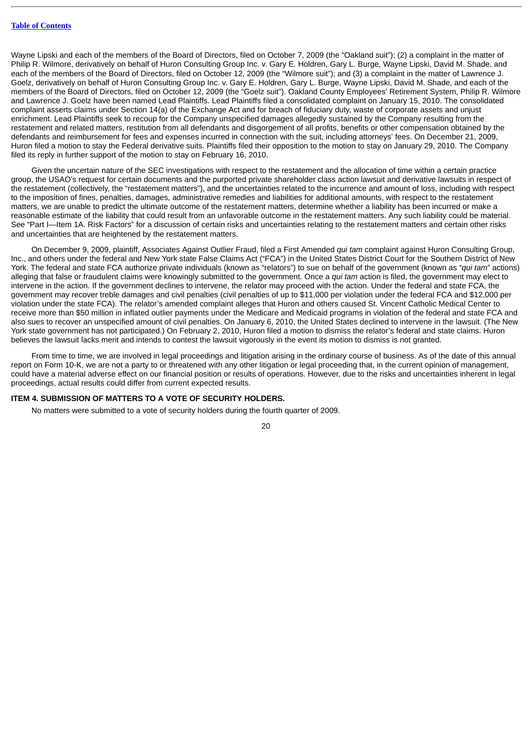Wayne Lipski and each of the members of the Board of Directors, filed on October 7, 2009 (the "Oakland suit"); (2) a complaint in the matter of Philip R. Wilmore, derivatively on behalf of Huron Consulting Group Inc. v. Gary E. Holdren, Gary L. Burge, Wayne Lipski, David M. Shade, and each of the members of the Board of Directors, filed on October 12, 2009 (the "Wilmore suit"); and (3) a complaint in the matter of Lawrence J. Goelz, derivatively on behalf of Huron Consulting Group Inc. v. Gary E. Holdren, Gary L. Burge, Wayne Lipski, David M. Shade, and each of the members of the Board of Directors, filed on October 12, 2009 (the "Goelz suit"). Oakland County Employees' Retirement System, Philip R. Wilmore and Lawrence J. Goelz have been named Lead Plaintiffs. Lead Plaintiffs filed a consolidated complaint on January 15, 2010. The consolidated complaint asserts claims under Section 14(a) of the Exchange Act and for breach of fiduciary duty, waste of corporate assets and unjust enrichment. Lead Plaintiffs seek to recoup for the Company unspecified damages allegedly sustained by the Company resulting from the restatement and related matters, restitution from all defendants and disgorgement of all profits, benefits or other compensation obtained by the defendants and reimbursement for fees and expenses incurred in connection with the suit, including attorneys' fees. On December 21, 2009, Huron filed a motion to stay the Federal derivative suits. Plaintiffs filed their opposition to the motion to stay on January 29, 2010. The Company filed its reply in further support of the motion to stay on February 16, 2010.

Given the uncertain nature of the SEC investigations with respect to the restatement and the allocation of time within a certain practice group, the USAO's request for certain documents and the purported private shareholder class action lawsuit and derivative lawsuits in respect of the restatement (collectively, the "restatement matters"), and the uncertainties related to the incurrence and amount of loss, including with respect to the imposition of fines, penalties, damages, administrative remedies and liabilities for additional amounts, with respect to the restatement matters, we are unable to predict the ultimate outcome of the restatement matters, determine whether a liability has been incurred or make a reasonable estimate of the liability that could result from an unfavorable outcome in the restatement matters. Any such liability could be material. See "Part I—Item 1A. Risk Factors" for a discussion of certain risks and uncertainties relating to the restatement matters and certain other risks and uncertainties that are heightened by the restatement matters.

On December 9, 2009, plaintiff, Associates Against Outlier Fraud, filed a First Amended *qui tam* complaint against Huron Consulting Group, Inc., and others under the federal and New York state False Claims Act ("FCA") in the United States District Court for the Southern District of New York. The federal and state FCA authorize private individuals (known as "relators") to sue on behalf of the government (known as "*qui tam*" actions) alleging that false or fraudulent claims were knowingly submitted to the government. Once a *qui tam* action is filed, the government may elect to intervene in the action. If the government declines to intervene, the relator may proceed with the action. Under the federal and state FCA, the government may recover treble damages and civil penalties (civil penalties of up to $11,000 per violation under the federal FCA and $12,000 per violation under the state FCA). The relator's amended complaint alleges that Huron and others caused St. Vincent Catholic Medical Center to receive more than $50 million in inflated outlier payments under the Medicare and Medicaid programs in violation of the federal and state FCA and also sues to recover an unspecified amount of civil penalties. On January 6, 2010, the United States declined to intervene in the lawsuit. (The New York state government has not participated.) On February 2, 2010, Huron filed a motion to dismiss the relator's federal and state claims. Huron believes the lawsuit lacks merit and intends to contest the lawsuit vigorously in the event its motion to dismiss is not granted.

From time to time, we are involved in legal proceedings and litigation arising in the ordinary course of business. As of the date of this annual report on Form 10-K, we are not a party to or threatened with any other litigation or legal proceeding that, in the current opinion of management, could have a material adverse effect on our financial position or results of operations. However, due to the risks and uncertainties inherent in legal proceedings, actual results could differ from current expected results.

## ITEM 4. SUBMISSION OF MATTERS TO A VOTE OF SECURITY HOLDERS.

No matters were submitted to a vote of security holders during the fourth quarter of 2009.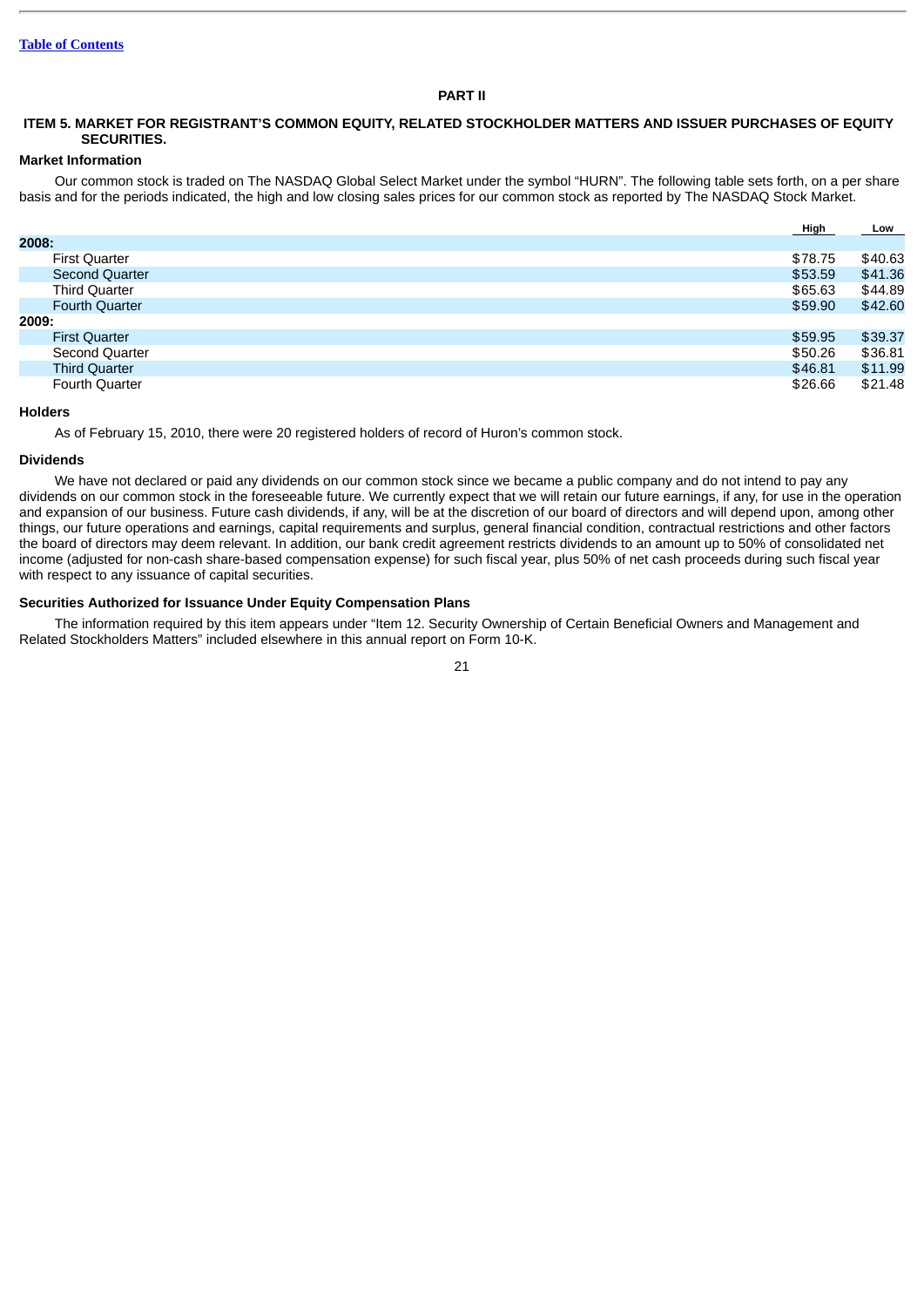# PART II

## ITEM 5. MARKET FOR REGISTRANT'S COMMON EQUITY, RELATED STOCKHOLDER MATTERS AND ISSUER PURCHASES OF EQUITY SECURITIES.

### Market Information

Our common stock is traded on The NASDAQ Global Select Market under the symbol "HURN". The following table sets forth, on a per share basis and for the periods indicated, the high and low closing sales prices for our common stock as reported by The NASDAQ Stock Market.

| | High | Low |
|---|---|---|
| **2008:** | | |
| First Quarter | $78.75 | $40.63 |
| Second Quarter | $53.59 | $41.36 |
| Third Quarter | $65.63 | $44.89 |
| Fourth Quarter | $59.90 | $42.60 |
| **2009:** | | |
| First Quarter | $59.95 | $39.37 |
| Second Quarter | $50.26 | $36.81 |
| Third Quarter | $46.81 | $11.99 |
| Fourth Quarter | $26.66 | $21.48 |

### Holders

As of February 15, 2010, there were 20 registered holders of record of Huron's common stock.

### Dividends

We have not declared or paid any dividends on our common stock since we became a public company and do not intend to pay any dividends on our common stock in the foreseeable future. We currently expect that we will retain our future earnings, if any, for use in the operation and expansion of our business. Future cash dividends, if any, will be at the discretion of our board of directors and will depend upon, among other things, our future operations and earnings, capital requirements and surplus, general financial condition, contractual restrictions and other factors the board of directors may deem relevant. In addition, our bank credit agreement restricts dividends to an amount up to 50% of consolidated net income (adjusted for non-cash share-based compensation expense) for such fiscal year, plus 50% of net cash proceeds during such fiscal year with respect to any issuance of capital securities.

### Securities Authorized for Issuance Under Equity Compensation Plans

The information required by this item appears under "Item 12. Security Ownership of Certain Beneficial Owners and Management and Related Stockholders Matters" included elsewhere in this annual report on Form 10-K.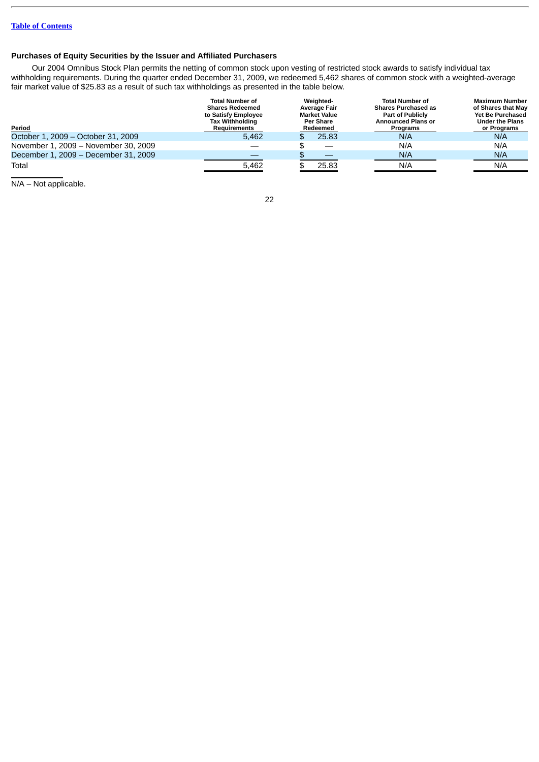## Purchases of Equity Securities by the Issuer and Affiliated Purchasers

Our 2004 Omnibus Stock Plan permits the netting of common stock upon vesting of restricted stock awards to satisfy individual tax withholding requirements. During the quarter ended December 31, 2009, we redeemed 5,462 shares of common stock with a weighted-average fair market value of $25.83 as a result of such tax withholdings as presented in the table below.

| Period | Total Number of Shares Redeemed to Satisfy Employee Tax Withholding Requirements | Weighted-Average Fair Market Value Per Share Redeemed | Total Number of Shares Purchased as Part of Publicly Announced Plans or Programs | Maximum Number of Shares that May Yet Be Purchased Under the Plans or Programs |
|---|---|---|---|---|
| October 1, 2009 – October 31, 2009 | 5,462 | $ 25.83 | N/A | N/A |
| November 1, 2009 – November 30, 2009 | — | $ — | N/A | N/A |
| December 1, 2009 – December 31, 2009 | — | $ — | N/A | N/A |
| Total | 5,462 | $ 25.83 | N/A | N/A |

N/A – Not applicable.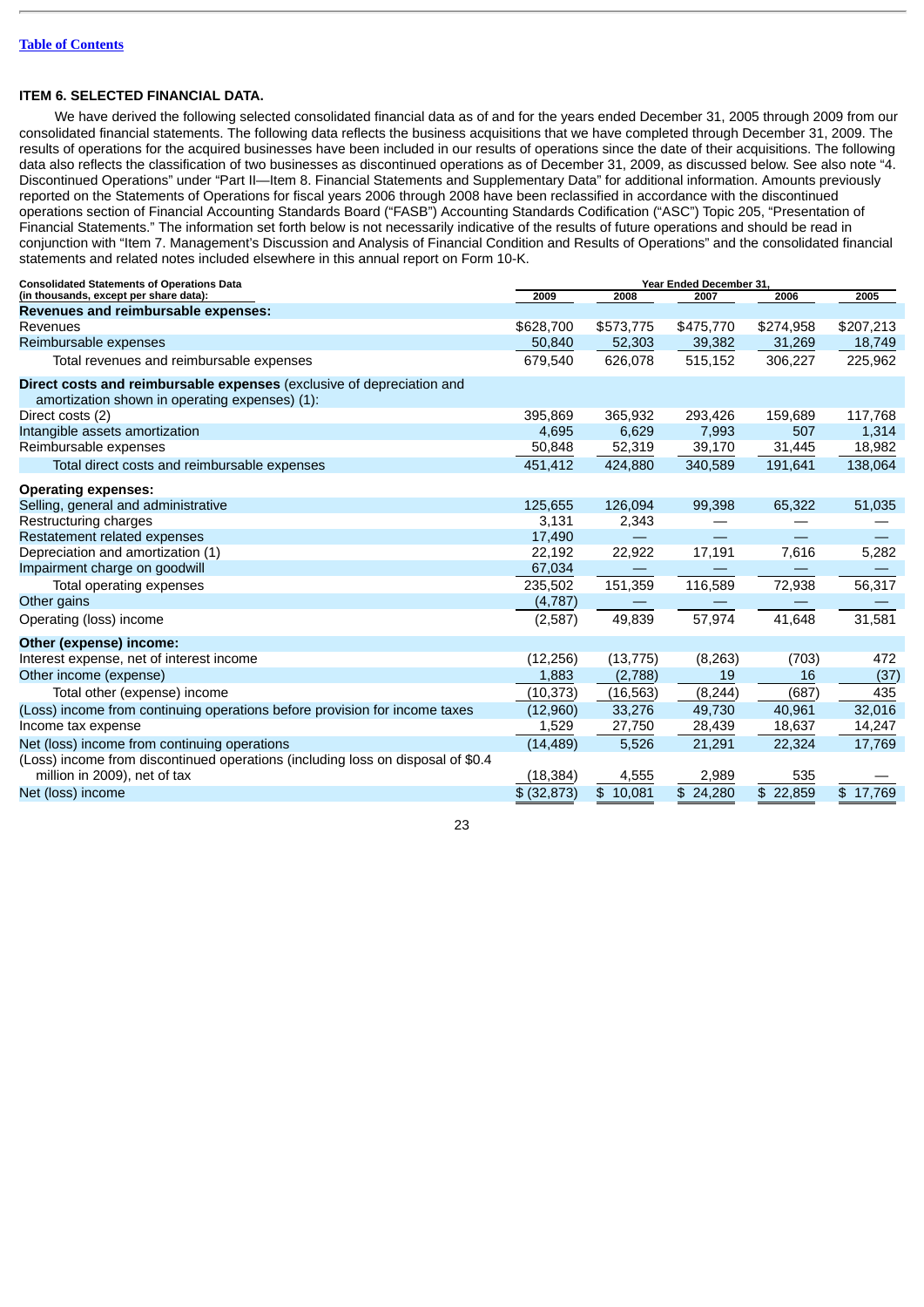[Table of Contents](#)

### ITEM 6. SELECTED FINANCIAL DATA.

We have derived the following selected consolidated financial data as of and for the years ended December 31, 2005 through 2009 from our consolidated financial statements. The following data reflects the business acquisitions that we have completed through December 31, 2009. The results of operations for the acquired businesses have been included in our results of operations since the date of their acquisitions. The following data also reflects the classification of two businesses as discontinued operations as of December 31, 2009, as discussed below. See also note "4. Discontinued Operations" under "Part II—Item 8. Financial Statements and Supplementary Data" for additional information. Amounts previously reported on the Statements of Operations for fiscal years 2006 through 2008 have been reclassified in accordance with the discontinued operations section of Financial Accounting Standards Board ("FASB") Accounting Standards Codification ("ASC") Topic 205, "Presentation of Financial Statements." The information set forth below is not necessarily indicative of the results of future operations and should be read in conjunction with "Item 7. Management's Discussion and Analysis of Financial Condition and Results of Operations" and the consolidated financial statements and related notes included elsewhere in this annual report on Form 10-K.

| Consolidated Statements of Operations Data (in thousands, except per share data): | Year Ended December 31, | | | | |
|---|---|---|---|---|---|
| | 2009 | 2008 | 2007 | 2006 | 2005 |
| **Revenues and reimbursable expenses:** | | | | | |
| Revenues | $628,700 | $573,775 | $475,770 | $274,958 | $207,213 |
| Reimbursable expenses | 50,840 | 52,303 | 39,382 | 31,269 | 18,749 |
| Total revenues and reimbursable expenses | 679,540 | 626,078 | 515,152 | 306,227 | 225,962 |
| **Direct costs and reimbursable expenses** (exclusive of depreciation and amortization shown in operating expenses) (1): | | | | | |
| Direct costs (2) | 395,869 | 365,932 | 293,426 | 159,689 | 117,768 |
| Intangible assets amortization | 4,695 | 6,629 | 7,993 | 507 | 1,314 |
| Reimbursable expenses | 50,848 | 52,319 | 39,170 | 31,445 | 18,982 |
| Total direct costs and reimbursable expenses | 451,412 | 424,880 | 340,589 | 191,641 | 138,064 |
| **Operating expenses:** | | | | | |
| Selling, general and administrative | 125,655 | 126,094 | 99,398 | 65,322 | 51,035 |
| Restructuring charges | 3,131 | 2,343 | — | — | — |
| Restatement related expenses | 17,490 | — | — | — | — |
| Depreciation and amortization (1) | 22,192 | 22,922 | 17,191 | 7,616 | 5,282 |
| Impairment charge on goodwill | 67,034 | — | — | — | — |
| Total operating expenses | 235,502 | 151,359 | 116,589 | 72,938 | 56,317 |
| Other gains | (4,787) | — | — | — | — |
| Operating (loss) income | (2,587) | 49,839 | 57,974 | 41,648 | 31,581 |
| **Other (expense) income:** | | | | | |
| Interest expense, net of interest income | (12,256) | (13,775) | (8,263) | (703) | 472 |
| Other income (expense) | 1,883 | (2,788) | 19 | 16 | (37) |
| Total other (expense) income | (10,373) | (16,563) | (8,244) | (687) | 435 |
| (Loss) income from continuing operations before provision for income taxes | (12,960) | 33,276 | 49,730 | 40,961 | 32,016 |
| Income tax expense | 1,529 | 27,750 | 28,439 | 18,637 | 14,247 |
| Net (loss) income from continuing operations | (14,489) | 5,526 | 21,291 | 22,324 | 17,769 |
| (Loss) income from discontinued operations (including loss on disposal of $0.4 million in 2009), net of tax | (18,384) | 4,555 | 2,989 | 535 | — |
| Net (loss) income | $ (32,873) | $ 10,081 | $ 24,280 | $ 22,859 | $ 17,769 |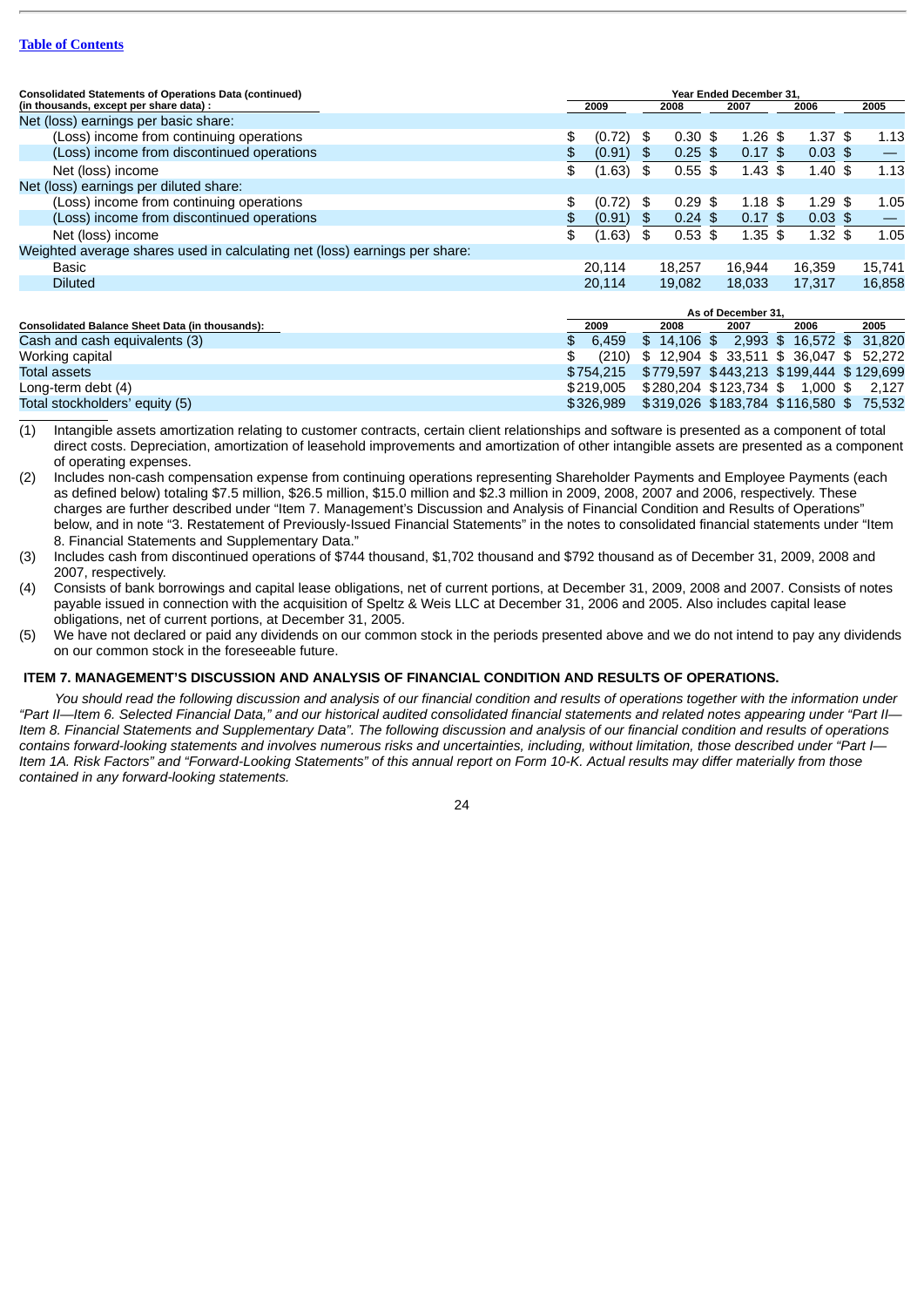[Table of Contents](#)

| Consolidated Statements of Operations Data (continued) (in thousands, except per share data) : | Year Ended December 31, | | | | |
|---|---|---|---|---|---|
| | 2009 | 2008 | 2007 | 2006 | 2005 |
| Net (loss) earnings per basic share: | | | | | |
| (Loss) income from continuing operations | $ (0.72) | $ 0.30 | $ 1.26 | $ 1.37 | $ 1.13 |
| (Loss) income from discontinued operations | $ (0.91) | $ 0.25 | $ 0.17 | $ 0.03 | $ — |
| Net (loss) income | $ (1.63) | $ 0.55 | $ 1.43 | $ 1.40 | $ 1.13 |
| Net (loss) earnings per diluted share: | | | | | |
| (Loss) income from continuing operations | $ (0.72) | $ 0.29 | $ 1.18 | $ 1.29 | $ 1.05 |
| (Loss) income from discontinued operations | $ (0.91) | $ 0.24 | $ 0.17 | $ 0.03 | $ — |
| Net (loss) income | $ (1.63) | $ 0.53 | $ 1.35 | $ 1.32 | $ 1.05 |
| Weighted average shares used in calculating net (loss) earnings per share: | | | | | |
| Basic | 20,114 | 18,257 | 16,944 | 16,359 | 15,741 |
| Diluted | 20,114 | 19,082 | 18,033 | 17,317 | 16,858 |

| Consolidated Balance Sheet Data (in thousands): | As of December 31, | | | | |
|---|---|---|---|---|---|
| | 2009 | 2008 | 2007 | 2006 | 2005 |
| Cash and cash equivalents (3) | $ 6,459 | $ 14,106 | $ 2,993 | $ 16,572 | $ 31,820 |
| Working capital | $ (210) | $ 12,904 | $ 33,511 | $ 36,047 | $ 52,272 |
| Total assets | $754,215 | $779,597 | $443,213 | $199,444 | $129,699 |
| Long-term debt (4) | $219,005 | $280,204 | $123,734 | $ 1,000 | $ 2,127 |
| Total stockholders' equity (5) | $326,989 | $319,026 | $183,784 | $116,580 | $ 75,532 |

(1) Intangible assets amortization relating to customer contracts, certain client relationships and software is presented as a component of total direct costs. Depreciation, amortization of leasehold improvements and amortization of other intangible assets are presented as a component of operating expenses.

(2) Includes non-cash compensation expense from continuing operations representing Shareholder Payments and Employee Payments (each as defined below) totaling $7.5 million, $26.5 million, $15.0 million and $2.3 million in 2009, 2008, 2007 and 2006, respectively. These charges are further described under "Item 7. Management's Discussion and Analysis of Financial Condition and Results of Operations" below, and in note "3. Restatement of Previously-Issued Financial Statements" in the notes to consolidated financial statements under "Item 8. Financial Statements and Supplementary Data."

(3) Includes cash from discontinued operations of $744 thousand, $1,702 thousand and $792 thousand as of December 31, 2009, 2008 and 2007, respectively.

(4) Consists of bank borrowings and capital lease obligations, net of current portions, at December 31, 2009, 2008 and 2007. Consists of notes payable issued in connection with the acquisition of Speltz & Weis LLC at December 31, 2006 and 2005. Also includes capital lease obligations, net of current portions, at December 31, 2005.

(5) We have not declared or paid any dividends on our common stock in the periods presented above and we do not intend to pay any dividends on our common stock in the foreseeable future.

## ITEM 7. MANAGEMENT'S DISCUSSION AND ANALYSIS OF FINANCIAL CONDITION AND RESULTS OF OPERATIONS.

*You should read the following discussion and analysis of our financial condition and results of operations together with the information under "Part II—Item 6. Selected Financial Data," and our historical audited consolidated financial statements and related notes appearing under "Part II—Item 8. Financial Statements and Supplementary Data". The following discussion and analysis of our financial condition and results of operations contains forward-looking statements and involves numerous risks and uncertainties, including, without limitation, those described under "Part I—Item 1A. Risk Factors" and "Forward-Looking Statements" of this annual report on Form 10-K. Actual results may differ materially from those contained in any forward-looking statements.*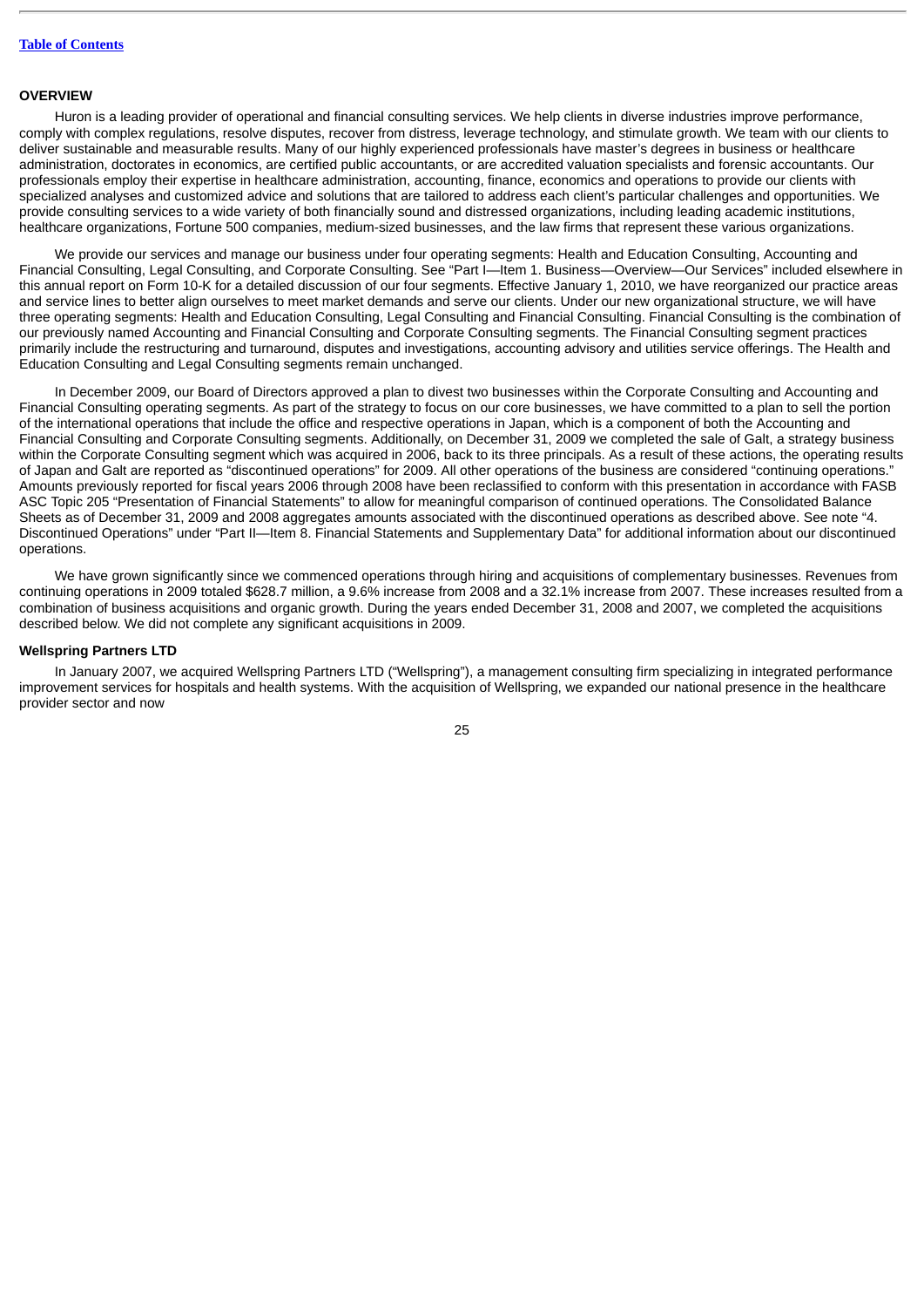## OVERVIEW

Huron is a leading provider of operational and financial consulting services. We help clients in diverse industries improve performance, comply with complex regulations, resolve disputes, recover from distress, leverage technology, and stimulate growth. We team with our clients to deliver sustainable and measurable results. Many of our highly experienced professionals have master's degrees in business or healthcare administration, doctorates in economics, are certified public accountants, or are accredited valuation specialists and forensic accountants. Our professionals employ their expertise in healthcare administration, accounting, finance, economics and operations to provide our clients with specialized analyses and customized advice and solutions that are tailored to address each client's particular challenges and opportunities. We provide consulting services to a wide variety of both financially sound and distressed organizations, including leading academic institutions, healthcare organizations, Fortune 500 companies, medium-sized businesses, and the law firms that represent these various organizations.

We provide our services and manage our business under four operating segments: Health and Education Consulting, Accounting and Financial Consulting, Legal Consulting, and Corporate Consulting. See "Part I—Item 1. Business—Overview—Our Services" included elsewhere in this annual report on Form 10-K for a detailed discussion of our four segments. Effective January 1, 2010, we have reorganized our practice areas and service lines to better align ourselves to meet market demands and serve our clients. Under our new organizational structure, we will have three operating segments: Health and Education Consulting, Legal Consulting and Financial Consulting. Financial Consulting is the combination of our previously named Accounting and Financial Consulting and Corporate Consulting segments. The Financial Consulting segment practices primarily include the restructuring and turnaround, disputes and investigations, accounting advisory and utilities service offerings. The Health and Education Consulting and Legal Consulting segments remain unchanged.

In December 2009, our Board of Directors approved a plan to divest two businesses within the Corporate Consulting and Accounting and Financial Consulting operating segments. As part of the strategy to focus on our core businesses, we have committed to a plan to sell the portion of the international operations that include the office and respective operations in Japan, which is a component of both the Accounting and Financial Consulting and Corporate Consulting segments. Additionally, on December 31, 2009 we completed the sale of Galt, a strategy business within the Corporate Consulting segment which was acquired in 2006, back to its three principals. As a result of these actions, the operating results of Japan and Galt are reported as "discontinued operations" for 2009. All other operations of the business are considered "continuing operations." Amounts previously reported for fiscal years 2006 through 2008 have been reclassified to conform with this presentation in accordance with FASB ASC Topic 205 "Presentation of Financial Statements" to allow for meaningful comparison of continued operations. The Consolidated Balance Sheets as of December 31, 2009 and 2008 aggregates amounts associated with the discontinued operations as described above. See note "4. Discontinued Operations" under "Part II—Item 8. Financial Statements and Supplementary Data" for additional information about our discontinued operations.

We have grown significantly since we commenced operations through hiring and acquisitions of complementary businesses. Revenues from continuing operations in 2009 totaled $628.7 million, a 9.6% increase from 2008 and a 32.1% increase from 2007. These increases resulted from a combination of business acquisitions and organic growth. During the years ended December 31, 2008 and 2007, we completed the acquisitions described below. We did not complete any significant acquisitions in 2009.

**Wellspring Partners LTD**

In January 2007, we acquired Wellspring Partners LTD ("Wellspring"), a management consulting firm specializing in integrated performance improvement services for hospitals and health systems. With the acquisition of Wellspring, we expanded our national presence in the healthcare provider sector and now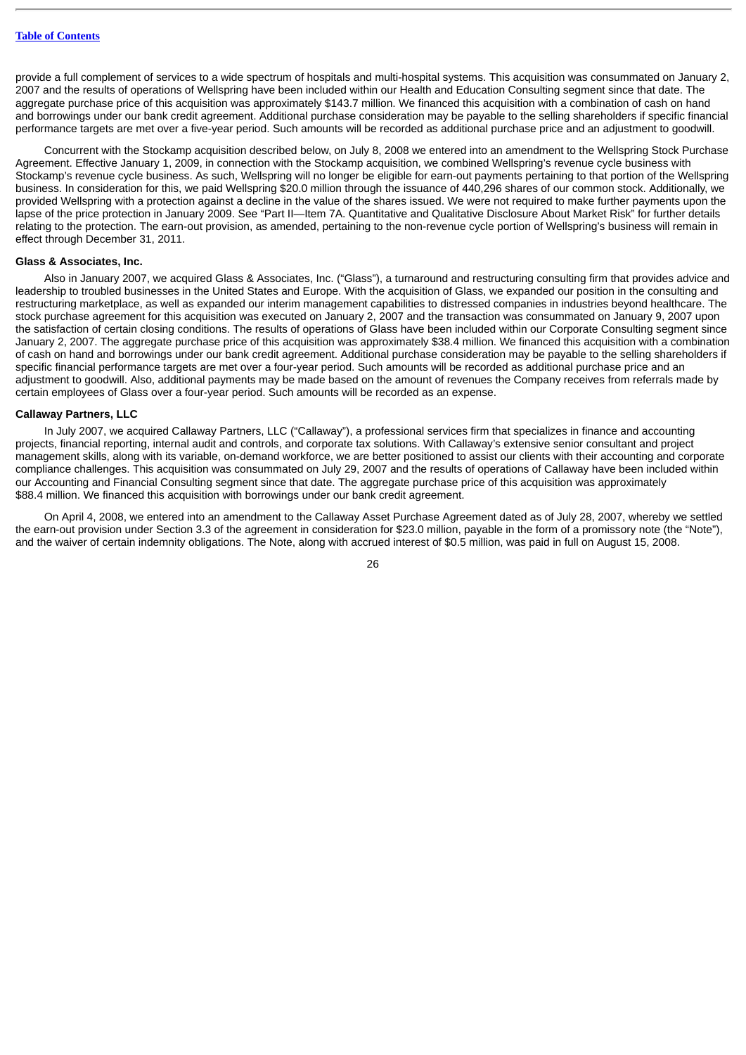provide a full complement of services to a wide spectrum of hospitals and multi-hospital systems. This acquisition was consummated on January 2, 2007 and the results of operations of Wellspring have been included within our Health and Education Consulting segment since that date. The aggregate purchase price of this acquisition was approximately $143.7 million. We financed this acquisition with a combination of cash on hand and borrowings under our bank credit agreement. Additional purchase consideration may be payable to the selling shareholders if specific financial performance targets are met over a five-year period. Such amounts will be recorded as additional purchase price and an adjustment to goodwill.

Concurrent with the Stockamp acquisition described below, on July 8, 2008 we entered into an amendment to the Wellspring Stock Purchase Agreement. Effective January 1, 2009, in connection with the Stockamp acquisition, we combined Wellspring's revenue cycle business with Stockamp's revenue cycle business. As such, Wellspring will no longer be eligible for earn-out payments pertaining to that portion of the Wellspring business. In consideration for this, we paid Wellspring $20.0 million through the issuance of 440,296 shares of our common stock. Additionally, we provided Wellspring with a protection against a decline in the value of the shares issued. We were not required to make further payments upon the lapse of the price protection in January 2009. See "Part II—Item 7A. Quantitative and Qualitative Disclosure About Market Risk" for further details relating to the protection. The earn-out provision, as amended, pertaining to the non-revenue cycle portion of Wellspring's business will remain in effect through December 31, 2011.

**Glass & Associates, Inc.**

Also in January 2007, we acquired Glass & Associates, Inc. ("Glass"), a turnaround and restructuring consulting firm that provides advice and leadership to troubled businesses in the United States and Europe. With the acquisition of Glass, we expanded our position in the consulting and restructuring marketplace, as well as expanded our interim management capabilities to distressed companies in industries beyond healthcare. The stock purchase agreement for this acquisition was executed on January 2, 2007 and the transaction was consummated on January 9, 2007 upon the satisfaction of certain closing conditions. The results of operations of Glass have been included within our Corporate Consulting segment since January 2, 2007. The aggregate purchase price of this acquisition was approximately $38.4 million. We financed this acquisition with a combination of cash on hand and borrowings under our bank credit agreement. Additional purchase consideration may be payable to the selling shareholders if specific financial performance targets are met over a four-year period. Such amounts will be recorded as additional purchase price and an adjustment to goodwill. Also, additional payments may be made based on the amount of revenues the Company receives from referrals made by certain employees of Glass over a four-year period. Such amounts will be recorded as an expense.

**Callaway Partners, LLC**

In July 2007, we acquired Callaway Partners, LLC ("Callaway"), a professional services firm that specializes in finance and accounting projects, financial reporting, internal audit and controls, and corporate tax solutions. With Callaway's extensive senior consultant and project management skills, along with its variable, on-demand workforce, we are better positioned to assist our clients with their accounting and corporate compliance challenges. This acquisition was consummated on July 29, 2007 and the results of operations of Callaway have been included within our Accounting and Financial Consulting segment since that date. The aggregate purchase price of this acquisition was approximately $88.4 million. We financed this acquisition with borrowings under our bank credit agreement.

On April 4, 2008, we entered into an amendment to the Callaway Asset Purchase Agreement dated as of July 28, 2007, whereby we settled the earn-out provision under Section 3.3 of the agreement in consideration for $23.0 million, payable in the form of a promissory note (the "Note"), and the waiver of certain indemnity obligations. The Note, along with accrued interest of $0.5 million, was paid in full on August 15, 2008.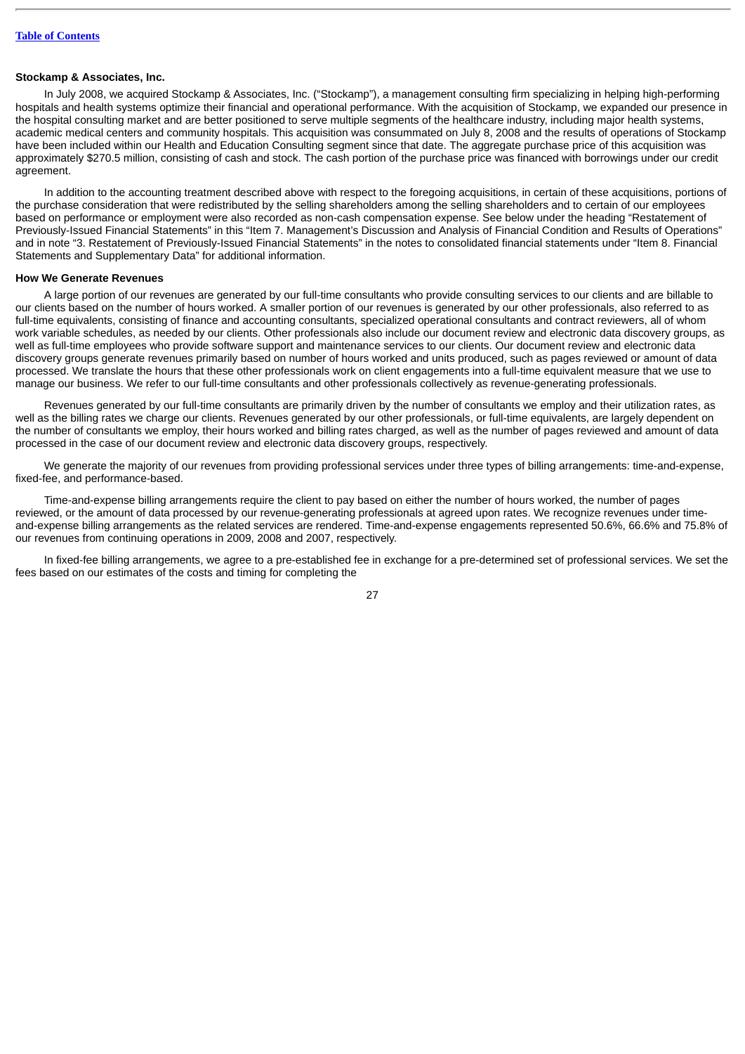### Stockamp & Associates, Inc.

In July 2008, we acquired Stockamp & Associates, Inc. ("Stockamp"), a management consulting firm specializing in helping high-performing hospitals and health systems optimize their financial and operational performance. With the acquisition of Stockamp, we expanded our presence in the hospital consulting market and are better positioned to serve multiple segments of the healthcare industry, including major health systems, academic medical centers and community hospitals. This acquisition was consummated on July 8, 2008 and the results of operations of Stockamp have been included within our Health and Education Consulting segment since that date. The aggregate purchase price of this acquisition was approximately $270.5 million, consisting of cash and stock. The cash portion of the purchase price was financed with borrowings under our credit agreement.

In addition to the accounting treatment described above with respect to the foregoing acquisitions, in certain of these acquisitions, portions of the purchase consideration that were redistributed by the selling shareholders among the selling shareholders and to certain of our employees based on performance or employment were also recorded as non-cash compensation expense. See below under the heading "Restatement of Previously-Issued Financial Statements" in this "Item 7. Management's Discussion and Analysis of Financial Condition and Results of Operations" and in note "3. Restatement of Previously-Issued Financial Statements" in the notes to consolidated financial statements under "Item 8. Financial Statements and Supplementary Data" for additional information.

### How We Generate Revenues

A large portion of our revenues are generated by our full-time consultants who provide consulting services to our clients and are billable to our clients based on the number of hours worked. A smaller portion of our revenues is generated by our other professionals, also referred to as full-time equivalents, consisting of finance and accounting consultants, specialized operational consultants and contract reviewers, all of whom work variable schedules, as needed by our clients. Other professionals also include our document review and electronic data discovery groups, as well as full-time employees who provide software support and maintenance services to our clients. Our document review and electronic data discovery groups generate revenues primarily based on number of hours worked and units produced, such as pages reviewed or amount of data processed. We translate the hours that these other professionals work on client engagements into a full-time equivalent measure that we use to manage our business. We refer to our full-time consultants and other professionals collectively as revenue-generating professionals.

Revenues generated by our full-time consultants are primarily driven by the number of consultants we employ and their utilization rates, as well as the billing rates we charge our clients. Revenues generated by our other professionals, or full-time equivalents, are largely dependent on the number of consultants we employ, their hours worked and billing rates charged, as well as the number of pages reviewed and amount of data processed in the case of our document review and electronic data discovery groups, respectively.

We generate the majority of our revenues from providing professional services under three types of billing arrangements: time-and-expense, fixed-fee, and performance-based.

Time-and-expense billing arrangements require the client to pay based on either the number of hours worked, the number of pages reviewed, or the amount of data processed by our revenue-generating professionals at agreed upon rates. We recognize revenues under time-and-expense billing arrangements as the related services are rendered. Time-and-expense engagements represented 50.6%, 66.6% and 75.8% of our revenues from continuing operations in 2009, 2008 and 2007, respectively.

In fixed-fee billing arrangements, we agree to a pre-established fee in exchange for a pre-determined set of professional services. We set the fees based on our estimates of the costs and timing for completing the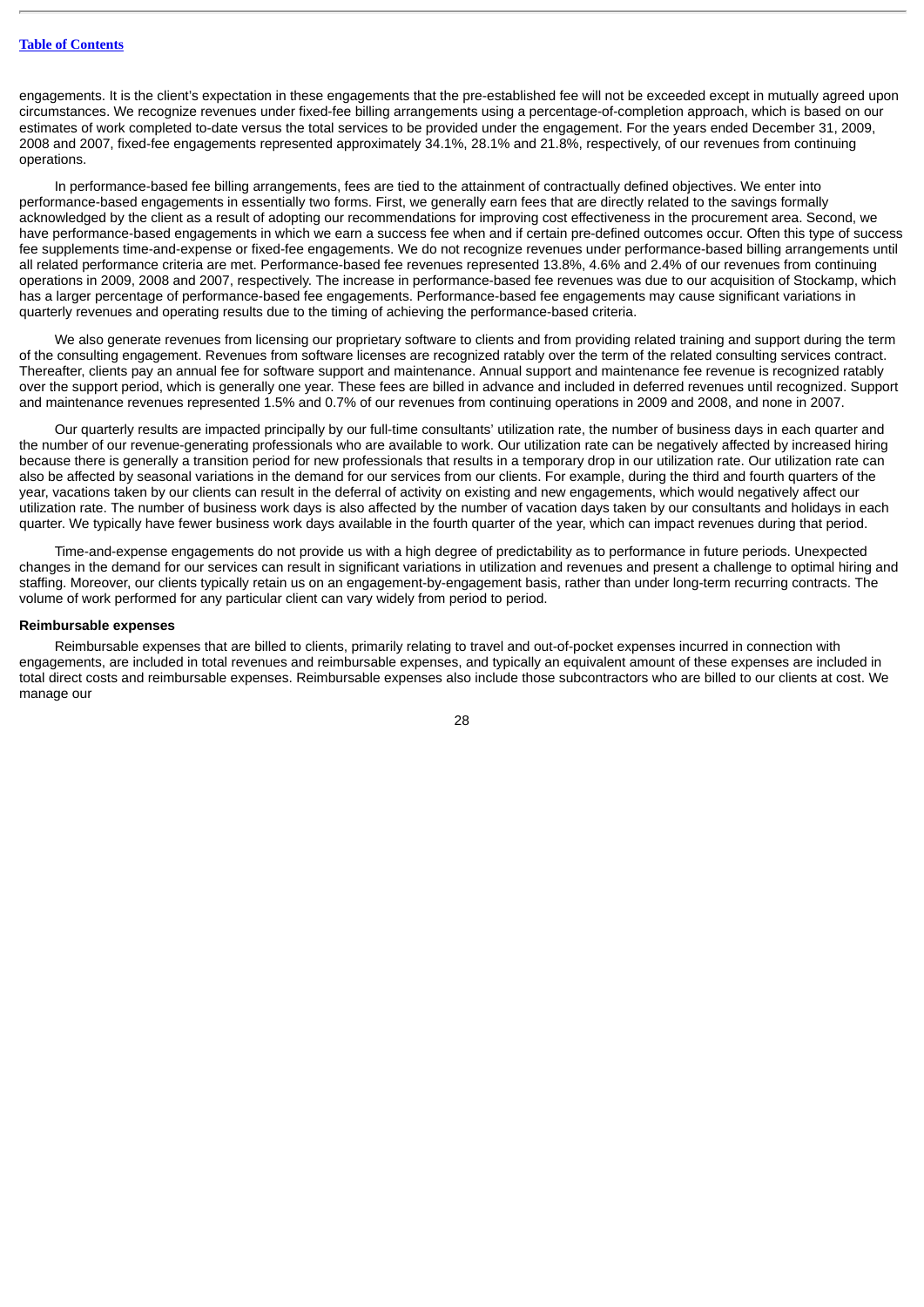engagements. It is the client's expectation in these engagements that the pre-established fee will not be exceeded except in mutually agreed upon circumstances. We recognize revenues under fixed-fee billing arrangements using a percentage-of-completion approach, which is based on our estimates of work completed to-date versus the total services to be provided under the engagement. For the years ended December 31, 2009, 2008 and 2007, fixed-fee engagements represented approximately 34.1%, 28.1% and 21.8%, respectively, of our revenues from continuing operations.

In performance-based fee billing arrangements, fees are tied to the attainment of contractually defined objectives. We enter into performance-based engagements in essentially two forms. First, we generally earn fees that are directly related to the savings formally acknowledged by the client as a result of adopting our recommendations for improving cost effectiveness in the procurement area. Second, we have performance-based engagements in which we earn a success fee when and if certain pre-defined outcomes occur. Often this type of success fee supplements time-and-expense or fixed-fee engagements. We do not recognize revenues under performance-based billing arrangements until all related performance criteria are met. Performance-based fee revenues represented 13.8%, 4.6% and 2.4% of our revenues from continuing operations in 2009, 2008 and 2007, respectively. The increase in performance-based fee revenues was due to our acquisition of Stockamp, which has a larger percentage of performance-based fee engagements. Performance-based fee engagements may cause significant variations in quarterly revenues and operating results due to the timing of achieving the performance-based criteria.

We also generate revenues from licensing our proprietary software to clients and from providing related training and support during the term of the consulting engagement. Revenues from software licenses are recognized ratably over the term of the related consulting services contract. Thereafter, clients pay an annual fee for software support and maintenance. Annual support and maintenance fee revenue is recognized ratably over the support period, which is generally one year. These fees are billed in advance and included in deferred revenues until recognized. Support and maintenance revenues represented 1.5% and 0.7% of our revenues from continuing operations in 2009 and 2008, and none in 2007.

Our quarterly results are impacted principally by our full-time consultants' utilization rate, the number of business days in each quarter and the number of our revenue-generating professionals who are available to work. Our utilization rate can be negatively affected by increased hiring because there is generally a transition period for new professionals that results in a temporary drop in our utilization rate. Our utilization rate can also be affected by seasonal variations in the demand for our services from our clients. For example, during the third and fourth quarters of the year, vacations taken by our clients can result in the deferral of activity on existing and new engagements, which would negatively affect our utilization rate. The number of business work days is also affected by the number of vacation days taken by our consultants and holidays in each quarter. We typically have fewer business work days available in the fourth quarter of the year, which can impact revenues during that period.

Time-and-expense engagements do not provide us with a high degree of predictability as to performance in future periods. Unexpected changes in the demand for our services can result in significant variations in utilization and revenues and present a challenge to optimal hiring and staffing. Moreover, our clients typically retain us on an engagement-by-engagement basis, rather than under long-term recurring contracts. The volume of work performed for any particular client can vary widely from period to period.

**Reimbursable expenses**

Reimbursable expenses that are billed to clients, primarily relating to travel and out-of-pocket expenses incurred in connection with engagements, are included in total revenues and reimbursable expenses, and typically an equivalent amount of these expenses are included in total direct costs and reimbursable expenses. Reimbursable expenses also include those subcontractors who are billed to our clients at cost. We manage our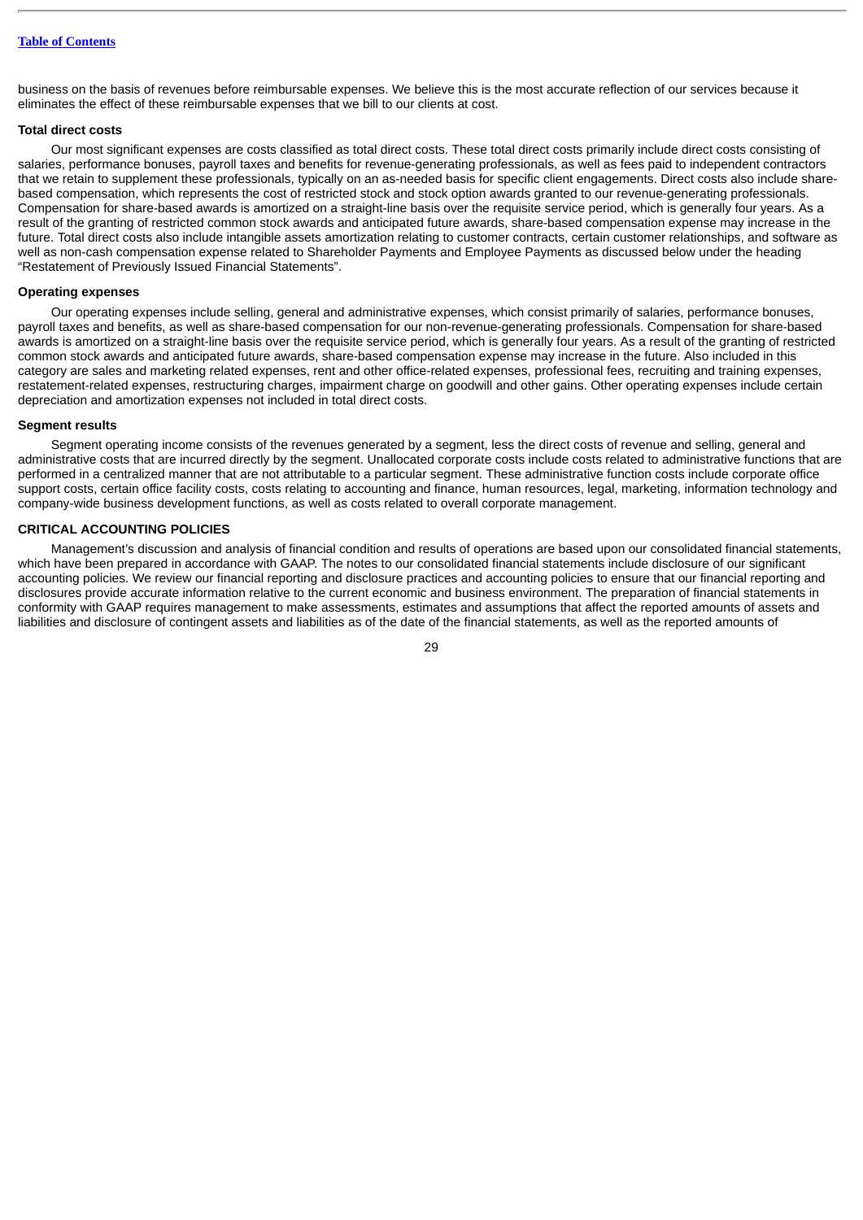business on the basis of revenues before reimbursable expenses. We believe this is the most accurate reflection of our services because it eliminates the effect of these reimbursable expenses that we bill to our clients at cost.

#### Total direct costs

Our most significant expenses are costs classified as total direct costs. These total direct costs primarily include direct costs consisting of salaries, performance bonuses, payroll taxes and benefits for revenue-generating professionals, as well as fees paid to independent contractors that we retain to supplement these professionals, typically on an as-needed basis for specific client engagements. Direct costs also include share-based compensation, which represents the cost of restricted stock and stock option awards granted to our revenue-generating professionals. Compensation for share-based awards is amortized on a straight-line basis over the requisite service period, which is generally four years. As a result of the granting of restricted common stock awards and anticipated future awards, share-based compensation expense may increase in the future. Total direct costs also include intangible assets amortization relating to customer contracts, certain customer relationships, and software as well as non-cash compensation expense related to Shareholder Payments and Employee Payments as discussed below under the heading "Restatement of Previously Issued Financial Statements".

#### Operating expenses

Our operating expenses include selling, general and administrative expenses, which consist primarily of salaries, performance bonuses, payroll taxes and benefits, as well as share-based compensation for our non-revenue-generating professionals. Compensation for share-based awards is amortized on a straight-line basis over the requisite service period, which is generally four years. As a result of the granting of restricted common stock awards and anticipated future awards, share-based compensation expense may increase in the future. Also included in this category are sales and marketing related expenses, rent and other office-related expenses, professional fees, recruiting and training expenses, restatement-related expenses, restructuring charges, impairment charge on goodwill and other gains. Other operating expenses include certain depreciation and amortization expenses not included in total direct costs.

#### Segment results

Segment operating income consists of the revenues generated by a segment, less the direct costs of revenue and selling, general and administrative costs that are incurred directly by the segment. Unallocated corporate costs include costs related to administrative functions that are performed in a centralized manner that are not attributable to a particular segment. These administrative function costs include corporate office support costs, certain office facility costs, costs relating to accounting and finance, human resources, legal, marketing, information technology and company-wide business development functions, as well as costs related to overall corporate management.

### CRITICAL ACCOUNTING POLICIES

Management's discussion and analysis of financial condition and results of operations are based upon our consolidated financial statements, which have been prepared in accordance with GAAP. The notes to our consolidated financial statements include disclosure of our significant accounting policies. We review our financial reporting and disclosure practices and accounting policies to ensure that our financial reporting and disclosures provide accurate information relative to the current economic and business environment. The preparation of financial statements in conformity with GAAP requires management to make assessments, estimates and assumptions that affect the reported amounts of assets and liabilities and disclosure of contingent assets and liabilities as of the date of the financial statements, as well as the reported amounts of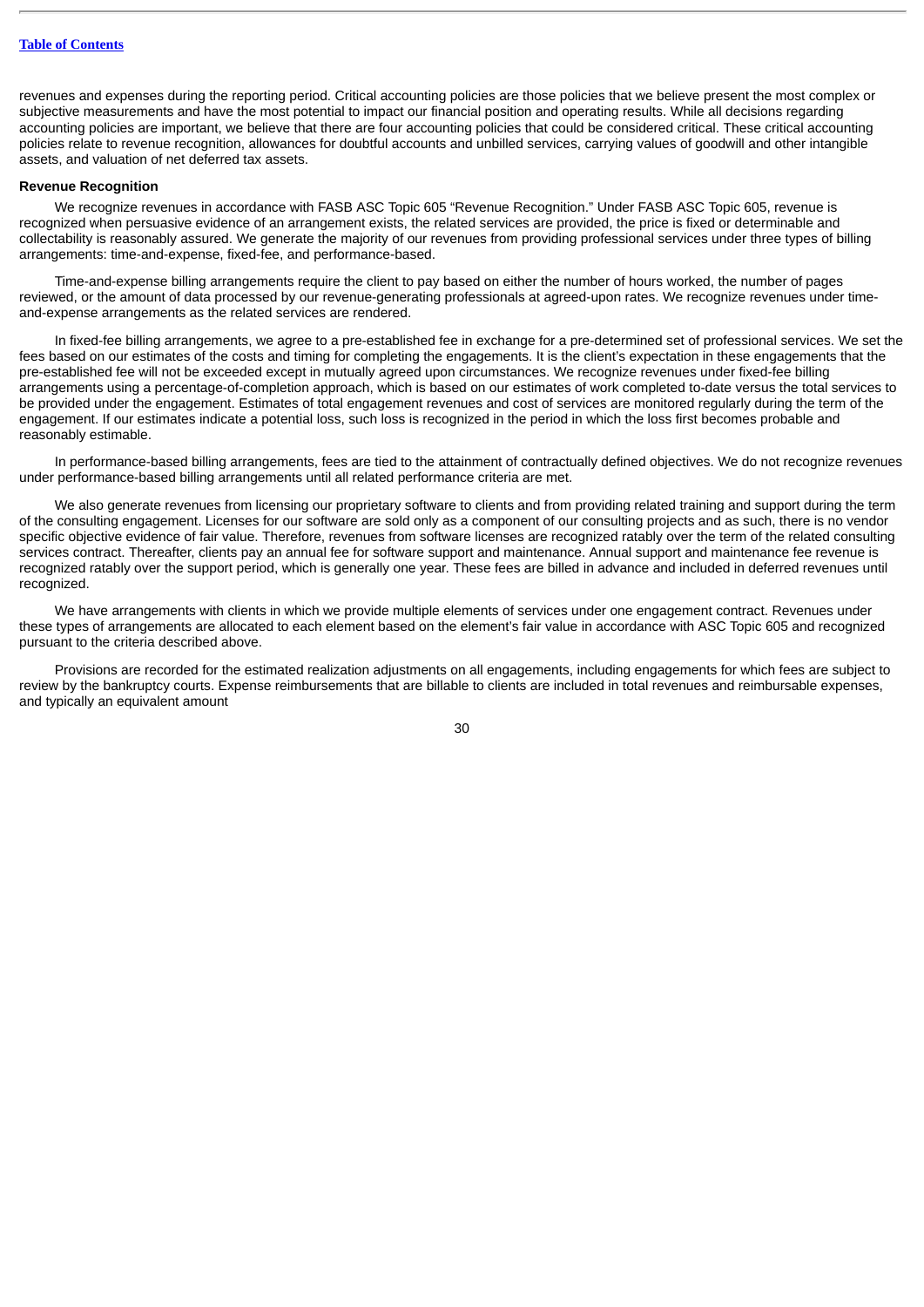revenues and expenses during the reporting period. Critical accounting policies are those policies that we believe present the most complex or subjective measurements and have the most potential to impact our financial position and operating results. While all decisions regarding accounting policies are important, we believe that there are four accounting policies that could be considered critical. These critical accounting policies relate to revenue recognition, allowances for doubtful accounts and unbilled services, carrying values of goodwill and other intangible assets, and valuation of net deferred tax assets.

**Revenue Recognition**

We recognize revenues in accordance with FASB ASC Topic 605 "Revenue Recognition." Under FASB ASC Topic 605, revenue is recognized when persuasive evidence of an arrangement exists, the related services are provided, the price is fixed or determinable and collectability is reasonably assured. We generate the majority of our revenues from providing professional services under three types of billing arrangements: time-and-expense, fixed-fee, and performance-based.

Time-and-expense billing arrangements require the client to pay based on either the number of hours worked, the number of pages reviewed, or the amount of data processed by our revenue-generating professionals at agreed-upon rates. We recognize revenues under time-and-expense arrangements as the related services are rendered.

In fixed-fee billing arrangements, we agree to a pre-established fee in exchange for a pre-determined set of professional services. We set the fees based on our estimates of the costs and timing for completing the engagements. It is the client's expectation in these engagements that the pre-established fee will not be exceeded except in mutually agreed upon circumstances. We recognize revenues under fixed-fee billing arrangements using a percentage-of-completion approach, which is based on our estimates of work completed to-date versus the total services to be provided under the engagement. Estimates of total engagement revenues and cost of services are monitored regularly during the term of the engagement. If our estimates indicate a potential loss, such loss is recognized in the period in which the loss first becomes probable and reasonably estimable.

In performance-based billing arrangements, fees are tied to the attainment of contractually defined objectives. We do not recognize revenues under performance-based billing arrangements until all related performance criteria are met.

We also generate revenues from licensing our proprietary software to clients and from providing related training and support during the term of the consulting engagement. Licenses for our software are sold only as a component of our consulting projects and as such, there is no vendor specific objective evidence of fair value. Therefore, revenues from software licenses are recognized ratably over the term of the related consulting services contract. Thereafter, clients pay an annual fee for software support and maintenance. Annual support and maintenance fee revenue is recognized ratably over the support period, which is generally one year. These fees are billed in advance and included in deferred revenues until recognized.

We have arrangements with clients in which we provide multiple elements of services under one engagement contract. Revenues under these types of arrangements are allocated to each element based on the element's fair value in accordance with ASC Topic 605 and recognized pursuant to the criteria described above.

Provisions are recorded for the estimated realization adjustments on all engagements, including engagements for which fees are subject to review by the bankruptcy courts. Expense reimbursements that are billable to clients are included in total revenues and reimbursable expenses, and typically an equivalent amount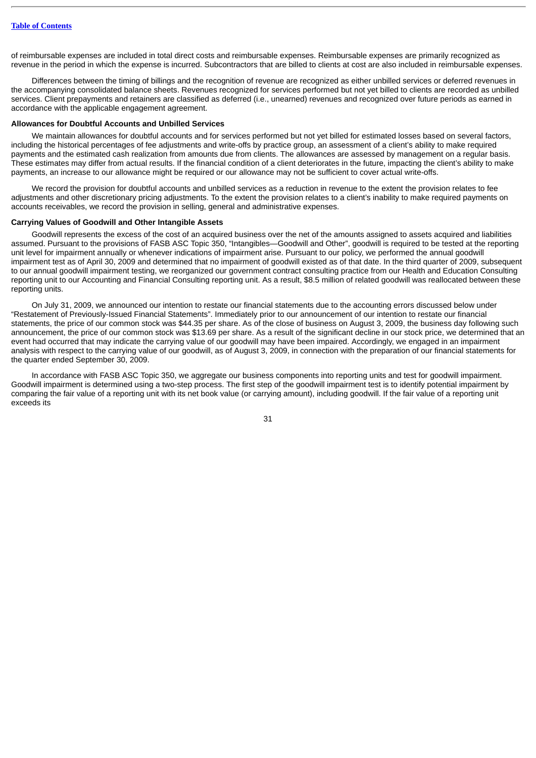of reimbursable expenses are included in total direct costs and reimbursable expenses. Reimbursable expenses are primarily recognized as revenue in the period in which the expense is incurred. Subcontractors that are billed to clients at cost are also included in reimbursable expenses.

Differences between the timing of billings and the recognition of revenue are recognized as either unbilled services or deferred revenues in the accompanying consolidated balance sheets. Revenues recognized for services performed but not yet billed to clients are recorded as unbilled services. Client prepayments and retainers are classified as deferred (i.e., unearned) revenues and recognized over future periods as earned in accordance with the applicable engagement agreement.

**Allowances for Doubtful Accounts and Unbilled Services**

We maintain allowances for doubtful accounts and for services performed but not yet billed for estimated losses based on several factors, including the historical percentages of fee adjustments and write-offs by practice group, an assessment of a client's ability to make required payments and the estimated cash realization from amounts due from clients. The allowances are assessed by management on a regular basis. These estimates may differ from actual results. If the financial condition of a client deteriorates in the future, impacting the client's ability to make payments, an increase to our allowance might be required or our allowance may not be sufficient to cover actual write-offs.

We record the provision for doubtful accounts and unbilled services as a reduction in revenue to the extent the provision relates to fee adjustments and other discretionary pricing adjustments. To the extent the provision relates to a client's inability to make required payments on accounts receivables, we record the provision in selling, general and administrative expenses.

**Carrying Values of Goodwill and Other Intangible Assets**

Goodwill represents the excess of the cost of an acquired business over the net of the amounts assigned to assets acquired and liabilities assumed. Pursuant to the provisions of FASB ASC Topic 350, "Intangibles—Goodwill and Other", goodwill is required to be tested at the reporting unit level for impairment annually or whenever indications of impairment arise. Pursuant to our policy, we performed the annual goodwill impairment test as of April 30, 2009 and determined that no impairment of goodwill existed as of that date. In the third quarter of 2009, subsequent to our annual goodwill impairment testing, we reorganized our government contract consulting practice from our Health and Education Consulting reporting unit to our Accounting and Financial Consulting reporting unit. As a result, $8.5 million of related goodwill was reallocated between these reporting units.

On July 31, 2009, we announced our intention to restate our financial statements due to the accounting errors discussed below under "Restatement of Previously-Issued Financial Statements". Immediately prior to our announcement of our intention to restate our financial statements, the price of our common stock was $44.35 per share. As of the close of business on August 3, 2009, the business day following such announcement, the price of our common stock was $13.69 per share. As a result of the significant decline in our stock price, we determined that an event had occurred that may indicate the carrying value of our goodwill may have been impaired. Accordingly, we engaged in an impairment analysis with respect to the carrying value of our goodwill, as of August 3, 2009, in connection with the preparation of our financial statements for the quarter ended September 30, 2009.

In accordance with FASB ASC Topic 350, we aggregate our business components into reporting units and test for goodwill impairment. Goodwill impairment is determined using a two-step process. The first step of the goodwill impairment test is to identify potential impairment by comparing the fair value of a reporting unit with its net book value (or carrying amount), including goodwill. If the fair value of a reporting unit exceeds its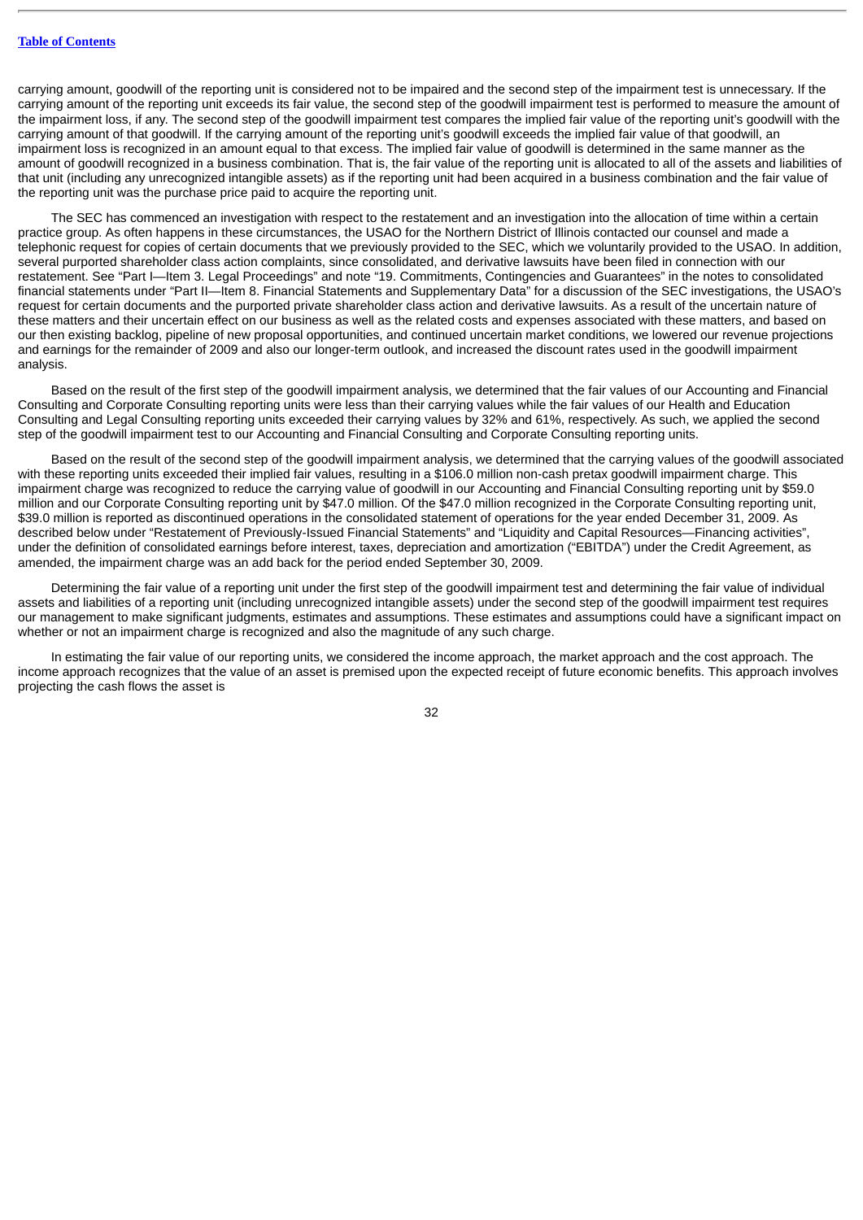carrying amount, goodwill of the reporting unit is considered not to be impaired and the second step of the impairment test is unnecessary. If the carrying amount of the reporting unit exceeds its fair value, the second step of the goodwill impairment test is performed to measure the amount of the impairment loss, if any. The second step of the goodwill impairment test compares the implied fair value of the reporting unit's goodwill with the carrying amount of that goodwill. If the carrying amount of the reporting unit's goodwill exceeds the implied fair value of that goodwill, an impairment loss is recognized in an amount equal to that excess. The implied fair value of goodwill is determined in the same manner as the amount of goodwill recognized in a business combination. That is, the fair value of the reporting unit is allocated to all of the assets and liabilities of that unit (including any unrecognized intangible assets) as if the reporting unit had been acquired in a business combination and the fair value of the reporting unit was the purchase price paid to acquire the reporting unit.

The SEC has commenced an investigation with respect to the restatement and an investigation into the allocation of time within a certain practice group. As often happens in these circumstances, the USAO for the Northern District of Illinois contacted our counsel and made a telephonic request for copies of certain documents that we previously provided to the SEC, which we voluntarily provided to the USAO. In addition, several purported shareholder class action complaints, since consolidated, and derivative lawsuits have been filed in connection with our restatement. See "Part I—Item 3. Legal Proceedings" and note "19. Commitments, Contingencies and Guarantees" in the notes to consolidated financial statements under "Part II—Item 8. Financial Statements and Supplementary Data" for a discussion of the SEC investigations, the USAO's request for certain documents and the purported private shareholder class action and derivative lawsuits. As a result of the uncertain nature of these matters and their uncertain effect on our business as well as the related costs and expenses associated with these matters, and based on our then existing backlog, pipeline of new proposal opportunities, and continued uncertain market conditions, we lowered our revenue projections and earnings for the remainder of 2009 and also our longer-term outlook, and increased the discount rates used in the goodwill impairment analysis.

Based on the result of the first step of the goodwill impairment analysis, we determined that the fair values of our Accounting and Financial Consulting and Corporate Consulting reporting units were less than their carrying values while the fair values of our Health and Education Consulting and Legal Consulting reporting units exceeded their carrying values by 32% and 61%, respectively. As such, we applied the second step of the goodwill impairment test to our Accounting and Financial Consulting and Corporate Consulting reporting units.

Based on the result of the second step of the goodwill impairment analysis, we determined that the carrying values of the goodwill associated with these reporting units exceeded their implied fair values, resulting in a $106.0 million non-cash pretax goodwill impairment charge. This impairment charge was recognized to reduce the carrying value of goodwill in our Accounting and Financial Consulting reporting unit by $59.0 million and our Corporate Consulting reporting unit by $47.0 million. Of the $47.0 million recognized in the Corporate Consulting reporting unit, $39.0 million is reported as discontinued operations in the consolidated statement of operations for the year ended December 31, 2009. As described below under "Restatement of Previously-Issued Financial Statements" and "Liquidity and Capital Resources—Financing activities", under the definition of consolidated earnings before interest, taxes, depreciation and amortization ("EBITDA") under the Credit Agreement, as amended, the impairment charge was an add back for the period ended September 30, 2009.

Determining the fair value of a reporting unit under the first step of the goodwill impairment test and determining the fair value of individual assets and liabilities of a reporting unit (including unrecognized intangible assets) under the second step of the goodwill impairment test requires our management to make significant judgments, estimates and assumptions. These estimates and assumptions could have a significant impact on whether or not an impairment charge is recognized and also the magnitude of any such charge.

In estimating the fair value of our reporting units, we considered the income approach, the market approach and the cost approach. The income approach recognizes that the value of an asset is premised upon the expected receipt of future economic benefits. This approach involves projecting the cash flows the asset is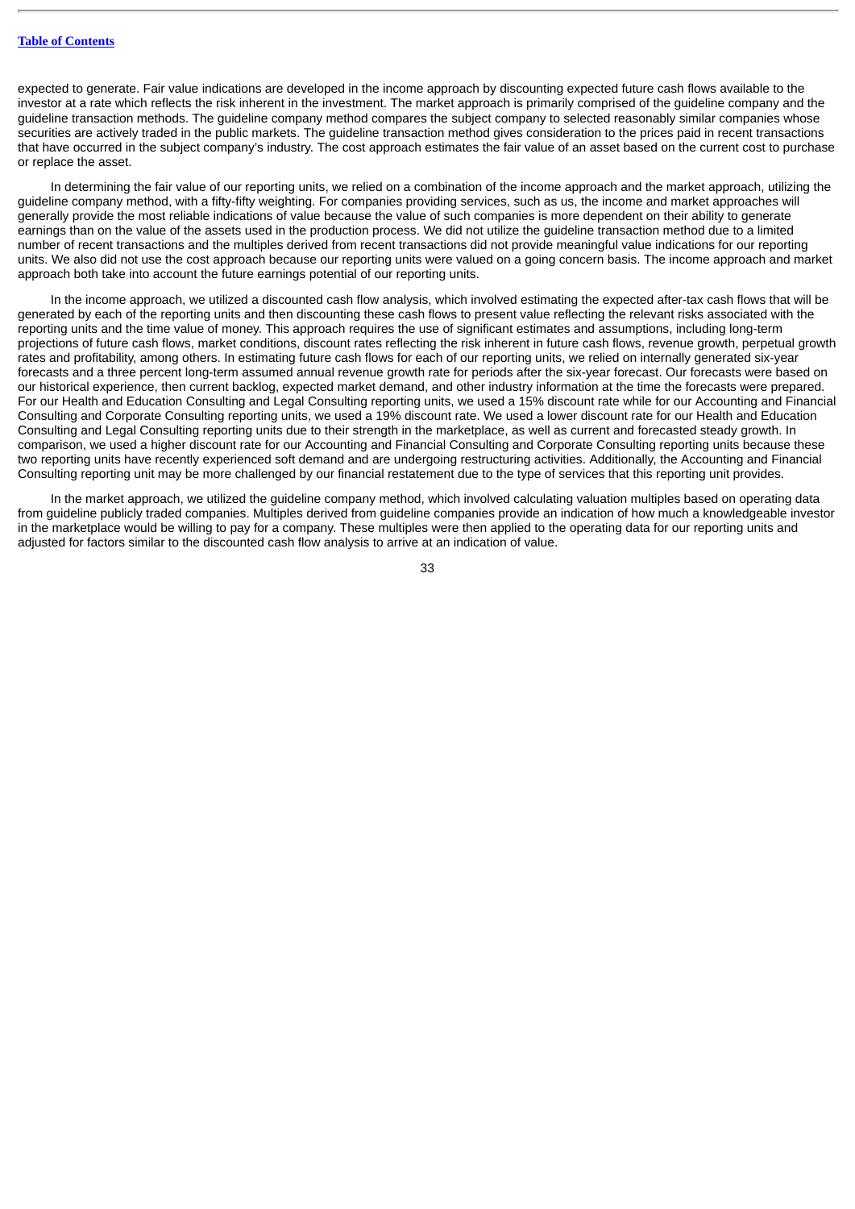expected to generate. Fair value indications are developed in the income approach by discounting expected future cash flows available to the investor at a rate which reflects the risk inherent in the investment. The market approach is primarily comprised of the guideline company and the guideline transaction methods. The guideline company method compares the subject company to selected reasonably similar companies whose securities are actively traded in the public markets. The guideline transaction method gives consideration to the prices paid in recent transactions that have occurred in the subject company's industry. The cost approach estimates the fair value of an asset based on the current cost to purchase or replace the asset.

In determining the fair value of our reporting units, we relied on a combination of the income approach and the market approach, utilizing the guideline company method, with a fifty-fifty weighting. For companies providing services, such as us, the income and market approaches will generally provide the most reliable indications of value because the value of such companies is more dependent on their ability to generate earnings than on the value of the assets used in the production process. We did not utilize the guideline transaction method due to a limited number of recent transactions and the multiples derived from recent transactions did not provide meaningful value indications for our reporting units. We also did not use the cost approach because our reporting units were valued on a going concern basis. The income approach and market approach both take into account the future earnings potential of our reporting units.

In the income approach, we utilized a discounted cash flow analysis, which involved estimating the expected after-tax cash flows that will be generated by each of the reporting units and then discounting these cash flows to present value reflecting the relevant risks associated with the reporting units and the time value of money. This approach requires the use of significant estimates and assumptions, including long-term projections of future cash flows, market conditions, discount rates reflecting the risk inherent in future cash flows, revenue growth, perpetual growth rates and profitability, among others. In estimating future cash flows for each of our reporting units, we relied on internally generated six-year forecasts and a three percent long-term assumed annual revenue growth rate for periods after the six-year forecast. Our forecasts were based on our historical experience, then current backlog, expected market demand, and other industry information at the time the forecasts were prepared. For our Health and Education Consulting and Legal Consulting reporting units, we used a 15% discount rate while for our Accounting and Financial Consulting and Corporate Consulting reporting units, we used a 19% discount rate. We used a lower discount rate for our Health and Education Consulting and Legal Consulting reporting units due to their strength in the marketplace, as well as current and forecasted steady growth. In comparison, we used a higher discount rate for our Accounting and Financial Consulting and Corporate Consulting reporting units because these two reporting units have recently experienced soft demand and are undergoing restructuring activities. Additionally, the Accounting and Financial Consulting reporting unit may be more challenged by our financial restatement due to the type of services that this reporting unit provides.

In the market approach, we utilized the guideline company method, which involved calculating valuation multiples based on operating data from guideline publicly traded companies. Multiples derived from guideline companies provide an indication of how much a knowledgeable investor in the marketplace would be willing to pay for a company. These multiples were then applied to the operating data for our reporting units and adjusted for factors similar to the discounted cash flow analysis to arrive at an indication of value.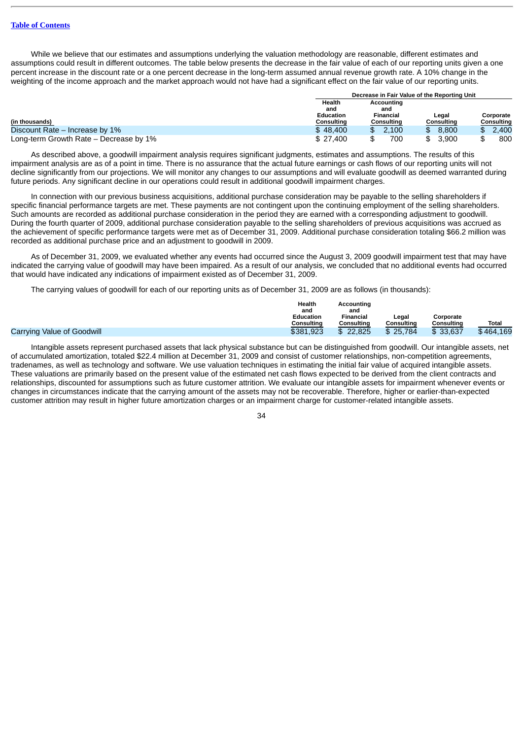While we believe that our estimates and assumptions underlying the valuation methodology are reasonable, different estimates and assumptions could result in different outcomes. The table below presents the decrease in the fair value of each of our reporting units given a one percent increase in the discount rate or a one percent decrease in the long-term assumed annual revenue growth rate. A 10% change in the weighting of the income approach and the market approach would not have had a significant effect on the fair value of our reporting units.

| | Decrease in Fair Value of the Reporting Unit | | | |
|---|---|---|---|---|
| (in thousands) | Health and Education Consulting | Accounting and Financial Consulting | Legal Consulting | Corporate Consulting |
| Discount Rate – Increase by 1% | $ 48,400 | $ 2,100 | $ 8,800 | $ 2,400 |
| Long-term Growth Rate – Decrease by 1% | $ 27,400 | $ 700 | $ 3,900 | $ 800 |

As described above, a goodwill impairment analysis requires significant judgments, estimates and assumptions. The results of this impairment analysis are as of a point in time. There is no assurance that the actual future earnings or cash flows of our reporting units will not decline significantly from our projections. We will monitor any changes to our assumptions and will evaluate goodwill as deemed warranted during future periods. Any significant decline in our operations could result in additional goodwill impairment charges.

In connection with our previous business acquisitions, additional purchase consideration may be payable to the selling shareholders if specific financial performance targets are met. These payments are not contingent upon the continuing employment of the selling shareholders. Such amounts are recorded as additional purchase consideration in the period they are earned with a corresponding adjustment to goodwill. During the fourth quarter of 2009, additional purchase consideration payable to the selling shareholders of previous acquisitions was accrued as the achievement of specific performance targets were met as of December 31, 2009. Additional purchase consideration totaling $66.2 million was recorded as additional purchase price and an adjustment to goodwill in 2009.

As of December 31, 2009, we evaluated whether any events had occurred since the August 3, 2009 goodwill impairment test that may have indicated the carrying value of goodwill may have been impaired. As a result of our analysis, we concluded that no additional events had occurred that would have indicated any indications of impairment existed as of December 31, 2009.

The carrying values of goodwill for each of our reporting units as of December 31, 2009 are as follows (in thousands):

| | Health and Education Consulting | Accounting and Financial Consulting | Legal Consulting | Corporate Consulting | Total |
|---|---|---|---|---|---|
| Carrying Value of Goodwill | $381,923 | $ 22,825 | $ 25,784 | $ 33,637 | $464,169 |

Intangible assets represent purchased assets that lack physical substance but can be distinguished from goodwill. Our intangible assets, net of accumulated amortization, totaled $22.4 million at December 31, 2009 and consist of customer relationships, non-competition agreements, tradenames, as well as technology and software. We use valuation techniques in estimating the initial fair value of acquired intangible assets. These valuations are primarily based on the present value of the estimated net cash flows expected to be derived from the client contracts and relationships, discounted for assumptions such as future customer attrition. We evaluate our intangible assets for impairment whenever events or changes in circumstances indicate that the carrying amount of the assets may not be recoverable. Therefore, higher or earlier-than-expected customer attrition may result in higher future amortization charges or an impairment charge for customer-related intangible assets.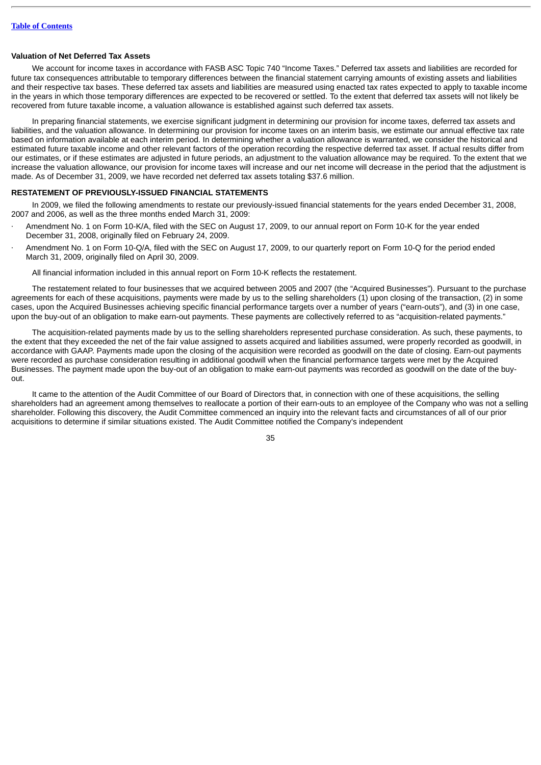**Valuation of Net Deferred Tax Assets**

We account for income taxes in accordance with FASB ASC Topic 740 "Income Taxes." Deferred tax assets and liabilities are recorded for future tax consequences attributable to temporary differences between the financial statement carrying amounts of existing assets and liabilities and their respective tax bases. These deferred tax assets and liabilities are measured using enacted tax rates expected to apply to taxable income in the years in which those temporary differences are expected to be recovered or settled. To the extent that deferred tax assets will not likely be recovered from future taxable income, a valuation allowance is established against such deferred tax assets.

In preparing financial statements, we exercise significant judgment in determining our provision for income taxes, deferred tax assets and liabilities, and the valuation allowance. In determining our provision for income taxes on an interim basis, we estimate our annual effective tax rate based on information available at each interim period. In determining whether a valuation allowance is warranted, we consider the historical and estimated future taxable income and other relevant factors of the operation recording the respective deferred tax asset. If actual results differ from our estimates, or if these estimates are adjusted in future periods, an adjustment to the valuation allowance may be required. To the extent that we increase the valuation allowance, our provision for income taxes will increase and our net income will decrease in the period that the adjustment is made. As of December 31, 2009, we have recorded net deferred tax assets totaling $37.6 million.

**RESTATEMENT OF PREVIOUSLY-ISSUED FINANCIAL STATEMENTS**

In 2009, we filed the following amendments to restate our previously-issued financial statements for the years ended December 31, 2008, 2007 and 2006, as well as the three months ended March 31, 2009:

- Amendment No. 1 on Form 10-K/A, filed with the SEC on August 17, 2009, to our annual report on Form 10-K for the year ended December 31, 2008, originally filed on February 24, 2009.
- Amendment No. 1 on Form 10-Q/A, filed with the SEC on August 17, 2009, to our quarterly report on Form 10-Q for the period ended March 31, 2009, originally filed on April 30, 2009.

All financial information included in this annual report on Form 10-K reflects the restatement.

The restatement related to four businesses that we acquired between 2005 and 2007 (the "Acquired Businesses"). Pursuant to the purchase agreements for each of these acquisitions, payments were made by us to the selling shareholders (1) upon closing of the transaction, (2) in some cases, upon the Acquired Businesses achieving specific financial performance targets over a number of years ("earn-outs"), and (3) in one case, upon the buy-out of an obligation to make earn-out payments. These payments are collectively referred to as "acquisition-related payments."

The acquisition-related payments made by us to the selling shareholders represented purchase consideration. As such, these payments, to the extent that they exceeded the net of the fair value assigned to assets acquired and liabilities assumed, were properly recorded as goodwill, in accordance with GAAP. Payments made upon the closing of the acquisition were recorded as goodwill on the date of closing. Earn-out payments were recorded as purchase consideration resulting in additional goodwill when the financial performance targets were met by the Acquired Businesses. The payment made upon the buy-out of an obligation to make earn-out payments was recorded as goodwill on the date of the buy-out.

It came to the attention of the Audit Committee of our Board of Directors that, in connection with one of these acquisitions, the selling shareholders had an agreement among themselves to reallocate a portion of their earn-outs to an employee of the Company who was not a selling shareholder. Following this discovery, the Audit Committee commenced an inquiry into the relevant facts and circumstances of all of our prior acquisitions to determine if similar situations existed. The Audit Committee notified the Company's independent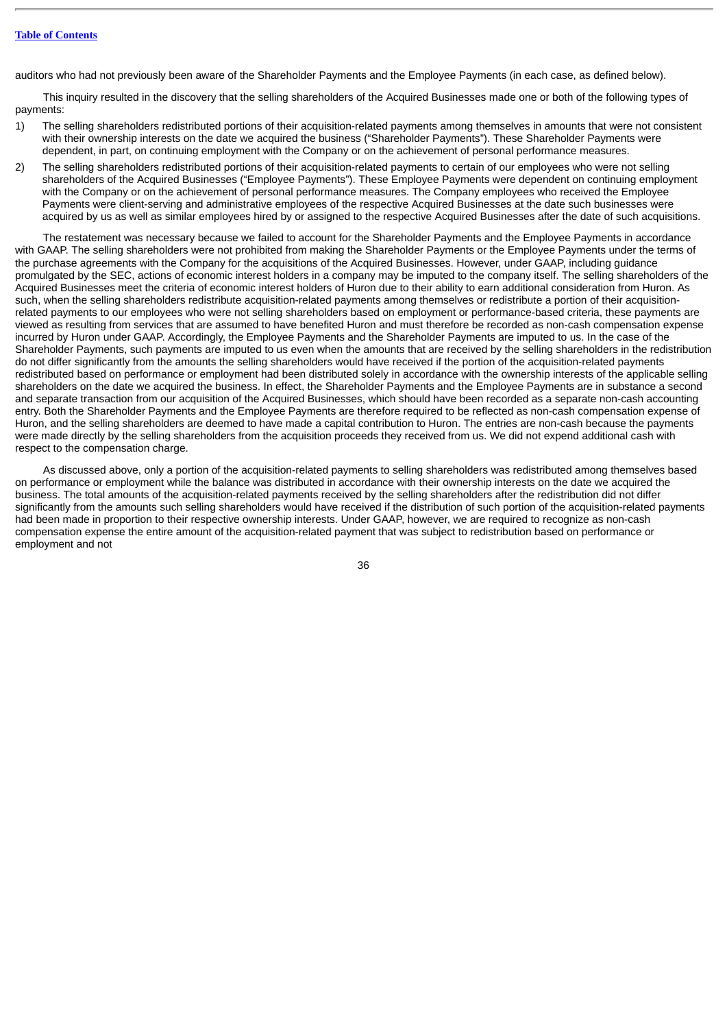auditors who had not previously been aware of the Shareholder Payments and the Employee Payments (in each case, as defined below).

This inquiry resulted in the discovery that the selling shareholders of the Acquired Businesses made one or both of the following types of payments:

1) The selling shareholders redistributed portions of their acquisition-related payments among themselves in amounts that were not consistent with their ownership interests on the date we acquired the business ("Shareholder Payments"). These Shareholder Payments were dependent, in part, on continuing employment with the Company or on the achievement of personal performance measures.
2) The selling shareholders redistributed portions of their acquisition-related payments to certain of our employees who were not selling shareholders of the Acquired Businesses ("Employee Payments"). These Employee Payments were dependent on continuing employment with the Company or on the achievement of personal performance measures. The Company employees who received the Employee Payments were client-serving and administrative employees of the respective Acquired Businesses at the date such businesses were acquired by us as well as similar employees hired by or assigned to the respective Acquired Businesses after the date of such acquisitions.

The restatement was necessary because we failed to account for the Shareholder Payments and the Employee Payments in accordance with GAAP. The selling shareholders were not prohibited from making the Shareholder Payments or the Employee Payments under the terms of the purchase agreements with the Company for the acquisitions of the Acquired Businesses. However, under GAAP, including guidance promulgated by the SEC, actions of economic interest holders in a company may be imputed to the company itself. The selling shareholders of the Acquired Businesses meet the criteria of economic interest holders of Huron due to their ability to earn additional consideration from Huron. As such, when the selling shareholders redistribute acquisition-related payments among themselves or redistribute a portion of their acquisition-related payments to our employees who were not selling shareholders based on employment or performance-based criteria, these payments are viewed as resulting from services that are assumed to have benefited Huron and must therefore be recorded as non-cash compensation expense incurred by Huron under GAAP. Accordingly, the Employee Payments and the Shareholder Payments are imputed to us. In the case of the Shareholder Payments, such payments are imputed to us even when the amounts that are received by the selling shareholders in the redistribution do not differ significantly from the amounts the selling shareholders would have received if the portion of the acquisition-related payments redistributed based on performance or employment had been distributed solely in accordance with the ownership interests of the applicable selling shareholders on the date we acquired the business. In effect, the Shareholder Payments and the Employee Payments are in substance a second and separate transaction from our acquisition of the Acquired Businesses, which should have been recorded as a separate non-cash accounting entry. Both the Shareholder Payments and the Employee Payments are therefore required to be reflected as non-cash compensation expense of Huron, and the selling shareholders are deemed to have made a capital contribution to Huron. The entries are non-cash because the payments were made directly by the selling shareholders from the acquisition proceeds they received from us. We did not expend additional cash with respect to the compensation charge.

As discussed above, only a portion of the acquisition-related payments to selling shareholders was redistributed among themselves based on performance or employment while the balance was distributed in accordance with their ownership interests on the date we acquired the business. The total amounts of the acquisition-related payments received by the selling shareholders after the redistribution did not differ significantly from the amounts such selling shareholders would have received if the distribution of such portion of the acquisition-related payments had been made in proportion to their respective ownership interests. Under GAAP, however, we are required to recognize as non-cash compensation expense the entire amount of the acquisition-related payment that was subject to redistribution based on performance or employment and not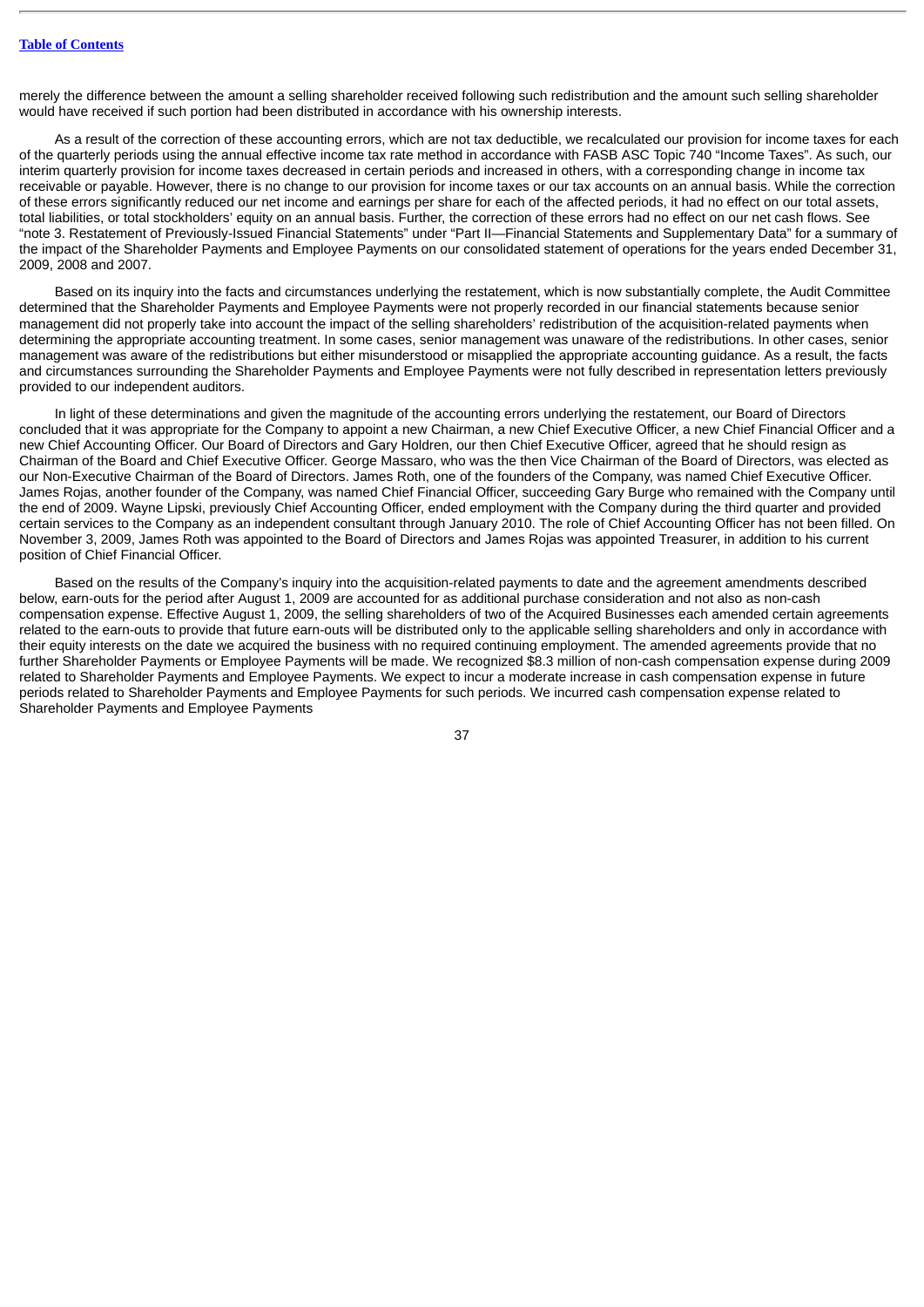merely the difference between the amount a selling shareholder received following such redistribution and the amount such selling shareholder would have received if such portion had been distributed in accordance with his ownership interests.

As a result of the correction of these accounting errors, which are not tax deductible, we recalculated our provision for income taxes for each of the quarterly periods using the annual effective income tax rate method in accordance with FASB ASC Topic 740 "Income Taxes". As such, our interim quarterly provision for income taxes decreased in certain periods and increased in others, with a corresponding change in income tax receivable or payable. However, there is no change to our provision for income taxes or our tax accounts on an annual basis. While the correction of these errors significantly reduced our net income and earnings per share for each of the affected periods, it had no effect on our total assets, total liabilities, or total stockholders' equity on an annual basis. Further, the correction of these errors had no effect on our net cash flows. See "note 3. Restatement of Previously-Issued Financial Statements" under "Part II—Financial Statements and Supplementary Data" for a summary of the impact of the Shareholder Payments and Employee Payments on our consolidated statement of operations for the years ended December 31, 2009, 2008 and 2007.

Based on its inquiry into the facts and circumstances underlying the restatement, which is now substantially complete, the Audit Committee determined that the Shareholder Payments and Employee Payments were not properly recorded in our financial statements because senior management did not properly take into account the impact of the selling shareholders' redistribution of the acquisition-related payments when determining the appropriate accounting treatment. In some cases, senior management was unaware of the redistributions. In other cases, senior management was aware of the redistributions but either misunderstood or misapplied the appropriate accounting guidance. As a result, the facts and circumstances surrounding the Shareholder Payments and Employee Payments were not fully described in representation letters previously provided to our independent auditors.

In light of these determinations and given the magnitude of the accounting errors underlying the restatement, our Board of Directors concluded that it was appropriate for the Company to appoint a new Chairman, a new Chief Executive Officer, a new Chief Financial Officer and a new Chief Accounting Officer. Our Board of Directors and Gary Holdren, our then Chief Executive Officer, agreed that he should resign as Chairman of the Board and Chief Executive Officer. George Massaro, who was the then Vice Chairman of the Board of Directors, was elected as our Non-Executive Chairman of the Board of Directors. James Roth, one of the founders of the Company, was named Chief Executive Officer. James Rojas, another founder of the Company, was named Chief Financial Officer, succeeding Gary Burge who remained with the Company until the end of 2009. Wayne Lipski, previously Chief Accounting Officer, ended employment with the Company during the third quarter and provided certain services to the Company as an independent consultant through January 2010. The role of Chief Accounting Officer has not been filled. On November 3, 2009, James Roth was appointed to the Board of Directors and James Rojas was appointed Treasurer, in addition to his current position of Chief Financial Officer.

Based on the results of the Company's inquiry into the acquisition-related payments to date and the agreement amendments described below, earn-outs for the period after August 1, 2009 are accounted for as additional purchase consideration and not also as non-cash compensation expense. Effective August 1, 2009, the selling shareholders of two of the Acquired Businesses each amended certain agreements related to the earn-outs to provide that future earn-outs will be distributed only to the applicable selling shareholders and only in accordance with their equity interests on the date we acquired the business with no required continuing employment. The amended agreements provide that no further Shareholder Payments or Employee Payments will be made. We recognized $8.3 million of non-cash compensation expense during 2009 related to Shareholder Payments and Employee Payments. We expect to incur a moderate increase in cash compensation expense in future periods related to Shareholder Payments and Employee Payments for such periods. We incurred cash compensation expense related to Shareholder Payments and Employee Payments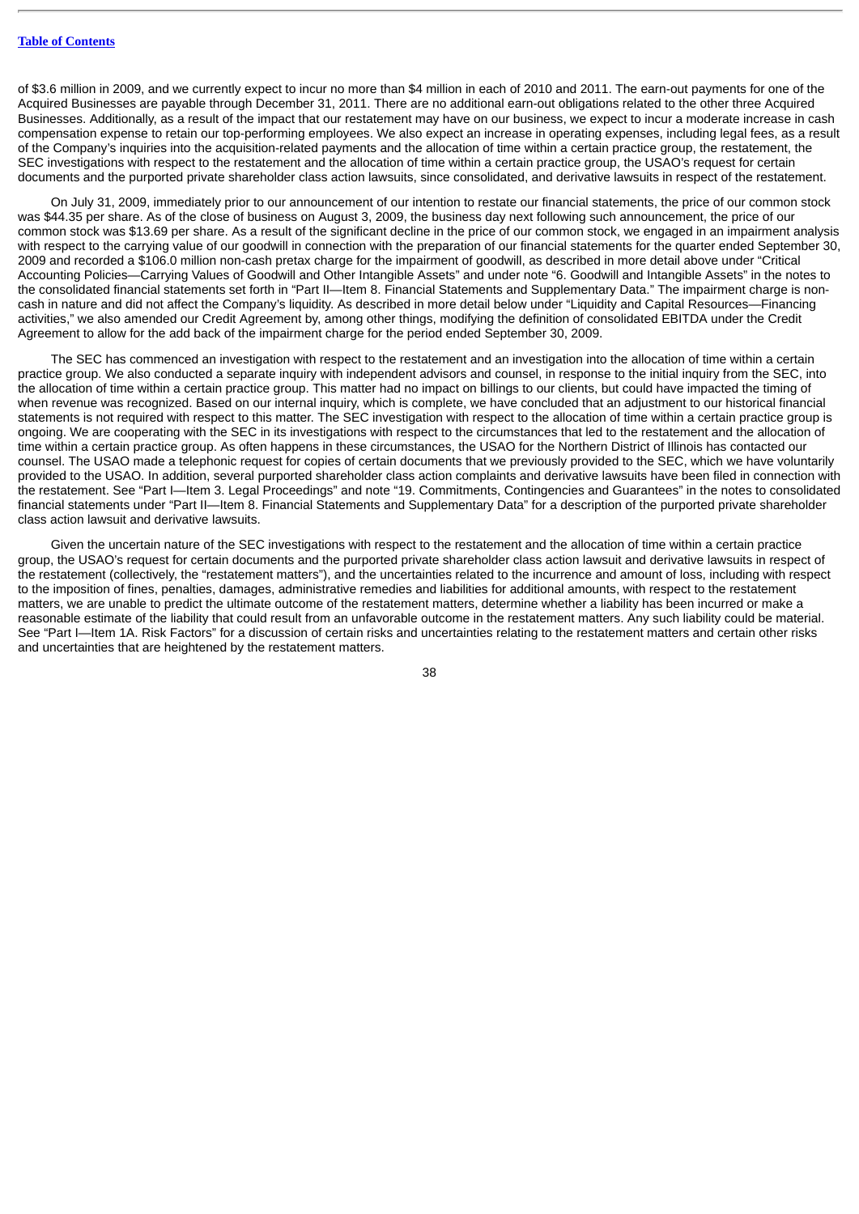of $3.6 million in 2009, and we currently expect to incur no more than $4 million in each of 2010 and 2011. The earn-out payments for one of the Acquired Businesses are payable through December 31, 2011. There are no additional earn-out obligations related to the other three Acquired Businesses. Additionally, as a result of the impact that our restatement may have on our business, we expect to incur a moderate increase in cash compensation expense to retain our top-performing employees. We also expect an increase in operating expenses, including legal fees, as a result of the Company's inquiries into the acquisition-related payments and the allocation of time within a certain practice group, the restatement, the SEC investigations with respect to the restatement and the allocation of time within a certain practice group, the USAO's request for certain documents and the purported private shareholder class action lawsuits, since consolidated, and derivative lawsuits in respect of the restatement.

On July 31, 2009, immediately prior to our announcement of our intention to restate our financial statements, the price of our common stock was $44.35 per share. As of the close of business on August 3, 2009, the business day next following such announcement, the price of our common stock was $13.69 per share. As a result of the significant decline in the price of our common stock, we engaged in an impairment analysis with respect to the carrying value of our goodwill in connection with the preparation of our financial statements for the quarter ended September 30, 2009 and recorded a $106.0 million non-cash pretax charge for the impairment of goodwill, as described in more detail above under "Critical Accounting Policies—Carrying Values of Goodwill and Other Intangible Assets" and under note "6. Goodwill and Intangible Assets" in the notes to the consolidated financial statements set forth in "Part II—Item 8. Financial Statements and Supplementary Data." The impairment charge is non-cash in nature and did not affect the Company's liquidity. As described in more detail below under "Liquidity and Capital Resources—Financing activities," we also amended our Credit Agreement by, among other things, modifying the definition of consolidated EBITDA under the Credit Agreement to allow for the add back of the impairment charge for the period ended September 30, 2009.

The SEC has commenced an investigation with respect to the restatement and an investigation into the allocation of time within a certain practice group. We also conducted a separate inquiry with independent advisors and counsel, in response to the initial inquiry from the SEC, into the allocation of time within a certain practice group. This matter had no impact on billings to our clients, but could have impacted the timing of when revenue was recognized. Based on our internal inquiry, which is complete, we have concluded that an adjustment to our historical financial statements is not required with respect to this matter. The SEC investigation with respect to the allocation of time within a certain practice group is ongoing. We are cooperating with the SEC in its investigations with respect to the circumstances that led to the restatement and the allocation of time within a certain practice group. As often happens in these circumstances, the USAO for the Northern District of Illinois has contacted our counsel. The USAO made a telephonic request for copies of certain documents that we previously provided to the SEC, which we have voluntarily provided to the USAO. In addition, several purported shareholder class action complaints and derivative lawsuits have been filed in connection with the restatement. See "Part I—Item 3. Legal Proceedings" and note "19. Commitments, Contingencies and Guarantees" in the notes to consolidated financial statements under "Part II—Item 8. Financial Statements and Supplementary Data" for a description of the purported private shareholder class action lawsuit and derivative lawsuits.

Given the uncertain nature of the SEC investigations with respect to the restatement and the allocation of time within a certain practice group, the USAO's request for certain documents and the purported private shareholder class action lawsuit and derivative lawsuits in respect of the restatement (collectively, the "restatement matters"), and the uncertainties related to the incurrence and amount of loss, including with respect to the imposition of fines, penalties, damages, administrative remedies and liabilities for additional amounts, with respect to the restatement matters, we are unable to predict the ultimate outcome of the restatement matters, determine whether a liability has been incurred or make a reasonable estimate of the liability that could result from an unfavorable outcome in the restatement matters. Any such liability could be material. See "Part I—Item 1A. Risk Factors" for a discussion of certain risks and uncertainties relating to the restatement matters and certain other risks and uncertainties that are heightened by the restatement matters.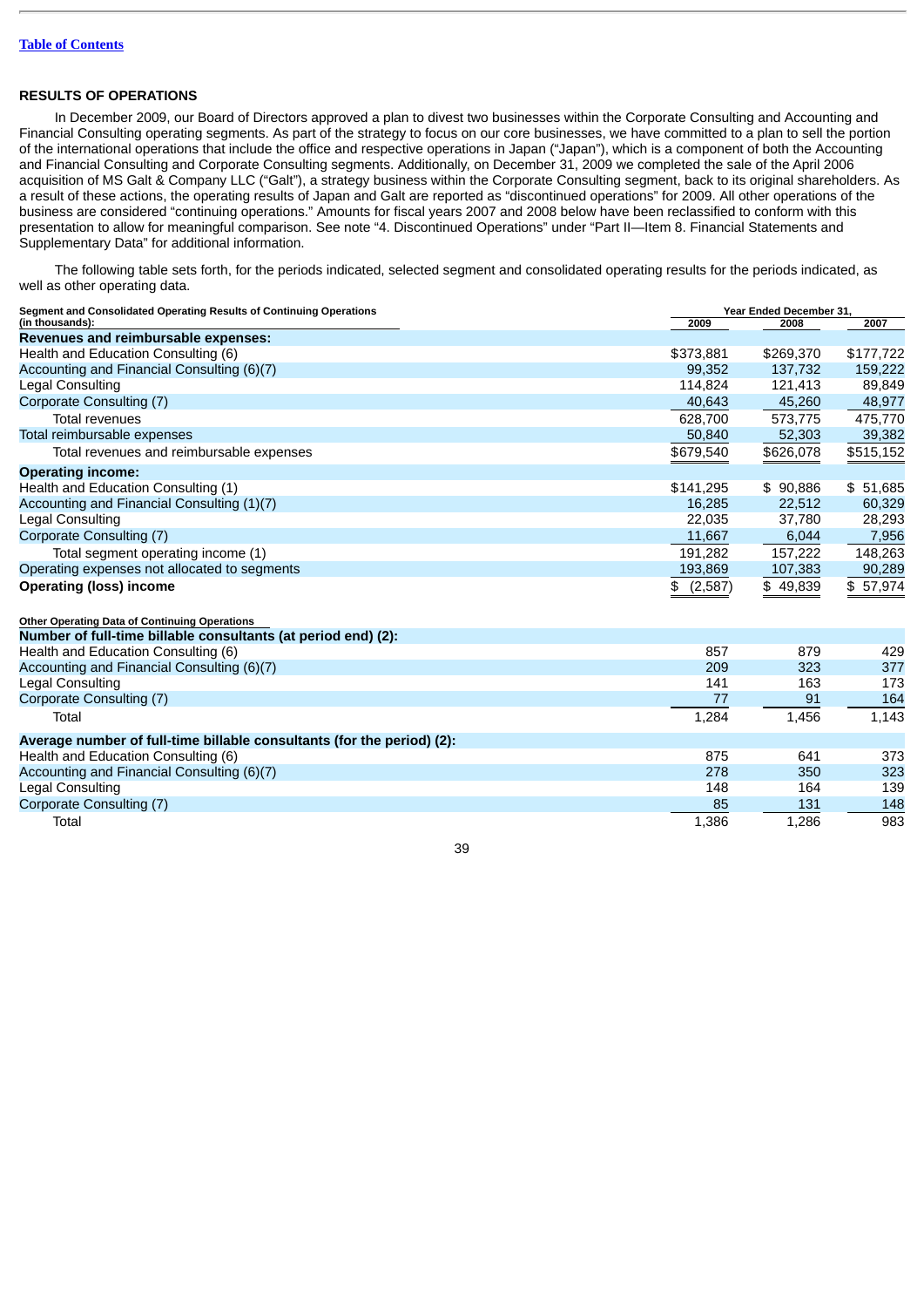[Table of Contents](#)

## RESULTS OF OPERATIONS

In December 2009, our Board of Directors approved a plan to divest two businesses within the Corporate Consulting and Accounting and Financial Consulting operating segments. As part of the strategy to focus on our core businesses, we have committed to a plan to sell the portion of the international operations that include the office and respective operations in Japan ("Japan"), which is a component of both the Accounting and Financial Consulting and Corporate Consulting segments. Additionally, on December 31, 2009 we completed the sale of the April 2006 acquisition of MS Galt & Company LLC ("Galt"), a strategy business within the Corporate Consulting segment, back to its original shareholders. As a result of these actions, the operating results of Japan and Galt are reported as "discontinued operations" for 2009. All other operations of the business are considered "continuing operations." Amounts for fiscal years 2007 and 2008 below have been reclassified to conform with this presentation to allow for meaningful comparison. See note "4. Discontinued Operations" under "Part II—Item 8. Financial Statements and Supplementary Data" for additional information.

The following table sets forth, for the periods indicated, selected segment and consolidated operating results for the periods indicated, as well as other operating data.

| Segment and Consolidated Operating Results of Continuing Operations (in thousands): | Year Ended December 31, 2009 | 2008 | 2007 |
|---|---|---|---|
| **Revenues and reimbursable expenses:** | | | |
| Health and Education Consulting (6) | $373,881 | $269,370 | $177,722 |
| Accounting and Financial Consulting (6)(7) | 99,352 | 137,732 | 159,222 |
| Legal Consulting | 114,824 | 121,413 | 89,849 |
| Corporate Consulting (7) | 40,643 | 45,260 | 48,977 |
| Total revenues | 628,700 | 573,775 | 475,770 |
| Total reimbursable expenses | 50,840 | 52,303 | 39,382 |
| Total revenues and reimbursable expenses | $679,540 | $626,078 | $515,152 |
| **Operating income:** | | | |
| Health and Education Consulting (1) | $141,295 | $ 90,886 | $ 51,685 |
| Accounting and Financial Consulting (1)(7) | 16,285 | 22,512 | 60,329 |
| Legal Consulting | 22,035 | 37,780 | 28,293 |
| Corporate Consulting (7) | 11,667 | 6,044 | 7,956 |
| Total segment operating income (1) | 191,282 | 157,222 | 148,263 |
| Operating expenses not allocated to segments | 193,869 | 107,383 | 90,289 |
| **Operating (loss) income** | $ (2,587) | $ 49,839 | $ 57,974 |

| Other Operating Data of Continuing Operations | 2009 | 2008 | 2007 |
|---|---|---|---|
| **Number of full-time billable consultants (at period end) (2):** | | | |
| Health and Education Consulting (6) | 857 | 879 | 429 |
| Accounting and Financial Consulting (6)(7) | 209 | 323 | 377 |
| Legal Consulting | 141 | 163 | 173 |
| Corporate Consulting (7) | 77 | 91 | 164 |
| Total | 1,284 | 1,456 | 1,143 |
| **Average number of full-time billable consultants (for the period) (2):** | | | |
| Health and Education Consulting (6) | 875 | 641 | 373 |
| Accounting and Financial Consulting (6)(7) | 278 | 350 | 323 |
| Legal Consulting | 148 | 164 | 139 |
| Corporate Consulting (7) | 85 | 131 | 148 |
| Total | 1,386 | 1,286 | 983 |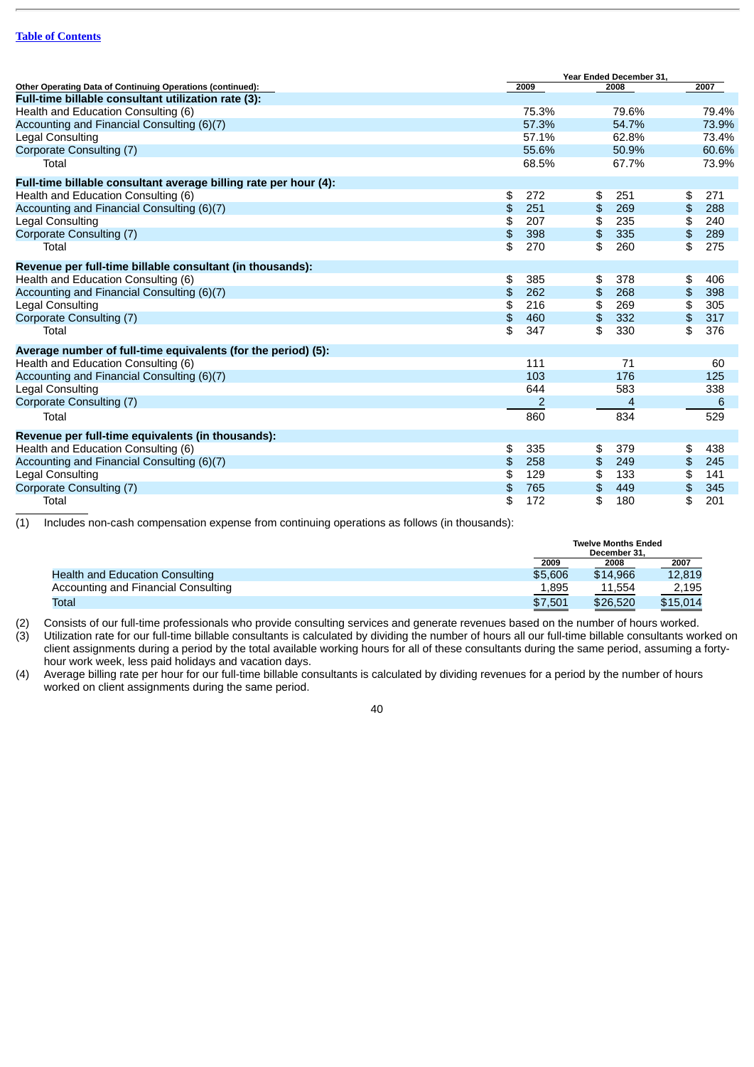[Table of Contents](#)

| Other Operating Data of Continuing Operations (continued): | Year Ended December 31, 2009 | 2008 | 2007 |
|---|---|---|---|
| **Full-time billable consultant utilization rate (3):** | | | |
| Health and Education Consulting (6) | 75.3% | 79.6% | 79.4% |
| Accounting and Financial Consulting (6)(7) | 57.3% | 54.7% | 73.9% |
| Legal Consulting | 57.1% | 62.8% | 73.4% |
| Corporate Consulting (7) | 55.6% | 50.9% | 60.6% |
| Total | 68.5% | 67.7% | 73.9% |
| **Full-time billable consultant average billing rate per hour (4):** | | | |
| Health and Education Consulting (6) | $ 272 | $ 251 | $ 271 |
| Accounting and Financial Consulting (6)(7) | $ 251 | $ 269 | $ 288 |
| Legal Consulting | $ 207 | $ 235 | $ 240 |
| Corporate Consulting (7) | $ 398 | $ 335 | $ 289 |
| Total | $ 270 | $ 260 | $ 275 |
| **Revenue per full-time billable consultant (in thousands):** | | | |
| Health and Education Consulting (6) | $ 385 | $ 378 | $ 406 |
| Accounting and Financial Consulting (6)(7) | $ 262 | $ 268 | $ 398 |
| Legal Consulting | $ 216 | $ 269 | $ 305 |
| Corporate Consulting (7) | $ 460 | $ 332 | $ 317 |
| Total | $ 347 | $ 330 | $ 376 |
| **Average number of full-time equivalents (for the period) (5):** | | | |
| Health and Education Consulting (6) | 111 | 71 | 60 |
| Accounting and Financial Consulting (6)(7) | 103 | 176 | 125 |
| Legal Consulting | 644 | 583 | 338 |
| Corporate Consulting (7) | 2 | 4 | 6 |
| Total | 860 | 834 | 529 |
| **Revenue per full-time equivalents (in thousands):** | | | |
| Health and Education Consulting (6) | $ 335 | $ 379 | $ 438 |
| Accounting and Financial Consulting (6)(7) | $ 258 | $ 249 | $ 245 |
| Legal Consulting | $ 129 | $ 133 | $ 141 |
| Corporate Consulting (7) | $ 765 | $ 449 | $ 345 |
| Total | $ 172 | $ 180 | $ 201 |

(1) Includes non-cash compensation expense from continuing operations as follows (in thousands):

| | Twelve Months Ended December 31, 2009 | 2008 | 2007 |
|---|---|---|---|
| Health and Education Consulting | $5,606 | $14,966 | 12,819 |
| Accounting and Financial Consulting | 1,895 | 11,554 | 2,195 |
| Total | $7,501 | $26,520 | $15,014 |

(2) Consists of our full-time professionals who provide consulting services and generate revenues based on the number of hours worked.

(3) Utilization rate for our full-time billable consultants is calculated by dividing the number of hours all our full-time billable consultants worked on client assignments during a period by the total available working hours for all of these consultants during the same period, assuming a forty-hour work week, less paid holidays and vacation days.

(4) Average billing rate per hour for our full-time billable consultants is calculated by dividing revenues for a period by the number of hours worked on client assignments during the same period.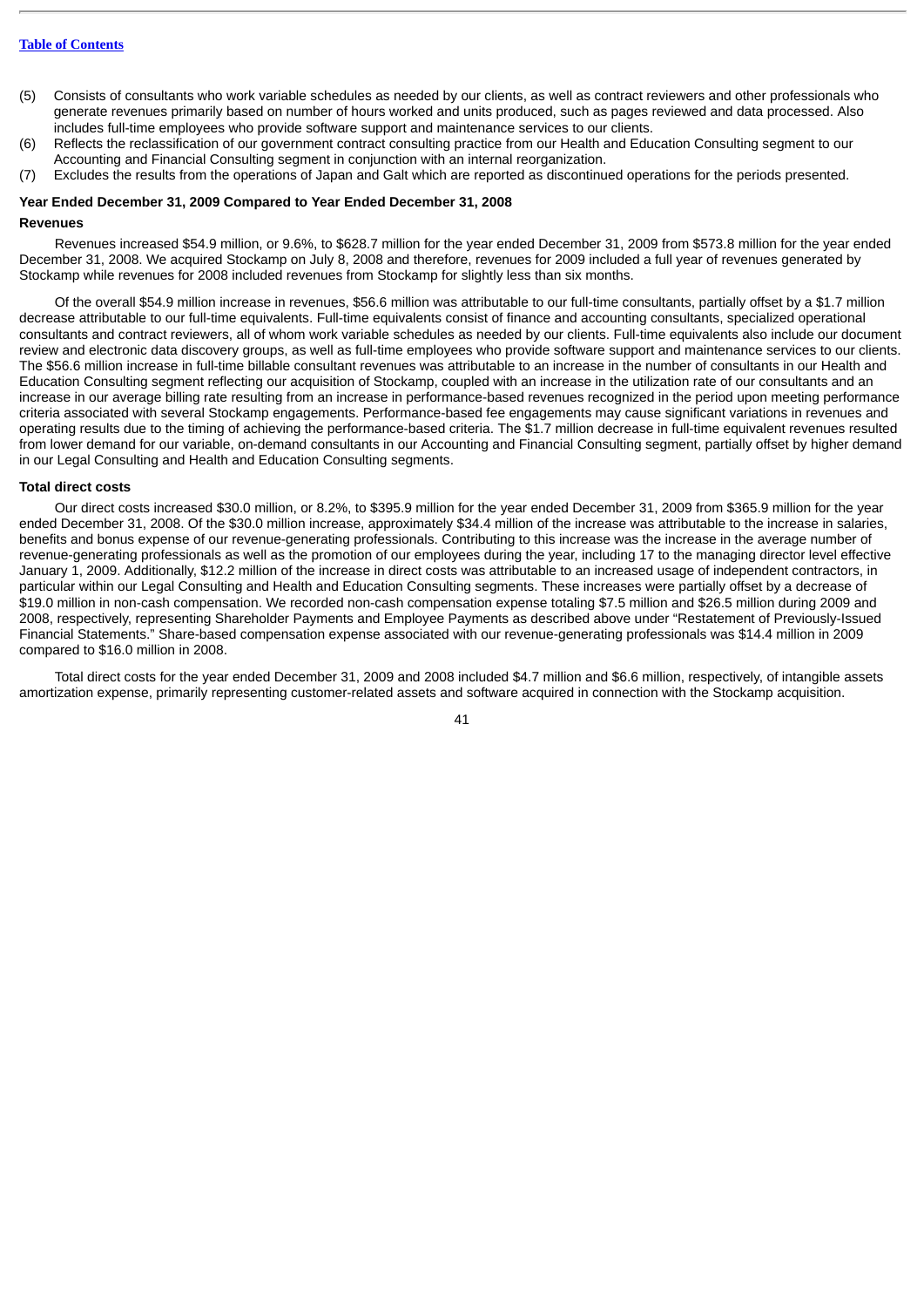(5) Consists of consultants who work variable schedules as needed by our clients, as well as contract reviewers and other professionals who generate revenues primarily based on number of hours worked and units produced, such as pages reviewed and data processed. Also includes full-time employees who provide software support and maintenance services to our clients.

(6) Reflects the reclassification of our government contract consulting practice from our Health and Education Consulting segment to our Accounting and Financial Consulting segment in conjunction with an internal reorganization.

(7) Excludes the results from the operations of Japan and Galt which are reported as discontinued operations for the periods presented.

**Year Ended December 31, 2009 Compared to Year Ended December 31, 2008**

**Revenues**

Revenues increased $54.9 million, or 9.6%, to $628.7 million for the year ended December 31, 2009 from $573.8 million for the year ended December 31, 2008. We acquired Stockamp on July 8, 2008 and therefore, revenues for 2009 included a full year of revenues generated by Stockamp while revenues for 2008 included revenues from Stockamp for slightly less than six months.

Of the overall $54.9 million increase in revenues, $56.6 million was attributable to our full-time consultants, partially offset by a $1.7 million decrease attributable to our full-time equivalents. Full-time equivalents consist of finance and accounting consultants, specialized operational consultants and contract reviewers, all of whom work variable schedules as needed by our clients. Full-time equivalents also include our document review and electronic data discovery groups, as well as full-time employees who provide software support and maintenance services to our clients. The $56.6 million increase in full-time billable consultant revenues was attributable to an increase in the number of consultants in our Health and Education Consulting segment reflecting our acquisition of Stockamp, coupled with an increase in the utilization rate of our consultants and an increase in our average billing rate resulting from an increase in performance-based revenues recognized in the period upon meeting performance criteria associated with several Stockamp engagements. Performance-based fee engagements may cause significant variations in revenues and operating results due to the timing of achieving the performance-based criteria. The $1.7 million decrease in full-time equivalent revenues resulted from lower demand for our variable, on-demand consultants in our Accounting and Financial Consulting segment, partially offset by higher demand in our Legal Consulting and Health and Education Consulting segments.

**Total direct costs**

Our direct costs increased $30.0 million, or 8.2%, to $395.9 million for the year ended December 31, 2009 from $365.9 million for the year ended December 31, 2008. Of the $30.0 million increase, approximately $34.4 million of the increase was attributable to the increase in salaries, benefits and bonus expense of our revenue-generating professionals. Contributing to this increase was the increase in the average number of revenue-generating professionals as well as the promotion of our employees during the year, including 17 to the managing director level effective January 1, 2009. Additionally, $12.2 million of the increase in direct costs was attributable to an increased usage of independent contractors, in particular within our Legal Consulting and Health and Education Consulting segments. These increases were partially offset by a decrease of $19.0 million in non-cash compensation. We recorded non-cash compensation expense totaling $7.5 million and $26.5 million during 2009 and 2008, respectively, representing Shareholder Payments and Employee Payments as described above under "Restatement of Previously-Issued Financial Statements." Share-based compensation expense associated with our revenue-generating professionals was $14.4 million in 2009 compared to $16.0 million in 2008.

Total direct costs for the year ended December 31, 2009 and 2008 included $4.7 million and $6.6 million, respectively, of intangible assets amortization expense, primarily representing customer-related assets and software acquired in connection with the Stockamp acquisition.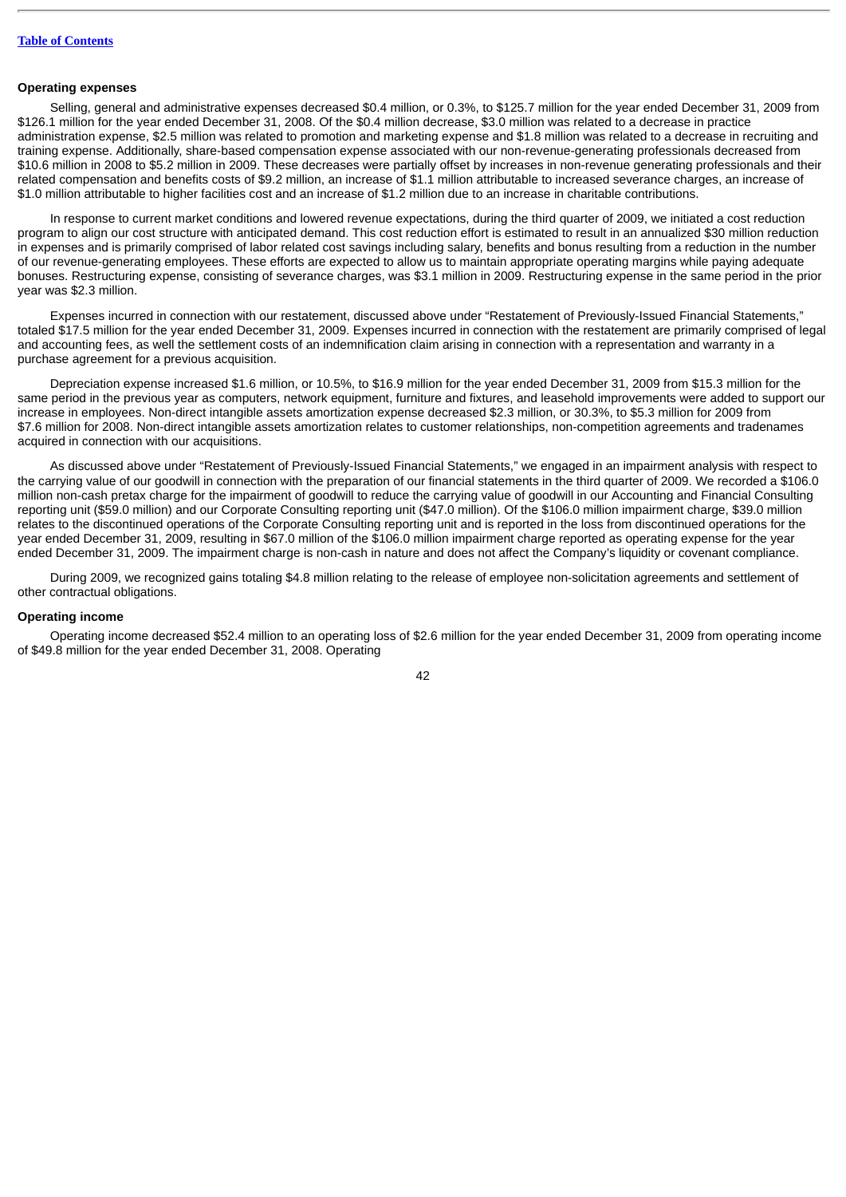**Operating expenses**

Selling, general and administrative expenses decreased $0.4 million, or 0.3%, to $125.7 million for the year ended December 31, 2009 from $126.1 million for the year ended December 31, 2008. Of the $0.4 million decrease, $3.0 million was related to a decrease in practice administration expense, $2.5 million was related to promotion and marketing expense and $1.8 million was related to a decrease in recruiting and training expense. Additionally, share-based compensation expense associated with our non-revenue-generating professionals decreased from $10.6 million in 2008 to $5.2 million in 2009. These decreases were partially offset by increases in non-revenue generating professionals and their related compensation and benefits costs of $9.2 million, an increase of $1.1 million attributable to increased severance charges, an increase of $1.0 million attributable to higher facilities cost and an increase of $1.2 million due to an increase in charitable contributions.

In response to current market conditions and lowered revenue expectations, during the third quarter of 2009, we initiated a cost reduction program to align our cost structure with anticipated demand. This cost reduction effort is estimated to result in an annualized $30 million reduction in expenses and is primarily comprised of labor related cost savings including salary, benefits and bonus resulting from a reduction in the number of our revenue-generating employees. These efforts are expected to allow us to maintain appropriate operating margins while paying adequate bonuses. Restructuring expense, consisting of severance charges, was $3.1 million in 2009. Restructuring expense in the same period in the prior year was $2.3 million.

Expenses incurred in connection with our restatement, discussed above under "Restatement of Previously-Issued Financial Statements," totaled $17.5 million for the year ended December 31, 2009. Expenses incurred in connection with the restatement are primarily comprised of legal and accounting fees, as well the settlement costs of an indemnification claim arising in connection with a representation and warranty in a purchase agreement for a previous acquisition.

Depreciation expense increased $1.6 million, or 10.5%, to $16.9 million for the year ended December 31, 2009 from $15.3 million for the same period in the previous year as computers, network equipment, furniture and fixtures, and leasehold improvements were added to support our increase in employees. Non-direct intangible assets amortization expense decreased $2.3 million, or 30.3%, to $5.3 million for 2009 from $7.6 million for 2008. Non-direct intangible assets amortization relates to customer relationships, non-competition agreements and tradenames acquired in connection with our acquisitions.

As discussed above under "Restatement of Previously-Issued Financial Statements," we engaged in an impairment analysis with respect to the carrying value of our goodwill in connection with the preparation of our financial statements in the third quarter of 2009. We recorded a $106.0 million non-cash pretax charge for the impairment of goodwill to reduce the carrying value of goodwill in our Accounting and Financial Consulting reporting unit ($59.0 million) and our Corporate Consulting reporting unit ($47.0 million). Of the $106.0 million impairment charge, $39.0 million relates to the discontinued operations of the Corporate Consulting reporting unit and is reported in the loss from discontinued operations for the year ended December 31, 2009, resulting in $67.0 million of the $106.0 million impairment charge reported as operating expense for the year ended December 31, 2009. The impairment charge is non-cash in nature and does not affect the Company's liquidity or covenant compliance.

During 2009, we recognized gains totaling $4.8 million relating to the release of employee non-solicitation agreements and settlement of other contractual obligations.

**Operating income**

Operating income decreased $52.4 million to an operating loss of $2.6 million for the year ended December 31, 2009 from operating income of $49.8 million for the year ended December 31, 2008. Operating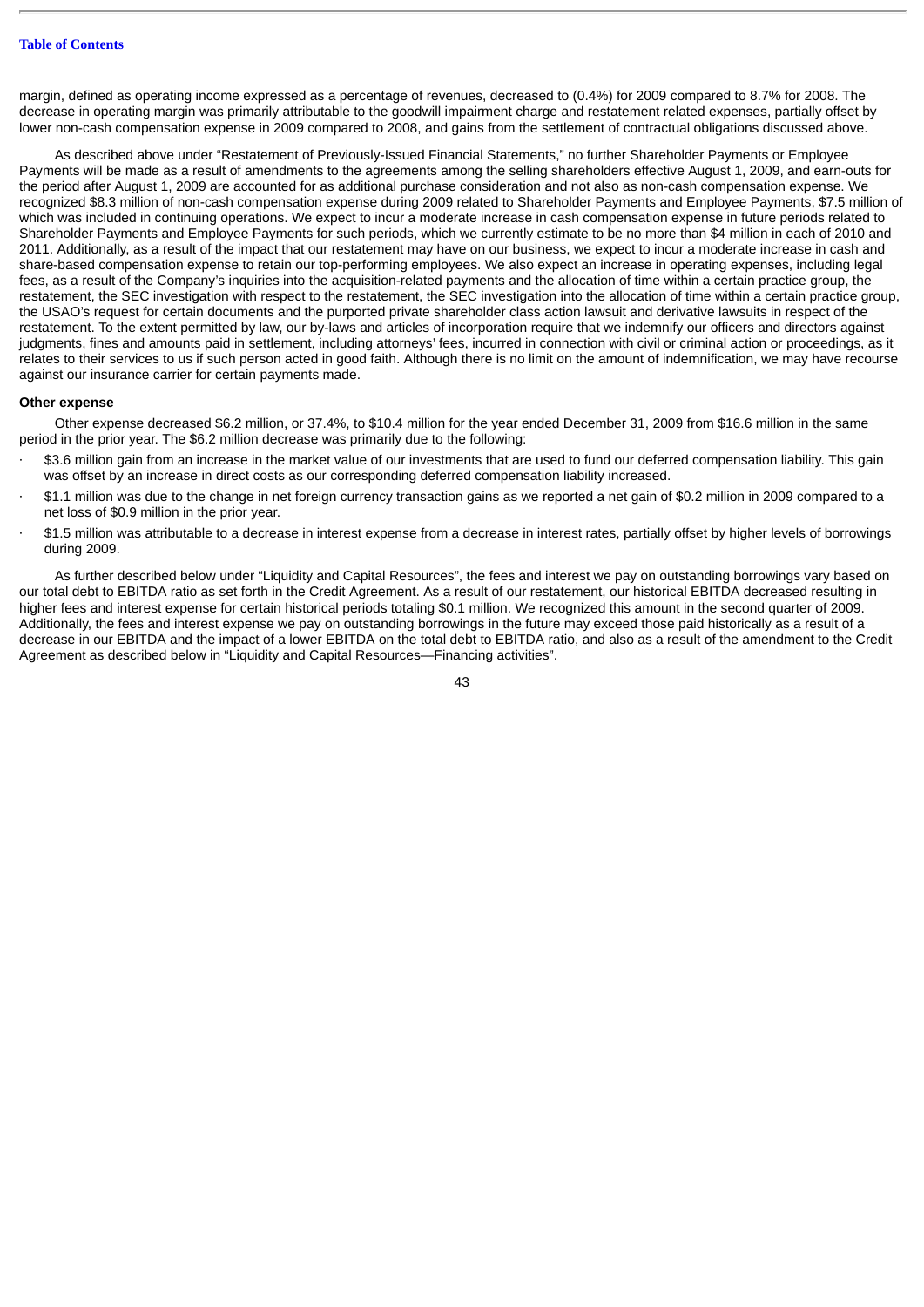margin, defined as operating income expressed as a percentage of revenues, decreased to (0.4%) for 2009 compared to 8.7% for 2008. The decrease in operating margin was primarily attributable to the goodwill impairment charge and restatement related expenses, partially offset by lower non-cash compensation expense in 2009 compared to 2008, and gains from the settlement of contractual obligations discussed above.

As described above under "Restatement of Previously-Issued Financial Statements," no further Shareholder Payments or Employee Payments will be made as a result of amendments to the agreements among the selling shareholders effective August 1, 2009, and earn-outs for the period after August 1, 2009 are accounted for as additional purchase consideration and not also as non-cash compensation expense. We recognized $8.3 million of non-cash compensation expense during 2009 related to Shareholder Payments and Employee Payments, $7.5 million of which was included in continuing operations. We expect to incur a moderate increase in cash compensation expense in future periods related to Shareholder Payments and Employee Payments for such periods, which we currently estimate to be no more than $4 million in each of 2010 and 2011. Additionally, as a result of the impact that our restatement may have on our business, we expect to incur a moderate increase in cash and share-based compensation expense to retain our top-performing employees. We also expect an increase in operating expenses, including legal fees, as a result of the Company's inquiries into the acquisition-related payments and the allocation of time within a certain practice group, the restatement, the SEC investigation with respect to the restatement, the SEC investigation into the allocation of time within a certain practice group, the USAO's request for certain documents and the purported private shareholder class action lawsuit and derivative lawsuits in respect of the restatement. To the extent permitted by law, our by-laws and articles of incorporation require that we indemnify our officers and directors against judgments, fines and amounts paid in settlement, including attorneys' fees, incurred in connection with civil or criminal action or proceedings, as it relates to their services to us if such person acted in good faith. Although there is no limit on the amount of indemnification, we may have recourse against our insurance carrier for certain payments made.

**Other expense**

Other expense decreased $6.2 million, or 37.4%, to $10.4 million for the year ended December 31, 2009 from $16.6 million in the same period in the prior year. The $6.2 million decrease was primarily due to the following:

- $3.6 million gain from an increase in the market value of our investments that are used to fund our deferred compensation liability. This gain was offset by an increase in direct costs as our corresponding deferred compensation liability increased.
- $1.1 million was due to the change in net foreign currency transaction gains as we reported a net gain of $0.2 million in 2009 compared to a net loss of $0.9 million in the prior year.
- $1.5 million was attributable to a decrease in interest expense from a decrease in interest rates, partially offset by higher levels of borrowings during 2009.

As further described below under "Liquidity and Capital Resources", the fees and interest we pay on outstanding borrowings vary based on our total debt to EBITDA ratio as set forth in the Credit Agreement. As a result of our restatement, our historical EBITDA decreased resulting in higher fees and interest expense for certain historical periods totaling $0.1 million. We recognized this amount in the second quarter of 2009. Additionally, the fees and interest expense we pay on outstanding borrowings in the future may exceed those paid historically as a result of a decrease in our EBITDA and the impact of a lower EBITDA on the total debt to EBITDA ratio, and also as a result of the amendment to the Credit Agreement as described below in "Liquidity and Capital Resources—Financing activities".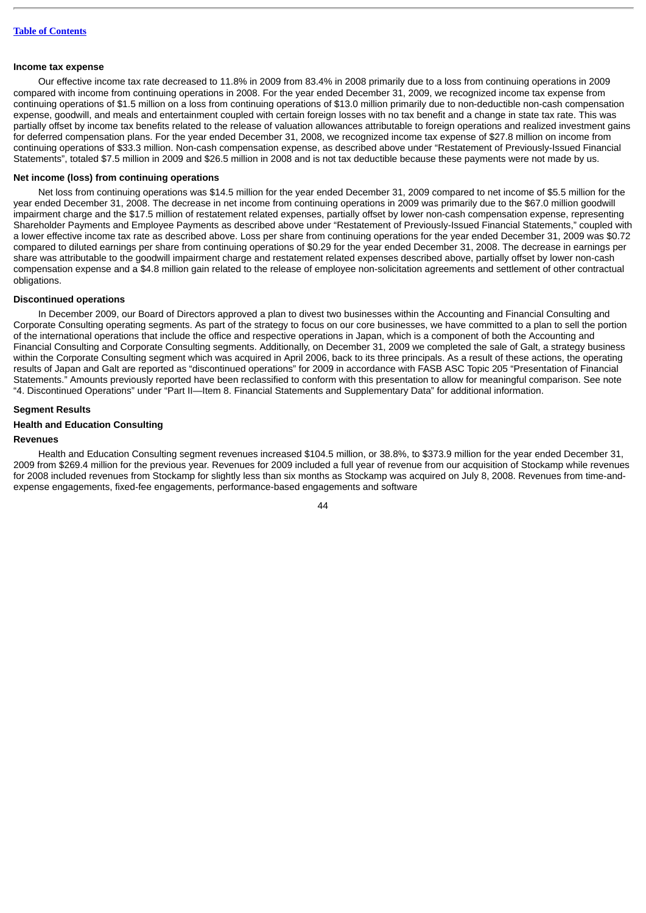#### Income tax expense

Our effective income tax rate decreased to 11.8% in 2009 from 83.4% in 2008 primarily due to a loss from continuing operations in 2009 compared with income from continuing operations in 2008. For the year ended December 31, 2009, we recognized income tax expense from continuing operations of $1.5 million on a loss from continuing operations of $13.0 million primarily due to non-deductible non-cash compensation expense, goodwill, and meals and entertainment coupled with certain foreign losses with no tax benefit and a change in state tax rate. This was partially offset by income tax benefits related to the release of valuation allowances attributable to foreign operations and realized investment gains for deferred compensation plans. For the year ended December 31, 2008, we recognized income tax expense of $27.8 million on income from continuing operations of $33.3 million. Non-cash compensation expense, as described above under "Restatement of Previously-Issued Financial Statements", totaled $7.5 million in 2009 and $26.5 million in 2008 and is not tax deductible because these payments were not made by us.

#### Net income (loss) from continuing operations

Net loss from continuing operations was $14.5 million for the year ended December 31, 2009 compared to net income of $5.5 million for the year ended December 31, 2008. The decrease in net income from continuing operations in 2009 was primarily due to the $67.0 million goodwill impairment charge and the $17.5 million of restatement related expenses, partially offset by lower non-cash compensation expense, representing Shareholder Payments and Employee Payments as described above under "Restatement of Previously-Issued Financial Statements," coupled with a lower effective income tax rate as described above. Loss per share from continuing operations for the year ended December 31, 2009 was $0.72 compared to diluted earnings per share from continuing operations of $0.29 for the year ended December 31, 2008. The decrease in earnings per share was attributable to the goodwill impairment charge and restatement related expenses described above, partially offset by lower non-cash compensation expense and a $4.8 million gain related to the release of employee non-solicitation agreements and settlement of other contractual obligations.

#### Discontinued operations

In December 2009, our Board of Directors approved a plan to divest two businesses within the Accounting and Financial Consulting and Corporate Consulting operating segments. As part of the strategy to focus on our core businesses, we have committed to a plan to sell the portion of the international operations that include the office and respective operations in Japan, which is a component of both the Accounting and Financial Consulting and Corporate Consulting segments. Additionally, on December 31, 2009 we completed the sale of Galt, a strategy business within the Corporate Consulting segment which was acquired in April 2006, back to its three principals. As a result of these actions, the operating results of Japan and Galt are reported as "discontinued operations" for 2009 in accordance with FASB ASC Topic 205 "Presentation of Financial Statements." Amounts previously reported have been reclassified to conform with this presentation to allow for meaningful comparison. See note "4. Discontinued Operations" under "Part II—Item 8. Financial Statements and Supplementary Data" for additional information.

### Segment Results

#### Health and Education Consulting

#### Revenues

Health and Education Consulting segment revenues increased $104.5 million, or 38.8%, to $373.9 million for the year ended December 31, 2009 from $269.4 million for the previous year. Revenues for 2009 included a full year of revenue from our acquisition of Stockamp while revenues for 2008 included revenues from Stockamp for slightly less than six months as Stockamp was acquired on July 8, 2008. Revenues from time-and-expense engagements, fixed-fee engagements, performance-based engagements and software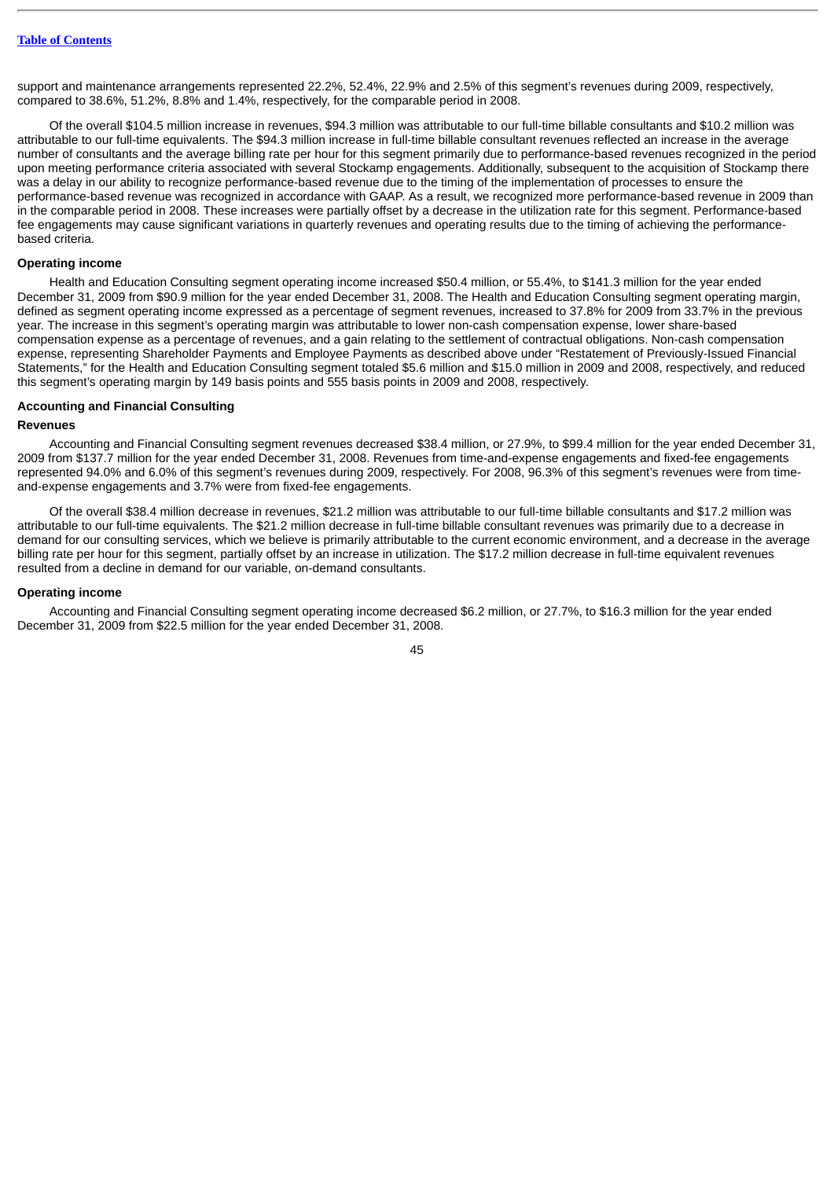support and maintenance arrangements represented 22.2%, 52.4%, 22.9% and 2.5% of this segment's revenues during 2009, respectively, compared to 38.6%, 51.2%, 8.8% and 1.4%, respectively, for the comparable period in 2008.

Of the overall $104.5 million increase in revenues, $94.3 million was attributable to our full-time billable consultants and $10.2 million was attributable to our full-time equivalents. The $94.3 million increase in full-time billable consultant revenues reflected an increase in the average number of consultants and the average billing rate per hour for this segment primarily due to performance-based revenues recognized in the period upon meeting performance criteria associated with several Stockamp engagements. Additionally, subsequent to the acquisition of Stockamp there was a delay in our ability to recognize performance-based revenue due to the timing of the implementation of processes to ensure the performance-based revenue was recognized in accordance with GAAP. As a result, we recognized more performance-based revenue in 2009 than in the comparable period in 2008. These increases were partially offset by a decrease in the utilization rate for this segment. Performance-based fee engagements may cause significant variations in quarterly revenues and operating results due to the timing of achieving the performance-based criteria.

#### Operating income

Health and Education Consulting segment operating income increased $50.4 million, or 55.4%, to $141.3 million for the year ended December 31, 2009 from $90.9 million for the year ended December 31, 2008. The Health and Education Consulting segment operating margin, defined as segment operating income expressed as a percentage of segment revenues, increased to 37.8% for 2009 from 33.7% in the previous year. The increase in this segment's operating margin was attributable to lower non-cash compensation expense, lower share-based compensation expense as a percentage of revenues, and a gain relating to the settlement of contractual obligations. Non-cash compensation expense, representing Shareholder Payments and Employee Payments as described above under "Restatement of Previously-Issued Financial Statements," for the Health and Education Consulting segment totaled $5.6 million and $15.0 million in 2009 and 2008, respectively, and reduced this segment's operating margin by 149 basis points and 555 basis points in 2009 and 2008, respectively.

### Accounting and Financial Consulting

#### Revenues

Accounting and Financial Consulting segment revenues decreased $38.4 million, or 27.9%, to $99.4 million for the year ended December 31, 2009 from $137.7 million for the year ended December 31, 2008. Revenues from time-and-expense engagements and fixed-fee engagements represented 94.0% and 6.0% of this segment's revenues during 2009, respectively. For 2008, 96.3% of this segment's revenues were from time-and-expense engagements and 3.7% were from fixed-fee engagements.

Of the overall $38.4 million decrease in revenues, $21.2 million was attributable to our full-time billable consultants and $17.2 million was attributable to our full-time equivalents. The $21.2 million decrease in full-time billable consultant revenues was primarily due to a decrease in demand for our consulting services, which we believe is primarily attributable to the current economic environment, and a decrease in the average billing rate per hour for this segment, partially offset by an increase in utilization. The $17.2 million decrease in full-time equivalent revenues resulted from a decline in demand for our variable, on-demand consultants.

#### Operating income

Accounting and Financial Consulting segment operating income decreased $6.2 million, or 27.7%, to $16.3 million for the year ended December 31, 2009 from $22.5 million for the year ended December 31, 2008.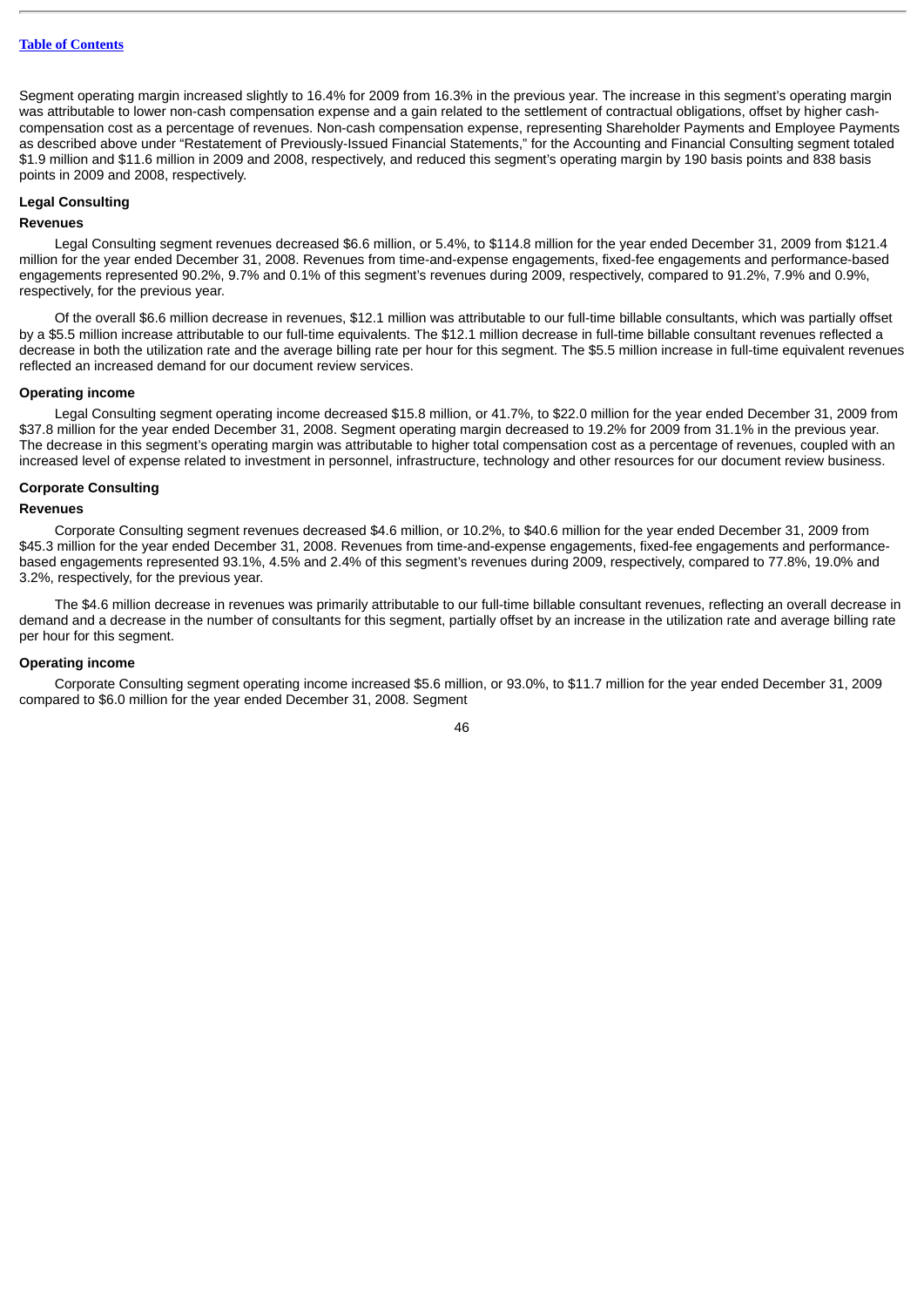Segment operating margin increased slightly to 16.4% for 2009 from 16.3% in the previous year. The increase in this segment's operating margin was attributable to lower non-cash compensation expense and a gain related to the settlement of contractual obligations, offset by higher cash-compensation cost as a percentage of revenues. Non-cash compensation expense, representing Shareholder Payments and Employee Payments as described above under "Restatement of Previously-Issued Financial Statements," for the Accounting and Financial Consulting segment totaled $1.9 million and $11.6 million in 2009 and 2008, respectively, and reduced this segment's operating margin by 190 basis points and 838 basis points in 2009 and 2008, respectively.

### Legal Consulting

#### Revenues

Legal Consulting segment revenues decreased $6.6 million, or 5.4%, to $114.8 million for the year ended December 31, 2009 from $121.4 million for the year ended December 31, 2008. Revenues from time-and-expense engagements, fixed-fee engagements and performance-based engagements represented 90.2%, 9.7% and 0.1% of this segment's revenues during 2009, respectively, compared to 91.2%, 7.9% and 0.9%, respectively, for the previous year.

Of the overall $6.6 million decrease in revenues, $12.1 million was attributable to our full-time billable consultants, which was partially offset by a $5.5 million increase attributable to our full-time equivalents. The $12.1 million decrease in full-time billable consultant revenues reflected a decrease in both the utilization rate and the average billing rate per hour for this segment. The $5.5 million increase in full-time equivalent revenues reflected an increased demand for our document review services.

#### Operating income

Legal Consulting segment operating income decreased $15.8 million, or 41.7%, to $22.0 million for the year ended December 31, 2009 from $37.8 million for the year ended December 31, 2008. Segment operating margin decreased to 19.2% for 2009 from 31.1% in the previous year. The decrease in this segment's operating margin was attributable to higher total compensation cost as a percentage of revenues, coupled with an increased level of expense related to investment in personnel, infrastructure, technology and other resources for our document review business.

### Corporate Consulting

#### Revenues

Corporate Consulting segment revenues decreased $4.6 million, or 10.2%, to $40.6 million for the year ended December 31, 2009 from $45.3 million for the year ended December 31, 2008. Revenues from time-and-expense engagements, fixed-fee engagements and performance-based engagements represented 93.1%, 4.5% and 2.4% of this segment's revenues during 2009, respectively, compared to 77.8%, 19.0% and 3.2%, respectively, for the previous year.

The $4.6 million decrease in revenues was primarily attributable to our full-time billable consultant revenues, reflecting an overall decrease in demand and a decrease in the number of consultants for this segment, partially offset by an increase in the utilization rate and average billing rate per hour for this segment.

#### Operating income

Corporate Consulting segment operating income increased $5.6 million, or 93.0%, to $11.7 million for the year ended December 31, 2009 compared to $6.0 million for the year ended December 31, 2008. Segment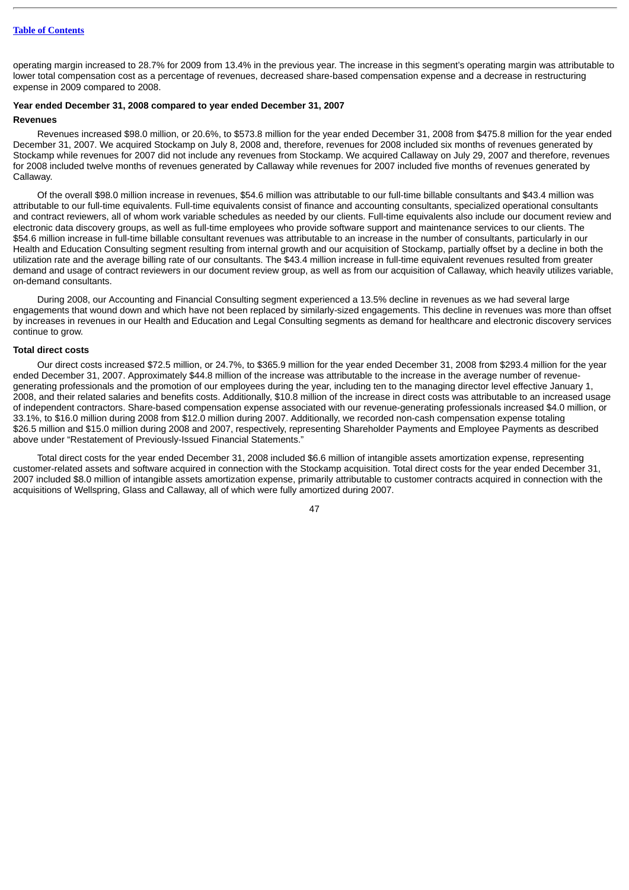operating margin increased to 28.7% for 2009 from 13.4% in the previous year. The increase in this segment's operating margin was attributable to lower total compensation cost as a percentage of revenues, decreased share-based compensation expense and a decrease in restructuring expense in 2009 compared to 2008.

**Year ended December 31, 2008 compared to year ended December 31, 2007**

**Revenues**

Revenues increased $98.0 million, or 20.6%, to $573.8 million for the year ended December 31, 2008 from $475.8 million for the year ended December 31, 2007. We acquired Stockamp on July 8, 2008 and, therefore, revenues for 2008 included six months of revenues generated by Stockamp while revenues for 2007 did not include any revenues from Stockamp. We acquired Callaway on July 29, 2007 and therefore, revenues for 2008 included twelve months of revenues generated by Callaway while revenues for 2007 included five months of revenues generated by Callaway.

Of the overall $98.0 million increase in revenues, $54.6 million was attributable to our full-time billable consultants and $43.4 million was attributable to our full-time equivalents. Full-time equivalents consist of finance and accounting consultants, specialized operational consultants and contract reviewers, all of whom work variable schedules as needed by our clients. Full-time equivalents also include our document review and electronic data discovery groups, as well as full-time employees who provide software support and maintenance services to our clients. The $54.6 million increase in full-time billable consultant revenues was attributable to an increase in the number of consultants, particularly in our Health and Education Consulting segment resulting from internal growth and our acquisition of Stockamp, partially offset by a decline in both the utilization rate and the average billing rate of our consultants. The $43.4 million increase in full-time equivalent revenues resulted from greater demand and usage of contract reviewers in our document review group, as well as from our acquisition of Callaway, which heavily utilizes variable, on-demand consultants.

During 2008, our Accounting and Financial Consulting segment experienced a 13.5% decline in revenues as we had several large engagements that wound down and which have not been replaced by similarly-sized engagements. This decline in revenues was more than offset by increases in revenues in our Health and Education and Legal Consulting segments as demand for healthcare and electronic discovery services continue to grow.

**Total direct costs**

Our direct costs increased $72.5 million, or 24.7%, to $365.9 million for the year ended December 31, 2008 from $293.4 million for the year ended December 31, 2007. Approximately $44.8 million of the increase was attributable to the increase in the average number of revenue-generating professionals and the promotion of our employees during the year, including ten to the managing director level effective January 1, 2008, and their related salaries and benefits costs. Additionally, $10.8 million of the increase in direct costs was attributable to an increased usage of independent contractors. Share-based compensation expense associated with our revenue-generating professionals increased $4.0 million, or 33.1%, to $16.0 million during 2008 from $12.0 million during 2007. Additionally, we recorded non-cash compensation expense totaling $26.5 million and $15.0 million during 2008 and 2007, respectively, representing Shareholder Payments and Employee Payments as described above under "Restatement of Previously-Issued Financial Statements."

Total direct costs for the year ended December 31, 2008 included $6.6 million of intangible assets amortization expense, representing customer-related assets and software acquired in connection with the Stockamp acquisition. Total direct costs for the year ended December 31, 2007 included $8.0 million of intangible assets amortization expense, primarily attributable to customer contracts acquired in connection with the acquisitions of Wellspring, Glass and Callaway, all of which were fully amortized during 2007.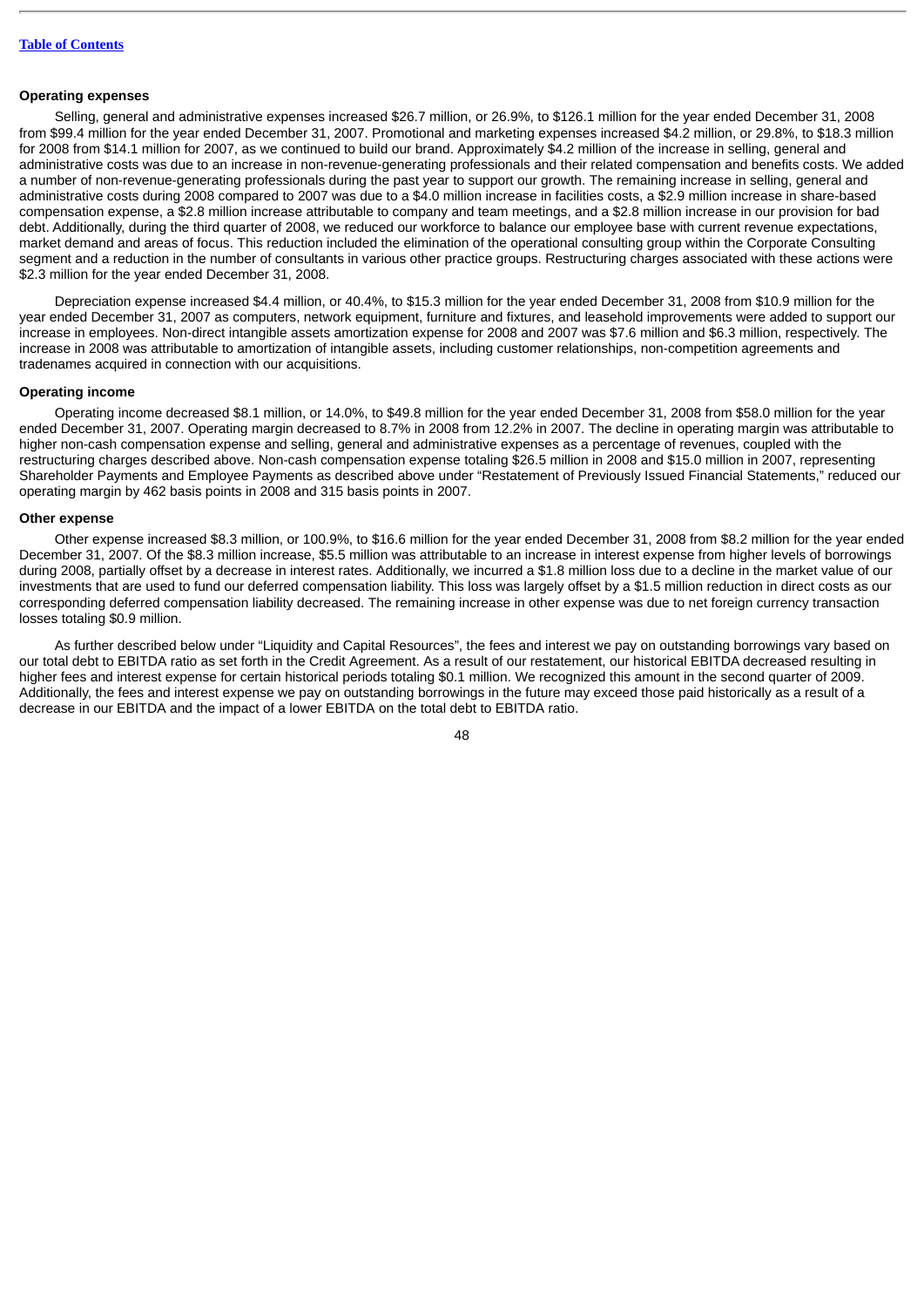**Operating expenses**

Selling, general and administrative expenses increased $26.7 million, or 26.9%, to $126.1 million for the year ended December 31, 2008 from $99.4 million for the year ended December 31, 2007. Promotional and marketing expenses increased $4.2 million, or 29.8%, to $18.3 million for 2008 from $14.1 million for 2007, as we continued to build our brand. Approximately $4.2 million of the increase in selling, general and administrative costs was due to an increase in non-revenue-generating professionals and their related compensation and benefits costs. We added a number of non-revenue-generating professionals during the past year to support our growth. The remaining increase in selling, general and administrative costs during 2008 compared to 2007 was due to a $4.0 million increase in facilities costs, a $2.9 million increase in share-based compensation expense, a $2.8 million increase attributable to company and team meetings, and a $2.8 million increase in our provision for bad debt. Additionally, during the third quarter of 2008, we reduced our workforce to balance our employee base with current revenue expectations, market demand and areas of focus. This reduction included the elimination of the operational consulting group within the Corporate Consulting segment and a reduction in the number of consultants in various other practice groups. Restructuring charges associated with these actions were $2.3 million for the year ended December 31, 2008.

Depreciation expense increased $4.4 million, or 40.4%, to $15.3 million for the year ended December 31, 2008 from $10.9 million for the year ended December 31, 2007 as computers, network equipment, furniture and fixtures, and leasehold improvements were added to support our increase in employees. Non-direct intangible assets amortization expense for 2008 and 2007 was $7.6 million and $6.3 million, respectively. The increase in 2008 was attributable to amortization of intangible assets, including customer relationships, non-competition agreements and tradenames acquired in connection with our acquisitions.

**Operating income**

Operating income decreased $8.1 million, or 14.0%, to $49.8 million for the year ended December 31, 2008 from $58.0 million for the year ended December 31, 2007. Operating margin decreased to 8.7% in 2008 from 12.2% in 2007. The decline in operating margin was attributable to higher non-cash compensation expense and selling, general and administrative expenses as a percentage of revenues, coupled with the restructuring charges described above. Non-cash compensation expense totaling $26.5 million in 2008 and $15.0 million in 2007, representing Shareholder Payments and Employee Payments as described above under "Restatement of Previously Issued Financial Statements," reduced our operating margin by 462 basis points in 2008 and 315 basis points in 2007.

**Other expense**

Other expense increased $8.3 million, or 100.9%, to $16.6 million for the year ended December 31, 2008 from $8.2 million for the year ended December 31, 2007. Of the $8.3 million increase, $5.5 million was attributable to an increase in interest expense from higher levels of borrowings during 2008, partially offset by a decrease in interest rates. Additionally, we incurred a $1.8 million loss due to a decline in the market value of our investments that are used to fund our deferred compensation liability. This loss was largely offset by a $1.5 million reduction in direct costs as our corresponding deferred compensation liability decreased. The remaining increase in other expense was due to net foreign currency transaction losses totaling $0.9 million.

As further described below under "Liquidity and Capital Resources", the fees and interest we pay on outstanding borrowings vary based on our total debt to EBITDA ratio as set forth in the Credit Agreement. As a result of our restatement, our historical EBITDA decreased resulting in higher fees and interest expense for certain historical periods totaling $0.1 million. We recognized this amount in the second quarter of 2009. Additionally, the fees and interest expense we pay on outstanding borrowings in the future may exceed those paid historically as a result of a decrease in our EBITDA and the impact of a lower EBITDA on the total debt to EBITDA ratio.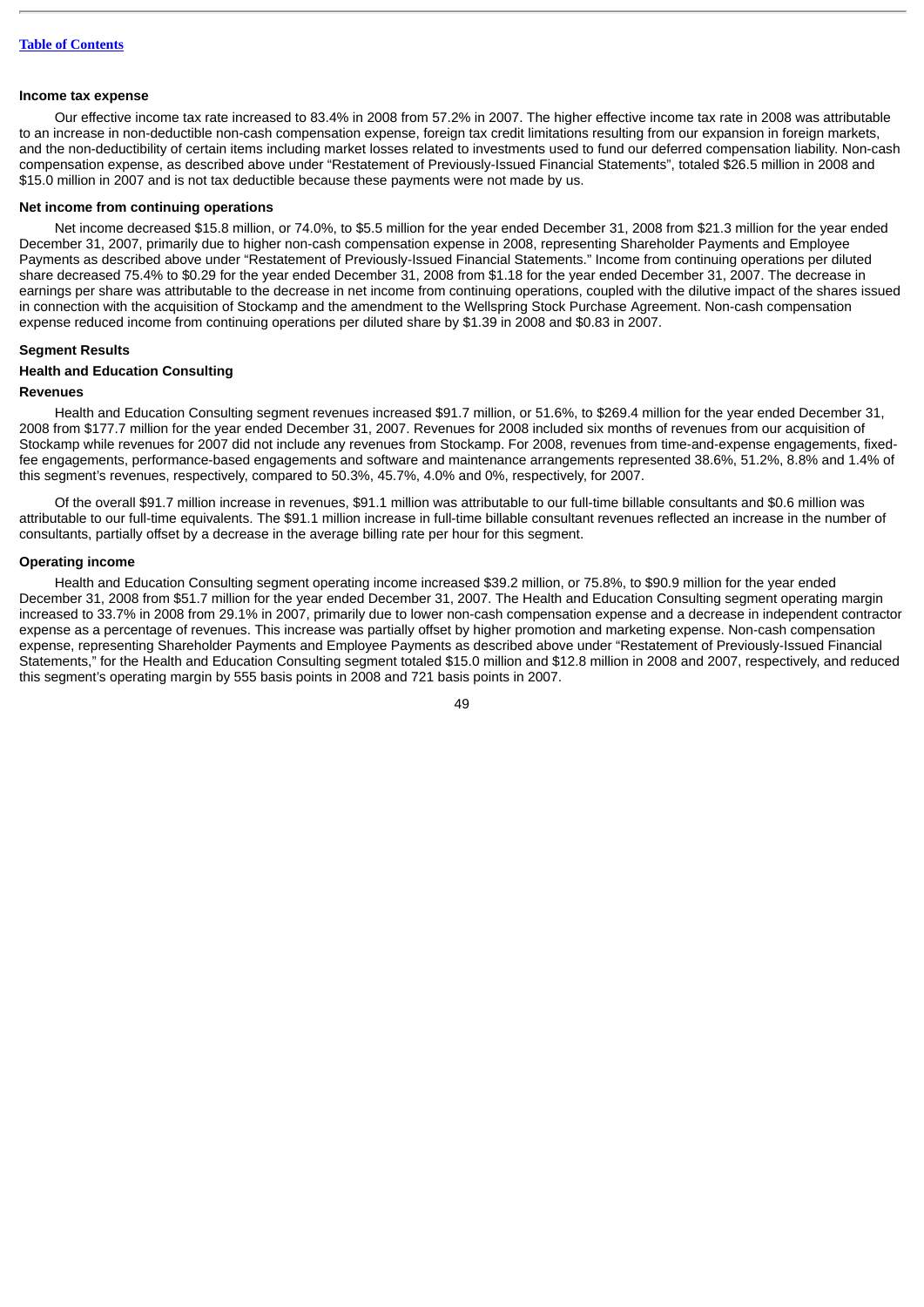#### Income tax expense

Our effective income tax rate increased to 83.4% in 2008 from 57.2% in 2007. The higher effective income tax rate in 2008 was attributable to an increase in non-deductible non-cash compensation expense, foreign tax credit limitations resulting from our expansion in foreign markets, and the non-deductibility of certain items including market losses related to investments used to fund our deferred compensation liability. Non-cash compensation expense, as described above under "Restatement of Previously-Issued Financial Statements", totaled $26.5 million in 2008 and $15.0 million in 2007 and is not tax deductible because these payments were not made by us.

#### Net income from continuing operations

Net income decreased $15.8 million, or 74.0%, to $5.5 million for the year ended December 31, 2008 from $21.3 million for the year ended December 31, 2007, primarily due to higher non-cash compensation expense in 2008, representing Shareholder Payments and Employee Payments as described above under "Restatement of Previously-Issued Financial Statements." Income from continuing operations per diluted share decreased 75.4% to $0.29 for the year ended December 31, 2008 from $1.18 for the year ended December 31, 2007. The decrease in earnings per share was attributable to the decrease in net income from continuing operations, coupled with the dilutive impact of the shares issued in connection with the acquisition of Stockamp and the amendment to the Wellspring Stock Purchase Agreement. Non-cash compensation expense reduced income from continuing operations per diluted share by $1.39 in 2008 and $0.83 in 2007.

### Segment Results

#### Health and Education Consulting

#### Revenues

Health and Education Consulting segment revenues increased $91.7 million, or 51.6%, to $269.4 million for the year ended December 31, 2008 from $177.7 million for the year ended December 31, 2007. Revenues for 2008 included six months of revenues from our acquisition of Stockamp while revenues for 2007 did not include any revenues from Stockamp. For 2008, revenues from time-and-expense engagements, fixed-fee engagements, performance-based engagements and software and maintenance arrangements represented 38.6%, 51.2%, 8.8% and 1.4% of this segment's revenues, respectively, compared to 50.3%, 45.7%, 4.0% and 0%, respectively, for 2007.

Of the overall $91.7 million increase in revenues, $91.1 million was attributable to our full-time billable consultants and $0.6 million was attributable to our full-time equivalents. The $91.1 million increase in full-time billable consultant revenues reflected an increase in the number of consultants, partially offset by a decrease in the average billing rate per hour for this segment.

#### Operating income

Health and Education Consulting segment operating income increased $39.2 million, or 75.8%, to $90.9 million for the year ended December 31, 2008 from $51.7 million for the year ended December 31, 2007. The Health and Education Consulting segment operating margin increased to 33.7% in 2008 from 29.1% in 2007, primarily due to lower non-cash compensation expense and a decrease in independent contractor expense as a percentage of revenues. This increase was partially offset by higher promotion and marketing expense. Non-cash compensation expense, representing Shareholder Payments and Employee Payments as described above under "Restatement of Previously-Issued Financial Statements," for the Health and Education Consulting segment totaled $15.0 million and $12.8 million in 2008 and 2007, respectively, and reduced this segment's operating margin by 555 basis points in 2008 and 721 basis points in 2007.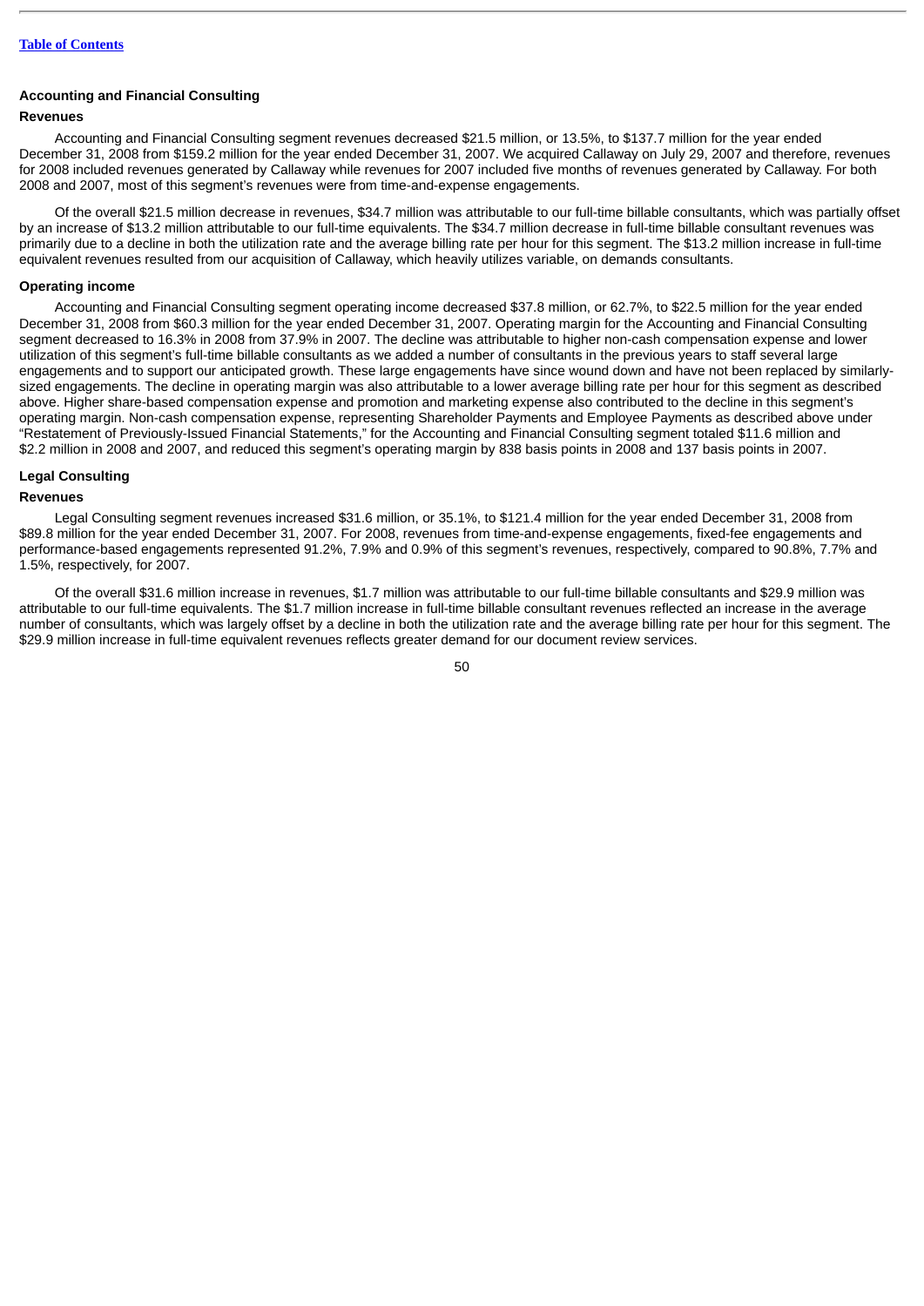### Accounting and Financial Consulting

#### Revenues

Accounting and Financial Consulting segment revenues decreased $21.5 million, or 13.5%, to $137.7 million for the year ended December 31, 2008 from $159.2 million for the year ended December 31, 2007. We acquired Callaway on July 29, 2007 and therefore, revenues for 2008 included revenues generated by Callaway while revenues for 2007 included five months of revenues generated by Callaway. For both 2008 and 2007, most of this segment's revenues were from time-and-expense engagements.

Of the overall $21.5 million decrease in revenues, $34.7 million was attributable to our full-time billable consultants, which was partially offset by an increase of $13.2 million attributable to our full-time equivalents. The $34.7 million decrease in full-time billable consultant revenues was primarily due to a decline in both the utilization rate and the average billing rate per hour for this segment. The $13.2 million increase in full-time equivalent revenues resulted from our acquisition of Callaway, which heavily utilizes variable, on demands consultants.

#### Operating income

Accounting and Financial Consulting segment operating income decreased $37.8 million, or 62.7%, to $22.5 million for the year ended December 31, 2008 from $60.3 million for the year ended December 31, 2007. Operating margin for the Accounting and Financial Consulting segment decreased to 16.3% in 2008 from 37.9% in 2007. The decline was attributable to higher non-cash compensation expense and lower utilization of this segment's full-time billable consultants as we added a number of consultants in the previous years to staff several large engagements and to support our anticipated growth. These large engagements have since wound down and have not been replaced by similarly-sized engagements. The decline in operating margin was also attributable to a lower average billing rate per hour for this segment as described above. Higher share-based compensation expense and promotion and marketing expense also contributed to the decline in this segment's operating margin. Non-cash compensation expense, representing Shareholder Payments and Employee Payments as described above under "Restatement of Previously-Issued Financial Statements," for the Accounting and Financial Consulting segment totaled $11.6 million and $2.2 million in 2008 and 2007, and reduced this segment's operating margin by 838 basis points in 2008 and 137 basis points in 2007.

### Legal Consulting

#### Revenues

Legal Consulting segment revenues increased $31.6 million, or 35.1%, to $121.4 million for the year ended December 31, 2008 from $89.8 million for the year ended December 31, 2007. For 2008, revenues from time-and-expense engagements, fixed-fee engagements and performance-based engagements represented 91.2%, 7.9% and 0.9% of this segment's revenues, respectively, compared to 90.8%, 7.7% and 1.5%, respectively, for 2007.

Of the overall $31.6 million increase in revenues, $1.7 million was attributable to our full-time billable consultants and $29.9 million was attributable to our full-time equivalents. The $1.7 million increase in full-time billable consultant revenues reflected an increase in the average number of consultants, which was largely offset by a decline in both the utilization rate and the average billing rate per hour for this segment. The $29.9 million increase in full-time equivalent revenues reflects greater demand for our document review services.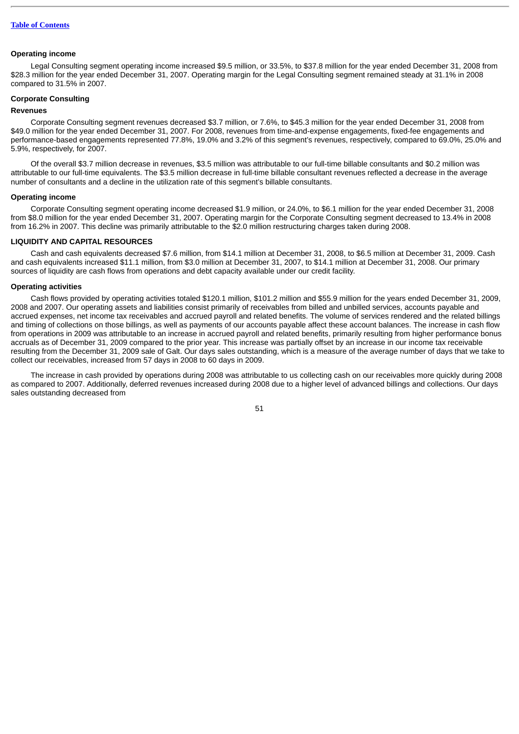### Operating income

Legal Consulting segment operating income increased $9.5 million, or 33.5%, to $37.8 million for the year ended December 31, 2008 from $28.3 million for the year ended December 31, 2007. Operating margin for the Legal Consulting segment remained steady at 31.1% in 2008 compared to 31.5% in 2007.

## Corporate Consulting

### Revenues

Corporate Consulting segment revenues decreased $3.7 million, or 7.6%, to $45.3 million for the year ended December 31, 2008 from $49.0 million for the year ended December 31, 2007. For 2008, revenues from time-and-expense engagements, fixed-fee engagements and performance-based engagements represented 77.8%, 19.0% and 3.2% of this segment's revenues, respectively, compared to 69.0%, 25.0% and 5.9%, respectively, for 2007.

Of the overall $3.7 million decrease in revenues, $3.5 million was attributable to our full-time billable consultants and $0.2 million was attributable to our full-time equivalents. The $3.5 million decrease in full-time billable consultant revenues reflected a decrease in the average number of consultants and a decline in the utilization rate of this segment's billable consultants.

### Operating income

Corporate Consulting segment operating income decreased $1.9 million, or 24.0%, to $6.1 million for the year ended December 31, 2008 from $8.0 million for the year ended December 31, 2007. Operating margin for the Corporate Consulting segment decreased to 13.4% in 2008 from 16.2% in 2007. This decline was primarily attributable to the $2.0 million restructuring charges taken during 2008.

## LIQUIDITY AND CAPITAL RESOURCES

Cash and cash equivalents decreased $7.6 million, from $14.1 million at December 31, 2008, to $6.5 million at December 31, 2009. Cash and cash equivalents increased $11.1 million, from $3.0 million at December 31, 2007, to $14.1 million at December 31, 2008. Our primary sources of liquidity are cash flows from operations and debt capacity available under our credit facility.

### Operating activities

Cash flows provided by operating activities totaled $120.1 million, $101.2 million and $55.9 million for the years ended December 31, 2009, 2008 and 2007. Our operating assets and liabilities consist primarily of receivables from billed and unbilled services, accounts payable and accrued expenses, net income tax receivables and accrued payroll and related benefits. The volume of services rendered and the related billings and timing of collections on those billings, as well as payments of our accounts payable affect these account balances. The increase in cash flow from operations in 2009 was attributable to an increase in accrued payroll and related benefits, primarily resulting from higher performance bonus accruals as of December 31, 2009 compared to the prior year. This increase was partially offset by an increase in our income tax receivable resulting from the December 31, 2009 sale of Galt. Our days sales outstanding, which is a measure of the average number of days that we take to collect our receivables, increased from 57 days in 2008 to 60 days in 2009.

The increase in cash provided by operations during 2008 was attributable to us collecting cash on our receivables more quickly during 2008 as compared to 2007. Additionally, deferred revenues increased during 2008 due to a higher level of advanced billings and collections. Our days sales outstanding decreased from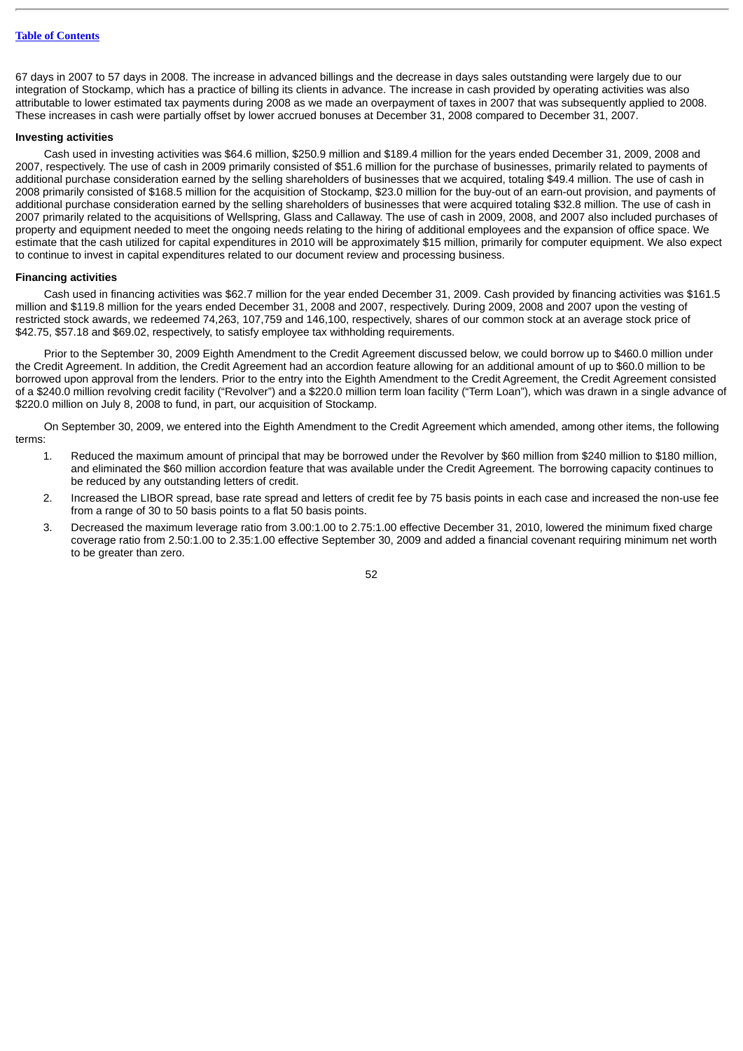67 days in 2007 to 57 days in 2008. The increase in advanced billings and the decrease in days sales outstanding were largely due to our integration of Stockamp, which has a practice of billing its clients in advance. The increase in cash provided by operating activities was also attributable to lower estimated tax payments during 2008 as we made an overpayment of taxes in 2007 that was subsequently applied to 2008. These increases in cash were partially offset by lower accrued bonuses at December 31, 2008 compared to December 31, 2007.

**Investing activities**

Cash used in investing activities was $64.6 million, $250.9 million and $189.4 million for the years ended December 31, 2009, 2008 and 2007, respectively. The use of cash in 2009 primarily consisted of $51.6 million for the purchase of businesses, primarily related to payments of additional purchase consideration earned by the selling shareholders of businesses that we acquired, totaling $49.4 million. The use of cash in 2008 primarily consisted of $168.5 million for the acquisition of Stockamp, $23.0 million for the buy-out of an earn-out provision, and payments of additional purchase consideration earned by the selling shareholders of businesses that were acquired totaling $32.8 million. The use of cash in 2007 primarily related to the acquisitions of Wellspring, Glass and Callaway. The use of cash in 2009, 2008, and 2007 also included purchases of property and equipment needed to meet the ongoing needs relating to the hiring of additional employees and the expansion of office space. We estimate that the cash utilized for capital expenditures in 2010 will be approximately $15 million, primarily for computer equipment. We also expect to continue to invest in capital expenditures related to our document review and processing business.

**Financing activities**

Cash used in financing activities was $62.7 million for the year ended December 31, 2009. Cash provided by financing activities was $161.5 million and $119.8 million for the years ended December 31, 2008 and 2007, respectively. During 2009, 2008 and 2007 upon the vesting of restricted stock awards, we redeemed 74,263, 107,759 and 146,100, respectively, shares of our common stock at an average stock price of $42.75, $57.18 and $69.02, respectively, to satisfy employee tax withholding requirements.

Prior to the September 30, 2009 Eighth Amendment to the Credit Agreement discussed below, we could borrow up to $460.0 million under the Credit Agreement. In addition, the Credit Agreement had an accordion feature allowing for an additional amount of up to $60.0 million to be borrowed upon approval from the lenders. Prior to the entry into the Eighth Amendment to the Credit Agreement, the Credit Agreement consisted of a $240.0 million revolving credit facility ("Revolver") and a $220.0 million term loan facility ("Term Loan"), which was drawn in a single advance of $220.0 million on July 8, 2008 to fund, in part, our acquisition of Stockamp.

On September 30, 2009, we entered into the Eighth Amendment to the Credit Agreement which amended, among other items, the following terms:

1. Reduced the maximum amount of principal that may be borrowed under the Revolver by $60 million from $240 million to $180 million, and eliminated the $60 million accordion feature that was available under the Credit Agreement. The borrowing capacity continues to be reduced by any outstanding letters of credit.
2. Increased the LIBOR spread, base rate spread and letters of credit fee by 75 basis points in each case and increased the non-use fee from a range of 30 to 50 basis points to a flat 50 basis points.
3. Decreased the maximum leverage ratio from 3.00:1.00 to 2.75:1.00 effective December 31, 2010, lowered the minimum fixed charge coverage ratio from 2.50:1.00 to 2.35:1.00 effective September 30, 2009 and added a financial covenant requiring minimum net worth to be greater than zero.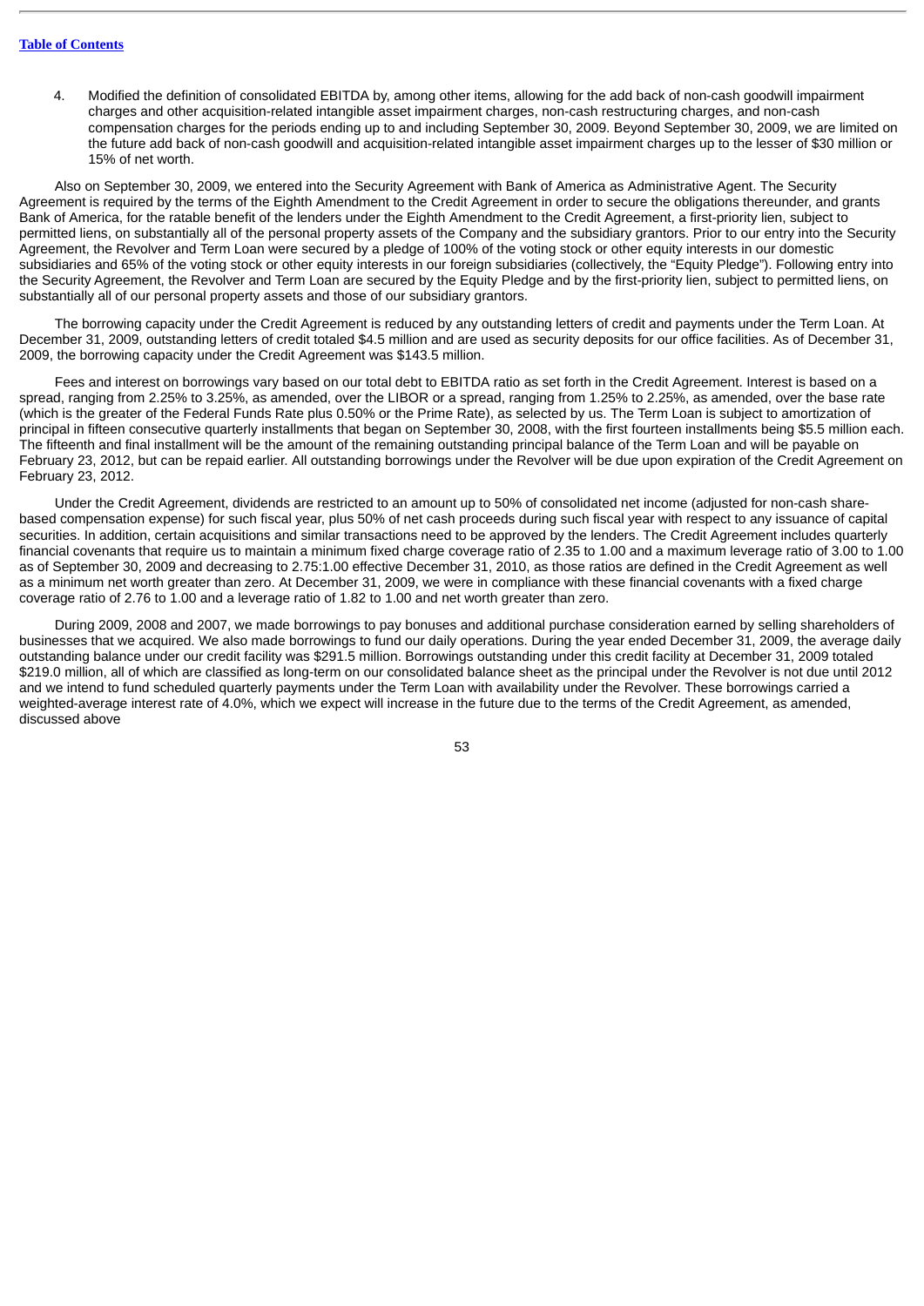4. Modified the definition of consolidated EBITDA by, among other items, allowing for the add back of non-cash goodwill impairment charges and other acquisition-related intangible asset impairment charges, non-cash restructuring charges, and non-cash compensation charges for the periods ending up to and including September 30, 2009. Beyond September 30, 2009, we are limited on the future add back of non-cash goodwill and acquisition-related intangible asset impairment charges up to the lesser of $30 million or 15% of net worth.

Also on September 30, 2009, we entered into the Security Agreement with Bank of America as Administrative Agent. The Security Agreement is required by the terms of the Eighth Amendment to the Credit Agreement in order to secure the obligations thereunder, and grants Bank of America, for the ratable benefit of the lenders under the Eighth Amendment to the Credit Agreement, a first-priority lien, subject to permitted liens, on substantially all of the personal property assets of the Company and the subsidiary grantors. Prior to our entry into the Security Agreement, the Revolver and Term Loan were secured by a pledge of 100% of the voting stock or other equity interests in our domestic subsidiaries and 65% of the voting stock or other equity interests in our foreign subsidiaries (collectively, the "Equity Pledge"). Following entry into the Security Agreement, the Revolver and Term Loan are secured by the Equity Pledge and by the first-priority lien, subject to permitted liens, on substantially all of our personal property assets and those of our subsidiary grantors.

The borrowing capacity under the Credit Agreement is reduced by any outstanding letters of credit and payments under the Term Loan. At December 31, 2009, outstanding letters of credit totaled $4.5 million and are used as security deposits for our office facilities. As of December 31, 2009, the borrowing capacity under the Credit Agreement was $143.5 million.

Fees and interest on borrowings vary based on our total debt to EBITDA ratio as set forth in the Credit Agreement. Interest is based on a spread, ranging from 2.25% to 3.25%, as amended, over the LIBOR or a spread, ranging from 1.25% to 2.25%, as amended, over the base rate (which is the greater of the Federal Funds Rate plus 0.50% or the Prime Rate), as selected by us. The Term Loan is subject to amortization of principal in fifteen consecutive quarterly installments that began on September 30, 2008, with the first fourteen installments being $5.5 million each. The fifteenth and final installment will be the amount of the remaining outstanding principal balance of the Term Loan and will be payable on February 23, 2012, but can be repaid earlier. All outstanding borrowings under the Revolver will be due upon expiration of the Credit Agreement on February 23, 2012.

Under the Credit Agreement, dividends are restricted to an amount up to 50% of consolidated net income (adjusted for non-cash share-based compensation expense) for such fiscal year, plus 50% of net cash proceeds during such fiscal year with respect to any issuance of capital securities. In addition, certain acquisitions and similar transactions need to be approved by the lenders. The Credit Agreement includes quarterly financial covenants that require us to maintain a minimum fixed charge coverage ratio of 2.35 to 1.00 and a maximum leverage ratio of 3.00 to 1.00 as of September 30, 2009 and decreasing to 2.75:1.00 effective December 31, 2010, as those ratios are defined in the Credit Agreement as well as a minimum net worth greater than zero. At December 31, 2009, we were in compliance with these financial covenants with a fixed charge coverage ratio of 2.76 to 1.00 and a leverage ratio of 1.82 to 1.00 and net worth greater than zero.

During 2009, 2008 and 2007, we made borrowings to pay bonuses and additional purchase consideration earned by selling shareholders of businesses that we acquired. We also made borrowings to fund our daily operations. During the year ended December 31, 2009, the average daily outstanding balance under our credit facility was $291.5 million. Borrowings outstanding under this credit facility at December 31, 2009 totaled $219.0 million, all of which are classified as long-term on our consolidated balance sheet as the principal under the Revolver is not due until 2012 and we intend to fund scheduled quarterly payments under the Term Loan with availability under the Revolver. These borrowings carried a weighted-average interest rate of 4.0%, which we expect will increase in the future due to the terms of the Credit Agreement, as amended, discussed above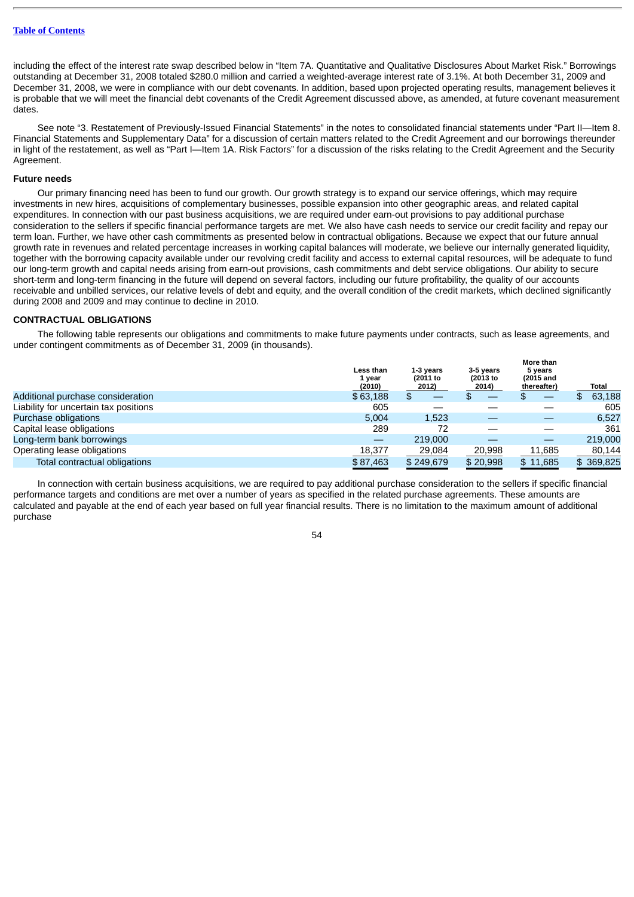including the effect of the interest rate swap described below in "Item 7A. Quantitative and Qualitative Disclosures About Market Risk." Borrowings outstanding at December 31, 2008 totaled $280.0 million and carried a weighted-average interest rate of 3.1%. At both December 31, 2009 and December 31, 2008, we were in compliance with our debt covenants. In addition, based upon projected operating results, management believes it is probable that we will meet the financial debt covenants of the Credit Agreement discussed above, as amended, at future covenant measurement dates.

See note "3. Restatement of Previously-Issued Financial Statements" in the notes to consolidated financial statements under "Part II—Item 8. Financial Statements and Supplementary Data" for a discussion of certain matters related to the Credit Agreement and our borrowings thereunder in light of the restatement, as well as "Part I—Item 1A. Risk Factors" for a discussion of the risks relating to the Credit Agreement and the Security Agreement.

**Future needs**

Our primary financing need has been to fund our growth. Our growth strategy is to expand our service offerings, which may require investments in new hires, acquisitions of complementary businesses, possible expansion into other geographic areas, and related capital expenditures. In connection with our past business acquisitions, we are required under earn-out provisions to pay additional purchase consideration to the sellers if specific financial performance targets are met. We also have cash needs to service our credit facility and repay our term loan. Further, we have other cash commitments as presented below in contractual obligations. Because we expect that our future annual growth rate in revenues and related percentage increases in working capital balances will moderate, we believe our internally generated liquidity, together with the borrowing capacity available under our revolving credit facility and access to external capital resources, will be adequate to fund our long-term growth and capital needs arising from earn-out provisions, cash commitments and debt service obligations. Our ability to secure short-term and long-term financing in the future will depend on several factors, including our future profitability, the quality of our accounts receivable and unbilled services, our relative levels of debt and equity, and the overall condition of the credit markets, which declined significantly during 2008 and 2009 and may continue to decline in 2010.

## CONTRACTUAL OBLIGATIONS

The following table represents our obligations and commitments to make future payments under contracts, such as lease agreements, and under contingent commitments as of December 31, 2009 (in thousands).

| | Less than 1 year (2010) | 1-3 years (2011 to 2012) | 3-5 years (2013 to 2014) | More than 5 years (2015 and thereafter) | Total |
|---|---|---|---|---|---|
| Additional purchase consideration | $ 63,188 | $ — | $ — | $ — | $ 63,188 |
| Liability for uncertain tax positions | 605 | — | — | — | 605 |
| Purchase obligations | 5,004 | 1,523 | — | — | 6,527 |
| Capital lease obligations | 289 | 72 | — | — | 361 |
| Long-term bank borrowings | — | 219,000 | — | — | 219,000 |
| Operating lease obligations | 18,377 | 29,084 | 20,998 | 11,685 | 80,144 |
| Total contractual obligations | $ 87,463 | $ 249,679 | $ 20,998 | $ 11,685 | $ 369,825 |

In connection with certain business acquisitions, we are required to pay additional purchase consideration to the sellers if specific financial performance targets and conditions are met over a number of years as specified in the related purchase agreements. These amounts are calculated and payable at the end of each year based on full year financial results. There is no limitation to the maximum amount of additional purchase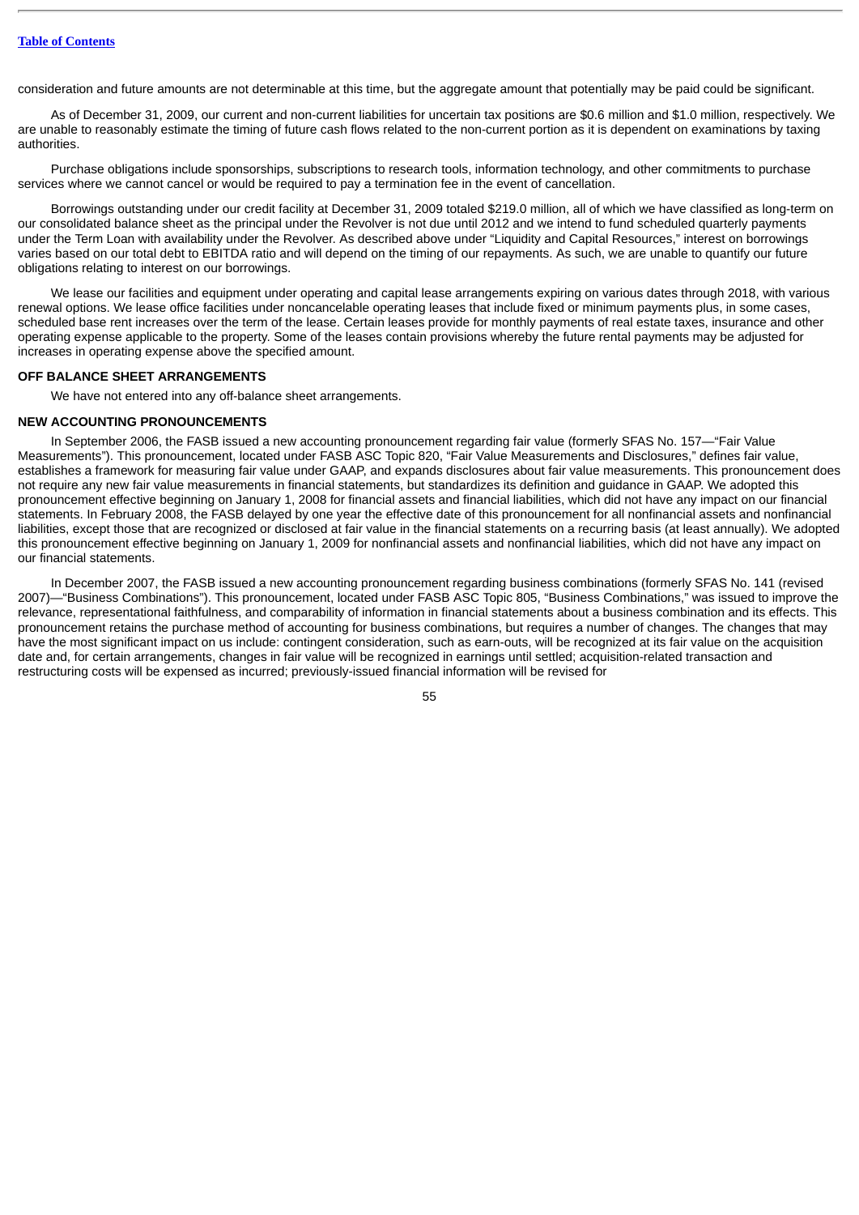consideration and future amounts are not determinable at this time, but the aggregate amount that potentially may be paid could be significant.

As of December 31, 2009, our current and non-current liabilities for uncertain tax positions are $0.6 million and $1.0 million, respectively. We are unable to reasonably estimate the timing of future cash flows related to the non-current portion as it is dependent on examinations by taxing authorities.

Purchase obligations include sponsorships, subscriptions to research tools, information technology, and other commitments to purchase services where we cannot cancel or would be required to pay a termination fee in the event of cancellation.

Borrowings outstanding under our credit facility at December 31, 2009 totaled $219.0 million, all of which we have classified as long-term on our consolidated balance sheet as the principal under the Revolver is not due until 2012 and we intend to fund scheduled quarterly payments under the Term Loan with availability under the Revolver. As described above under "Liquidity and Capital Resources," interest on borrowings varies based on our total debt to EBITDA ratio and will depend on the timing of our repayments. As such, we are unable to quantify our future obligations relating to interest on our borrowings.

We lease our facilities and equipment under operating and capital lease arrangements expiring on various dates through 2018, with various renewal options. We lease office facilities under noncancelable operating leases that include fixed or minimum payments plus, in some cases, scheduled base rent increases over the term of the lease. Certain leases provide for monthly payments of real estate taxes, insurance and other operating expense applicable to the property. Some of the leases contain provisions whereby the future rental payments may be adjusted for increases in operating expense above the specified amount.

## OFF BALANCE SHEET ARRANGEMENTS

We have not entered into any off-balance sheet arrangements.

## NEW ACCOUNTING PRONOUNCEMENTS

In September 2006, the FASB issued a new accounting pronouncement regarding fair value (formerly SFAS No. 157—"Fair Value Measurements"). This pronouncement, located under FASB ASC Topic 820, "Fair Value Measurements and Disclosures," defines fair value, establishes a framework for measuring fair value under GAAP, and expands disclosures about fair value measurements. This pronouncement does not require any new fair value measurements in financial statements, but standardizes its definition and guidance in GAAP. We adopted this pronouncement effective beginning on January 1, 2008 for financial assets and financial liabilities, which did not have any impact on our financial statements. In February 2008, the FASB delayed by one year the effective date of this pronouncement for all nonfinancial assets and nonfinancial liabilities, except those that are recognized or disclosed at fair value in the financial statements on a recurring basis (at least annually). We adopted this pronouncement effective beginning on January 1, 2009 for nonfinancial assets and nonfinancial liabilities, which did not have any impact on our financial statements.

In December 2007, the FASB issued a new accounting pronouncement regarding business combinations (formerly SFAS No. 141 (revised 2007)—"Business Combinations"). This pronouncement, located under FASB ASC Topic 805, "Business Combinations," was issued to improve the relevance, representational faithfulness, and comparability of information in financial statements about a business combination and its effects. This pronouncement retains the purchase method of accounting for business combinations, but requires a number of changes. The changes that may have the most significant impact on us include: contingent consideration, such as earn-outs, will be recognized at its fair value on the acquisition date and, for certain arrangements, changes in fair value will be recognized in earnings until settled; acquisition-related transaction and restructuring costs will be expensed as incurred; previously-issued financial information will be revised for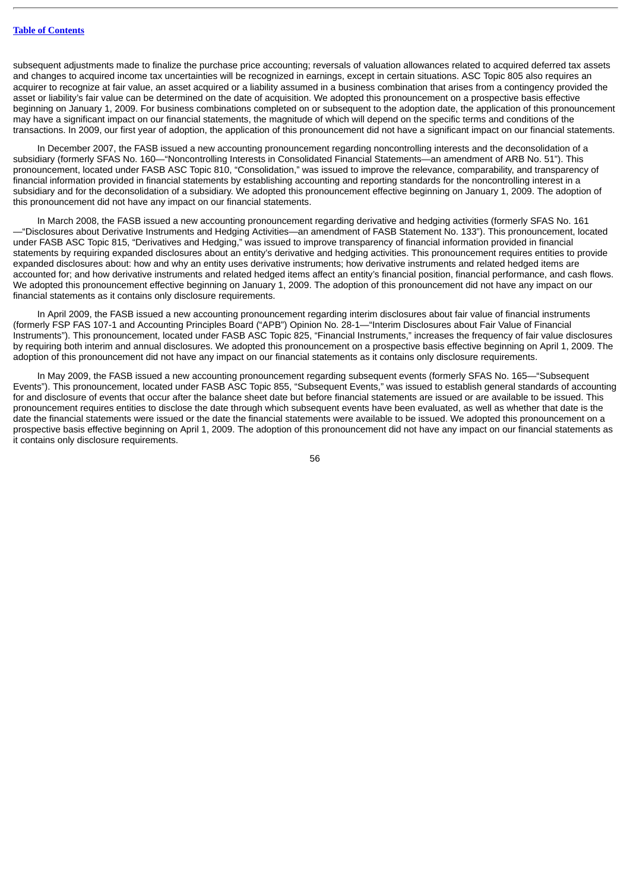subsequent adjustments made to finalize the purchase price accounting; reversals of valuation allowances related to acquired deferred tax assets and changes to acquired income tax uncertainties will be recognized in earnings, except in certain situations. ASC Topic 805 also requires an acquirer to recognize at fair value, an asset acquired or a liability assumed in a business combination that arises from a contingency provided the asset or liability's fair value can be determined on the date of acquisition. We adopted this pronouncement on a prospective basis effective beginning on January 1, 2009. For business combinations completed on or subsequent to the adoption date, the application of this pronouncement may have a significant impact on our financial statements, the magnitude of which will depend on the specific terms and conditions of the transactions. In 2009, our first year of adoption, the application of this pronouncement did not have a significant impact on our financial statements.

In December 2007, the FASB issued a new accounting pronouncement regarding noncontrolling interests and the deconsolidation of a subsidiary (formerly SFAS No. 160—"Noncontrolling Interests in Consolidated Financial Statements—an amendment of ARB No. 51"). This pronouncement, located under FASB ASC Topic 810, "Consolidation," was issued to improve the relevance, comparability, and transparency of financial information provided in financial statements by establishing accounting and reporting standards for the noncontrolling interest in a subsidiary and for the deconsolidation of a subsidiary. We adopted this pronouncement effective beginning on January 1, 2009. The adoption of this pronouncement did not have any impact on our financial statements.

In March 2008, the FASB issued a new accounting pronouncement regarding derivative and hedging activities (formerly SFAS No. 161—"Disclosures about Derivative Instruments and Hedging Activities—an amendment of FASB Statement No. 133"). This pronouncement, located under FASB ASC Topic 815, "Derivatives and Hedging," was issued to improve transparency of financial information provided in financial statements by requiring expanded disclosures about an entity's derivative and hedging activities. This pronouncement requires entities to provide expanded disclosures about: how and why an entity uses derivative instruments; how derivative instruments and related hedged items are accounted for; and how derivative instruments and related hedged items affect an entity's financial position, financial performance, and cash flows. We adopted this pronouncement effective beginning on January 1, 2009. The adoption of this pronouncement did not have any impact on our financial statements as it contains only disclosure requirements.

In April 2009, the FASB issued a new accounting pronouncement regarding interim disclosures about fair value of financial instruments (formerly FSP FAS 107-1 and Accounting Principles Board ("APB") Opinion No. 28-1—"Interim Disclosures about Fair Value of Financial Instruments"). This pronouncement, located under FASB ASC Topic 825, "Financial Instruments," increases the frequency of fair value disclosures by requiring both interim and annual disclosures. We adopted this pronouncement on a prospective basis effective beginning on April 1, 2009. The adoption of this pronouncement did not have any impact on our financial statements as it contains only disclosure requirements.

In May 2009, the FASB issued a new accounting pronouncement regarding subsequent events (formerly SFAS No. 165—"Subsequent Events"). This pronouncement, located under FASB ASC Topic 855, "Subsequent Events," was issued to establish general standards of accounting for and disclosure of events that occur after the balance sheet date but before financial statements are issued or are available to be issued. This pronouncement requires entities to disclose the date through which subsequent events have been evaluated, as well as whether that date is the date the financial statements were issued or the date the financial statements were available to be issued. We adopted this pronouncement on a prospective basis effective beginning on April 1, 2009. The adoption of this pronouncement did not have any impact on our financial statements as it contains only disclosure requirements.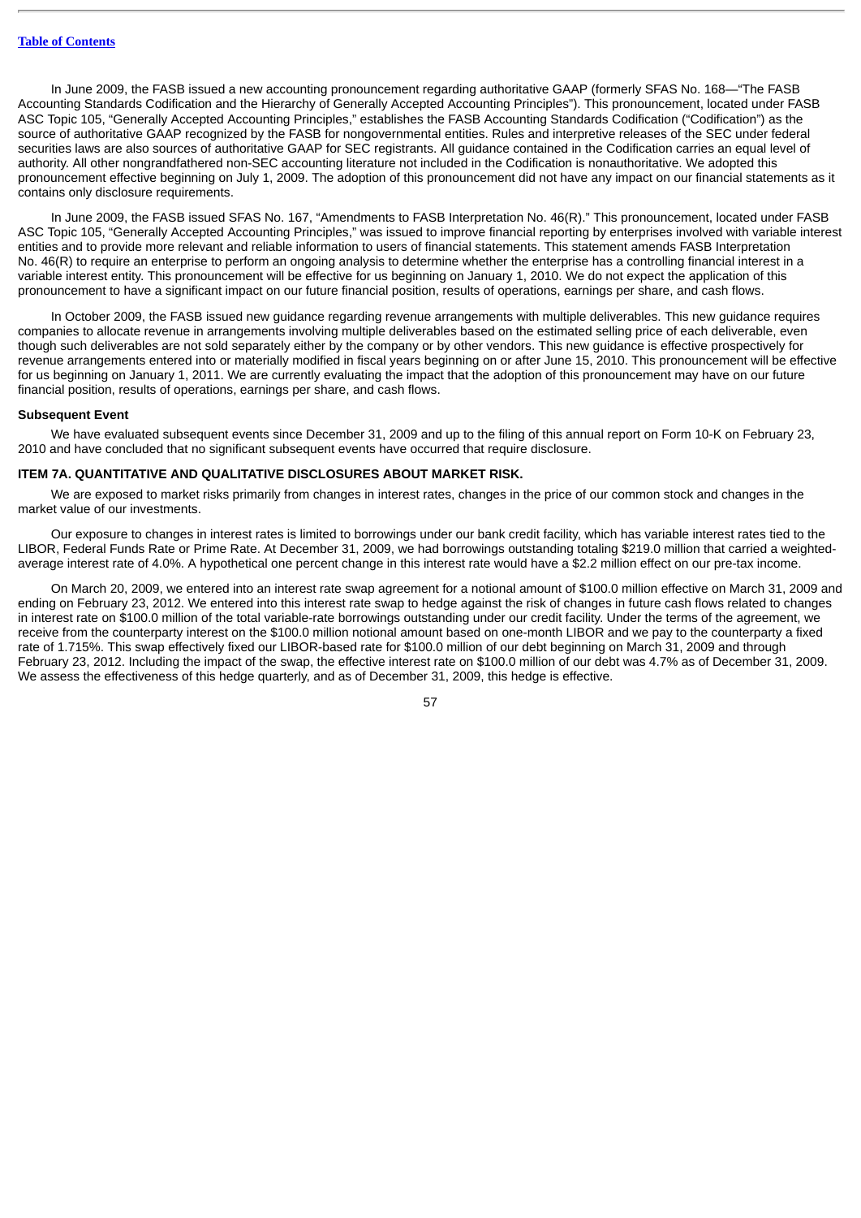In June 2009, the FASB issued a new accounting pronouncement regarding authoritative GAAP (formerly SFAS No. 168—"The FASB Accounting Standards Codification and the Hierarchy of Generally Accepted Accounting Principles"). This pronouncement, located under FASB ASC Topic 105, "Generally Accepted Accounting Principles," establishes the FASB Accounting Standards Codification ("Codification") as the source of authoritative GAAP recognized by the FASB for nongovernmental entities. Rules and interpretive releases of the SEC under federal securities laws are also sources of authoritative GAAP for SEC registrants. All guidance contained in the Codification carries an equal level of authority. All other nongrandfathered non-SEC accounting literature not included in the Codification is nonauthoritative. We adopted this pronouncement effective beginning on July 1, 2009. The adoption of this pronouncement did not have any impact on our financial statements as it contains only disclosure requirements.

In June 2009, the FASB issued SFAS No. 167, "Amendments to FASB Interpretation No. 46(R)." This pronouncement, located under FASB ASC Topic 105, "Generally Accepted Accounting Principles," was issued to improve financial reporting by enterprises involved with variable interest entities and to provide more relevant and reliable information to users of financial statements. This statement amends FASB Interpretation No. 46(R) to require an enterprise to perform an ongoing analysis to determine whether the enterprise has a controlling financial interest in a variable interest entity. This pronouncement will be effective for us beginning on January 1, 2010. We do not expect the application of this pronouncement to have a significant impact on our future financial position, results of operations, earnings per share, and cash flows.

In October 2009, the FASB issued new guidance regarding revenue arrangements with multiple deliverables. This new guidance requires companies to allocate revenue in arrangements involving multiple deliverables based on the estimated selling price of each deliverable, even though such deliverables are not sold separately either by the company or by other vendors. This new guidance is effective prospectively for revenue arrangements entered into or materially modified in fiscal years beginning on or after June 15, 2010. This pronouncement will be effective for us beginning on January 1, 2011. We are currently evaluating the impact that the adoption of this pronouncement may have on our future financial position, results of operations, earnings per share, and cash flows.

**Subsequent Event**

We have evaluated subsequent events since December 31, 2009 and up to the filing of this annual report on Form 10-K on February 23, 2010 and have concluded that no significant subsequent events have occurred that require disclosure.

## ITEM 7A. QUANTITATIVE AND QUALITATIVE DISCLOSURES ABOUT MARKET RISK.

We are exposed to market risks primarily from changes in interest rates, changes in the price of our common stock and changes in the market value of our investments.

Our exposure to changes in interest rates is limited to borrowings under our bank credit facility, which has variable interest rates tied to the LIBOR, Federal Funds Rate or Prime Rate. At December 31, 2009, we had borrowings outstanding totaling $219.0 million that carried a weighted-average interest rate of 4.0%. A hypothetical one percent change in this interest rate would have a $2.2 million effect on our pre-tax income.

On March 20, 2009, we entered into an interest rate swap agreement for a notional amount of $100.0 million effective on March 31, 2009 and ending on February 23, 2012. We entered into this interest rate swap to hedge against the risk of changes in future cash flows related to changes in interest rate on $100.0 million of the total variable-rate borrowings outstanding under our credit facility. Under the terms of the agreement, we receive from the counterparty interest on the $100.0 million notional amount based on one-month LIBOR and we pay to the counterparty a fixed rate of 1.715%. This swap effectively fixed our LIBOR-based rate for $100.0 million of our debt beginning on March 31, 2009 and through February 23, 2012. Including the impact of the swap, the effective interest rate on $100.0 million of our debt was 4.7% as of December 31, 2009. We assess the effectiveness of this hedge quarterly, and as of December 31, 2009, this hedge is effective.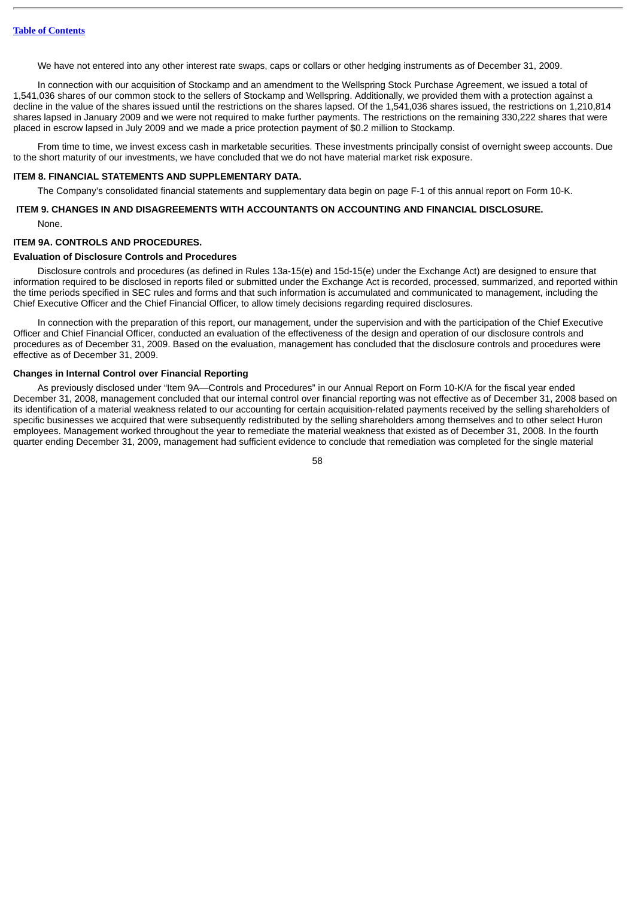We have not entered into any other interest rate swaps, caps or collars or other hedging instruments as of December 31, 2009.

In connection with our acquisition of Stockamp and an amendment to the Wellspring Stock Purchase Agreement, we issued a total of 1,541,036 shares of our common stock to the sellers of Stockamp and Wellspring. Additionally, we provided them with a protection against a decline in the value of the shares issued until the restrictions on the shares lapsed. Of the 1,541,036 shares issued, the restrictions on 1,210,814 shares lapsed in January 2009 and we were not required to make further payments. The restrictions on the remaining 330,222 shares that were placed in escrow lapsed in July 2009 and we made a price protection payment of $0.2 million to Stockamp.

From time to time, we invest excess cash in marketable securities. These investments principally consist of overnight sweep accounts. Due to the short maturity of our investments, we have concluded that we do not have material market risk exposure.

## ITEM 8. FINANCIAL STATEMENTS AND SUPPLEMENTARY DATA.

The Company's consolidated financial statements and supplementary data begin on page F-1 of this annual report on Form 10-K.

## ITEM 9. CHANGES IN AND DISAGREEMENTS WITH ACCOUNTANTS ON ACCOUNTING AND FINANCIAL DISCLOSURE.

None.

## ITEM 9A. CONTROLS AND PROCEDURES.

### Evaluation of Disclosure Controls and Procedures

Disclosure controls and procedures (as defined in Rules 13a-15(e) and 15d-15(e) under the Exchange Act) are designed to ensure that information required to be disclosed in reports filed or submitted under the Exchange Act is recorded, processed, summarized, and reported within the time periods specified in SEC rules and forms and that such information is accumulated and communicated to management, including the Chief Executive Officer and the Chief Financial Officer, to allow timely decisions regarding required disclosures.

In connection with the preparation of this report, our management, under the supervision and with the participation of the Chief Executive Officer and Chief Financial Officer, conducted an evaluation of the effectiveness of the design and operation of our disclosure controls and procedures as of December 31, 2009. Based on the evaluation, management has concluded that the disclosure controls and procedures were effective as of December 31, 2009.

### Changes in Internal Control over Financial Reporting

As previously disclosed under "Item 9A—Controls and Procedures" in our Annual Report on Form 10-K/A for the fiscal year ended December 31, 2008, management concluded that our internal control over financial reporting was not effective as of December 31, 2008 based on its identification of a material weakness related to our accounting for certain acquisition-related payments received by the selling shareholders of specific businesses we acquired that were subsequently redistributed by the selling shareholders among themselves and to other select Huron employees. Management worked throughout the year to remediate the material weakness that existed as of December 31, 2008. In the fourth quarter ending December 31, 2009, management had sufficient evidence to conclude that remediation was completed for the single material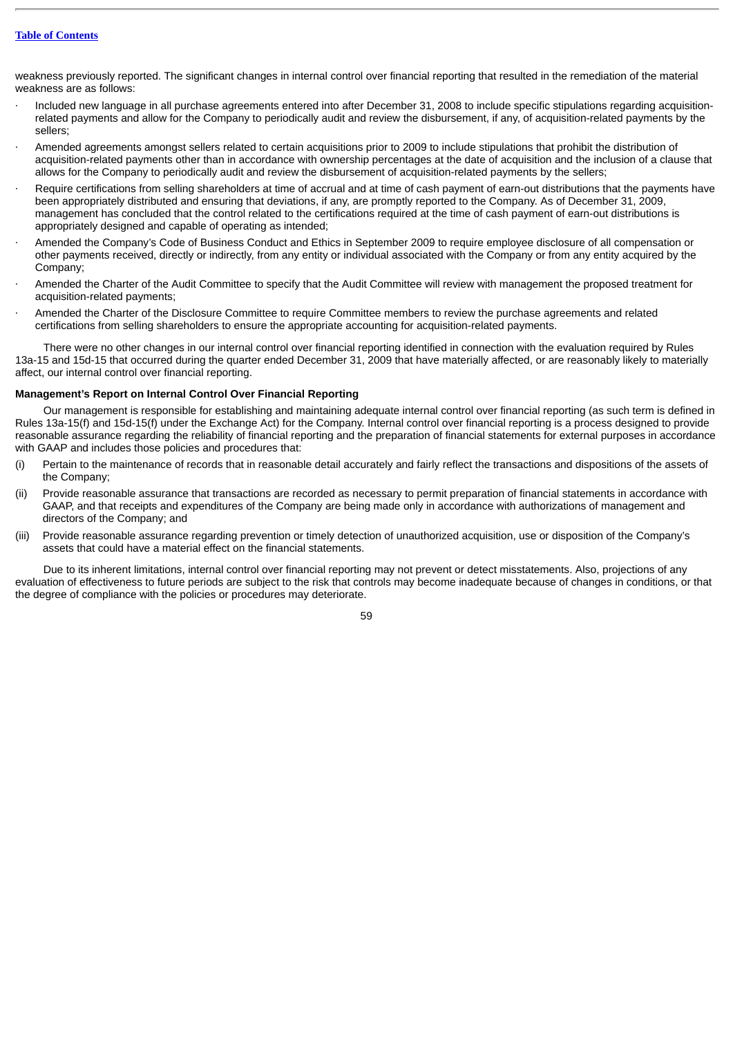weakness previously reported. The significant changes in internal control over financial reporting that resulted in the remediation of the material weakness are as follows:

- Included new language in all purchase agreements entered into after December 31, 2008 to include specific stipulations regarding acquisition-related payments and allow for the Company to periodically audit and review the disbursement, if any, of acquisition-related payments by the sellers;
- Amended agreements amongst sellers related to certain acquisitions prior to 2009 to include stipulations that prohibit the distribution of acquisition-related payments other than in accordance with ownership percentages at the date of acquisition and the inclusion of a clause that allows for the Company to periodically audit and review the disbursement of acquisition-related payments by the sellers;
- Require certifications from selling shareholders at time of accrual and at time of cash payment of earn-out distributions that the payments have been appropriately distributed and ensuring that deviations, if any, are promptly reported to the Company. As of December 31, 2009, management has concluded that the control related to the certifications required at the time of cash payment of earn-out distributions is appropriately designed and capable of operating as intended;
- Amended the Company's Code of Business Conduct and Ethics in September 2009 to require employee disclosure of all compensation or other payments received, directly or indirectly, from any entity or individual associated with the Company or from any entity acquired by the Company;
- Amended the Charter of the Audit Committee to specify that the Audit Committee will review with management the proposed treatment for acquisition-related payments;
- Amended the Charter of the Disclosure Committee to require Committee members to review the purchase agreements and related certifications from selling shareholders to ensure the appropriate accounting for acquisition-related payments.

There were no other changes in our internal control over financial reporting identified in connection with the evaluation required by Rules 13a-15 and 15d-15 that occurred during the quarter ended December 31, 2009 that have materially affected, or are reasonably likely to materially affect, our internal control over financial reporting.

**Management's Report on Internal Control Over Financial Reporting**

Our management is responsible for establishing and maintaining adequate internal control over financial reporting (as such term is defined in Rules 13a-15(f) and 15d-15(f) under the Exchange Act) for the Company. Internal control over financial reporting is a process designed to provide reasonable assurance regarding the reliability of financial reporting and the preparation of financial statements for external purposes in accordance with GAAP and includes those policies and procedures that:

(i) Pertain to the maintenance of records that in reasonable detail accurately and fairly reflect the transactions and dispositions of the assets of the Company;

(ii) Provide reasonable assurance that transactions are recorded as necessary to permit preparation of financial statements in accordance with GAAP, and that receipts and expenditures of the Company are being made only in accordance with authorizations of management and directors of the Company; and

(iii) Provide reasonable assurance regarding prevention or timely detection of unauthorized acquisition, use or disposition of the Company's assets that could have a material effect on the financial statements.

Due to its inherent limitations, internal control over financial reporting may not prevent or detect misstatements. Also, projections of any evaluation of effectiveness to future periods are subject to the risk that controls may become inadequate because of changes in conditions, or that the degree of compliance with the policies or procedures may deteriorate.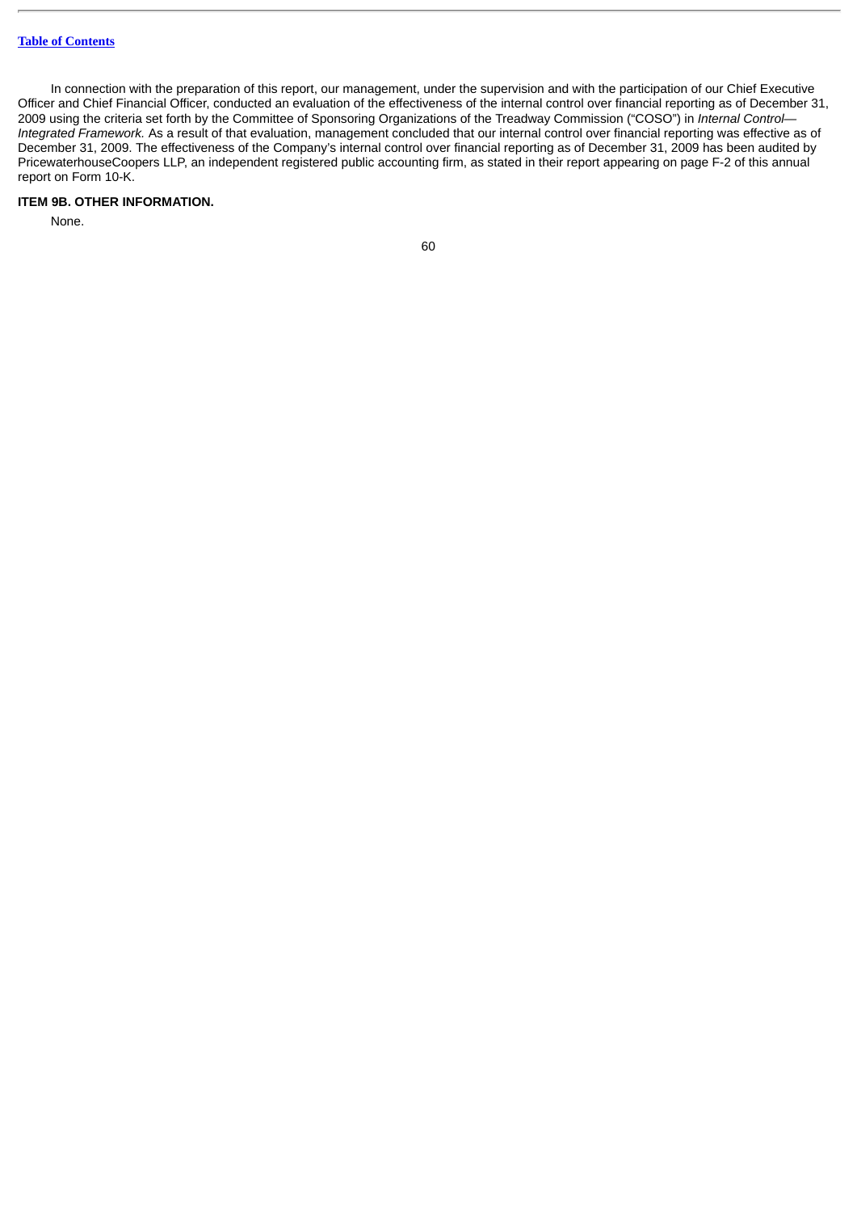In connection with the preparation of this report, our management, under the supervision and with the participation of our Chief Executive Officer and Chief Financial Officer, conducted an evaluation of the effectiveness of the internal control over financial reporting as of December 31, 2009 using the criteria set forth by the Committee of Sponsoring Organizations of the Treadway Commission ("COSO") in *Internal Control—Integrated Framework.* As a result of that evaluation, management concluded that our internal control over financial reporting was effective as of December 31, 2009. The effectiveness of the Company's internal control over financial reporting as of December 31, 2009 has been audited by PricewaterhouseCoopers LLP, an independent registered public accounting firm, as stated in their report appearing on page F-2 of this annual report on Form 10-K.

## ITEM 9B. OTHER INFORMATION.

None.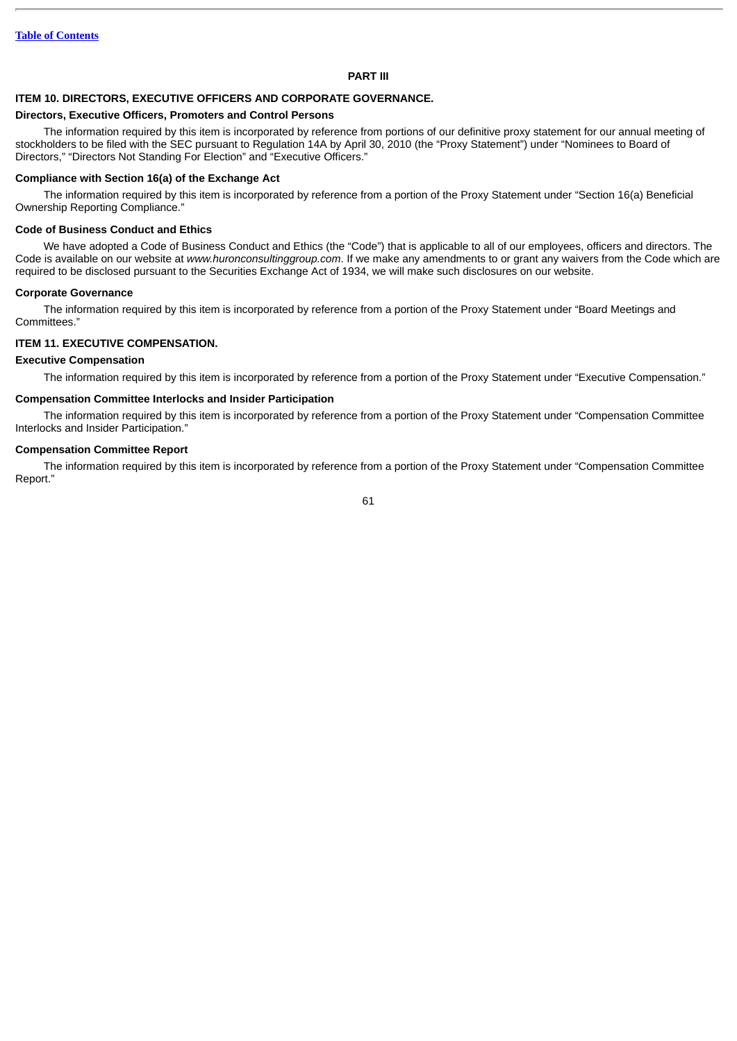# PART III

## ITEM 10. DIRECTORS, EXECUTIVE OFFICERS AND CORPORATE GOVERNANCE.

### Directors, Executive Officers, Promoters and Control Persons

The information required by this item is incorporated by reference from portions of our definitive proxy statement for our annual meeting of stockholders to be filed with the SEC pursuant to Regulation 14A by April 30, 2010 (the "Proxy Statement") under "Nominees to Board of Directors," "Directors Not Standing For Election" and "Executive Officers."

### Compliance with Section 16(a) of the Exchange Act

The information required by this item is incorporated by reference from a portion of the Proxy Statement under "Section 16(a) Beneficial Ownership Reporting Compliance."

### Code of Business Conduct and Ethics

We have adopted a Code of Business Conduct and Ethics (the "Code") that is applicable to all of our employees, officers and directors. The Code is available on our website at *www.huronconsultinggroup.com*. If we make any amendments to or grant any waivers from the Code which are required to be disclosed pursuant to the Securities Exchange Act of 1934, we will make such disclosures on our website.

### Corporate Governance

The information required by this item is incorporated by reference from a portion of the Proxy Statement under "Board Meetings and Committees."

## ITEM 11. EXECUTIVE COMPENSATION.

### Executive Compensation

The information required by this item is incorporated by reference from a portion of the Proxy Statement under "Executive Compensation."

### Compensation Committee Interlocks and Insider Participation

The information required by this item is incorporated by reference from a portion of the Proxy Statement under "Compensation Committee Interlocks and Insider Participation."

### Compensation Committee Report

The information required by this item is incorporated by reference from a portion of the Proxy Statement under "Compensation Committee Report."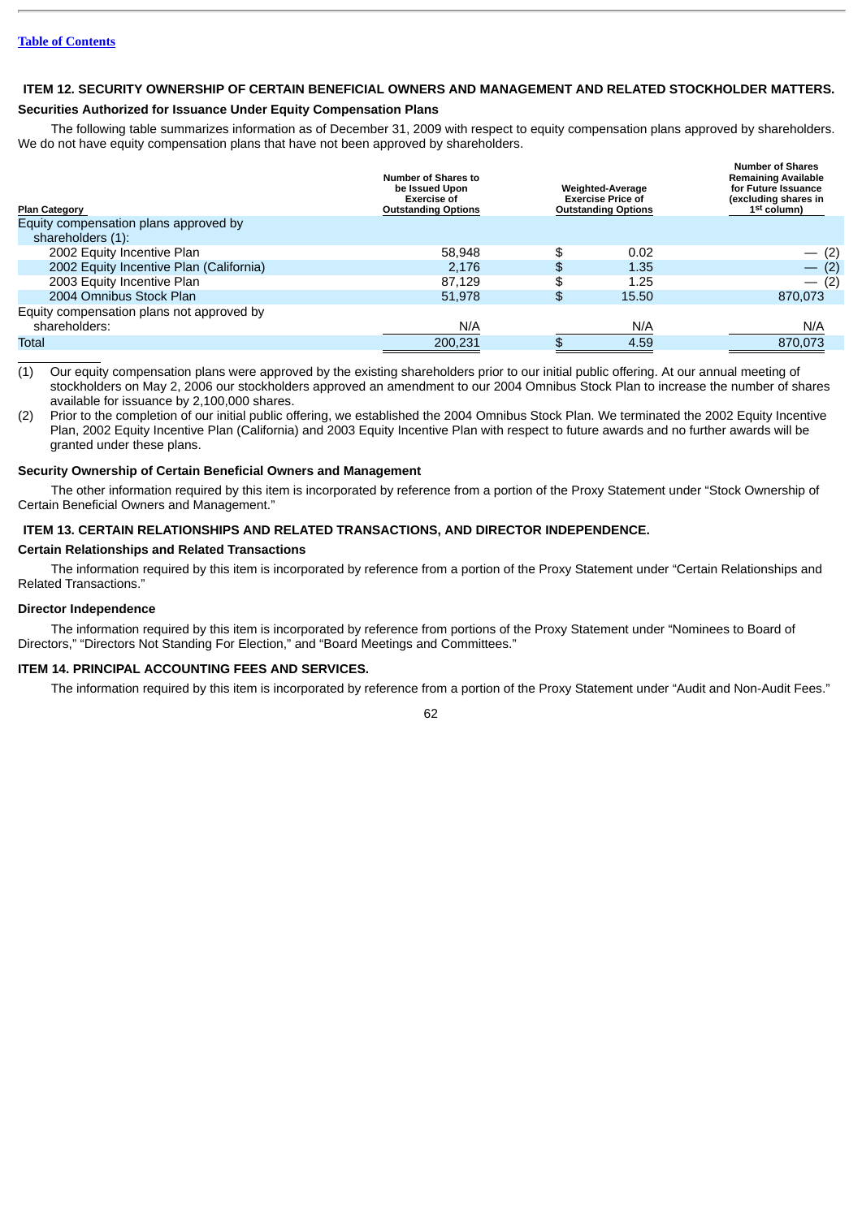## ITEM 12. SECURITY OWNERSHIP OF CERTAIN BENEFICIAL OWNERS AND MANAGEMENT AND RELATED STOCKHOLDER MATTERS.

### Securities Authorized for Issuance Under Equity Compensation Plans

The following table summarizes information as of December 31, 2009 with respect to equity compensation plans approved by shareholders. We do not have equity compensation plans that have not been approved by shareholders.

| Plan Category | Number of Shares to be Issued Upon Exercise of Outstanding Options | Weighted-Average Exercise Price of Outstanding Options | Number of Shares Remaining Available for Future Issuance (excluding shares in 1st column) |
|---|---|---|---|
| Equity compensation plans approved by shareholders (1): | | | |
| 2002 Equity Incentive Plan | 58,948 | $ 0.02 | — (2) |
| 2002 Equity Incentive Plan (California) | 2,176 | $ 1.35 | — (2) |
| 2003 Equity Incentive Plan | 87,129 | $ 1.25 | — (2) |
| 2004 Omnibus Stock Plan | 51,978 | $ 15.50 | 870,073 |
| Equity compensation plans not approved by shareholders: | N/A | N/A | N/A |
| Total | 200,231 | $ 4.59 | 870,073 |

(1) Our equity compensation plans were approved by the existing shareholders prior to our initial public offering. At our annual meeting of stockholders on May 2, 2006 our stockholders approved an amendment to our 2004 Omnibus Stock Plan to increase the number of shares available for issuance by 2,100,000 shares.

(2) Prior to the completion of our initial public offering, we established the 2004 Omnibus Stock Plan. We terminated the 2002 Equity Incentive Plan, 2002 Equity Incentive Plan (California) and 2003 Equity Incentive Plan with respect to future awards and no further awards will be granted under these plans.

### Security Ownership of Certain Beneficial Owners and Management

The other information required by this item is incorporated by reference from a portion of the Proxy Statement under "Stock Ownership of Certain Beneficial Owners and Management."

## ITEM 13. CERTAIN RELATIONSHIPS AND RELATED TRANSACTIONS, AND DIRECTOR INDEPENDENCE.

### Certain Relationships and Related Transactions

The information required by this item is incorporated by reference from a portion of the Proxy Statement under "Certain Relationships and Related Transactions."

### Director Independence

The information required by this item is incorporated by reference from portions of the Proxy Statement under "Nominees to Board of Directors," "Directors Not Standing For Election," and "Board Meetings and Committees."

## ITEM 14. PRINCIPAL ACCOUNTING FEES AND SERVICES.

The information required by this item is incorporated by reference from a portion of the Proxy Statement under "Audit and Non-Audit Fees."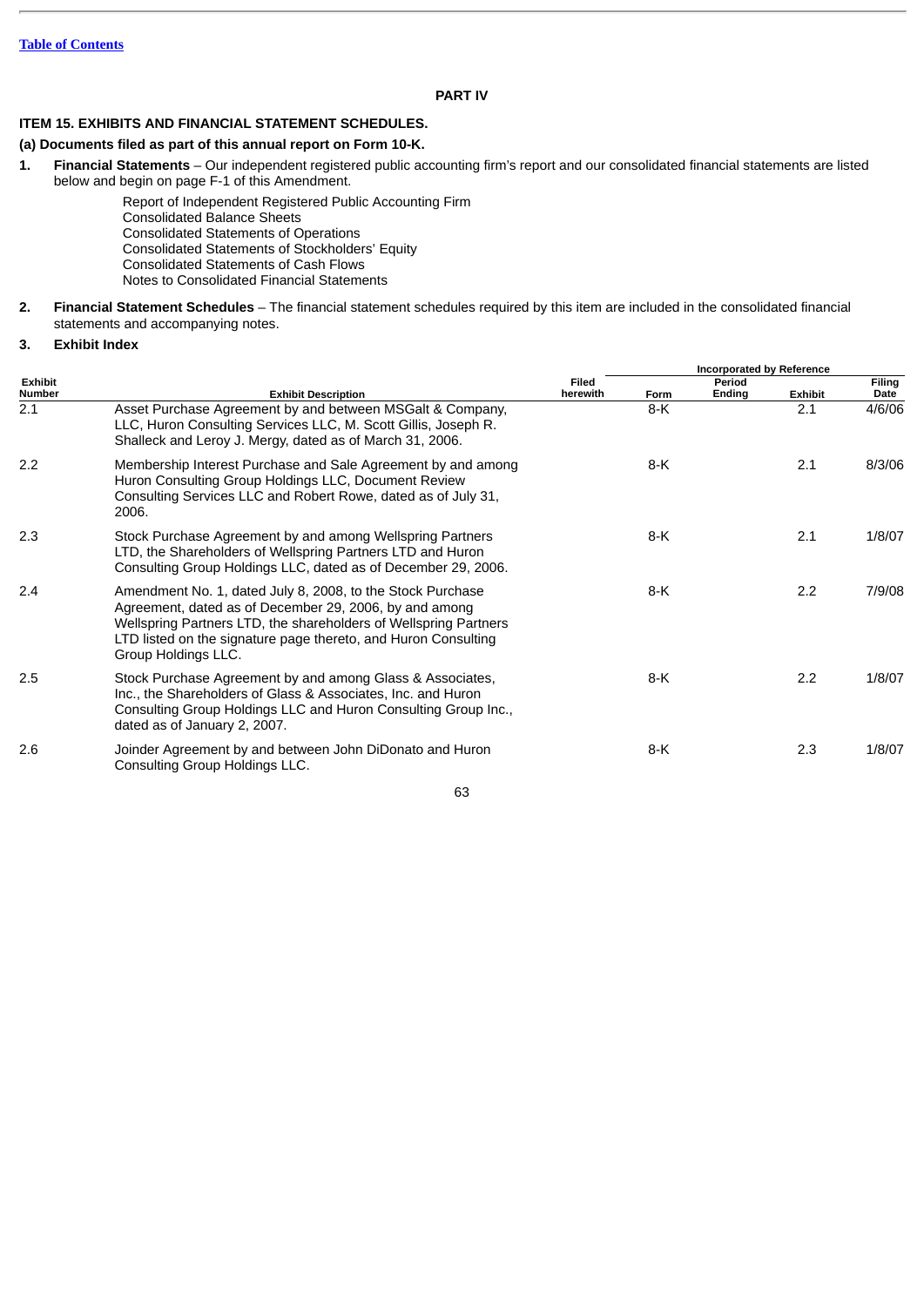## PART IV

### ITEM 15. EXHIBITS AND FINANCIAL STATEMENT SCHEDULES.

**(a) Documents filed as part of this annual report on Form 10-K.**

1. **Financial Statements** – Our independent registered public accounting firm's report and our consolidated financial statements are listed below and begin on page F-1 of this Amendment.

   Report of Independent Registered Public Accounting Firm
   Consolidated Balance Sheets
   Consolidated Statements of Operations
   Consolidated Statements of Stockholders' Equity
   Consolidated Statements of Cash Flows
   Notes to Consolidated Financial Statements

2. **Financial Statement Schedules** – The financial statement schedules required by this item are included in the consolidated financial statements and accompanying notes.

3. **Exhibit Index**

| | | | Incorporated by Reference | | | |
|---|---|---|---|---|---|---|
| **Exhibit Number** | **Exhibit Description** | **Filed herewith** | **Form** | **Period Ending** | **Exhibit** | **Filing Date** |
| 2.1 | Asset Purchase Agreement by and between MSGalt & Company, LLC, Huron Consulting Services LLC, M. Scott Gillis, Joseph R. Shalleck and Leroy J. Mergy, dated as of March 31, 2006. | | 8-K | | 2.1 | 4/6/06 |
| 2.2 | Membership Interest Purchase and Sale Agreement by and among Huron Consulting Group Holdings LLC, Document Review Consulting Services LLC and Robert Rowe, dated as of July 31, 2006. | | 8-K | | 2.1 | 8/3/06 |
| 2.3 | Stock Purchase Agreement by and among Wellspring Partners LTD, the Shareholders of Wellspring Partners LTD and Huron Consulting Group Holdings LLC, dated as of December 29, 2006. | | 8-K | | 2.1 | 1/8/07 |
| 2.4 | Amendment No. 1, dated July 8, 2008, to the Stock Purchase Agreement, dated as of December 29, 2006, by and among Wellspring Partners LTD, the shareholders of Wellspring Partners LTD listed on the signature page thereto, and Huron Consulting Group Holdings LLC. | | 8-K | | 2.2 | 7/9/08 |
| 2.5 | Stock Purchase Agreement by and among Glass & Associates, Inc., the Shareholders of Glass & Associates, Inc. and Huron Consulting Group Holdings LLC and Huron Consulting Group Inc., dated as of January 2, 2007. | | 8-K | | 2.2 | 1/8/07 |
| 2.6 | Joinder Agreement by and between John DiDonato and Huron Consulting Group Holdings LLC. | | 8-K | | 2.3 | 1/8/07 |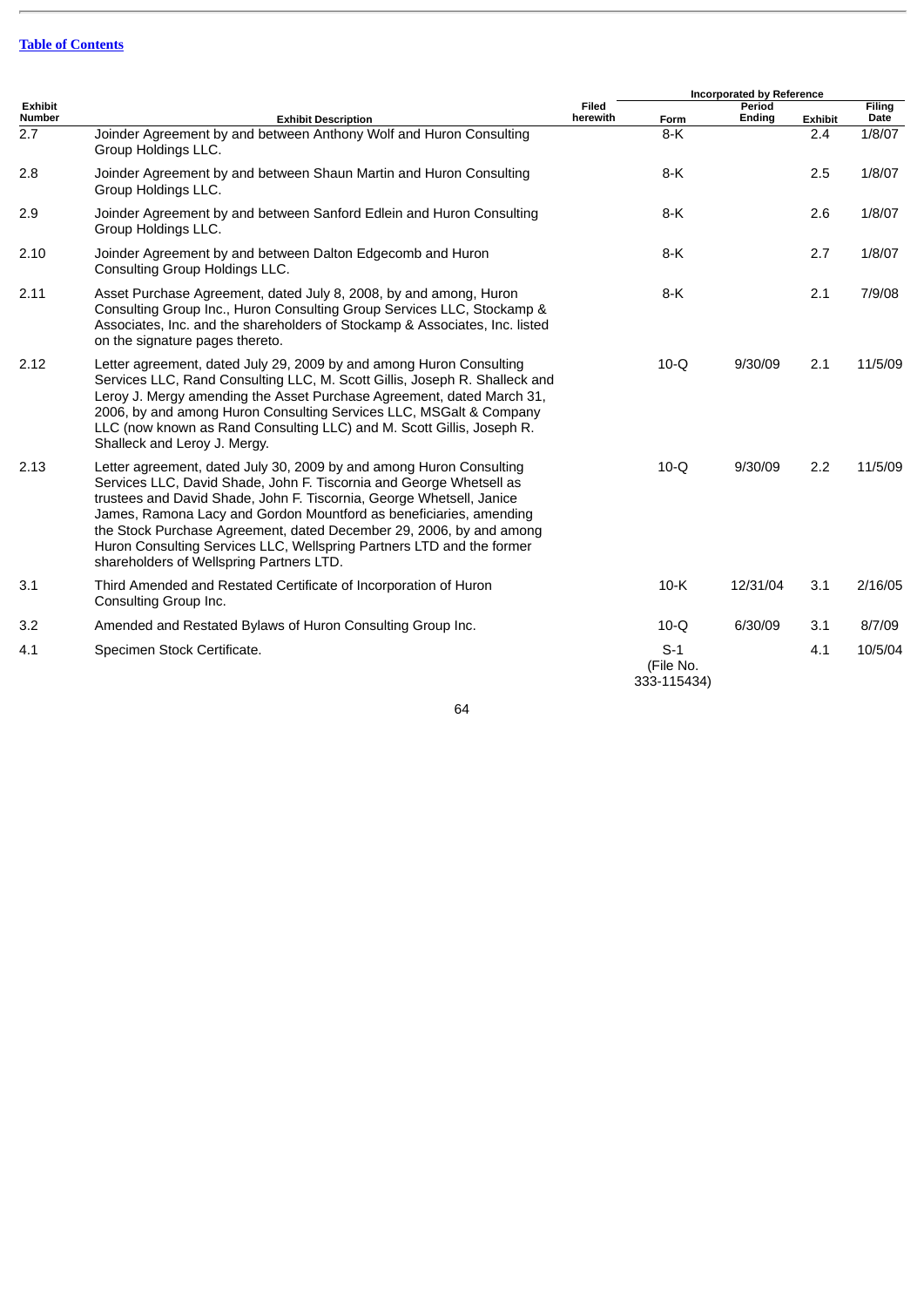[Table of Contents](#)

| Exhibit Number | Exhibit Description | Filed herewith | Incorporated by Reference | | | |
|---|---|---|---|---|---|---|
| | | | Form | Period Ending | Exhibit | Filing Date |
| 2.7 | Joinder Agreement by and between Anthony Wolf and Huron Consulting Group Holdings LLC. | | 8-K | | 2.4 | 1/8/07 |
| 2.8 | Joinder Agreement by and between Shaun Martin and Huron Consulting Group Holdings LLC. | | 8-K | | 2.5 | 1/8/07 |
| 2.9 | Joinder Agreement by and between Sanford Edlein and Huron Consulting Group Holdings LLC. | | 8-K | | 2.6 | 1/8/07 |
| 2.10 | Joinder Agreement by and between Dalton Edgecomb and Huron Consulting Group Holdings LLC. | | 8-K | | 2.7 | 1/8/07 |
| 2.11 | Asset Purchase Agreement, dated July 8, 2008, by and among, Huron Consulting Group Inc., Huron Consulting Group Services LLC, Stockamp & Associates, Inc. and the shareholders of Stockamp & Associates, Inc. listed on the signature pages thereto. | | 8-K | | 2.1 | 7/9/08 |
| 2.12 | Letter agreement, dated July 29, 2009 by and among Huron Consulting Services LLC, Rand Consulting LLC, M. Scott Gillis, Joseph R. Shalleck and Leroy J. Mergy amending the Asset Purchase Agreement, dated March 31, 2006, by and among Huron Consulting Services LLC, MSGalt & Company LLC (now known as Rand Consulting LLC) and M. Scott Gillis, Joseph R. Shalleck and Leroy J. Mergy. | | 10-Q | 9/30/09 | 2.1 | 11/5/09 |
| 2.13 | Letter agreement, dated July 30, 2009 by and among Huron Consulting Services LLC, David Shade, John F. Tiscornia and George Whetsell as trustees and David Shade, John F. Tiscornia, George Whetsell, Janice James, Ramona Lacy and Gordon Mountford as beneficiaries, amending the Stock Purchase Agreement, dated December 29, 2006, by and among Huron Consulting Services LLC, Wellspring Partners LTD and the former shareholders of Wellspring Partners LTD. | | 10-Q | 9/30/09 | 2.2 | 11/5/09 |
| 3.1 | Third Amended and Restated Certificate of Incorporation of Huron Consulting Group Inc. | | 10-K | 12/31/04 | 3.1 | 2/16/05 |
| 3.2 | Amended and Restated Bylaws of Huron Consulting Group Inc. | | 10-Q | 6/30/09 | 3.1 | 8/7/09 |
| 4.1 | Specimen Stock Certificate. | | S-1 (File No. 333-115434) | | 4.1 | 10/5/04 |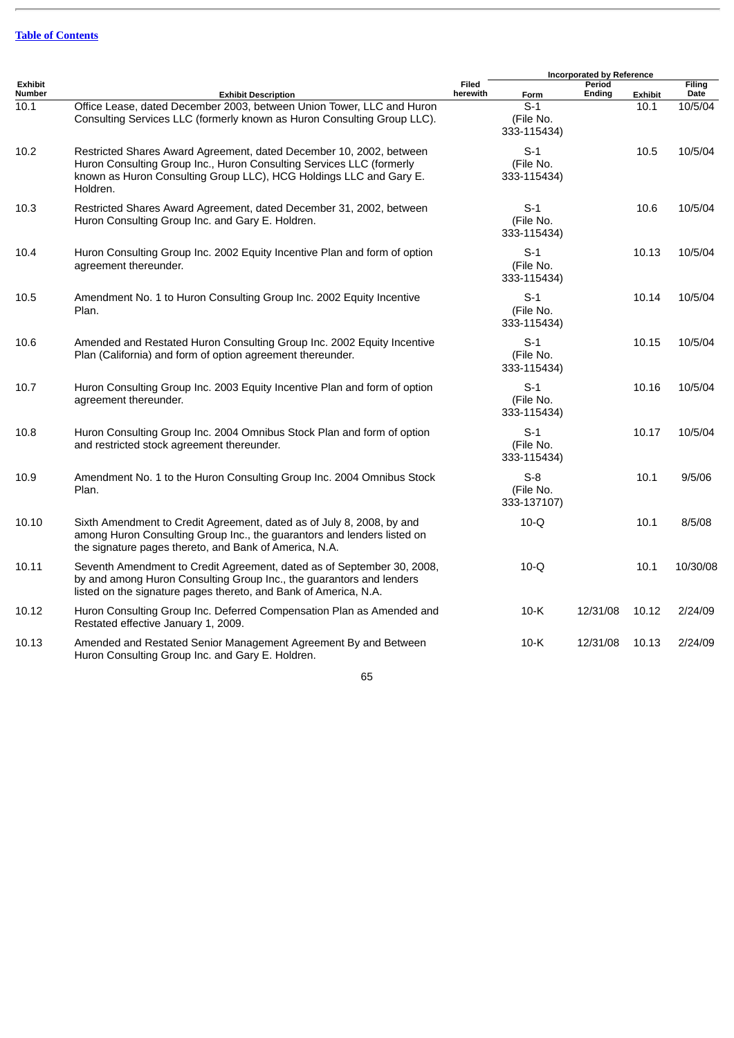[Table of Contents](#)

| Exhibit Number | Exhibit Description | Filed herewith | Incorporated by Reference | | | |
|---|---|---|---|---|---|---|
| | | | Form | Period Ending | Exhibit | Filing Date |
| 10.1 | Office Lease, dated December 2003, between Union Tower, LLC and Huron Consulting Services LLC (formerly known as Huron Consulting Group LLC). | | S-1 (File No. 333-115434) | | 10.1 | 10/5/04 |
| 10.2 | Restricted Shares Award Agreement, dated December 10, 2002, between Huron Consulting Group Inc., Huron Consulting Services LLC (formerly known as Huron Consulting Group LLC), HCG Holdings LLC and Gary E. Holdren. | | S-1 (File No. 333-115434) | | 10.5 | 10/5/04 |
| 10.3 | Restricted Shares Award Agreement, dated December 31, 2002, between Huron Consulting Group Inc. and Gary E. Holdren. | | S-1 (File No. 333-115434) | | 10.6 | 10/5/04 |
| 10.4 | Huron Consulting Group Inc. 2002 Equity Incentive Plan and form of option agreement thereunder. | | S-1 (File No. 333-115434) | | 10.13 | 10/5/04 |
| 10.5 | Amendment No. 1 to Huron Consulting Group Inc. 2002 Equity Incentive Plan. | | S-1 (File No. 333-115434) | | 10.14 | 10/5/04 |
| 10.6 | Amended and Restated Huron Consulting Group Inc. 2002 Equity Incentive Plan (California) and form of option agreement thereunder. | | S-1 (File No. 333-115434) | | 10.15 | 10/5/04 |
| 10.7 | Huron Consulting Group Inc. 2003 Equity Incentive Plan and form of option agreement thereunder. | | S-1 (File No. 333-115434) | | 10.16 | 10/5/04 |
| 10.8 | Huron Consulting Group Inc. 2004 Omnibus Stock Plan and form of option and restricted stock agreement thereunder. | | S-1 (File No. 333-115434) | | 10.17 | 10/5/04 |
| 10.9 | Amendment No. 1 to the Huron Consulting Group Inc. 2004 Omnibus Stock Plan. | | S-8 (File No. 333-137107) | | 10.1 | 9/5/06 |
| 10.10 | Sixth Amendment to Credit Agreement, dated as of July 8, 2008, by and among Huron Consulting Group Inc., the guarantors and lenders listed on the signature pages thereto, and Bank of America, N.A. | | 10-Q | | 10.1 | 8/5/08 |
| 10.11 | Seventh Amendment to Credit Agreement, dated as of September 30, 2008, by and among Huron Consulting Group Inc., the guarantors and lenders listed on the signature pages thereto, and Bank of America, N.A. | | 10-Q | | 10.1 | 10/30/08 |
| 10.12 | Huron Consulting Group Inc. Deferred Compensation Plan as Amended and Restated effective January 1, 2009. | | 10-K | 12/31/08 | 10.12 | 2/24/09 |
| 10.13 | Amended and Restated Senior Management Agreement By and Between Huron Consulting Group Inc. and Gary E. Holdren. | | 10-K | 12/31/08 | 10.13 | 2/24/09 |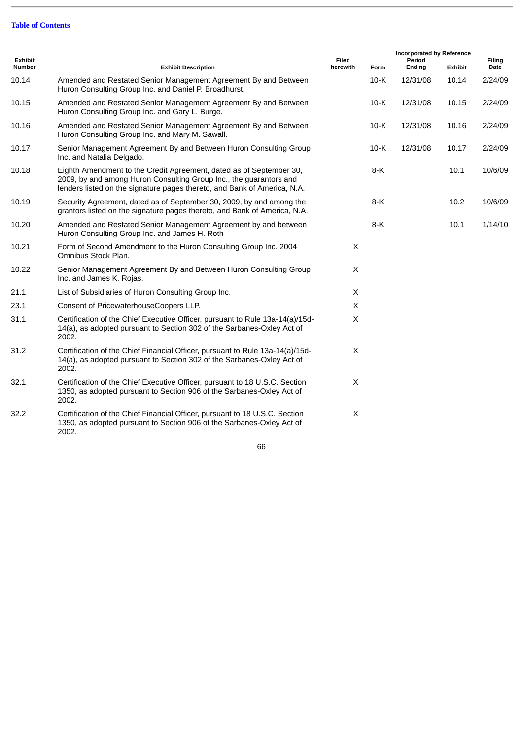[Table of Contents](#)

| Exhibit Number | Exhibit Description | Filed herewith | Incorporated by Reference | | | |
|---|---|---|---|---|---|---|
| | | | Form | Period Ending | Exhibit | Filing Date |
| 10.14 | Amended and Restated Senior Management Agreement By and Between Huron Consulting Group Inc. and Daniel P. Broadhurst. | | 10-K | 12/31/08 | 10.14 | 2/24/09 |
| 10.15 | Amended and Restated Senior Management Agreement By and Between Huron Consulting Group Inc. and Gary L. Burge. | | 10-K | 12/31/08 | 10.15 | 2/24/09 |
| 10.16 | Amended and Restated Senior Management Agreement By and Between Huron Consulting Group Inc. and Mary M. Sawall. | | 10-K | 12/31/08 | 10.16 | 2/24/09 |
| 10.17 | Senior Management Agreement By and Between Huron Consulting Group Inc. and Natalia Delgado. | | 10-K | 12/31/08 | 10.17 | 2/24/09 |
| 10.18 | Eighth Amendment to the Credit Agreement, dated as of September 30, 2009, by and among Huron Consulting Group Inc., the guarantors and lenders listed on the signature pages thereto, and Bank of America, N.A. | | 8-K | | 10.1 | 10/6/09 |
| 10.19 | Security Agreement, dated as of September 30, 2009, by and among the grantors listed on the signature pages thereto, and Bank of America, N.A. | | 8-K | | 10.2 | 10/6/09 |
| 10.20 | Amended and Restated Senior Management Agreement by and between Huron Consulting Group Inc. and James H. Roth | | 8-K | | 10.1 | 1/14/10 |
| 10.21 | Form of Second Amendment to the Huron Consulting Group Inc. 2004 Omnibus Stock Plan. | X | | | | |
| 10.22 | Senior Management Agreement By and Between Huron Consulting Group Inc. and James K. Rojas. | X | | | | |
| 21.1 | List of Subsidiaries of Huron Consulting Group Inc. | X | | | | |
| 23.1 | Consent of PricewaterhouseCoopers LLP. | X | | | | |
| 31.1 | Certification of the Chief Executive Officer, pursuant to Rule 13a-14(a)/15d-14(a), as adopted pursuant to Section 302 of the Sarbanes-Oxley Act of 2002. | X | | | | |
| 31.2 | Certification of the Chief Financial Officer, pursuant to Rule 13a-14(a)/15d-14(a), as adopted pursuant to Section 302 of the Sarbanes-Oxley Act of 2002. | X | | | | |
| 32.1 | Certification of the Chief Executive Officer, pursuant to 18 U.S.C. Section 1350, as adopted pursuant to Section 906 of the Sarbanes-Oxley Act of 2002. | X | | | | |
| 32.2 | Certification of the Chief Financial Officer, pursuant to 18 U.S.C. Section 1350, as adopted pursuant to Section 906 of the Sarbanes-Oxley Act of 2002. | X | | | | |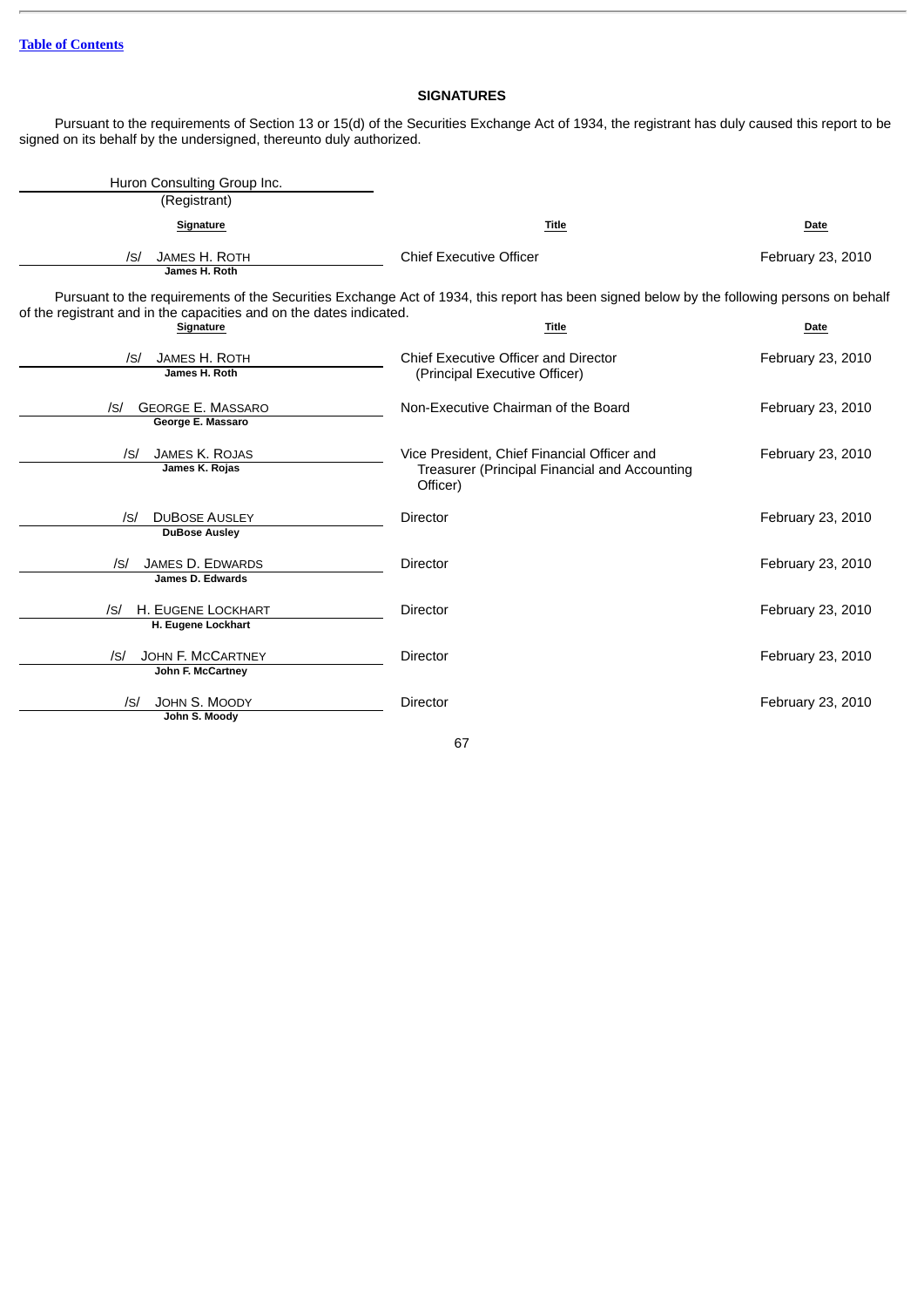## SIGNATURES

Pursuant to the requirements of Section 13 or 15(d) of the Securities Exchange Act of 1934, the registrant has duly caused this report to be signed on its behalf by the undersigned, thereunto duly authorized.

Huron Consulting Group Inc.
(Registrant)

| Signature | Title | Date |
|---|---|---|
| /s/ JAMES H. ROTH<br>James H. Roth | Chief Executive Officer | February 23, 2010 |

Pursuant to the requirements of the Securities Exchange Act of 1934, this report has been signed below by the following persons on behalf of the registrant and in the capacities and on the dates indicated.

| Signature | Title | Date |
|---|---|---|
| /s/ JAMES H. ROTH<br>James H. Roth | Chief Executive Officer and Director (Principal Executive Officer) | February 23, 2010 |
| /s/ GEORGE E. MASSARO<br>George E. Massaro | Non-Executive Chairman of the Board | February 23, 2010 |
| /s/ JAMES K. ROJAS<br>James K. Rojas | Vice President, Chief Financial Officer and Treasurer (Principal Financial and Accounting Officer) | February 23, 2010 |
| /s/ DUBOSE AUSLEY<br>DuBose Ausley | Director | February 23, 2010 |
| /s/ JAMES D. EDWARDS<br>James D. Edwards | Director | February 23, 2010 |
| /s/ H. EUGENE LOCKHART<br>H. Eugene Lockhart | Director | February 23, 2010 |
| /s/ JOHN F. MCCARTNEY<br>John F. McCartney | Director | February 23, 2010 |
| /s/ JOHN S. MOODY<br>John S. Moody | Director | February 23, 2010 |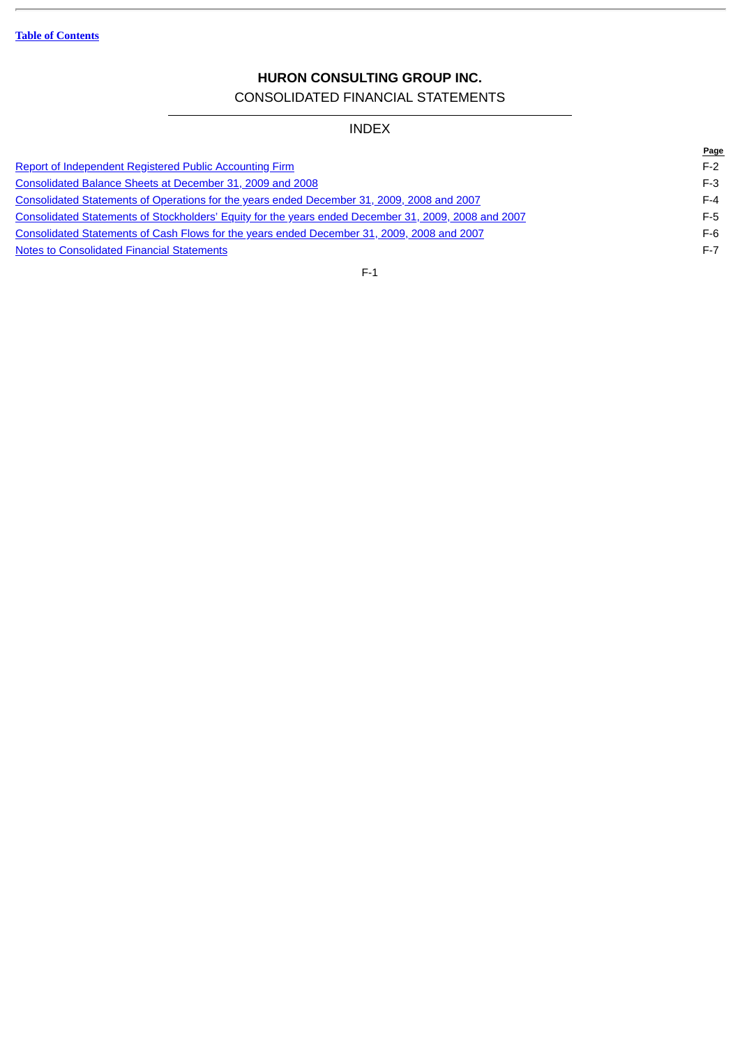# HURON CONSULTING GROUP INC.

CONSOLIDATED FINANCIAL STATEMENTS

## INDEX

| | Page |
|---|---|
| Report of Independent Registered Public Accounting Firm | F-2 |
| Consolidated Balance Sheets at December 31, 2009 and 2008 | F-3 |
| Consolidated Statements of Operations for the years ended December 31, 2009, 2008 and 2007 | F-4 |
| Consolidated Statements of Stockholders' Equity for the years ended December 31, 2009, 2008 and 2007 | F-5 |
| Consolidated Statements of Cash Flows for the years ended December 31, 2009, 2008 and 2007 | F-6 |
| Notes to Consolidated Financial Statements | F-7 |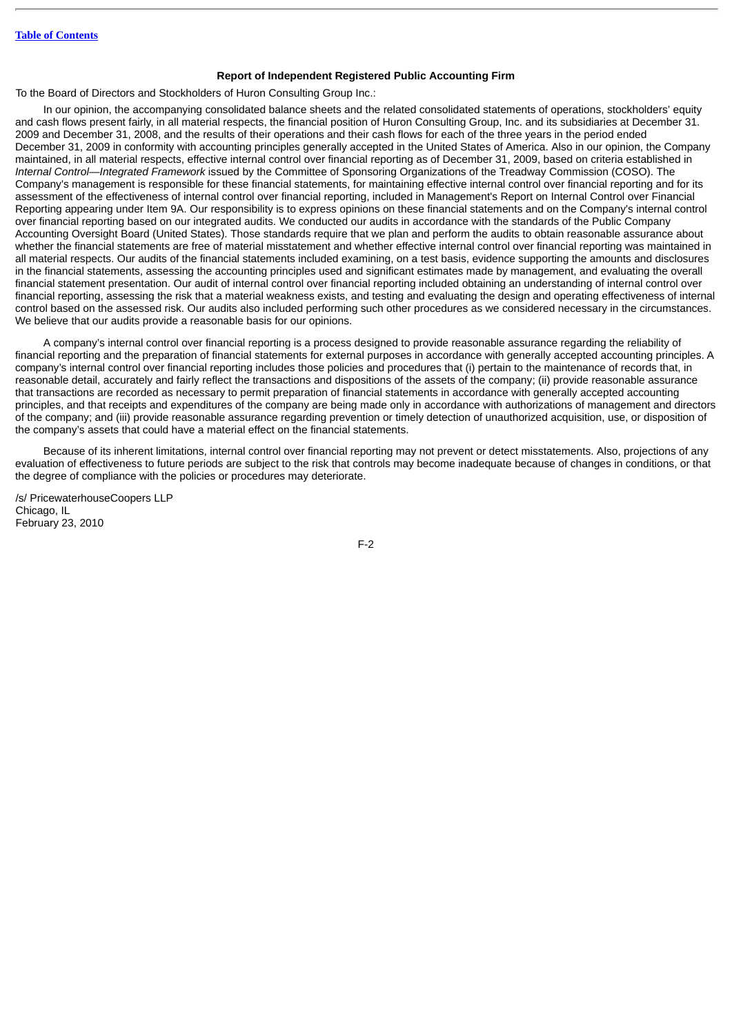### Report of Independent Registered Public Accounting Firm

To the Board of Directors and Stockholders of Huron Consulting Group Inc.:

In our opinion, the accompanying consolidated balance sheets and the related consolidated statements of operations, stockholders' equity and cash flows present fairly, in all material respects, the financial position of Huron Consulting Group, Inc. and its subsidiaries at December 31. 2009 and December 31, 2008, and the results of their operations and their cash flows for each of the three years in the period ended December 31, 2009 in conformity with accounting principles generally accepted in the United States of America. Also in our opinion, the Company maintained, in all material respects, effective internal control over financial reporting as of December 31, 2009, based on criteria established in *Internal Control—Integrated Framework* issued by the Committee of Sponsoring Organizations of the Treadway Commission (COSO). The Company's management is responsible for these financial statements, for maintaining effective internal control over financial reporting and for its assessment of the effectiveness of internal control over financial reporting, included in Management's Report on Internal Control over Financial Reporting appearing under Item 9A. Our responsibility is to express opinions on these financial statements and on the Company's internal control over financial reporting based on our integrated audits. We conducted our audits in accordance with the standards of the Public Company Accounting Oversight Board (United States). Those standards require that we plan and perform the audits to obtain reasonable assurance about whether the financial statements are free of material misstatement and whether effective internal control over financial reporting was maintained in all material respects. Our audits of the financial statements included examining, on a test basis, evidence supporting the amounts and disclosures in the financial statements, assessing the accounting principles used and significant estimates made by management, and evaluating the overall financial statement presentation. Our audit of internal control over financial reporting included obtaining an understanding of internal control over financial reporting, assessing the risk that a material weakness exists, and testing and evaluating the design and operating effectiveness of internal control based on the assessed risk. Our audits also included performing such other procedures as we considered necessary in the circumstances. We believe that our audits provide a reasonable basis for our opinions.

A company's internal control over financial reporting is a process designed to provide reasonable assurance regarding the reliability of financial reporting and the preparation of financial statements for external purposes in accordance with generally accepted accounting principles. A company's internal control over financial reporting includes those policies and procedures that (i) pertain to the maintenance of records that, in reasonable detail, accurately and fairly reflect the transactions and dispositions of the assets of the company; (ii) provide reasonable assurance that transactions are recorded as necessary to permit preparation of financial statements in accordance with generally accepted accounting principles, and that receipts and expenditures of the company are being made only in accordance with authorizations of management and directors of the company; and (iii) provide reasonable assurance regarding prevention or timely detection of unauthorized acquisition, use, or disposition of the company's assets that could have a material effect on the financial statements.

Because of its inherent limitations, internal control over financial reporting may not prevent or detect misstatements. Also, projections of any evaluation of effectiveness to future periods are subject to the risk that controls may become inadequate because of changes in conditions, or that the degree of compliance with the policies or procedures may deteriorate.

/s/ PricewaterhouseCoopers LLP
Chicago, IL
February 23, 2010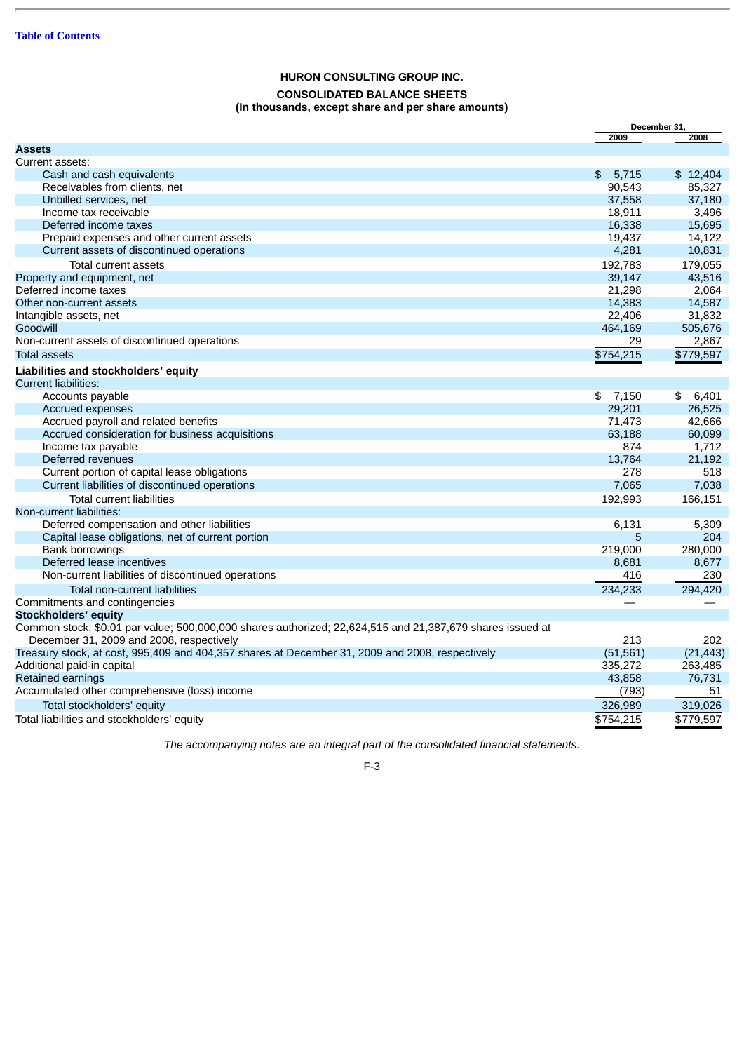Table of Contents

# HURON CONSULTING GROUP INC.

## CONSOLIDATED BALANCE SHEETS

**(In thousands, except share and per share amounts)**

| | December 31, 2009 | December 31, 2008 |
|---|---|---|
| **Assets** | | |
| Current assets: | | |
| Cash and cash equivalents | $ 5,715 | $ 12,404 |
| Receivables from clients, net | 90,543 | 85,327 |
| Unbilled services, net | 37,558 | 37,180 |
| Income tax receivable | 18,911 | 3,496 |
| Deferred income taxes | 16,338 | 15,695 |
| Prepaid expenses and other current assets | 19,437 | 14,122 |
| Current assets of discontinued operations | 4,281 | 10,831 |
| Total current assets | 192,783 | 179,055 |
| Property and equipment, net | 39,147 | 43,516 |
| Deferred income taxes | 21,298 | 2,064 |
| Other non-current assets | 14,383 | 14,587 |
| Intangible assets, net | 22,406 | 31,832 |
| Goodwill | 464,169 | 505,676 |
| Non-current assets of discontinued operations | 29 | 2,867 |
| Total assets | $754,215 | $779,597 |
| **Liabilities and stockholders' equity** | | |
| Current liabilities: | | |
| Accounts payable | $ 7,150 | $ 6,401 |
| Accrued expenses | 29,201 | 26,525 |
| Accrued payroll and related benefits | 71,473 | 42,666 |
| Accrued consideration for business acquisitions | 63,188 | 60,099 |
| Income tax payable | 874 | 1,712 |
| Deferred revenues | 13,764 | 21,192 |
| Current portion of capital lease obligations | 278 | 518 |
| Current liabilities of discontinued operations | 7,065 | 7,038 |
| Total current liabilities | 192,993 | 166,151 |
| Non-current liabilities: | | |
| Deferred compensation and other liabilities | 6,131 | 5,309 |
| Capital lease obligations, net of current portion | 5 | 204 |
| Bank borrowings | 219,000 | 280,000 |
| Deferred lease incentives | 8,681 | 8,677 |
| Non-current liabilities of discontinued operations | 416 | 230 |
| Total non-current liabilities | 234,233 | 294,420 |
| Commitments and contingencies | — | — |
| **Stockholders' equity** | | |
| Common stock; $0.01 par value; 500,000,000 shares authorized; 22,624,515 and 21,387,679 shares issued at December 31, 2009 and 2008, respectively | 213 | 202 |
| Treasury stock, at cost, 995,409 and 404,357 shares at December 31, 2009 and 2008, respectively | (51,561) | (21,443) |
| Additional paid-in capital | 335,272 | 263,485 |
| Retained earnings | 43,858 | 76,731 |
| Accumulated other comprehensive (loss) income | (793) | 51 |
| Total stockholders' equity | 326,989 | 319,026 |
| Total liabilities and stockholders' equity | $754,215 | $779,597 |

*The accompanying notes are an integral part of the consolidated financial statements.*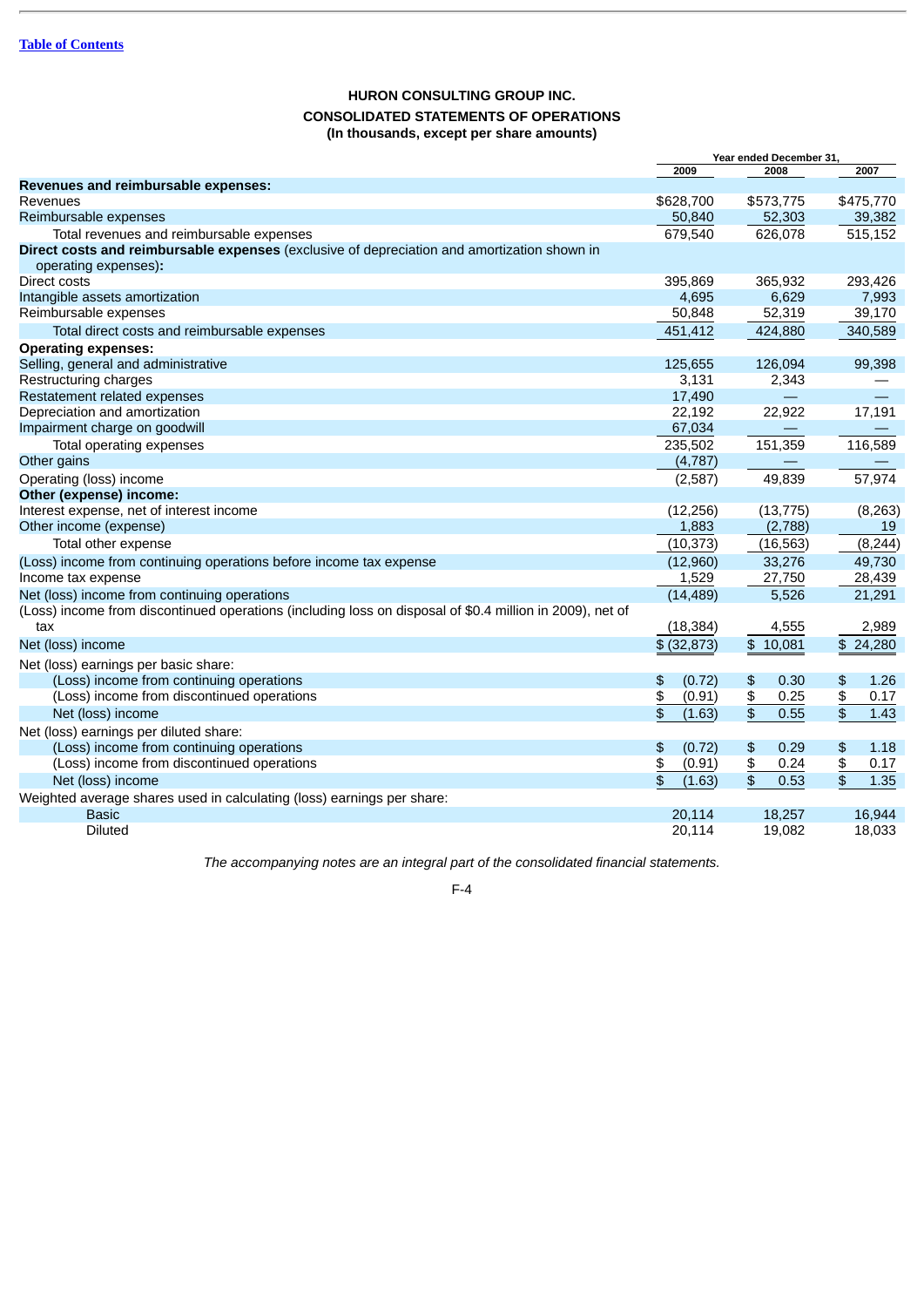[Table of Contents](#)

**HURON CONSULTING GROUP INC.**

**CONSOLIDATED STATEMENTS OF OPERATIONS**
**(In thousands, except per share amounts)**

| | Year ended December 31, | | |
|---|---|---|---|
| | 2009 | 2008 | 2007 |
| **Revenues and reimbursable expenses:** | | | |
| Revenues | $628,700 | $573,775 | $475,770 |
| Reimbursable expenses | 50,840 | 52,303 | 39,382 |
| Total revenues and reimbursable expenses | 679,540 | 626,078 | 515,152 |
| **Direct costs and reimbursable expenses** (exclusive of depreciation and amortization shown in operating expenses)**:** | | | |
| Direct costs | 395,869 | 365,932 | 293,426 |
| Intangible assets amortization | 4,695 | 6,629 | 7,993 |
| Reimbursable expenses | 50,848 | 52,319 | 39,170 |
| Total direct costs and reimbursable expenses | 451,412 | 424,880 | 340,589 |
| **Operating expenses:** | | | |
| Selling, general and administrative | 125,655 | 126,094 | 99,398 |
| Restructuring charges | 3,131 | 2,343 | — |
| Restatement related expenses | 17,490 | — | — |
| Depreciation and amortization | 22,192 | 22,922 | 17,191 |
| Impairment charge on goodwill | 67,034 | — | — |
| Total operating expenses | 235,502 | 151,359 | 116,589 |
| Other gains | (4,787) | — | — |
| Operating (loss) income | (2,587) | 49,839 | 57,974 |
| **Other (expense) income:** | | | |
| Interest expense, net of interest income | (12,256) | (13,775) | (8,263) |
| Other income (expense) | 1,883 | (2,788) | 19 |
| Total other expense | (10,373) | (16,563) | (8,244) |
| (Loss) income from continuing operations before income tax expense | (12,960) | 33,276 | 49,730 |
| Income tax expense | 1,529 | 27,750 | 28,439 |
| Net (loss) income from continuing operations | (14,489) | 5,526 | 21,291 |
| (Loss) income from discontinued operations (including loss on disposal of $0.4 million in 2009), net of tax | (18,384) | 4,555 | 2,989 |
| Net (loss) income | $ (32,873) | $ 10,081 | $ 24,280 |
| Net (loss) earnings per basic share: | | | |
| (Loss) income from continuing operations | $ (0.72) | $ 0.30 | $ 1.26 |
| (Loss) income from discontinued operations | $ (0.91) | $ 0.25 | $ 0.17 |
| Net (loss) income | $ (1.63) | $ 0.55 | $ 1.43 |
| Net (loss) earnings per diluted share: | | | |
| (Loss) income from continuing operations | $ (0.72) | $ 0.29 | $ 1.18 |
| (Loss) income from discontinued operations | $ (0.91) | $ 0.24 | $ 0.17 |
| Net (loss) income | $ (1.63) | $ 0.53 | $ 1.35 |
| Weighted average shares used in calculating (loss) earnings per share: | | | |
| Basic | 20,114 | 18,257 | 16,944 |
| Diluted | 20,114 | 19,082 | 18,033 |

*The accompanying notes are an integral part of the consolidated financial statements.*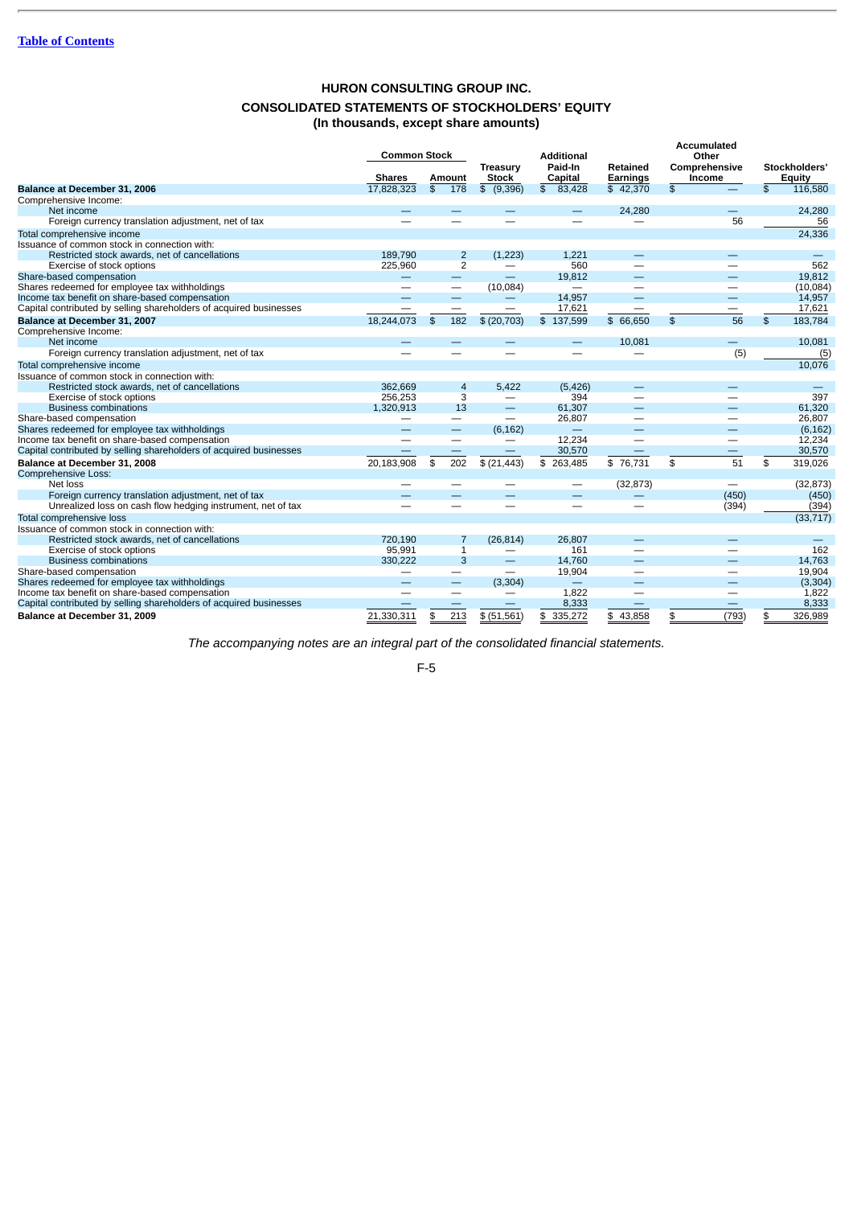[Table of Contents](#)

## HURON CONSULTING GROUP INC.

## CONSOLIDATED STATEMENTS OF STOCKHOLDERS' EQUITY

**(In thousands, except share amounts)**

| | Common Stock | | Treasury Stock | Additional Paid-In Capital | Retained Earnings | Accumulated Other Comprehensive Income | Stockholders' Equity |
|---|---|---|---|---|---|---|---|
| | Shares | Amount | | | | | |
| **Balance at December 31, 2006** | 17,828,323 | $ 178 | $ (9,396) | $ 83,428 | $ 42,370 | $ — | $ 116,580 |
| Comprehensive Income: | | | | | | | |
| Net income | — | — | — | — | 24,280 | — | 24,280 |
| Foreign currency translation adjustment, net of tax | — | — | — | — | — | 56 | 56 |
| Total comprehensive income | | | | | | | 24,336 |
| Issuance of common stock in connection with: | | | | | | | |
| Restricted stock awards, net of cancellations | 189,790 | 2 | (1,223) | 1,221 | — | — | — |
| Exercise of stock options | 225,960 | 2 | — | 560 | — | — | 562 |
| Share-based compensation | — | — | — | 19,812 | — | — | 19,812 |
| Shares redeemed for employee tax withholdings | — | — | (10,084) | — | — | — | (10,084) |
| Income tax benefit on share-based compensation | — | — | — | 14,957 | — | — | 14,957 |
| Capital contributed by selling shareholders of acquired businesses | — | — | — | 17,621 | — | — | 17,621 |
| **Balance at December 31, 2007** | 18,244,073 | $ 182 | $ (20,703) | $ 137,599 | $ 66,650 | $ 56 | $ 183,784 |
| Comprehensive Income: | | | | | | | |
| Net income | — | — | — | — | 10,081 | — | 10,081 |
| Foreign currency translation adjustment, net of tax | — | — | — | — | — | (5) | (5) |
| Total comprehensive income | | | | | | | 10,076 |
| Issuance of common stock in connection with: | | | | | | | |
| Restricted stock awards, net of cancellations | 362,669 | 4 | 5,422 | (5,426) | — | — | — |
| Exercise of stock options | 256,253 | 3 | — | 394 | — | — | 397 |
| Business combinations | 1,320,913 | 13 | — | 61,307 | — | — | 61,320 |
| Share-based compensation | — | — | — | 26,807 | — | — | 26,807 |
| Shares redeemed for employee tax withholdings | — | — | (6,162) | — | — | — | (6,162) |
| Income tax benefit on share-based compensation | — | — | — | 12,234 | — | — | 12,234 |
| Capital contributed by selling shareholders of acquired businesses | — | — | — | 30,570 | — | — | 30,570 |
| **Balance at December 31, 2008** | 20,183,908 | $ 202 | $ (21,443) | $ 263,485 | $ 76,731 | $ 51 | $ 319,026 |
| Comprehensive Loss: | | | | | | | |
| Net loss | — | — | — | — | (32,873) | — | (32,873) |
| Foreign currency translation adjustment, net of tax | — | — | — | — | — | (450) | (450) |
| Unrealized loss on cash flow hedging instrument, net of tax | — | — | — | — | — | (394) | (394) |
| Total comprehensive loss | | | | | | | (33,717) |
| Issuance of common stock in connection with: | | | | | | | |
| Restricted stock awards, net of cancellations | 720,190 | 7 | (26,814) | 26,807 | — | — | — |
| Exercise of stock options | 95,991 | 1 | — | 161 | — | — | 162 |
| Business combinations | 330,222 | 3 | — | 14,760 | — | — | 14,763 |
| Share-based compensation | — | — | — | 19,904 | — | — | 19,904 |
| Shares redeemed for employee tax withholdings | — | — | (3,304) | — | — | — | (3,304) |
| Income tax benefit on share-based compensation | — | — | — | 1,822 | — | — | 1,822 |
| Capital contributed by selling shareholders of acquired businesses | — | — | — | 8,333 | — | — | 8,333 |
| **Balance at December 31, 2009** | 21,330,311 | $ 213 | $ (51,561) | $ 335,272 | $ 43,858 | $ (793) | $ 326,989 |

*The accompanying notes are an integral part of the consolidated financial statements.*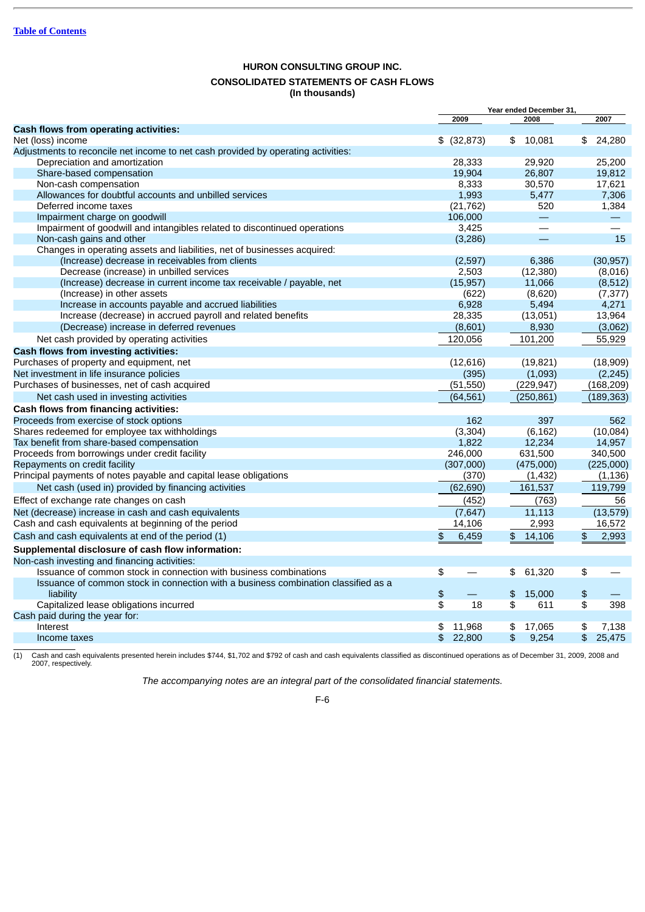# HURON CONSULTING GROUP INC.

## CONSOLIDATED STATEMENTS OF CASH FLOWS

**(In thousands)**

| | Year ended December 31, | | |
|---|---|---|---|
| | 2009 | 2008 | 2007 |
| **Cash flows from operating activities:** | | | |
| Net (loss) income | $ (32,873) | $ 10,081 | $ 24,280 |
| Adjustments to reconcile net income to net cash provided by operating activities: | | | |
| Depreciation and amortization | 28,333 | 29,920 | 25,200 |
| Share-based compensation | 19,904 | 26,807 | 19,812 |
| Non-cash compensation | 8,333 | 30,570 | 17,621 |
| Allowances for doubtful accounts and unbilled services | 1,993 | 5,477 | 7,306 |
| Deferred income taxes | (21,762) | 520 | 1,384 |
| Impairment charge on goodwill | 106,000 | — | — |
| Impairment of goodwill and intangibles related to discontinued operations | 3,425 | — | — |
| Non-cash gains and other | (3,286) | — | 15 |
| Changes in operating assets and liabilities, net of businesses acquired: | | | |
| (Increase) decrease in receivables from clients | (2,597) | 6,386 | (30,957) |
| Decrease (increase) in unbilled services | 2,503 | (12,380) | (8,016) |
| (Increase) decrease in current income tax receivable / payable, net | (15,957) | 11,066 | (8,512) |
| (Increase) in other assets | (622) | (8,620) | (7,377) |
| Increase in accounts payable and accrued liabilities | 6,928 | 5,494 | 4,271 |
| Increase (decrease) in accrued payroll and related benefits | 28,335 | (13,051) | 13,964 |
| (Decrease) increase in deferred revenues | (8,601) | 8,930 | (3,062) |
| Net cash provided by operating activities | 120,056 | 101,200 | 55,929 |
| **Cash flows from investing activities:** | | | |
| Purchases of property and equipment, net | (12,616) | (19,821) | (18,909) |
| Net investment in life insurance policies | (395) | (1,093) | (2,245) |
| Purchases of businesses, net of cash acquired | (51,550) | (229,947) | (168,209) |
| Net cash used in investing activities | (64,561) | (250,861) | (189,363) |
| **Cash flows from financing activities:** | | | |
| Proceeds from exercise of stock options | 162 | 397 | 562 |
| Shares redeemed for employee tax withholdings | (3,304) | (6,162) | (10,084) |
| Tax benefit from share-based compensation | 1,822 | 12,234 | 14,957 |
| Proceeds from borrowings under credit facility | 246,000 | 631,500 | 340,500 |
| Repayments on credit facility | (307,000) | (475,000) | (225,000) |
| Principal payments of notes payable and capital lease obligations | (370) | (1,432) | (1,136) |
| Net cash (used in) provided by financing activities | (62,690) | 161,537 | 119,799 |
| Effect of exchange rate changes on cash | (452) | (763) | 56 |
| Net (decrease) increase in cash and cash equivalents | (7,647) | 11,113 | (13,579) |
| Cash and cash equivalents at beginning of the period | 14,106 | 2,993 | 16,572 |
| Cash and cash equivalents at end of the period (1) | $ 6,459 | $ 14,106 | $ 2,993 |
| **Supplemental disclosure of cash flow information:** | | | |
| Non-cash investing and financing activities: | | | |
| Issuance of common stock in connection with business combinations | $ — | $ 61,320 | $ — |
| Issuance of common stock in connection with a business combination classified as a liability | $ — | $ 15,000 | $ — |
| Capitalized lease obligations incurred | $ 18 | $ 611 | $ 398 |
| Cash paid during the year for: | | | |
| Interest | $ 11,968 | $ 17,065 | $ 7,138 |
| Income taxes | $ 22,800 | $ 9,254 | $ 25,475 |

(1) Cash and cash equivalents presented herein includes $744, $1,702 and $792 of cash and cash equivalents classified as discontinued operations as of December 31, 2009, 2008 and 2007, respectively.

*The accompanying notes are an integral part of the consolidated financial statements.*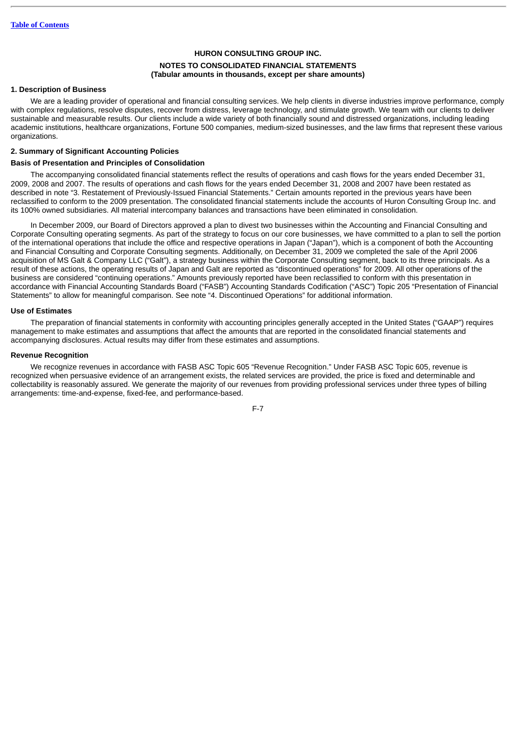**HURON CONSULTING GROUP INC.**

**NOTES TO CONSOLIDATED FINANCIAL STATEMENTS**
**(Tabular amounts in thousands, except per share amounts)**

### 1. Description of Business

We are a leading provider of operational and financial consulting services. We help clients in diverse industries improve performance, comply with complex regulations, resolve disputes, recover from distress, leverage technology, and stimulate growth. We team with our clients to deliver sustainable and measurable results. Our clients include a wide variety of both financially sound and distressed organizations, including leading academic institutions, healthcare organizations, Fortune 500 companies, medium-sized businesses, and the law firms that represent these various organizations.

### 2. Summary of Significant Accounting Policies

#### Basis of Presentation and Principles of Consolidation

The accompanying consolidated financial statements reflect the results of operations and cash flows for the years ended December 31, 2009, 2008 and 2007. The results of operations and cash flows for the years ended December 31, 2008 and 2007 have been restated as described in note "3. Restatement of Previously-Issued Financial Statements." Certain amounts reported in the previous years have been reclassified to conform to the 2009 presentation. The consolidated financial statements include the accounts of Huron Consulting Group Inc. and its 100% owned subsidiaries. All material intercompany balances and transactions have been eliminated in consolidation.

In December 2009, our Board of Directors approved a plan to divest two businesses within the Accounting and Financial Consulting and Corporate Consulting operating segments. As part of the strategy to focus on our core businesses, we have committed to a plan to sell the portion of the international operations that include the office and respective operations in Japan ("Japan"), which is a component of both the Accounting and Financial Consulting and Corporate Consulting segments. Additionally, on December 31, 2009 we completed the sale of the April 2006 acquisition of MS Galt & Company LLC ("Galt"), a strategy business within the Corporate Consulting segment, back to its three principals. As a result of these actions, the operating results of Japan and Galt are reported as "discontinued operations" for 2009. All other operations of the business are considered "continuing operations." Amounts previously reported have been reclassified to conform with this presentation in accordance with Financial Accounting Standards Board ("FASB") Accounting Standards Codification ("ASC") Topic 205 "Presentation of Financial Statements" to allow for meaningful comparison. See note "4. Discontinued Operations" for additional information.

#### Use of Estimates

The preparation of financial statements in conformity with accounting principles generally accepted in the United States ("GAAP") requires management to make estimates and assumptions that affect the amounts that are reported in the consolidated financial statements and accompanying disclosures. Actual results may differ from these estimates and assumptions.

#### Revenue Recognition

We recognize revenues in accordance with FASB ASC Topic 605 "Revenue Recognition." Under FASB ASC Topic 605, revenue is recognized when persuasive evidence of an arrangement exists, the related services are provided, the price is fixed and determinable and collectability is reasonably assured. We generate the majority of our revenues from providing professional services under three types of billing arrangements: time-and-expense, fixed-fee, and performance-based.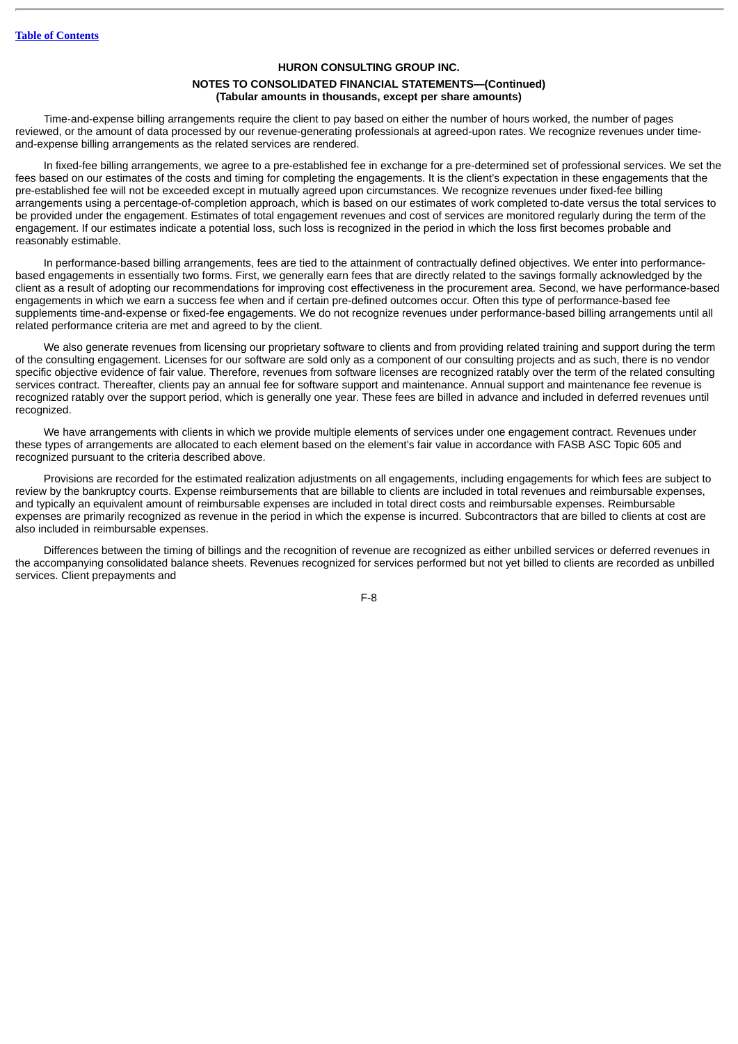**HURON CONSULTING GROUP INC.**

**NOTES TO CONSOLIDATED FINANCIAL STATEMENTS—(Continued)**
**(Tabular amounts in thousands, except per share amounts)**

Time-and-expense billing arrangements require the client to pay based on either the number of hours worked, the number of pages reviewed, or the amount of data processed by our revenue-generating professionals at agreed-upon rates. We recognize revenues under time-and-expense billing arrangements as the related services are rendered.

In fixed-fee billing arrangements, we agree to a pre-established fee in exchange for a pre-determined set of professional services. We set the fees based on our estimates of the costs and timing for completing the engagements. It is the client's expectation in these engagements that the pre-established fee will not be exceeded except in mutually agreed upon circumstances. We recognize revenues under fixed-fee billing arrangements using a percentage-of-completion approach, which is based on our estimates of work completed to-date versus the total services to be provided under the engagement. Estimates of total engagement revenues and cost of services are monitored regularly during the term of the engagement. If our estimates indicate a potential loss, such loss is recognized in the period in which the loss first becomes probable and reasonably estimable.

In performance-based billing arrangements, fees are tied to the attainment of contractually defined objectives. We enter into performance-based engagements in essentially two forms. First, we generally earn fees that are directly related to the savings formally acknowledged by the client as a result of adopting our recommendations for improving cost effectiveness in the procurement area. Second, we have performance-based engagements in which we earn a success fee when and if certain pre-defined outcomes occur. Often this type of performance-based fee supplements time-and-expense or fixed-fee engagements. We do not recognize revenues under performance-based billing arrangements until all related performance criteria are met and agreed to by the client.

We also generate revenues from licensing our proprietary software to clients and from providing related training and support during the term of the consulting engagement. Licenses for our software are sold only as a component of our consulting projects and as such, there is no vendor specific objective evidence of fair value. Therefore, revenues from software licenses are recognized ratably over the term of the related consulting services contract. Thereafter, clients pay an annual fee for software support and maintenance. Annual support and maintenance fee revenue is recognized ratably over the support period, which is generally one year. These fees are billed in advance and included in deferred revenues until recognized.

We have arrangements with clients in which we provide multiple elements of services under one engagement contract. Revenues under these types of arrangements are allocated to each element based on the element's fair value in accordance with FASB ASC Topic 605 and recognized pursuant to the criteria described above.

Provisions are recorded for the estimated realization adjustments on all engagements, including engagements for which fees are subject to review by the bankruptcy courts. Expense reimbursements that are billable to clients are included in total revenues and reimbursable expenses, and typically an equivalent amount of reimbursable expenses are included in total direct costs and reimbursable expenses. Reimbursable expenses are primarily recognized as revenue in the period in which the expense is incurred. Subcontractors that are billed to clients at cost are also included in reimbursable expenses.

Differences between the timing of billings and the recognition of revenue are recognized as either unbilled services or deferred revenues in the accompanying consolidated balance sheets. Revenues recognized for services performed but not yet billed to clients are recorded as unbilled services. Client prepayments and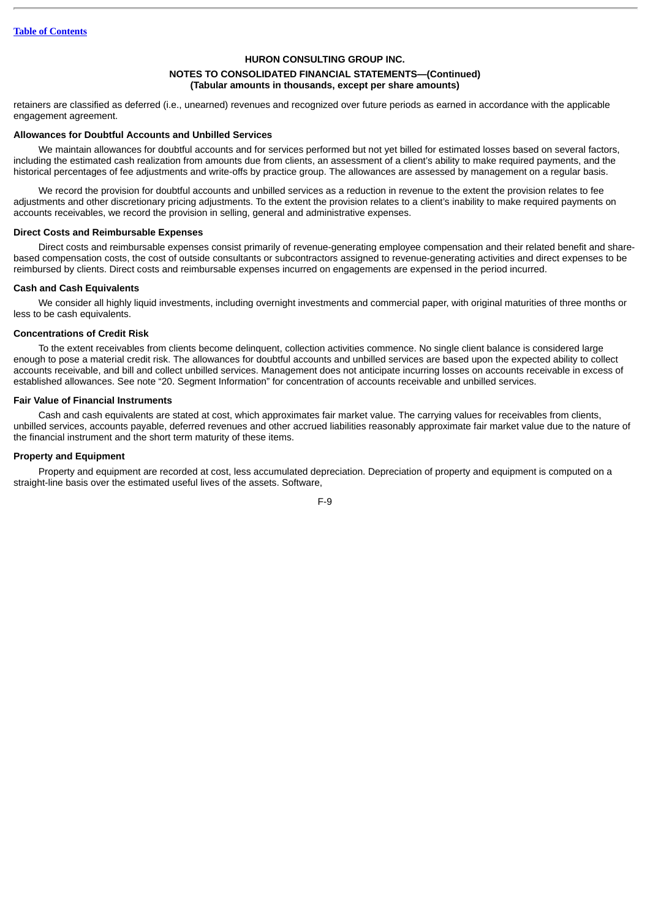retainers are classified as deferred (i.e., unearned) revenues and recognized over future periods as earned in accordance with the applicable engagement agreement.

### Allowances for Doubtful Accounts and Unbilled Services

We maintain allowances for doubtful accounts and for services performed but not yet billed for estimated losses based on several factors, including the estimated cash realization from amounts due from clients, an assessment of a client's ability to make required payments, and the historical percentages of fee adjustments and write-offs by practice group. The allowances are assessed by management on a regular basis.

We record the provision for doubtful accounts and unbilled services as a reduction in revenue to the extent the provision relates to fee adjustments and other discretionary pricing adjustments. To the extent the provision relates to a client's inability to make required payments on accounts receivables, we record the provision in selling, general and administrative expenses.

### Direct Costs and Reimbursable Expenses

Direct costs and reimbursable expenses consist primarily of revenue-generating employee compensation and their related benefit and share-based compensation costs, the cost of outside consultants or subcontractors assigned to revenue-generating activities and direct expenses to be reimbursed by clients. Direct costs and reimbursable expenses incurred on engagements are expensed in the period incurred.

### Cash and Cash Equivalents

We consider all highly liquid investments, including overnight investments and commercial paper, with original maturities of three months or less to be cash equivalents.

### Concentrations of Credit Risk

To the extent receivables from clients become delinquent, collection activities commence. No single client balance is considered large enough to pose a material credit risk. The allowances for doubtful accounts and unbilled services are based upon the expected ability to collect accounts receivable, and bill and collect unbilled services. Management does not anticipate incurring losses on accounts receivable in excess of established allowances. See note "20. Segment Information" for concentration of accounts receivable and unbilled services.

### Fair Value of Financial Instruments

Cash and cash equivalents are stated at cost, which approximates fair market value. The carrying values for receivables from clients, unbilled services, accounts payable, deferred revenues and other accrued liabilities reasonably approximate fair market value due to the nature of the financial instrument and the short term maturity of these items.

### Property and Equipment

Property and equipment are recorded at cost, less accumulated depreciation. Depreciation of property and equipment is computed on a straight-line basis over the estimated useful lives of the assets. Software,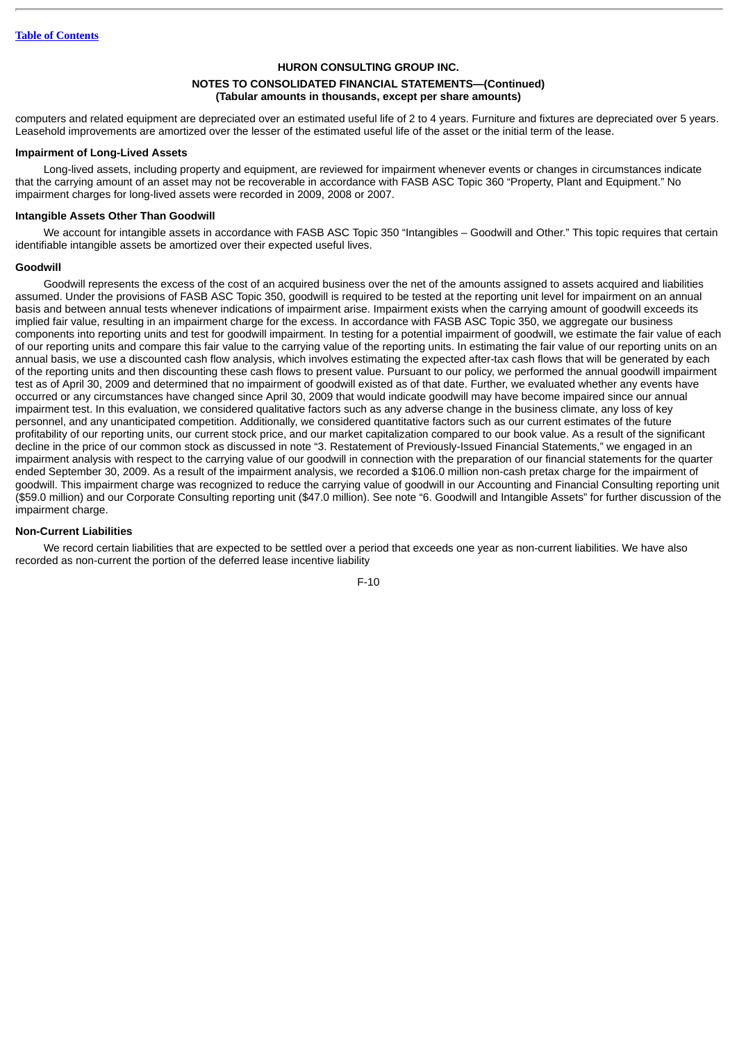computers and related equipment are depreciated over an estimated useful life of 2 to 4 years. Furniture and fixtures are depreciated over 5 years. Leasehold improvements are amortized over the lesser of the estimated useful life of the asset or the initial term of the lease.

### Impairment of Long-Lived Assets

Long-lived assets, including property and equipment, are reviewed for impairment whenever events or changes in circumstances indicate that the carrying amount of an asset may not be recoverable in accordance with FASB ASC Topic 360 "Property, Plant and Equipment." No impairment charges for long-lived assets were recorded in 2009, 2008 or 2007.

### Intangible Assets Other Than Goodwill

We account for intangible assets in accordance with FASB ASC Topic 350 "Intangibles – Goodwill and Other." This topic requires that certain identifiable intangible assets be amortized over their expected useful lives.

### Goodwill

Goodwill represents the excess of the cost of an acquired business over the net of the amounts assigned to assets acquired and liabilities assumed. Under the provisions of FASB ASC Topic 350, goodwill is required to be tested at the reporting unit level for impairment on an annual basis and between annual tests whenever indications of impairment arise. Impairment exists when the carrying amount of goodwill exceeds its implied fair value, resulting in an impairment charge for the excess. In accordance with FASB ASC Topic 350, we aggregate our business components into reporting units and test for goodwill impairment. In testing for a potential impairment of goodwill, we estimate the fair value of each of our reporting units and compare this fair value to the carrying value of the reporting units. In estimating the fair value of our reporting units on an annual basis, we use a discounted cash flow analysis, which involves estimating the expected after-tax cash flows that will be generated by each of the reporting units and then discounting these cash flows to present value. Pursuant to our policy, we performed the annual goodwill impairment test as of April 30, 2009 and determined that no impairment of goodwill existed as of that date. Further, we evaluated whether any events have occurred or any circumstances have changed since April 30, 2009 that would indicate goodwill may have become impaired since our annual impairment test. In this evaluation, we considered qualitative factors such as any adverse change in the business climate, any loss of key personnel, and any unanticipated competition. Additionally, we considered quantitative factors such as our current estimates of the future profitability of our reporting units, our current stock price, and our market capitalization compared to our book value. As a result of the significant decline in the price of our common stock as discussed in note "3. Restatement of Previously-Issued Financial Statements," we engaged in an impairment analysis with respect to the carrying value of our goodwill in connection with the preparation of our financial statements for the quarter ended September 30, 2009. As a result of the impairment analysis, we recorded a $106.0 million non-cash pretax charge for the impairment of goodwill. This impairment charge was recognized to reduce the carrying value of goodwill in our Accounting and Financial Consulting reporting unit ($59.0 million) and our Corporate Consulting reporting unit ($47.0 million). See note "6. Goodwill and Intangible Assets" for further discussion of the impairment charge.

### Non-Current Liabilities

We record certain liabilities that are expected to be settled over a period that exceeds one year as non-current liabilities. We have also recorded as non-current the portion of the deferred lease incentive liability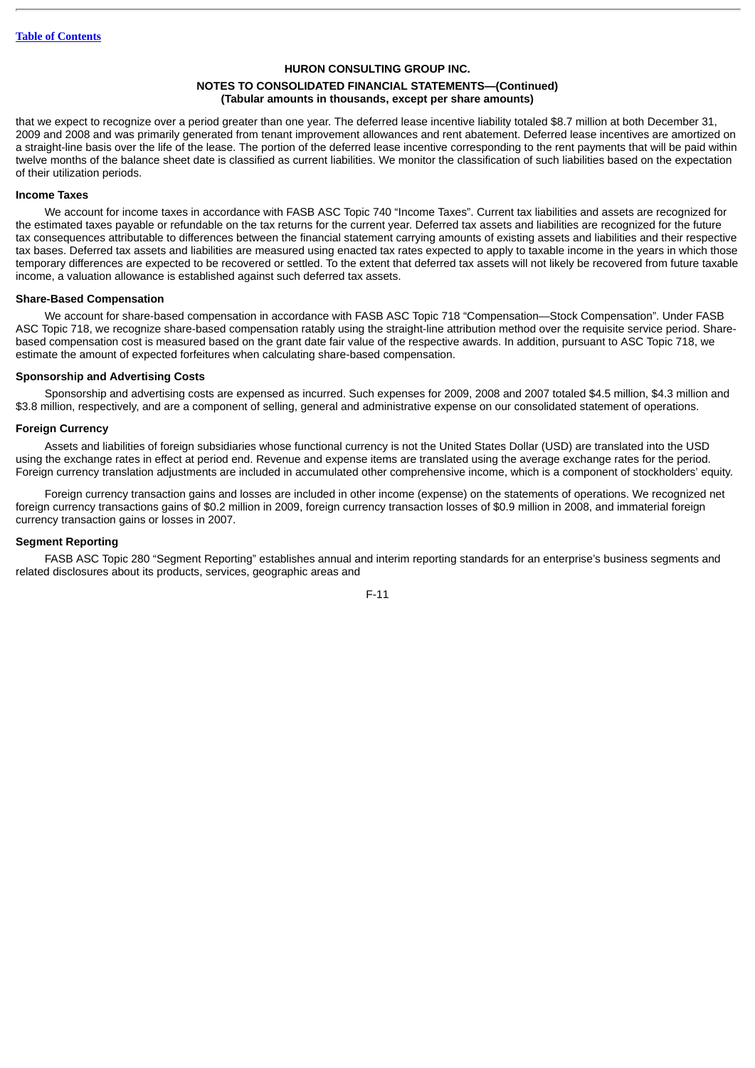that we expect to recognize over a period greater than one year. The deferred lease incentive liability totaled $8.7 million at both December 31, 2009 and 2008 and was primarily generated from tenant improvement allowances and rent abatement. Deferred lease incentives are amortized on a straight-line basis over the life of the lease. The portion of the deferred lease incentive corresponding to the rent payments that will be paid within twelve months of the balance sheet date is classified as current liabilities. We monitor the classification of such liabilities based on the expectation of their utilization periods.

#### Income Taxes

We account for income taxes in accordance with FASB ASC Topic 740 "Income Taxes". Current tax liabilities and assets are recognized for the estimated taxes payable or refundable on the tax returns for the current year. Deferred tax assets and liabilities are recognized for the future tax consequences attributable to differences between the financial statement carrying amounts of existing assets and liabilities and their respective tax bases. Deferred tax assets and liabilities are measured using enacted tax rates expected to apply to taxable income in the years in which those temporary differences are expected to be recovered or settled. To the extent that deferred tax assets will not likely be recovered from future taxable income, a valuation allowance is established against such deferred tax assets.

#### Share-Based Compensation

We account for share-based compensation in accordance with FASB ASC Topic 718 "Compensation—Stock Compensation". Under FASB ASC Topic 718, we recognize share-based compensation ratably using the straight-line attribution method over the requisite service period. Share-based compensation cost is measured based on the grant date fair value of the respective awards. In addition, pursuant to ASC Topic 718, we estimate the amount of expected forfeitures when calculating share-based compensation.

#### Sponsorship and Advertising Costs

Sponsorship and advertising costs are expensed as incurred. Such expenses for 2009, 2008 and 2007 totaled $4.5 million, $4.3 million and $3.8 million, respectively, and are a component of selling, general and administrative expense on our consolidated statement of operations.

#### Foreign Currency

Assets and liabilities of foreign subsidiaries whose functional currency is not the United States Dollar (USD) are translated into the USD using the exchange rates in effect at period end. Revenue and expense items are translated using the average exchange rates for the period. Foreign currency translation adjustments are included in accumulated other comprehensive income, which is a component of stockholders' equity.

Foreign currency transaction gains and losses are included in other income (expense) on the statements of operations. We recognized net foreign currency transactions gains of $0.2 million in 2009, foreign currency transaction losses of $0.9 million in 2008, and immaterial foreign currency transaction gains or losses in 2007.

#### Segment Reporting

FASB ASC Topic 280 "Segment Reporting" establishes annual and interim reporting standards for an enterprise's business segments and related disclosures about its products, services, geographic areas and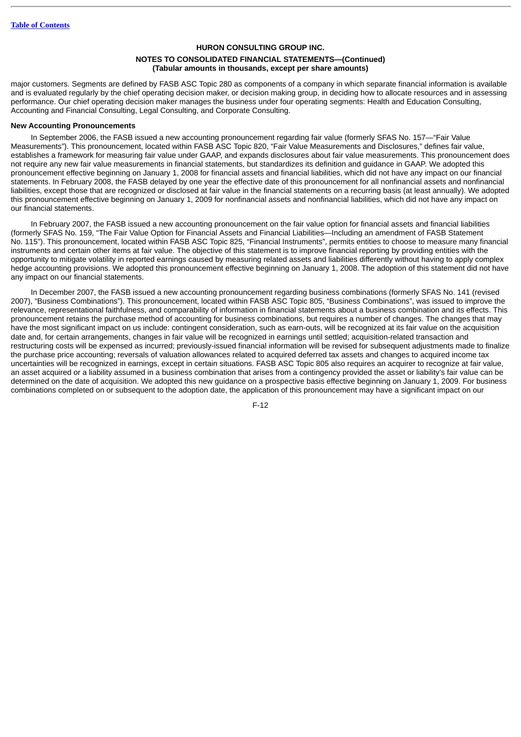major customers. Segments are defined by FASB ASC Topic 280 as components of a company in which separate financial information is available and is evaluated regularly by the chief operating decision maker, or decision making group, in deciding how to allocate resources and in assessing performance. Our chief operating decision maker manages the business under four operating segments: Health and Education Consulting, Accounting and Financial Consulting, Legal Consulting, and Corporate Consulting.

**New Accounting Pronouncements**

In September 2006, the FASB issued a new accounting pronouncement regarding fair value (formerly SFAS No. 157—"Fair Value Measurements"). This pronouncement, located within FASB ASC Topic 820, "Fair Value Measurements and Disclosures," defines fair value, establishes a framework for measuring fair value under GAAP, and expands disclosures about fair value measurements. This pronouncement does not require any new fair value measurements in financial statements, but standardizes its definition and guidance in GAAP. We adopted this pronouncement effective beginning on January 1, 2008 for financial assets and financial liabilities, which did not have any impact on our financial statements. In February 2008, the FASB delayed by one year the effective date of this pronouncement for all nonfinancial assets and nonfinancial liabilities, except those that are recognized or disclosed at fair value in the financial statements on a recurring basis (at least annually). We adopted this pronouncement effective beginning on January 1, 2009 for nonfinancial assets and nonfinancial liabilities, which did not have any impact on our financial statements.

In February 2007, the FASB issued a new accounting pronouncement on the fair value option for financial assets and financial liabilities (formerly SFAS No. 159, "The Fair Value Option for Financial Assets and Financial Liabilities—Including an amendment of FASB Statement No. 115"). This pronouncement, located within FASB ASC Topic 825, "Financial Instruments", permits entities to choose to measure many financial instruments and certain other items at fair value. The objective of this statement is to improve financial reporting by providing entities with the opportunity to mitigate volatility in reported earnings caused by measuring related assets and liabilities differently without having to apply complex hedge accounting provisions. We adopted this pronouncement effective beginning on January 1, 2008. The adoption of this statement did not have any impact on our financial statements.

In December 2007, the FASB issued a new accounting pronouncement regarding business combinations (formerly SFAS No. 141 (revised 2007), "Business Combinations"). This pronouncement, located within FASB ASC Topic 805, "Business Combinations", was issued to improve the relevance, representational faithfulness, and comparability of information in financial statements about a business combination and its effects. This pronouncement retains the purchase method of accounting for business combinations, but requires a number of changes. The changes that may have the most significant impact on us include: contingent consideration, such as earn-outs, will be recognized at its fair value on the acquisition date and, for certain arrangements, changes in fair value will be recognized in earnings until settled; acquisition-related transaction and restructuring costs will be expensed as incurred; previously-issued financial information will be revised for subsequent adjustments made to finalize the purchase price accounting; reversals of valuation allowances related to acquired deferred tax assets and changes to acquired income tax uncertainties will be recognized in earnings, except in certain situations. FASB ASC Topic 805 also requires an acquirer to recognize at fair value, an asset acquired or a liability assumed in a business combination that arises from a contingency provided the asset or liability's fair value can be determined on the date of acquisition. We adopted this new guidance on a prospective basis effective beginning on January 1, 2009. For business combinations completed on or subsequent to the adoption date, the application of this pronouncement may have a significant impact on our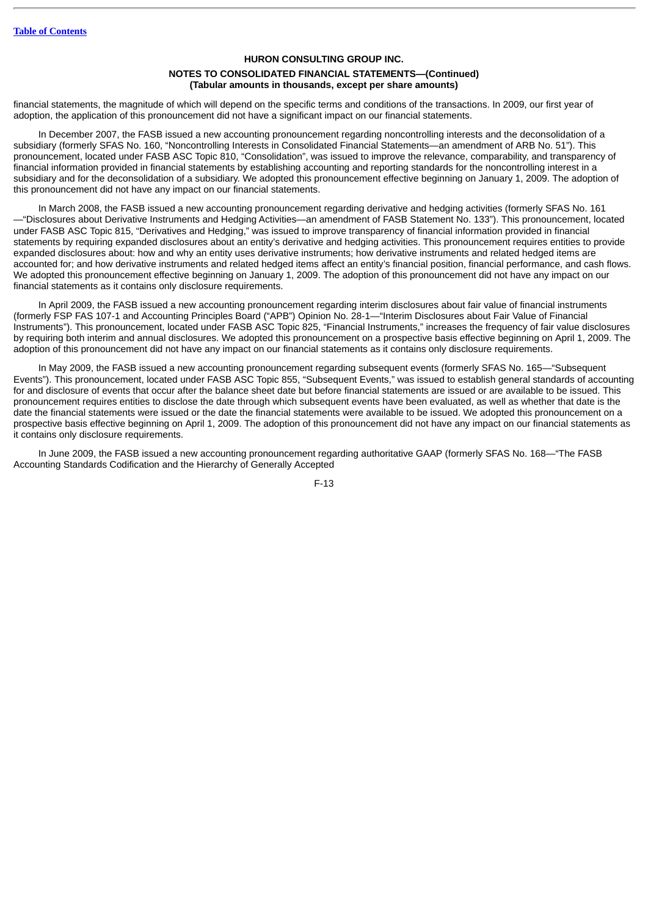financial statements, the magnitude of which will depend on the specific terms and conditions of the transactions. In 2009, our first year of adoption, the application of this pronouncement did not have a significant impact on our financial statements.

In December 2007, the FASB issued a new accounting pronouncement regarding noncontrolling interests and the deconsolidation of a subsidiary (formerly SFAS No. 160, "Noncontrolling Interests in Consolidated Financial Statements—an amendment of ARB No. 51"). This pronouncement, located under FASB ASC Topic 810, "Consolidation", was issued to improve the relevance, comparability, and transparency of financial information provided in financial statements by establishing accounting and reporting standards for the noncontrolling interest in a subsidiary and for the deconsolidation of a subsidiary. We adopted this pronouncement effective beginning on January 1, 2009. The adoption of this pronouncement did not have any impact on our financial statements.

In March 2008, the FASB issued a new accounting pronouncement regarding derivative and hedging activities (formerly SFAS No. 161—"Disclosures about Derivative Instruments and Hedging Activities—an amendment of FASB Statement No. 133"). This pronouncement, located under FASB ASC Topic 815, "Derivatives and Hedging," was issued to improve transparency of financial information provided in financial statements by requiring expanded disclosures about an entity's derivative and hedging activities. This pronouncement requires entities to provide expanded disclosures about: how and why an entity uses derivative instruments; how derivative instruments and related hedged items are accounted for; and how derivative instruments and related hedged items affect an entity's financial position, financial performance, and cash flows. We adopted this pronouncement effective beginning on January 1, 2009. The adoption of this pronouncement did not have any impact on our financial statements as it contains only disclosure requirements.

In April 2009, the FASB issued a new accounting pronouncement regarding interim disclosures about fair value of financial instruments (formerly FSP FAS 107-1 and Accounting Principles Board ("APB") Opinion No. 28-1—"Interim Disclosures about Fair Value of Financial Instruments"). This pronouncement, located under FASB ASC Topic 825, "Financial Instruments," increases the frequency of fair value disclosures by requiring both interim and annual disclosures. We adopted this pronouncement on a prospective basis effective beginning on April 1, 2009. The adoption of this pronouncement did not have any impact on our financial statements as it contains only disclosure requirements.

In May 2009, the FASB issued a new accounting pronouncement regarding subsequent events (formerly SFAS No. 165—"Subsequent Events"). This pronouncement, located under FASB ASC Topic 855, "Subsequent Events," was issued to establish general standards of accounting for and disclosure of events that occur after the balance sheet date but before financial statements are issued or are available to be issued. This pronouncement requires entities to disclose the date through which subsequent events have been evaluated, as well as whether that date is the date the financial statements were issued or the date the financial statements were available to be issued. We adopted this pronouncement on a prospective basis effective beginning on April 1, 2009. The adoption of this pronouncement did not have any impact on our financial statements as it contains only disclosure requirements.

In June 2009, the FASB issued a new accounting pronouncement regarding authoritative GAAP (formerly SFAS No. 168—"The FASB Accounting Standards Codification and the Hierarchy of Generally Accepted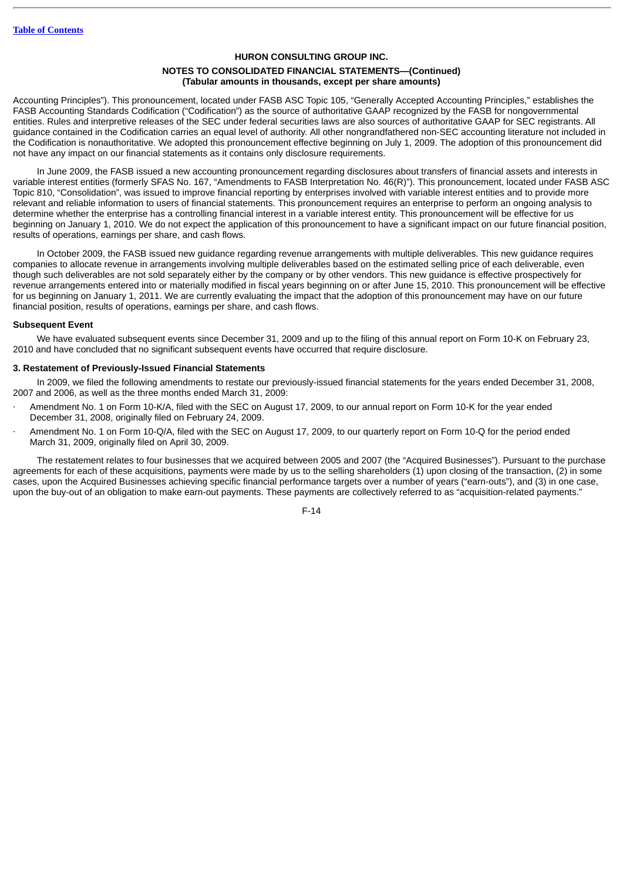Accounting Principles"). This pronouncement, located under FASB ASC Topic 105, "Generally Accepted Accounting Principles," establishes the FASB Accounting Standards Codification ("Codification") as the source of authoritative GAAP recognized by the FASB for nongovernmental entities. Rules and interpretive releases of the SEC under federal securities laws are also sources of authoritative GAAP for SEC registrants. All guidance contained in the Codification carries an equal level of authority. All other nongrandfathered non-SEC accounting literature not included in the Codification is nonauthoritative. We adopted this pronouncement effective beginning on July 1, 2009. The adoption of this pronouncement did not have any impact on our financial statements as it contains only disclosure requirements.

In June 2009, the FASB issued a new accounting pronouncement regarding disclosures about transfers of financial assets and interests in variable interest entities (formerly SFAS No. 167, "Amendments to FASB Interpretation No. 46(R)"). This pronouncement, located under FASB ASC Topic 810, "Consolidation", was issued to improve financial reporting by enterprises involved with variable interest entities and to provide more relevant and reliable information to users of financial statements. This pronouncement requires an enterprise to perform an ongoing analysis to determine whether the enterprise has a controlling financial interest in a variable interest entity. This pronouncement will be effective for us beginning on January 1, 2010. We do not expect the application of this pronouncement to have a significant impact on our future financial position, results of operations, earnings per share, and cash flows.

In October 2009, the FASB issued new guidance regarding revenue arrangements with multiple deliverables. This new guidance requires companies to allocate revenue in arrangements involving multiple deliverables based on the estimated selling price of each deliverable, even though such deliverables are not sold separately either by the company or by other vendors. This new guidance is effective prospectively for revenue arrangements entered into or materially modified in fiscal years beginning on or after June 15, 2010. This pronouncement will be effective for us beginning on January 1, 2011. We are currently evaluating the impact that the adoption of this pronouncement may have on our future financial position, results of operations, earnings per share, and cash flows.

**Subsequent Event**

We have evaluated subsequent events since December 31, 2009 and up to the filing of this annual report on Form 10-K on February 23, 2010 and have concluded that no significant subsequent events have occurred that require disclosure.

**3. Restatement of Previously-Issued Financial Statements**

In 2009, we filed the following amendments to restate our previously-issued financial statements for the years ended December 31, 2008, 2007 and 2006, as well as the three months ended March 31, 2009:

- Amendment No. 1 on Form 10-K/A, filed with the SEC on August 17, 2009, to our annual report on Form 10-K for the year ended December 31, 2008, originally filed on February 24, 2009.
- Amendment No. 1 on Form 10-Q/A, filed with the SEC on August 17, 2009, to our quarterly report on Form 10-Q for the period ended March 31, 2009, originally filed on April 30, 2009.

The restatement relates to four businesses that we acquired between 2005 and 2007 (the "Acquired Businesses"). Pursuant to the purchase agreements for each of these acquisitions, payments were made by us to the selling shareholders (1) upon closing of the transaction, (2) in some cases, upon the Acquired Businesses achieving specific financial performance targets over a number of years ("earn-outs"), and (3) in one case, upon the buy-out of an obligation to make earn-out payments. These payments are collectively referred to as "acquisition-related payments."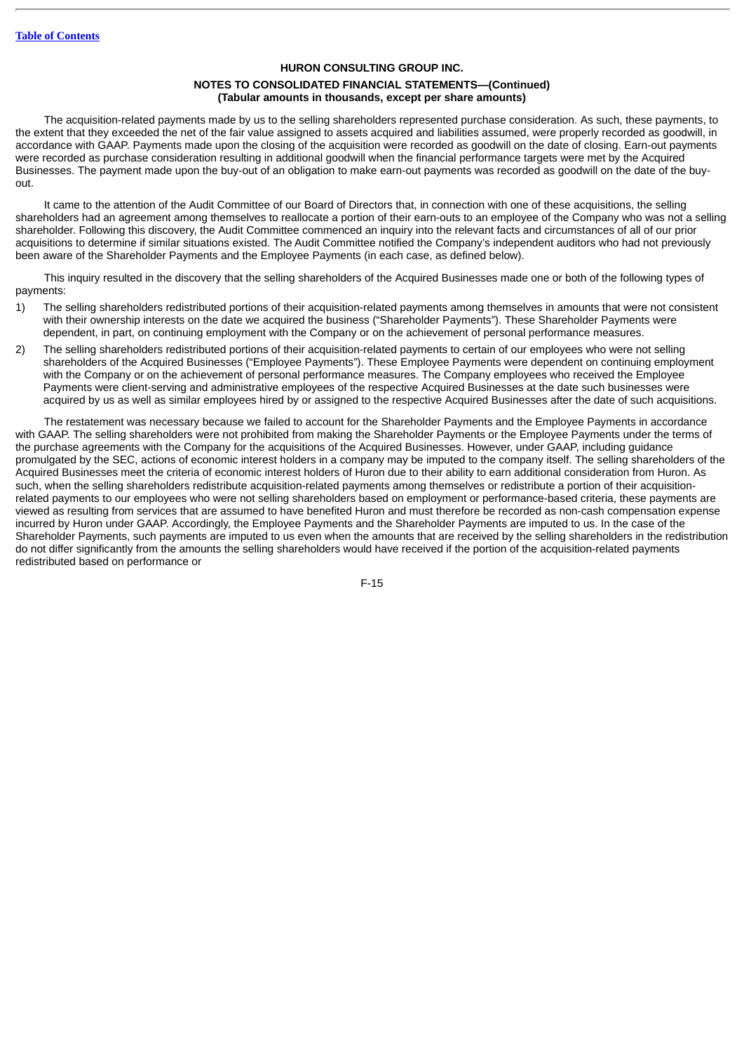The acquisition-related payments made by us to the selling shareholders represented purchase consideration. As such, these payments, to the extent that they exceeded the net of the fair value assigned to assets acquired and liabilities assumed, were properly recorded as goodwill, in accordance with GAAP. Payments made upon the closing of the acquisition were recorded as goodwill on the date of closing. Earn-out payments were recorded as purchase consideration resulting in additional goodwill when the financial performance targets were met by the Acquired Businesses. The payment made upon the buy-out of an obligation to make earn-out payments was recorded as goodwill on the date of the buy-out.

It came to the attention of the Audit Committee of our Board of Directors that, in connection with one of these acquisitions, the selling shareholders had an agreement among themselves to reallocate a portion of their earn-outs to an employee of the Company who was not a selling shareholder. Following this discovery, the Audit Committee commenced an inquiry into the relevant facts and circumstances of all of our prior acquisitions to determine if similar situations existed. The Audit Committee notified the Company's independent auditors who had not previously been aware of the Shareholder Payments and the Employee Payments (in each case, as defined below).

This inquiry resulted in the discovery that the selling shareholders of the Acquired Businesses made one or both of the following types of payments:

1) The selling shareholders redistributed portions of their acquisition-related payments among themselves in amounts that were not consistent with their ownership interests on the date we acquired the business ("Shareholder Payments"). These Shareholder Payments were dependent, in part, on continuing employment with the Company or on the achievement of personal performance measures.
2) The selling shareholders redistributed portions of their acquisition-related payments to certain of our employees who were not selling shareholders of the Acquired Businesses ("Employee Payments"). These Employee Payments were dependent on continuing employment with the Company or on the achievement of personal performance measures. The Company employees who received the Employee Payments were client-serving and administrative employees of the respective Acquired Businesses at the date such businesses were acquired by us as well as similar employees hired by or assigned to the respective Acquired Businesses after the date of such acquisitions.

The restatement was necessary because we failed to account for the Shareholder Payments and the Employee Payments in accordance with GAAP. The selling shareholders were not prohibited from making the Shareholder Payments or the Employee Payments under the terms of the purchase agreements with the Company for the acquisitions of the Acquired Businesses. However, under GAAP, including guidance promulgated by the SEC, actions of economic interest holders in a company may be imputed to the company itself. The selling shareholders of the Acquired Businesses meet the criteria of economic interest holders of Huron due to their ability to earn additional consideration from Huron. As such, when the selling shareholders redistribute acquisition-related payments among themselves or redistribute a portion of their acquisition-related payments to our employees who were not selling shareholders based on employment or performance-based criteria, these payments are viewed as resulting from services that are assumed to have benefited Huron and must therefore be recorded as non-cash compensation expense incurred by Huron under GAAP. Accordingly, the Employee Payments and the Shareholder Payments are imputed to us. In the case of the Shareholder Payments, such payments are imputed to us even when the amounts that are received by the selling shareholders in the redistribution do not differ significantly from the amounts the selling shareholders would have received if the portion of the acquisition-related payments redistributed based on performance or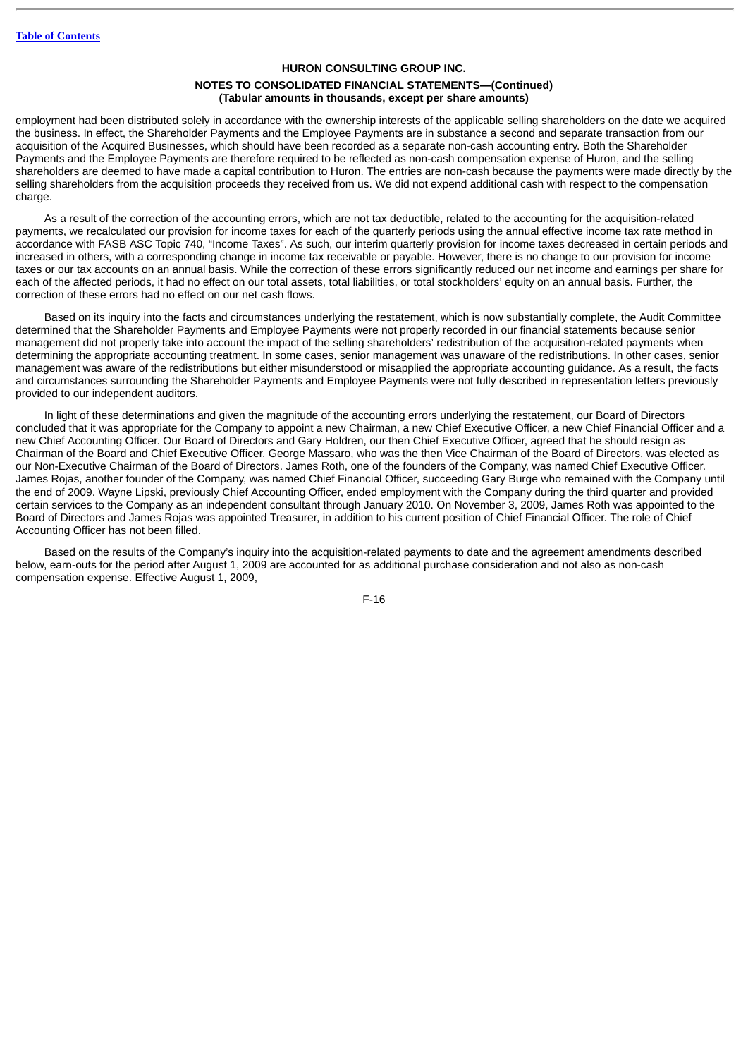employment had been distributed solely in accordance with the ownership interests of the applicable selling shareholders on the date we acquired the business. In effect, the Shareholder Payments and the Employee Payments are in substance a second and separate transaction from our acquisition of the Acquired Businesses, which should have been recorded as a separate non-cash accounting entry. Both the Shareholder Payments and the Employee Payments are therefore required to be reflected as non-cash compensation expense of Huron, and the selling shareholders are deemed to have made a capital contribution to Huron. The entries are non-cash because the payments were made directly by the selling shareholders from the acquisition proceeds they received from us. We did not expend additional cash with respect to the compensation charge.

As a result of the correction of the accounting errors, which are not tax deductible, related to the accounting for the acquisition-related payments, we recalculated our provision for income taxes for each of the quarterly periods using the annual effective income tax rate method in accordance with FASB ASC Topic 740, "Income Taxes". As such, our interim quarterly provision for income taxes decreased in certain periods and increased in others, with a corresponding change in income tax receivable or payable. However, there is no change to our provision for income taxes or our tax accounts on an annual basis. While the correction of these errors significantly reduced our net income and earnings per share for each of the affected periods, it had no effect on our total assets, total liabilities, or total stockholders' equity on an annual basis. Further, the correction of these errors had no effect on our net cash flows.

Based on its inquiry into the facts and circumstances underlying the restatement, which is now substantially complete, the Audit Committee determined that the Shareholder Payments and Employee Payments were not properly recorded in our financial statements because senior management did not properly take into account the impact of the selling shareholders' redistribution of the acquisition-related payments when determining the appropriate accounting treatment. In some cases, senior management was unaware of the redistributions. In other cases, senior management was aware of the redistributions but either misunderstood or misapplied the appropriate accounting guidance. As a result, the facts and circumstances surrounding the Shareholder Payments and Employee Payments were not fully described in representation letters previously provided to our independent auditors.

In light of these determinations and given the magnitude of the accounting errors underlying the restatement, our Board of Directors concluded that it was appropriate for the Company to appoint a new Chairman, a new Chief Executive Officer, a new Chief Financial Officer and a new Chief Accounting Officer. Our Board of Directors and Gary Holdren, our then Chief Executive Officer, agreed that he should resign as Chairman of the Board and Chief Executive Officer. George Massaro, who was the then Vice Chairman of the Board of Directors, was elected as our Non-Executive Chairman of the Board of Directors. James Roth, one of the founders of the Company, was named Chief Executive Officer. James Rojas, another founder of the Company, was named Chief Financial Officer, succeeding Gary Burge who remained with the Company until the end of 2009. Wayne Lipski, previously Chief Accounting Officer, ended employment with the Company during the third quarter and provided certain services to the Company as an independent consultant through January 2010. On November 3, 2009, James Roth was appointed to the Board of Directors and James Rojas was appointed Treasurer, in addition to his current position of Chief Financial Officer. The role of Chief Accounting Officer has not been filled.

Based on the results of the Company's inquiry into the acquisition-related payments to date and the agreement amendments described below, earn-outs for the period after August 1, 2009 are accounted for as additional purchase consideration and not also as non-cash compensation expense. Effective August 1, 2009,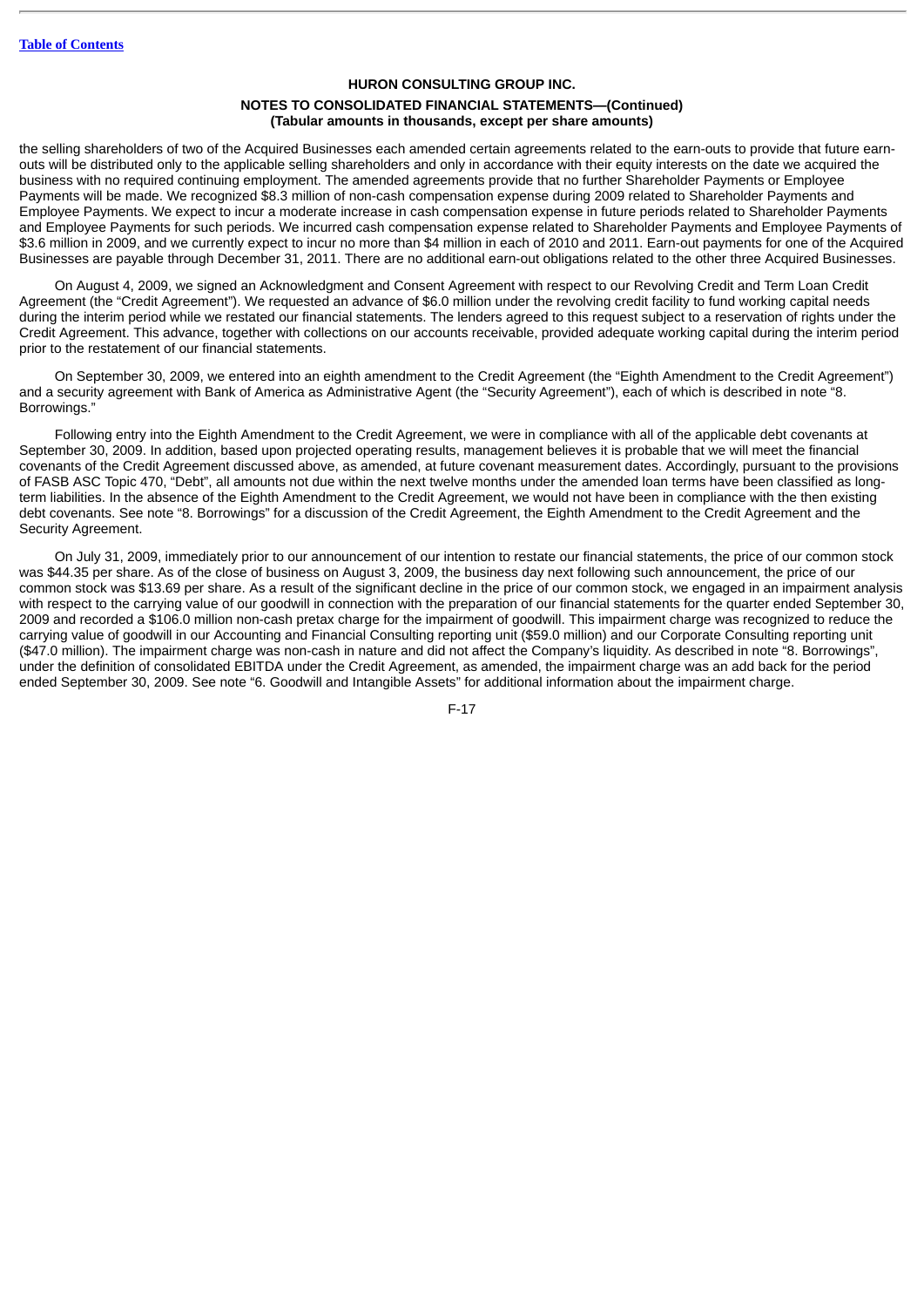the selling shareholders of two of the Acquired Businesses each amended certain agreements related to the earn-outs to provide that future earn-outs will be distributed only to the applicable selling shareholders and only in accordance with their equity interests on the date we acquired the business with no required continuing employment. The amended agreements provide that no further Shareholder Payments or Employee Payments will be made. We recognized $8.3 million of non-cash compensation expense during 2009 related to Shareholder Payments and Employee Payments. We expect to incur a moderate increase in cash compensation expense in future periods related to Shareholder Payments and Employee Payments for such periods. We incurred cash compensation expense related to Shareholder Payments and Employee Payments of $3.6 million in 2009, and we currently expect to incur no more than $4 million in each of 2010 and 2011. Earn-out payments for one of the Acquired Businesses are payable through December 31, 2011. There are no additional earn-out obligations related to the other three Acquired Businesses.

On August 4, 2009, we signed an Acknowledgment and Consent Agreement with respect to our Revolving Credit and Term Loan Credit Agreement (the "Credit Agreement"). We requested an advance of $6.0 million under the revolving credit facility to fund working capital needs during the interim period while we restated our financial statements. The lenders agreed to this request subject to a reservation of rights under the Credit Agreement. This advance, together with collections on our accounts receivable, provided adequate working capital during the interim period prior to the restatement of our financial statements.

On September 30, 2009, we entered into an eighth amendment to the Credit Agreement (the "Eighth Amendment to the Credit Agreement") and a security agreement with Bank of America as Administrative Agent (the "Security Agreement"), each of which is described in note "8. Borrowings."

Following entry into the Eighth Amendment to the Credit Agreement, we were in compliance with all of the applicable debt covenants at September 30, 2009. In addition, based upon projected operating results, management believes it is probable that we will meet the financial covenants of the Credit Agreement discussed above, as amended, at future covenant measurement dates. Accordingly, pursuant to the provisions of FASB ASC Topic 470, "Debt", all amounts not due within the next twelve months under the amended loan terms have been classified as long-term liabilities. In the absence of the Eighth Amendment to the Credit Agreement, we would not have been in compliance with the then existing debt covenants. See note "8. Borrowings" for a discussion of the Credit Agreement, the Eighth Amendment to the Credit Agreement and the Security Agreement.

On July 31, 2009, immediately prior to our announcement of our intention to restate our financial statements, the price of our common stock was $44.35 per share. As of the close of business on August 3, 2009, the business day next following such announcement, the price of our common stock was $13.69 per share. As a result of the significant decline in the price of our common stock, we engaged in an impairment analysis with respect to the carrying value of our goodwill in connection with the preparation of our financial statements for the quarter ended September 30, 2009 and recorded a $106.0 million non-cash pretax charge for the impairment of goodwill. This impairment charge was recognized to reduce the carrying value of goodwill in our Accounting and Financial Consulting reporting unit ($59.0 million) and our Corporate Consulting reporting unit ($47.0 million). The impairment charge was non-cash in nature and did not affect the Company's liquidity. As described in note "8. Borrowings", under the definition of consolidated EBITDA under the Credit Agreement, as amended, the impairment charge was an add back for the period ended September 30, 2009. See note "6. Goodwill and Intangible Assets" for additional information about the impairment charge.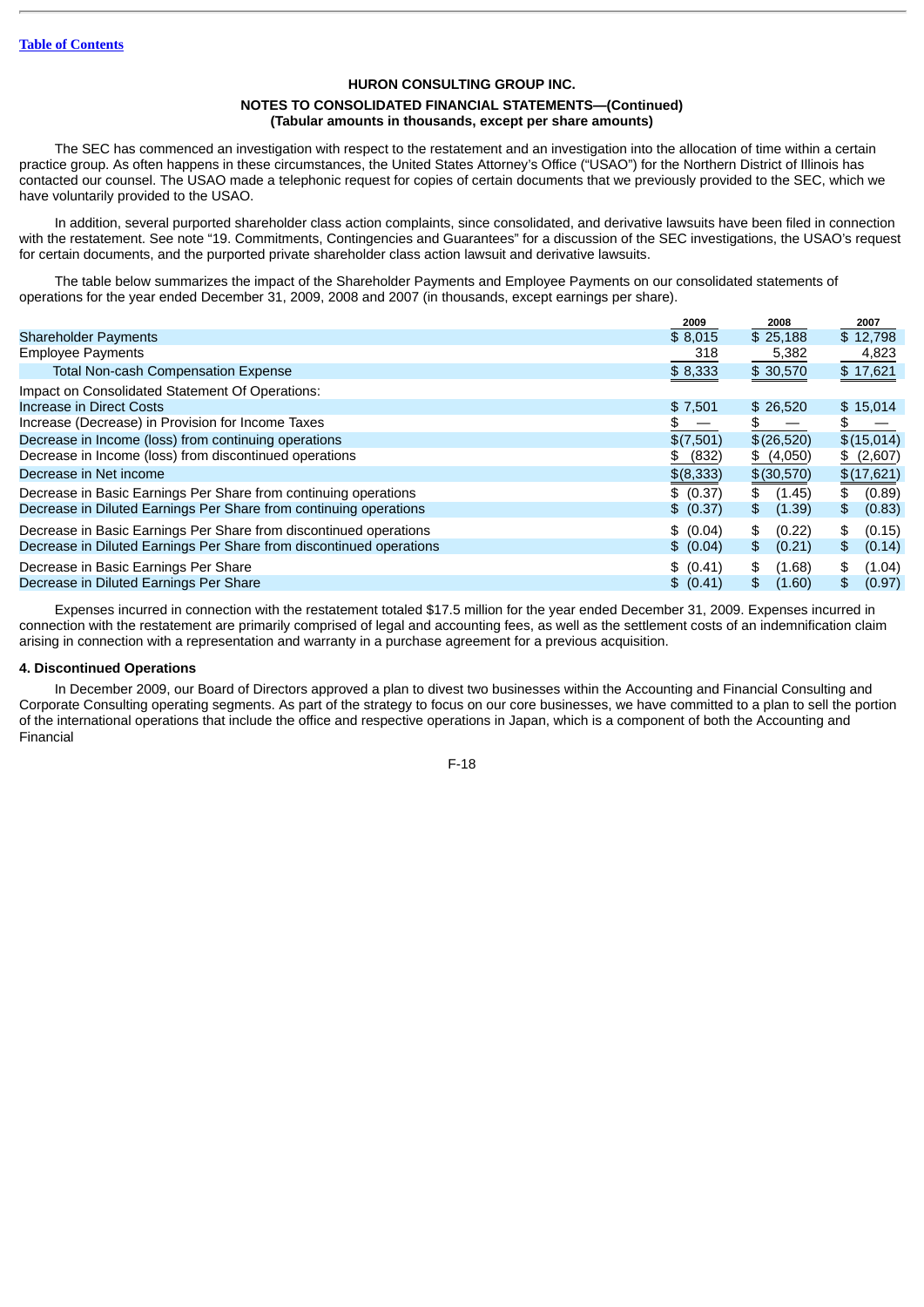HURON CONSULTING GROUP INC.

**NOTES TO CONSOLIDATED FINANCIAL STATEMENTS—(Continued)**
**(Tabular amounts in thousands, except per share amounts)**

The SEC has commenced an investigation with respect to the restatement and an investigation into the allocation of time within a certain practice group. As often happens in these circumstances, the United States Attorney's Office ("USAO") for the Northern District of Illinois has contacted our counsel. The USAO made a telephonic request for copies of certain documents that we previously provided to the SEC, which we have voluntarily provided to the USAO.

In addition, several purported shareholder class action complaints, since consolidated, and derivative lawsuits have been filed in connection with the restatement. See note "19. Commitments, Contingencies and Guarantees" for a discussion of the SEC investigations, the USAO's request for certain documents, and the purported private shareholder class action lawsuit and derivative lawsuits.

The table below summarizes the impact of the Shareholder Payments and Employee Payments on our consolidated statements of operations for the year ended December 31, 2009, 2008 and 2007 (in thousands, except earnings per share).

| | 2009 | 2008 | 2007 |
|---|---|---|---|
| Shareholder Payments | $ 8,015 | $ 25,188 | $ 12,798 |
| Employee Payments | 318 | 5,382 | 4,823 |
| Total Non-cash Compensation Expense | $ 8,333 | $ 30,570 | $ 17,621 |
| Impact on Consolidated Statement Of Operations: | | | |
| Increase in Direct Costs | $ 7,501 | $ 26,520 | $ 15,014 |
| Increase (Decrease) in Provision for Income Taxes | $ — | $ — | $ — |
| Decrease in Income (loss) from continuing operations | $(7,501) | $(26,520) | $(15,014) |
| Decrease in Income (loss) from discontinued operations | $ (832) | $ (4,050) | $ (2,607) |
| Decrease in Net income | $(8,333) | $(30,570) | $(17,621) |
| Decrease in Basic Earnings Per Share from continuing operations | $ (0.37) | $ (1.45) | $ (0.89) |
| Decrease in Diluted Earnings Per Share from continuing operations | $ (0.37) | $ (1.39) | $ (0.83) |
| Decrease in Basic Earnings Per Share from discontinued operations | $ (0.04) | $ (0.22) | $ (0.15) |
| Decrease in Diluted Earnings Per Share from discontinued operations | $ (0.04) | $ (0.21) | $ (0.14) |
| Decrease in Basic Earnings Per Share | $ (0.41) | $ (1.68) | $ (1.04) |
| Decrease in Diluted Earnings Per Share | $ (0.41) | $ (1.60) | $ (0.97) |

Expenses incurred in connection with the restatement totaled $17.5 million for the year ended December 31, 2009. Expenses incurred in connection with the restatement are primarily comprised of legal and accounting fees, as well as the settlement costs of an indemnification claim arising in connection with a representation and warranty in a purchase agreement for a previous acquisition.

**4. Discontinued Operations**

In December 2009, our Board of Directors approved a plan to divest two businesses within the Accounting and Financial Consulting and Corporate Consulting operating segments. As part of the strategy to focus on our core businesses, we have committed to a plan to sell the portion of the international operations that include the office and respective operations in Japan, which is a component of both the Accounting and Financial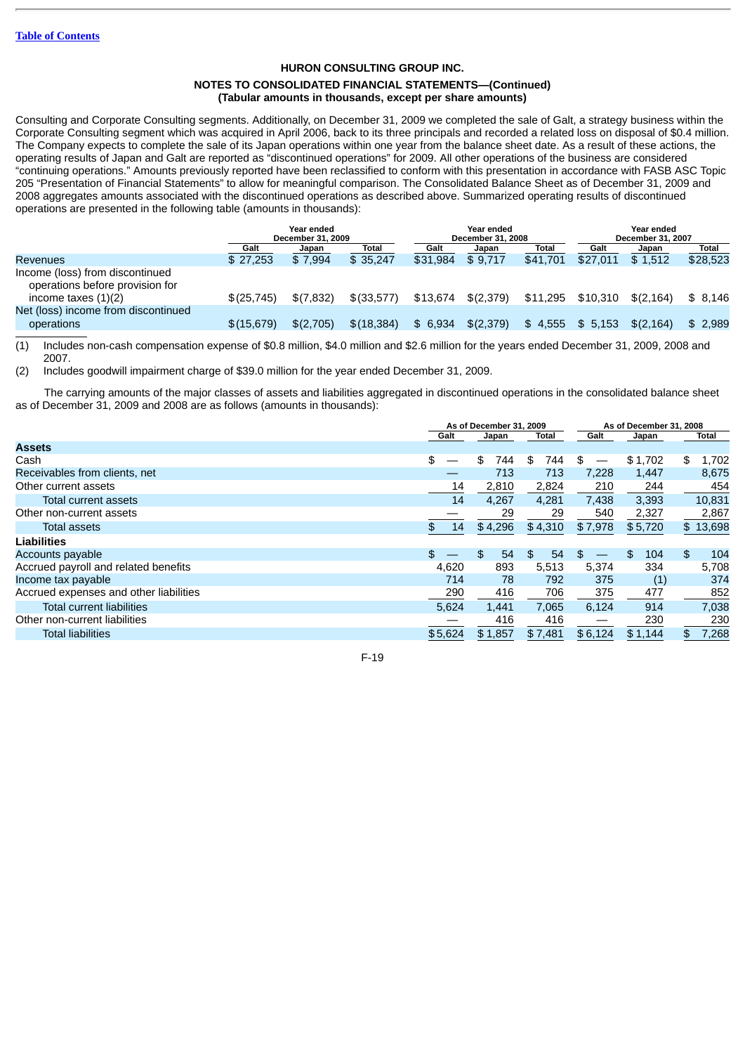HURON CONSULTING GROUP INC.

NOTES TO CONSOLIDATED FINANCIAL STATEMENTS—(Continued)
(Tabular amounts in thousands, except per share amounts)

Consulting and Corporate Consulting segments. Additionally, on December 31, 2009 we completed the sale of Galt, a strategy business within the Corporate Consulting segment which was acquired in April 2006, back to its three principals and recorded a related loss on disposal of $0.4 million. The Company expects to complete the sale of its Japan operations within one year from the balance sheet date. As a result of these actions, the operating results of Japan and Galt are reported as "discontinued operations" for 2009. All other operations of the business are considered "continuing operations." Amounts previously reported have been reclassified to conform with this presentation in accordance with FASB ASC Topic 205 "Presentation of Financial Statements" to allow for meaningful comparison. The Consolidated Balance Sheet as of December 31, 2009 and 2008 aggregates amounts associated with the discontinued operations as described above. Summarized operating results of discontinued operations are presented in the following table (amounts in thousands):

| | Year ended December 31, 2009 | | | Year ended December 31, 2008 | | | Year ended December 31, 2007 | | |
|---|---|---|---|---|---|---|---|---|---|
| | Galt | Japan | Total | Galt | Japan | Total | Galt | Japan | Total |
| Revenues | $ 27,253 | $ 7,994 | $ 35,247 | $31,984 | $ 9,717 | $41,701 | $27,011 | $ 1,512 | $28,523 |
| Income (loss) from discontinued operations before provision for income taxes (1)(2) | $(25,745) | $(7,832) | $(33,577) | $13,674 | $(2,379) | $11,295 | $10,310 | $(2,164) | $ 8,146 |
| Net (loss) income from discontinued operations | $(15,679) | $(2,705) | $(18,384) | $ 6,934 | $(2,379) | $ 4,555 | $ 5,153 | $(2,164) | $ 2,989 |

(1) Includes non-cash compensation expense of $0.8 million, $4.0 million and $2.6 million for the years ended December 31, 2009, 2008 and 2007.

(2) Includes goodwill impairment charge of $39.0 million for the year ended December 31, 2009.

The carrying amounts of the major classes of assets and liabilities aggregated in discontinued operations in the consolidated balance sheet as of December 31, 2009 and 2008 are as follows (amounts in thousands):

| | As of December 31, 2009 | | | As of December 31, 2008 | | |
|---|---|---|---|---|---|---|
| | Galt | Japan | Total | Galt | Japan | Total |
| **Assets** | | | | | | |
| Cash | $ — | $ 744 | $ 744 | $ — | $1,702 | $ 1,702 |
| Receivables from clients, net | — | 713 | 713 | 7,228 | 1,447 | 8,675 |
| Other current assets | 14 | 2,810 | 2,824 | 210 | 244 | 454 |
| Total current assets | 14 | 4,267 | 4,281 | 7,438 | 3,393 | 10,831 |
| Other non-current assets | — | 29 | 29 | 540 | 2,327 | 2,867 |
| Total assets | $ 14 | $4,296 | $4,310 | $7,978 | $5,720 | $ 13,698 |
| **Liabilities** | | | | | | |
| Accounts payable | $ — | $ 54 | $ 54 | $ — | $ 104 | $ 104 |
| Accrued payroll and related benefits | 4,620 | 893 | 5,513 | 5,374 | 334 | 5,708 |
| Income tax payable | 714 | 78 | 792 | 375 | (1) | 374 |
| Accrued expenses and other liabilities | 290 | 416 | 706 | 375 | 477 | 852 |
| Total current liabilities | 5,624 | 1,441 | 7,065 | 6,124 | 914 | 7,038 |
| Other non-current liabilities | — | 416 | 416 | — | 230 | 230 |
| Total liabilities | $5,624 | $1,857 | $7,481 | $6,124 | $1,144 | $ 7,268 |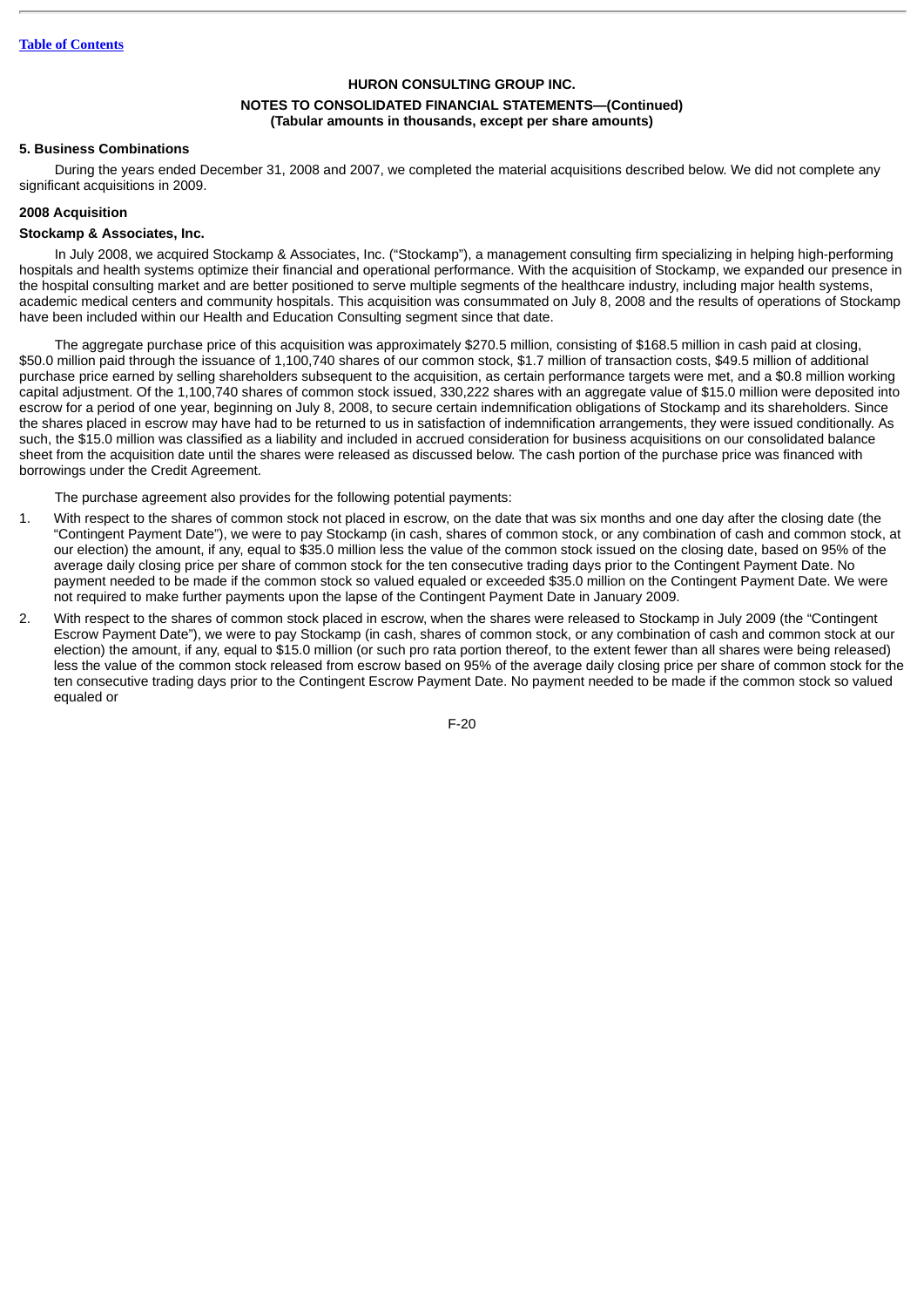**HURON CONSULTING GROUP INC.**

**NOTES TO CONSOLIDATED FINANCIAL STATEMENTS—(Continued)**
**(Tabular amounts in thousands, except per share amounts)**

## 5. Business Combinations

During the years ended December 31, 2008 and 2007, we completed the material acquisitions described below. We did not complete any significant acquisitions in 2009.

### 2008 Acquisition

### Stockamp & Associates, Inc.

In July 2008, we acquired Stockamp & Associates, Inc. ("Stockamp"), a management consulting firm specializing in helping high-performing hospitals and health systems optimize their financial and operational performance. With the acquisition of Stockamp, we expanded our presence in the hospital consulting market and are better positioned to serve multiple segments of the healthcare industry, including major health systems, academic medical centers and community hospitals. This acquisition was consummated on July 8, 2008 and the results of operations of Stockamp have been included within our Health and Education Consulting segment since that date.

The aggregate purchase price of this acquisition was approximately $270.5 million, consisting of $168.5 million in cash paid at closing, $50.0 million paid through the issuance of 1,100,740 shares of our common stock, $1.7 million of transaction costs, $49.5 million of additional purchase price earned by selling shareholders subsequent to the acquisition, as certain performance targets were met, and a $0.8 million working capital adjustment. Of the 1,100,740 shares of common stock issued, 330,222 shares with an aggregate value of $15.0 million were deposited into escrow for a period of one year, beginning on July 8, 2008, to secure certain indemnification obligations of Stockamp and its shareholders. Since the shares placed in escrow may have had to be returned to us in satisfaction of indemnification arrangements, they were issued conditionally. As such, the $15.0 million was classified as a liability and included in accrued consideration for business acquisitions on our consolidated balance sheet from the acquisition date until the shares were released as discussed below. The cash portion of the purchase price was financed with borrowings under the Credit Agreement.

The purchase agreement also provides for the following potential payments:

1. With respect to the shares of common stock not placed in escrow, on the date that was six months and one day after the closing date (the "Contingent Payment Date"), we were to pay Stockamp (in cash, shares of common stock, or any combination of cash and common stock, at our election) the amount, if any, equal to $35.0 million less the value of the common stock issued on the closing date, based on 95% of the average daily closing price per share of common stock for the ten consecutive trading days prior to the Contingent Payment Date. No payment needed to be made if the common stock so valued equaled or exceeded $35.0 million on the Contingent Payment Date. We were not required to make further payments upon the lapse of the Contingent Payment Date in January 2009.
2. With respect to the shares of common stock placed in escrow, when the shares were released to Stockamp in July 2009 (the "Contingent Escrow Payment Date"), we were to pay Stockamp (in cash, shares of common stock, or any combination of cash and common stock at our election) the amount, if any, equal to $15.0 million (or such pro rata portion thereof, to the extent fewer than all shares were being released) less the value of the common stock released from escrow based on 95% of the average daily closing price per share of common stock for the ten consecutive trading days prior to the Contingent Escrow Payment Date. No payment needed to be made if the common stock so valued equaled or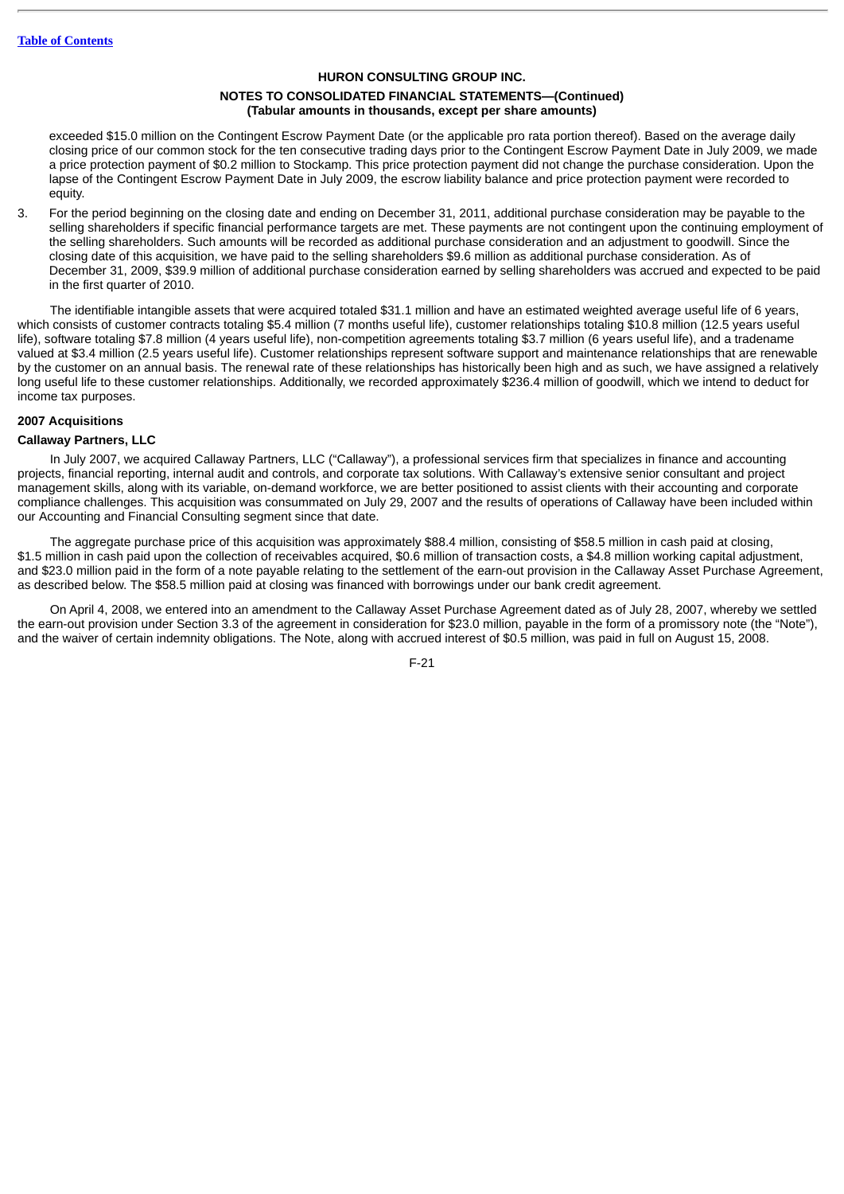exceeded $15.0 million on the Contingent Escrow Payment Date (or the applicable pro rata portion thereof). Based on the average daily closing price of our common stock for the ten consecutive trading days prior to the Contingent Escrow Payment Date in July 2009, we made a price protection payment of $0.2 million to Stockamp. This price protection payment did not change the purchase consideration. Upon the lapse of the Contingent Escrow Payment Date in July 2009, the escrow liability balance and price protection payment were recorded to equity.

3. For the period beginning on the closing date and ending on December 31, 2011, additional purchase consideration may be payable to the selling shareholders if specific financial performance targets are met. These payments are not contingent upon the continuing employment of the selling shareholders. Such amounts will be recorded as additional purchase consideration and an adjustment to goodwill. Since the closing date of this acquisition, we have paid to the selling shareholders $9.6 million as additional purchase consideration. As of December 31, 2009, $39.9 million of additional purchase consideration earned by selling shareholders was accrued and expected to be paid in the first quarter of 2010.

The identifiable intangible assets that were acquired totaled $31.1 million and have an estimated weighted average useful life of 6 years, which consists of customer contracts totaling $5.4 million (7 months useful life), customer relationships totaling $10.8 million (12.5 years useful life), software totaling $7.8 million (4 years useful life), non-competition agreements totaling $3.7 million (6 years useful life), and a tradename valued at $3.4 million (2.5 years useful life). Customer relationships represent software support and maintenance relationships that are renewable by the customer on an annual basis. The renewal rate of these relationships has historically been high and as such, we have assigned a relatively long useful life to these customer relationships. Additionally, we recorded approximately $236.4 million of goodwill, which we intend to deduct for income tax purposes.

**2007 Acquisitions**

**Callaway Partners, LLC**

In July 2007, we acquired Callaway Partners, LLC ("Callaway"), a professional services firm that specializes in finance and accounting projects, financial reporting, internal audit and controls, and corporate tax solutions. With Callaway's extensive senior consultant and project management skills, along with its variable, on-demand workforce, we are better positioned to assist clients with their accounting and corporate compliance challenges. This acquisition was consummated on July 29, 2007 and the results of operations of Callaway have been included within our Accounting and Financial Consulting segment since that date.

The aggregate purchase price of this acquisition was approximately $88.4 million, consisting of $58.5 million in cash paid at closing, $1.5 million in cash paid upon the collection of receivables acquired, $0.6 million of transaction costs, a $4.8 million working capital adjustment, and $23.0 million paid in the form of a note payable relating to the settlement of the earn-out provision in the Callaway Asset Purchase Agreement, as described below. The $58.5 million paid at closing was financed with borrowings under our bank credit agreement.

On April 4, 2008, we entered into an amendment to the Callaway Asset Purchase Agreement dated as of July 28, 2007, whereby we settled the earn-out provision under Section 3.3 of the agreement in consideration for $23.0 million, payable in the form of a promissory note (the "Note"), and the waiver of certain indemnity obligations. The Note, along with accrued interest of $0.5 million, was paid in full on August 15, 2008.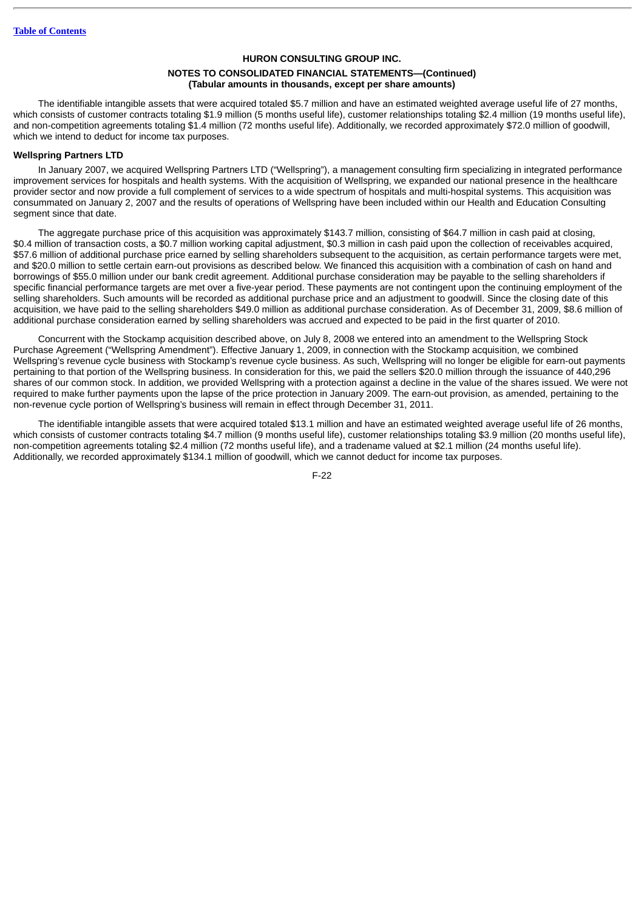**HURON CONSULTING GROUP INC.**

**NOTES TO CONSOLIDATED FINANCIAL STATEMENTS—(Continued)**
**(Tabular amounts in thousands, except per share amounts)**

The identifiable intangible assets that were acquired totaled $5.7 million and have an estimated weighted average useful life of 27 months, which consists of customer contracts totaling $1.9 million (5 months useful life), customer relationships totaling $2.4 million (19 months useful life), and non-competition agreements totaling $1.4 million (72 months useful life). Additionally, we recorded approximately $72.0 million of goodwill, which we intend to deduct for income tax purposes.

**Wellspring Partners LTD**

In January 2007, we acquired Wellspring Partners LTD ("Wellspring"), a management consulting firm specializing in integrated performance improvement services for hospitals and health systems. With the acquisition of Wellspring, we expanded our national presence in the healthcare provider sector and now provide a full complement of services to a wide spectrum of hospitals and multi-hospital systems. This acquisition was consummated on January 2, 2007 and the results of operations of Wellspring have been included within our Health and Education Consulting segment since that date.

The aggregate purchase price of this acquisition was approximately $143.7 million, consisting of $64.7 million in cash paid at closing, $0.4 million of transaction costs, a $0.7 million working capital adjustment, $0.3 million in cash paid upon the collection of receivables acquired, $57.6 million of additional purchase price earned by selling shareholders subsequent to the acquisition, as certain performance targets were met, and $20.0 million to settle certain earn-out provisions as described below. We financed this acquisition with a combination of cash on hand and borrowings of $55.0 million under our bank credit agreement. Additional purchase consideration may be payable to the selling shareholders if specific financial performance targets are met over a five-year period. These payments are not contingent upon the continuing employment of the selling shareholders. Such amounts will be recorded as additional purchase price and an adjustment to goodwill. Since the closing date of this acquisition, we have paid to the selling shareholders $49.0 million as additional purchase consideration. As of December 31, 2009, $8.6 million of additional purchase consideration earned by selling shareholders was accrued and expected to be paid in the first quarter of 2010.

Concurrent with the Stockamp acquisition described above, on July 8, 2008 we entered into an amendment to the Wellspring Stock Purchase Agreement ("Wellspring Amendment"). Effective January 1, 2009, in connection with the Stockamp acquisition, we combined Wellspring's revenue cycle business with Stockamp's revenue cycle business. As such, Wellspring will no longer be eligible for earn-out payments pertaining to that portion of the Wellspring business. In consideration for this, we paid the sellers $20.0 million through the issuance of 440,296 shares of our common stock. In addition, we provided Wellspring with a protection against a decline in the value of the shares issued. We were not required to make further payments upon the lapse of the price protection in January 2009. The earn-out provision, as amended, pertaining to the non-revenue cycle portion of Wellspring's business will remain in effect through December 31, 2011.

The identifiable intangible assets that were acquired totaled $13.1 million and have an estimated weighted average useful life of 26 months, which consists of customer contracts totaling $4.7 million (9 months useful life), customer relationships totaling $3.9 million (20 months useful life), non-competition agreements totaling $2.4 million (72 months useful life), and a tradename valued at $2.1 million (24 months useful life). Additionally, we recorded approximately $134.1 million of goodwill, which we cannot deduct for income tax purposes.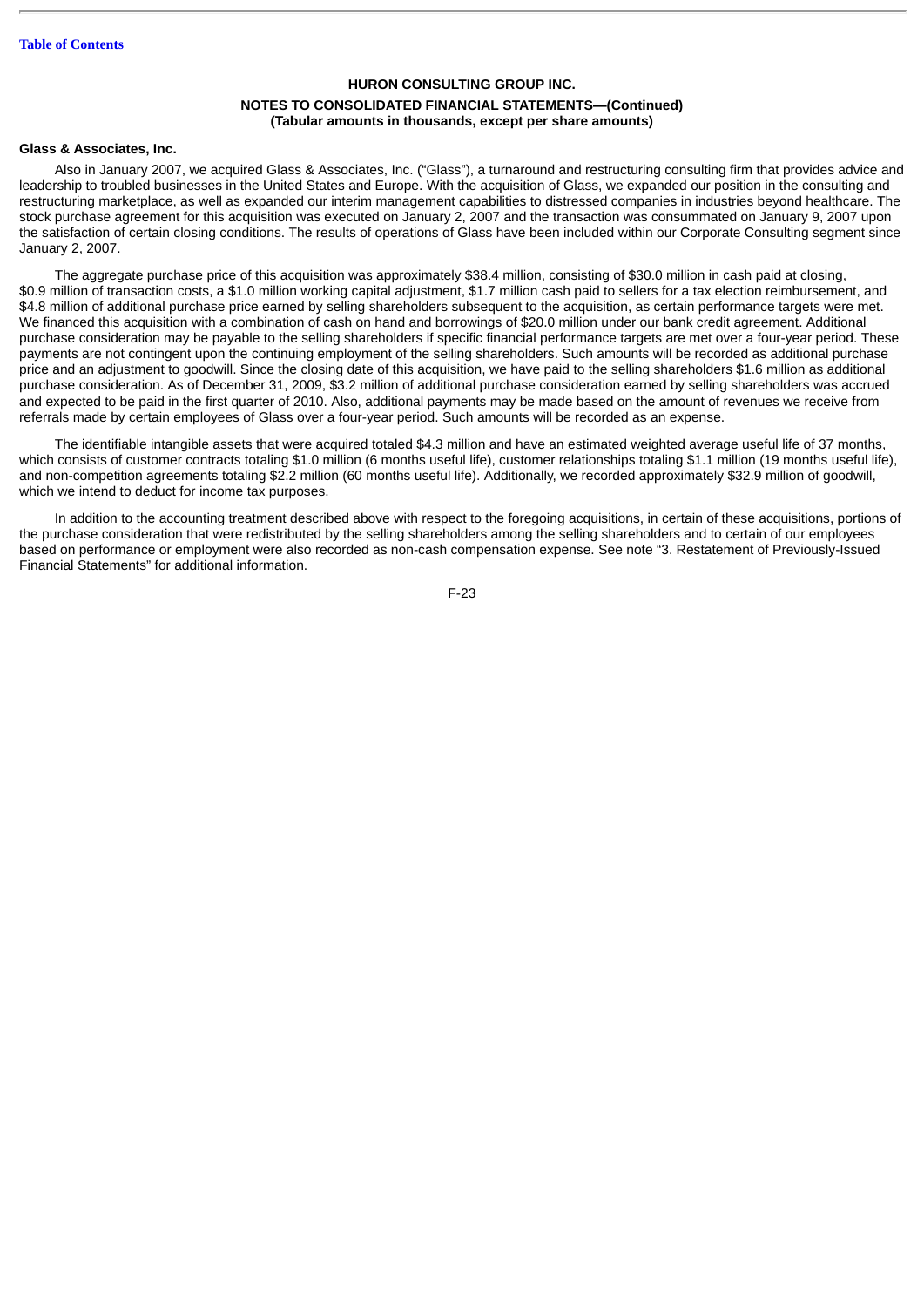**Glass & Associates, Inc.**

Also in January 2007, we acquired Glass & Associates, Inc. ("Glass"), a turnaround and restructuring consulting firm that provides advice and leadership to troubled businesses in the United States and Europe. With the acquisition of Glass, we expanded our position in the consulting and restructuring marketplace, as well as expanded our interim management capabilities to distressed companies in industries beyond healthcare. The stock purchase agreement for this acquisition was executed on January 2, 2007 and the transaction was consummated on January 9, 2007 upon the satisfaction of certain closing conditions. The results of operations of Glass have been included within our Corporate Consulting segment since January 2, 2007.

The aggregate purchase price of this acquisition was approximately $38.4 million, consisting of $30.0 million in cash paid at closing, $0.9 million of transaction costs, a $1.0 million working capital adjustment, $1.7 million cash paid to sellers for a tax election reimbursement, and $4.8 million of additional purchase price earned by selling shareholders subsequent to the acquisition, as certain performance targets were met. We financed this acquisition with a combination of cash on hand and borrowings of $20.0 million under our bank credit agreement. Additional purchase consideration may be payable to the selling shareholders if specific financial performance targets are met over a four-year period. These payments are not contingent upon the continuing employment of the selling shareholders. Such amounts will be recorded as additional purchase price and an adjustment to goodwill. Since the closing date of this acquisition, we have paid to the selling shareholders $1.6 million as additional purchase consideration. As of December 31, 2009, $3.2 million of additional purchase consideration earned by selling shareholders was accrued and expected to be paid in the first quarter of 2010. Also, additional payments may be made based on the amount of revenues we receive from referrals made by certain employees of Glass over a four-year period. Such amounts will be recorded as an expense.

The identifiable intangible assets that were acquired totaled $4.3 million and have an estimated weighted average useful life of 37 months, which consists of customer contracts totaling $1.0 million (6 months useful life), customer relationships totaling $1.1 million (19 months useful life), and non-competition agreements totaling $2.2 million (60 months useful life). Additionally, we recorded approximately $32.9 million of goodwill, which we intend to deduct for income tax purposes.

In addition to the accounting treatment described above with respect to the foregoing acquisitions, in certain of these acquisitions, portions of the purchase consideration that were redistributed by the selling shareholders among the selling shareholders and to certain of our employees based on performance or employment were also recorded as non-cash compensation expense. See note "3. Restatement of Previously-Issued Financial Statements" for additional information.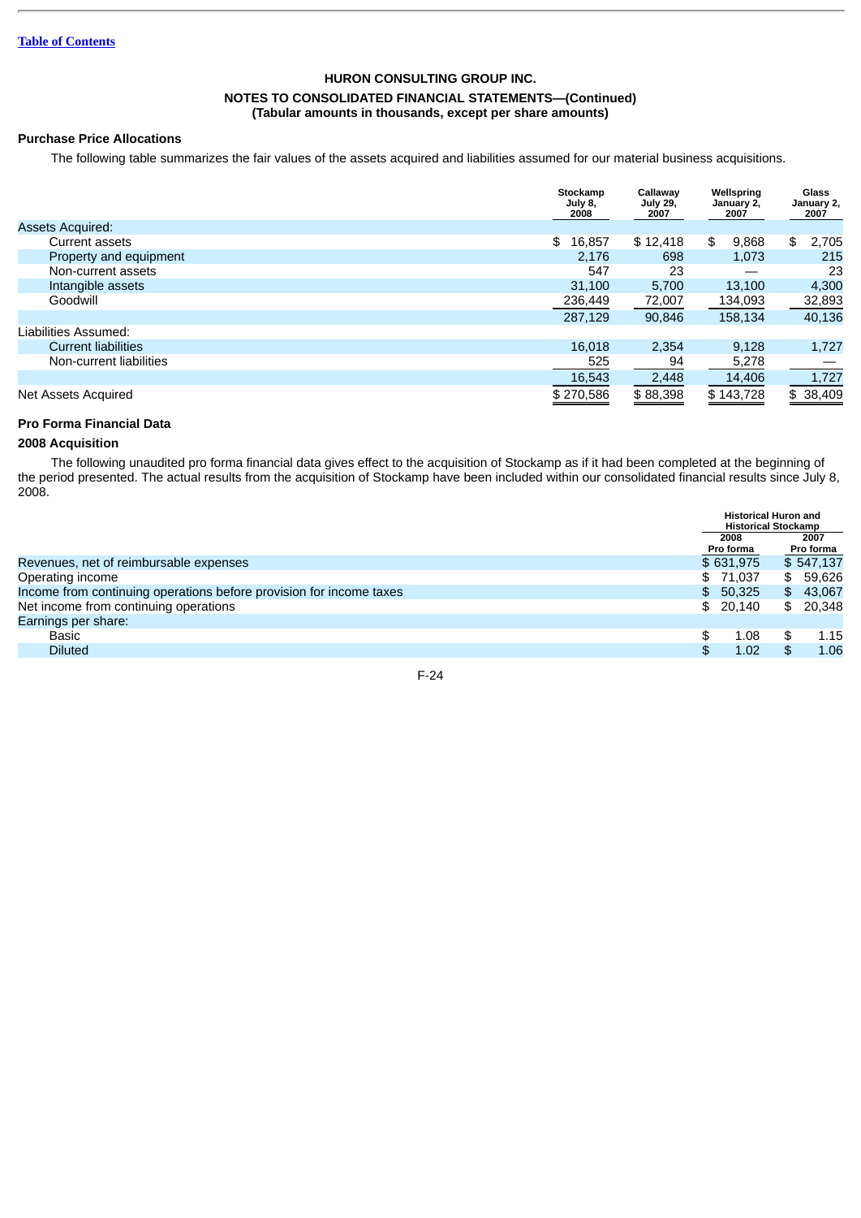HURON CONSULTING GROUP INC.

NOTES TO CONSOLIDATED FINANCIAL STATEMENTS—(Continued)
(Tabular amounts in thousands, except per share amounts)

**Purchase Price Allocations**

The following table summarizes the fair values of the assets acquired and liabilities assumed for our material business acquisitions.

| | Stockamp July 8, 2008 | Callaway July 29, 2007 | Wellspring January 2, 2007 | Glass January 2, 2007 |
|---|---|---|---|---|
| Assets Acquired: | | | | |
| Current assets | $ 16,857 | $ 12,418 | $ 9,868 | $ 2,705 |
| Property and equipment | 2,176 | 698 | 1,073 | 215 |
| Non-current assets | 547 | 23 | — | 23 |
| Intangible assets | 31,100 | 5,700 | 13,100 | 4,300 |
| Goodwill | 236,449 | 72,007 | 134,093 | 32,893 |
| | 287,129 | 90,846 | 158,134 | 40,136 |
| Liabilities Assumed: | | | | |
| Current liabilities | 16,018 | 2,354 | 9,128 | 1,727 |
| Non-current liabilities | 525 | 94 | 5,278 | — |
| | 16,543 | 2,448 | 14,406 | 1,727 |
| Net Assets Acquired | $ 270,586 | $ 88,398 | $ 143,728 | $ 38,409 |

**Pro Forma Financial Data**

**2008 Acquisition**

The following unaudited pro forma financial data gives effect to the acquisition of Stockamp as if it had been completed at the beginning of the period presented. The actual results from the acquisition of Stockamp have been included within our consolidated financial results since July 8, 2008.

| | Historical Huron and Historical Stockamp | |
|---|---|---|
| | 2008 Pro forma | 2007 Pro forma |
| Revenues, net of reimbursable expenses | $ 631,975 | $ 547,137 |
| Operating income | $ 71,037 | $ 59,626 |
| Income from continuing operations before provision for income taxes | $ 50,325 | $ 43,067 |
| Net income from continuing operations | $ 20,140 | $ 20,348 |
| Earnings per share: | | |
| Basic | $ 1.08 | $ 1.15 |
| Diluted | $ 1.02 | $ 1.06 |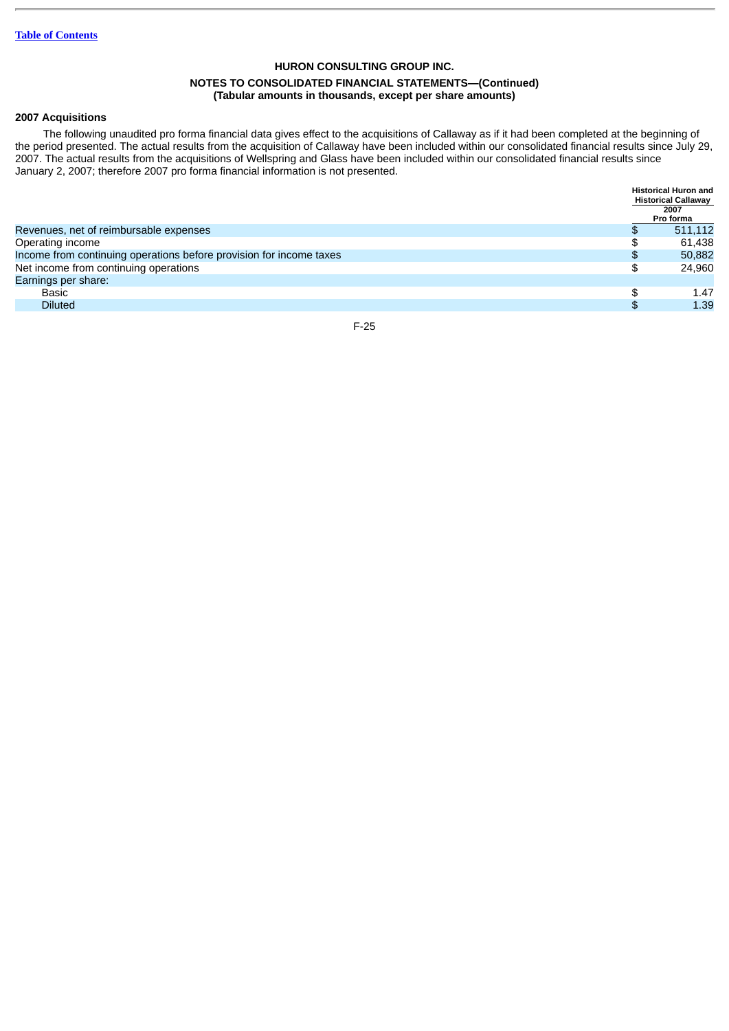HURON CONSULTING GROUP INC.

NOTES TO CONSOLIDATED FINANCIAL STATEMENTS—(Continued)
(Tabular amounts in thousands, except per share amounts)

**2007 Acquisitions**

The following unaudited pro forma financial data gives effect to the acquisitions of Callaway as if it had been completed at the beginning of the period presented. The actual results from the acquisition of Callaway have been included within our consolidated financial results since July 29, 2007. The actual results from the acquisitions of Wellspring and Glass have been included within our consolidated financial results since January 2, 2007; therefore 2007 pro forma financial information is not presented.

| | Historical Huron and Historical Callaway 2007 Pro forma |
|---|---|
| Revenues, net of reimbursable expenses | $ 511,112 |
| Operating income | $ 61,438 |
| Income from continuing operations before provision for income taxes | $ 50,882 |
| Net income from continuing operations | $ 24,960 |
| Earnings per share: | |
| Basic | $ 1.47 |
| Diluted | $ 1.39 |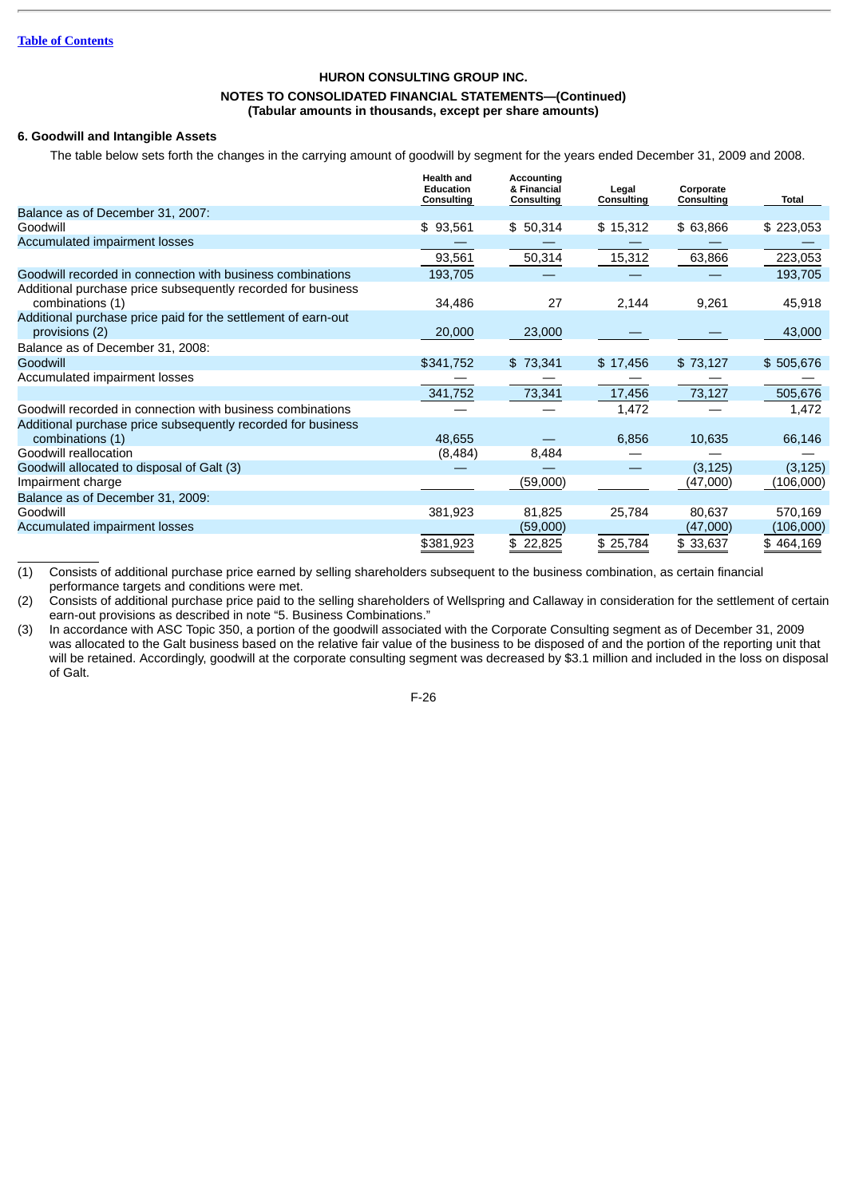HURON CONSULTING GROUP INC.

NOTES TO CONSOLIDATED FINANCIAL STATEMENTS—(Continued)
(Tabular amounts in thousands, except per share amounts)

## 6. Goodwill and Intangible Assets

The table below sets forth the changes in the carrying amount of goodwill by segment for the years ended December 31, 2009 and 2008.

| | Health and Education Consulting | Accounting & Financial Consulting | Legal Consulting | Corporate Consulting | Total |
|---|---|---|---|---|---|
| Balance as of December 31, 2007: | | | | | |
| Goodwill | $ 93,561 | $ 50,314 | $ 15,312 | $ 63,866 | $ 223,053 |
| Accumulated impairment losses | — | — | — | — | — |
| | 93,561 | 50,314 | 15,312 | 63,866 | 223,053 |
| Goodwill recorded in connection with business combinations | 193,705 | — | — | — | 193,705 |
| Additional purchase price subsequently recorded for business combinations (1) | 34,486 | 27 | 2,144 | 9,261 | 45,918 |
| Additional purchase price paid for the settlement of earn-out provisions (2) | 20,000 | 23,000 | — | — | 43,000 |
| Balance as of December 31, 2008: | | | | | |
| Goodwill | $341,752 | $ 73,341 | $ 17,456 | $ 73,127 | $ 505,676 |
| Accumulated impairment losses | — | — | — | — | — |
| | 341,752 | 73,341 | 17,456 | 73,127 | 505,676 |
| Goodwill recorded in connection with business combinations | — | — | 1,472 | — | 1,472 |
| Additional purchase price subsequently recorded for business combinations (1) | 48,655 | — | 6,856 | 10,635 | 66,146 |
| Goodwill reallocation | (8,484) | 8,484 | — | — | — |
| Goodwill allocated to disposal of Galt (3) | — | — | — | (3,125) | (3,125) |
| Impairment charge | | (59,000) | | (47,000) | (106,000) |
| Balance as of December 31, 2009: | | | | | |
| Goodwill | 381,923 | 81,825 | 25,784 | 80,637 | 570,169 |
| Accumulated impairment losses | | (59,000) | | (47,000) | (106,000) |
| | $381,923 | $ 22,825 | $ 25,784 | $ 33,637 | $ 464,169 |

(1) Consists of additional purchase price earned by selling shareholders subsequent to the business combination, as certain financial performance targets and conditions were met.

(2) Consists of additional purchase price paid to the selling shareholders of Wellspring and Callaway in consideration for the settlement of certain earn-out provisions as described in note "5. Business Combinations."

(3) In accordance with ASC Topic 350, a portion of the goodwill associated with the Corporate Consulting segment as of December 31, 2009 was allocated to the Galt business based on the relative fair value of the business to be disposed of and the portion of the reporting unit that will be retained. Accordingly, goodwill at the corporate consulting segment was decreased by $3.1 million and included in the loss on disposal of Galt.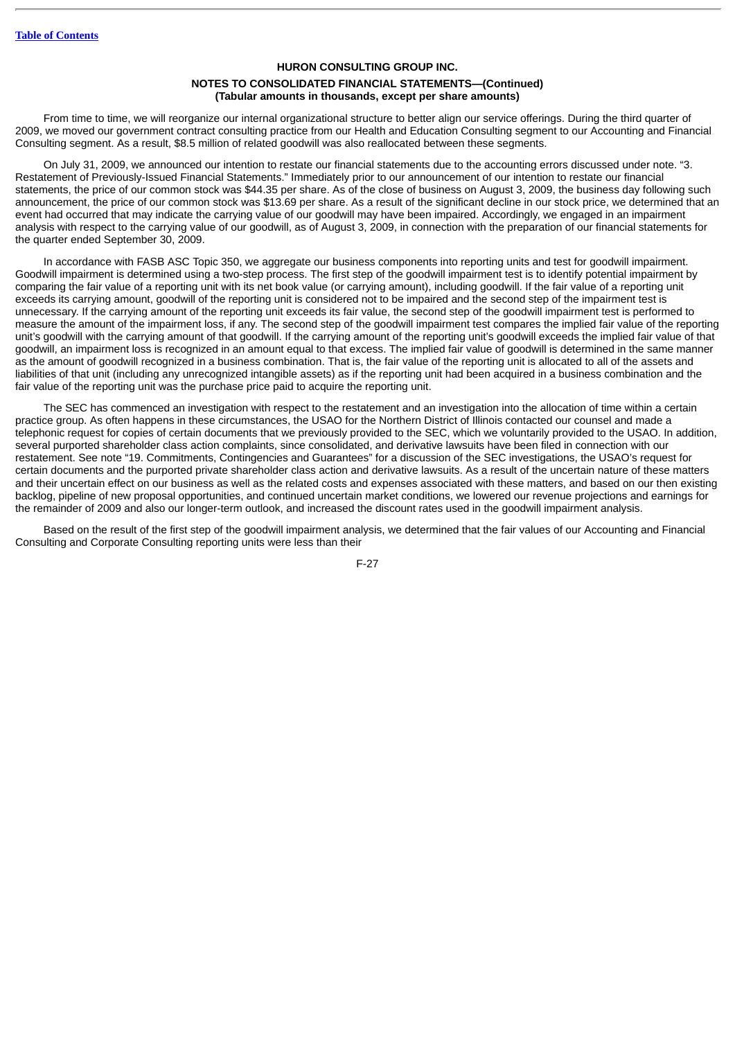From time to time, we will reorganize our internal organizational structure to better align our service offerings. During the third quarter of 2009, we moved our government contract consulting practice from our Health and Education Consulting segment to our Accounting and Financial Consulting segment. As a result, $8.5 million of related goodwill was also reallocated between these segments.

On July 31, 2009, we announced our intention to restate our financial statements due to the accounting errors discussed under note. "3. Restatement of Previously-Issued Financial Statements." Immediately prior to our announcement of our intention to restate our financial statements, the price of our common stock was $44.35 per share. As of the close of business on August 3, 2009, the business day following such announcement, the price of our common stock was $13.69 per share. As a result of the significant decline in our stock price, we determined that an event had occurred that may indicate the carrying value of our goodwill may have been impaired. Accordingly, we engaged in an impairment analysis with respect to the carrying value of our goodwill, as of August 3, 2009, in connection with the preparation of our financial statements for the quarter ended September 30, 2009.

In accordance with FASB ASC Topic 350, we aggregate our business components into reporting units and test for goodwill impairment. Goodwill impairment is determined using a two-step process. The first step of the goodwill impairment test is to identify potential impairment by comparing the fair value of a reporting unit with its net book value (or carrying amount), including goodwill. If the fair value of a reporting unit exceeds its carrying amount, goodwill of the reporting unit is considered not to be impaired and the second step of the impairment test is unnecessary. If the carrying amount of the reporting unit exceeds its fair value, the second step of the goodwill impairment test is performed to measure the amount of the impairment loss, if any. The second step of the goodwill impairment test compares the implied fair value of the reporting unit's goodwill with the carrying amount of that goodwill. If the carrying amount of the reporting unit's goodwill exceeds the implied fair value of that goodwill, an impairment loss is recognized in an amount equal to that excess. The implied fair value of goodwill is determined in the same manner as the amount of goodwill recognized in a business combination. That is, the fair value of the reporting unit is allocated to all of the assets and liabilities of that unit (including any unrecognized intangible assets) as if the reporting unit had been acquired in a business combination and the fair value of the reporting unit was the purchase price paid to acquire the reporting unit.

The SEC has commenced an investigation with respect to the restatement and an investigation into the allocation of time within a certain practice group. As often happens in these circumstances, the USAO for the Northern District of Illinois contacted our counsel and made a telephonic request for copies of certain documents that we previously provided to the SEC, which we voluntarily provided to the USAO. In addition, several purported shareholder class action complaints, since consolidated, and derivative lawsuits have been filed in connection with our restatement. See note "19. Commitments, Contingencies and Guarantees" for a discussion of the SEC investigations, the USAO's request for certain documents and the purported private shareholder class action and derivative lawsuits. As a result of the uncertain nature of these matters and their uncertain effect on our business as well as the related costs and expenses associated with these matters, and based on our then existing backlog, pipeline of new proposal opportunities, and continued uncertain market conditions, we lowered our revenue projections and earnings for the remainder of 2009 and also our longer-term outlook, and increased the discount rates used in the goodwill impairment analysis.

Based on the result of the first step of the goodwill impairment analysis, we determined that the fair values of our Accounting and Financial Consulting and Corporate Consulting reporting units were less than their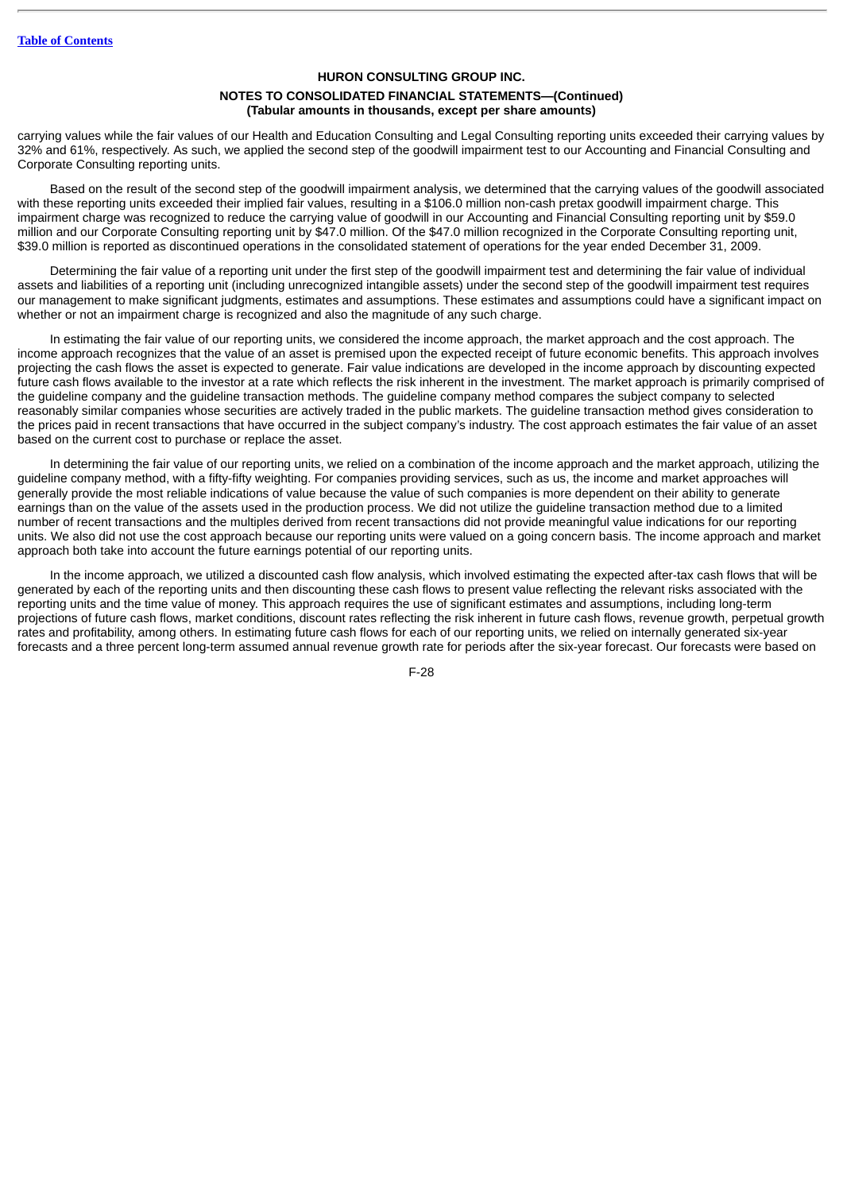carrying values while the fair values of our Health and Education Consulting and Legal Consulting reporting units exceeded their carrying values by 32% and 61%, respectively. As such, we applied the second step of the goodwill impairment test to our Accounting and Financial Consulting and Corporate Consulting reporting units.

Based on the result of the second step of the goodwill impairment analysis, we determined that the carrying values of the goodwill associated with these reporting units exceeded their implied fair values, resulting in a $106.0 million non-cash pretax goodwill impairment charge. This impairment charge was recognized to reduce the carrying value of goodwill in our Accounting and Financial Consulting reporting unit by $59.0 million and our Corporate Consulting reporting unit by $47.0 million. Of the $47.0 million recognized in the Corporate Consulting reporting unit, $39.0 million is reported as discontinued operations in the consolidated statement of operations for the year ended December 31, 2009.

Determining the fair value of a reporting unit under the first step of the goodwill impairment test and determining the fair value of individual assets and liabilities of a reporting unit (including unrecognized intangible assets) under the second step of the goodwill impairment test requires our management to make significant judgments, estimates and assumptions. These estimates and assumptions could have a significant impact on whether or not an impairment charge is recognized and also the magnitude of any such charge.

In estimating the fair value of our reporting units, we considered the income approach, the market approach and the cost approach. The income approach recognizes that the value of an asset is premised upon the expected receipt of future economic benefits. This approach involves projecting the cash flows the asset is expected to generate. Fair value indications are developed in the income approach by discounting expected future cash flows available to the investor at a rate which reflects the risk inherent in the investment. The market approach is primarily comprised of the guideline company and the guideline transaction methods. The guideline company method compares the subject company to selected reasonably similar companies whose securities are actively traded in the public markets. The guideline transaction method gives consideration to the prices paid in recent transactions that have occurred in the subject company's industry. The cost approach estimates the fair value of an asset based on the current cost to purchase or replace the asset.

In determining the fair value of our reporting units, we relied on a combination of the income approach and the market approach, utilizing the guideline company method, with a fifty-fifty weighting. For companies providing services, such as us, the income and market approaches will generally provide the most reliable indications of value because the value of such companies is more dependent on their ability to generate earnings than on the value of the assets used in the production process. We did not utilize the guideline transaction method due to a limited number of recent transactions and the multiples derived from recent transactions did not provide meaningful value indications for our reporting units. We also did not use the cost approach because our reporting units were valued on a going concern basis. The income approach and market approach both take into account the future earnings potential of our reporting units.

In the income approach, we utilized a discounted cash flow analysis, which involved estimating the expected after-tax cash flows that will be generated by each of the reporting units and then discounting these cash flows to present value reflecting the relevant risks associated with the reporting units and the time value of money. This approach requires the use of significant estimates and assumptions, including long-term projections of future cash flows, market conditions, discount rates reflecting the risk inherent in future cash flows, revenue growth, perpetual growth rates and profitability, among others. In estimating future cash flows for each of our reporting units, we relied on internally generated six-year forecasts and a three percent long-term assumed annual revenue growth rate for periods after the six-year forecast. Our forecasts were based on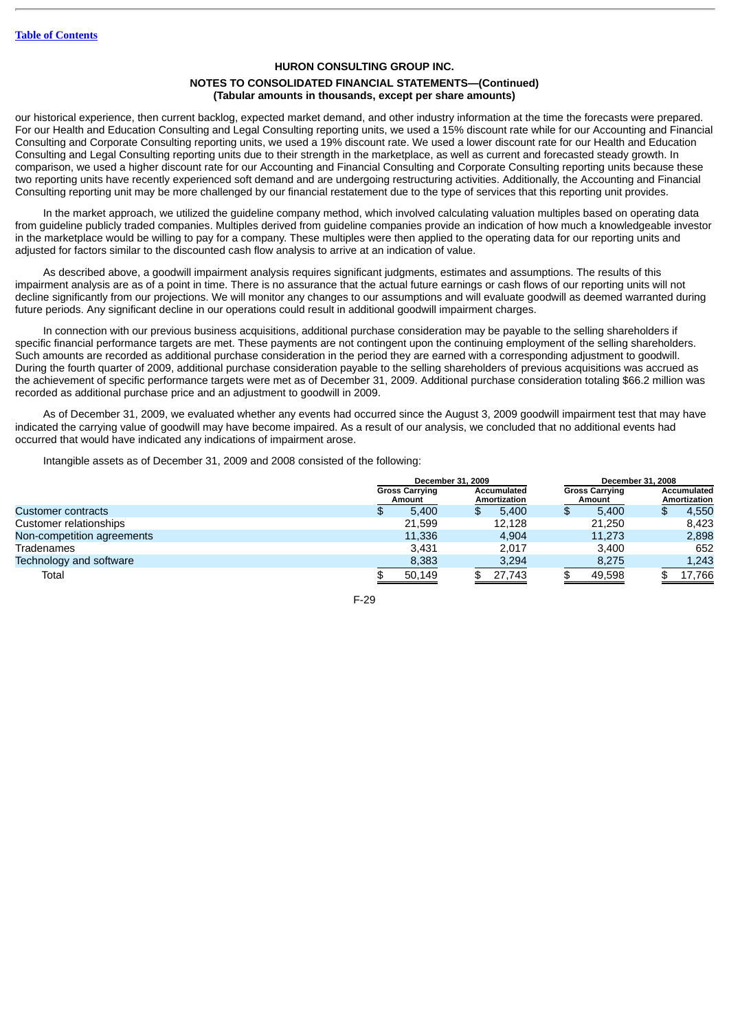**HURON CONSULTING GROUP INC.**

**NOTES TO CONSOLIDATED FINANCIAL STATEMENTS—(Continued)**
**(Tabular amounts in thousands, except per share amounts)**

our historical experience, then current backlog, expected market demand, and other industry information at the time the forecasts were prepared. For our Health and Education Consulting and Legal Consulting reporting units, we used a 15% discount rate while for our Accounting and Financial Consulting and Corporate Consulting reporting units, we used a 19% discount rate. We used a lower discount rate for our Health and Education Consulting and Legal Consulting reporting units due to their strength in the marketplace, as well as current and forecasted steady growth. In comparison, we used a higher discount rate for our Accounting and Financial Consulting and Corporate Consulting reporting units because these two reporting units have recently experienced soft demand and are undergoing restructuring activities. Additionally, the Accounting and Financial Consulting reporting unit may be more challenged by our financial restatement due to the type of services that this reporting unit provides.

In the market approach, we utilized the guideline company method, which involved calculating valuation multiples based on operating data from guideline publicly traded companies. Multiples derived from guideline companies provide an indication of how much a knowledgeable investor in the marketplace would be willing to pay for a company. These multiples were then applied to the operating data for our reporting units and adjusted for factors similar to the discounted cash flow analysis to arrive at an indication of value.

As described above, a goodwill impairment analysis requires significant judgments, estimates and assumptions. The results of this impairment analysis are as of a point in time. There is no assurance that the actual future earnings or cash flows of our reporting units will not decline significantly from our projections. We will monitor any changes to our assumptions and will evaluate goodwill as deemed warranted during future periods. Any significant decline in our operations could result in additional goodwill impairment charges.

In connection with our previous business acquisitions, additional purchase consideration may be payable to the selling shareholders if specific financial performance targets are met. These payments are not contingent upon the continuing employment of the selling shareholders. Such amounts are recorded as additional purchase consideration in the period they are earned with a corresponding adjustment to goodwill. During the fourth quarter of 2009, additional purchase consideration payable to the selling shareholders of previous acquisitions was accrued as the achievement of specific performance targets were met as of December 31, 2009. Additional purchase consideration totaling $66.2 million was recorded as additional purchase price and an adjustment to goodwill in 2009.

As of December 31, 2009, we evaluated whether any events had occurred since the August 3, 2009 goodwill impairment test that may have indicated the carrying value of goodwill may have become impaired. As a result of our analysis, we concluded that no additional events had occurred that would have indicated any indications of impairment arose.

Intangible assets as of December 31, 2009 and 2008 consisted of the following:

| | December 31, 2009 | | December 31, 2008 | |
|---|---|---|---|---|
| | Gross Carrying Amount | Accumulated Amortization | Gross Carrying Amount | Accumulated Amortization |
| Customer contracts | $ 5,400 | $ 5,400 | $ 5,400 | $ 4,550 |
| Customer relationships | 21,599 | 12,128 | 21,250 | 8,423 |
| Non-competition agreements | 11,336 | 4,904 | 11,273 | 2,898 |
| Tradenames | 3,431 | 2,017 | 3,400 | 652 |
| Technology and software | 8,383 | 3,294 | 8,275 | 1,243 |
| Total | $ 50,149 | $ 27,743 | $ 49,598 | $ 17,766 |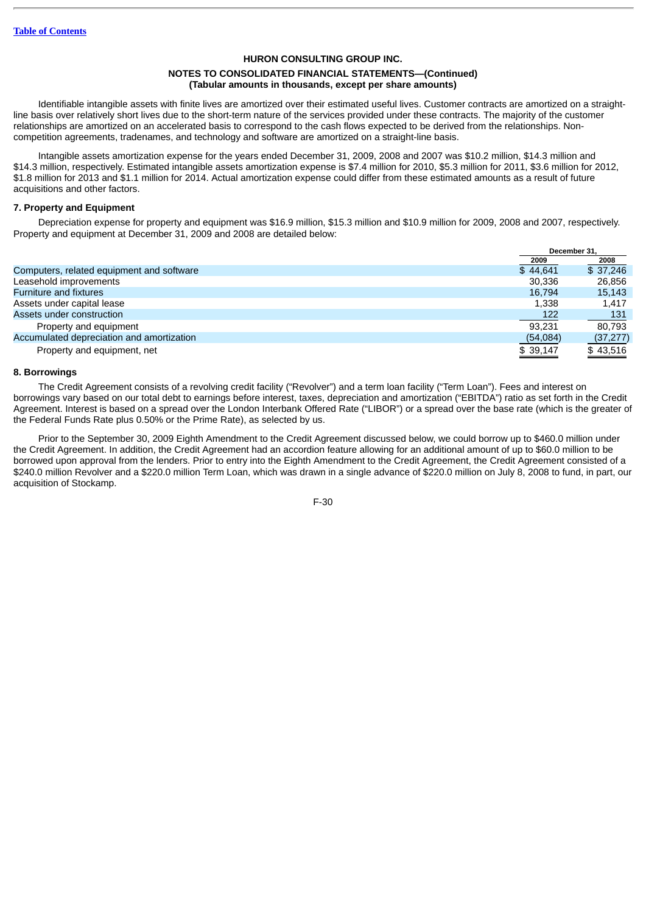Identifiable intangible assets with finite lives are amortized over their estimated useful lives. Customer contracts are amortized on a straight-line basis over relatively short lives due to the short-term nature of the services provided under these contracts. The majority of the customer relationships are amortized on an accelerated basis to correspond to the cash flows expected to be derived from the relationships. Non-competition agreements, tradenames, and technology and software are amortized on a straight-line basis.

Intangible assets amortization expense for the years ended December 31, 2009, 2008 and 2007 was $10.2 million, $14.3 million and $14.3 million, respectively. Estimated intangible assets amortization expense is $7.4 million for 2010, $5.3 million for 2011, $3.6 million for 2012, $1.8 million for 2013 and $1.1 million for 2014. Actual amortization expense could differ from these estimated amounts as a result of future acquisitions and other factors.

**7. Property and Equipment**

Depreciation expense for property and equipment was $16.9 million, $15.3 million and $10.9 million for 2009, 2008 and 2007, respectively. Property and equipment at December 31, 2009 and 2008 are detailed below:

| | December 31, | |
|---|---|---|
| | 2009 | 2008 |
| Computers, related equipment and software | $ 44,641 | $ 37,246 |
| Leasehold improvements | 30,336 | 26,856 |
| Furniture and fixtures | 16,794 | 15,143 |
| Assets under capital lease | 1,338 | 1,417 |
| Assets under construction | 122 | 131 |
| Property and equipment | 93,231 | 80,793 |
| Accumulated depreciation and amortization | (54,084) | (37,277) |
| Property and equipment, net | $ 39,147 | $ 43,516 |

**8. Borrowings**

The Credit Agreement consists of a revolving credit facility ("Revolver") and a term loan facility ("Term Loan"). Fees and interest on borrowings vary based on our total debt to earnings before interest, taxes, depreciation and amortization ("EBITDA") ratio as set forth in the Credit Agreement. Interest is based on a spread over the London Interbank Offered Rate ("LIBOR") or a spread over the base rate (which is the greater of the Federal Funds Rate plus 0.50% or the Prime Rate), as selected by us.

Prior to the September 30, 2009 Eighth Amendment to the Credit Agreement discussed below, we could borrow up to $460.0 million under the Credit Agreement. In addition, the Credit Agreement had an accordion feature allowing for an additional amount of up to $60.0 million to be borrowed upon approval from the lenders. Prior to entry into the Eighth Amendment to the Credit Agreement, the Credit Agreement consisted of a $240.0 million Revolver and a $220.0 million Term Loan, which was drawn in a single advance of $220.0 million on July 8, 2008 to fund, in part, our acquisition of Stockamp.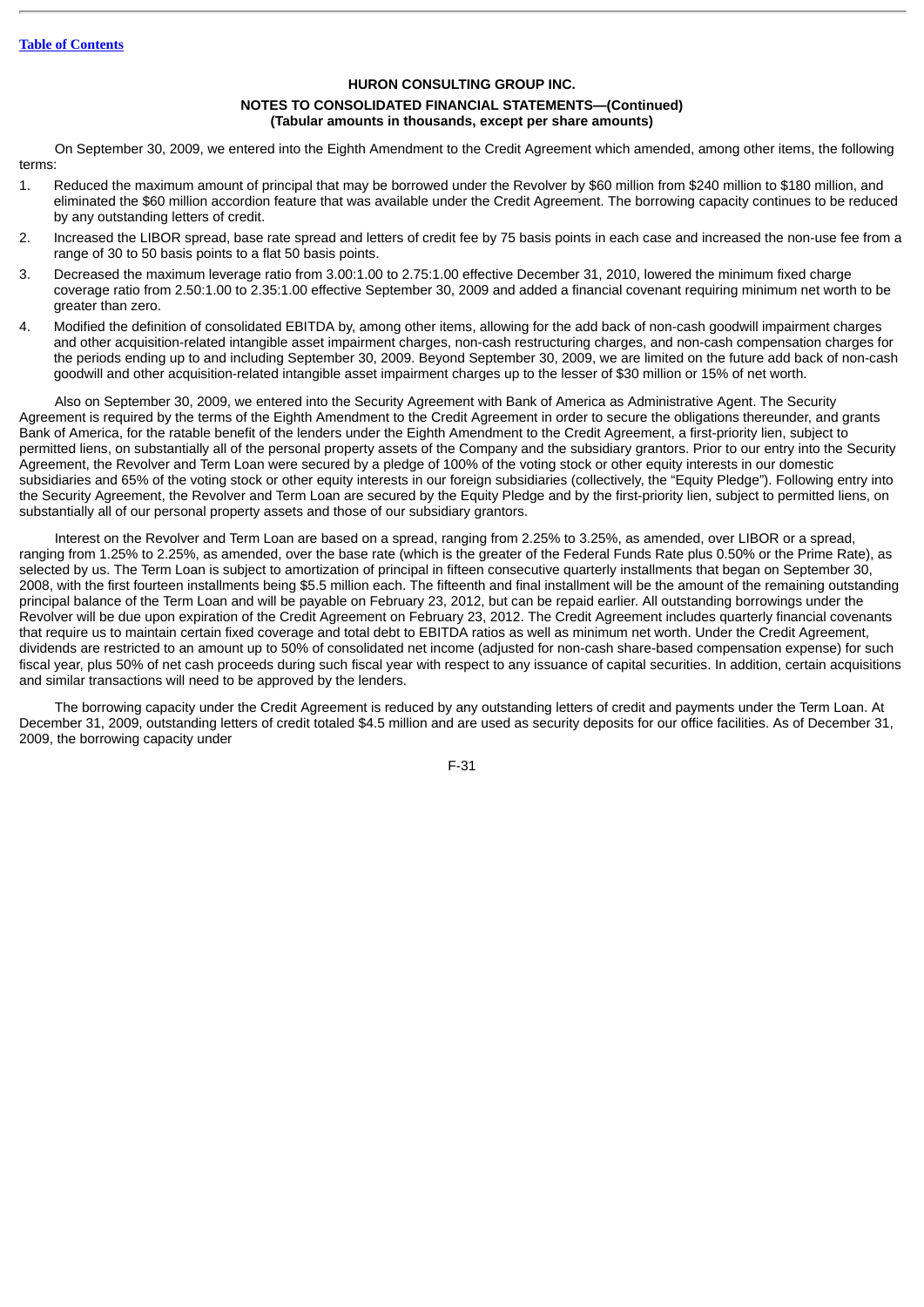On September 30, 2009, we entered into the Eighth Amendment to the Credit Agreement which amended, among other items, the following terms:

1. Reduced the maximum amount of principal that may be borrowed under the Revolver by $60 million from $240 million to $180 million, and eliminated the $60 million accordion feature that was available under the Credit Agreement. The borrowing capacity continues to be reduced by any outstanding letters of credit.
2. Increased the LIBOR spread, base rate spread and letters of credit fee by 75 basis points in each case and increased the non-use fee from a range of 30 to 50 basis points to a flat 50 basis points.
3. Decreased the maximum leverage ratio from 3.00:1.00 to 2.75:1.00 effective December 31, 2010, lowered the minimum fixed charge coverage ratio from 2.50:1.00 to 2.35:1.00 effective September 30, 2009 and added a financial covenant requiring minimum net worth to be greater than zero.
4. Modified the definition of consolidated EBITDA by, among other items, allowing for the add back of non-cash goodwill impairment charges and other acquisition-related intangible asset impairment charges, non-cash restructuring charges, and non-cash compensation charges for the periods ending up to and including September 30, 2009. Beyond September 30, 2009, we are limited on the future add back of non-cash goodwill and other acquisition-related intangible asset impairment charges up to the lesser of $30 million or 15% of net worth.

Also on September 30, 2009, we entered into the Security Agreement with Bank of America as Administrative Agent. The Security Agreement is required by the terms of the Eighth Amendment to the Credit Agreement in order to secure the obligations thereunder, and grants Bank of America, for the ratable benefit of the lenders under the Eighth Amendment to the Credit Agreement, a first-priority lien, subject to permitted liens, on substantially all of the personal property assets of the Company and the subsidiary grantors. Prior to our entry into the Security Agreement, the Revolver and Term Loan were secured by a pledge of 100% of the voting stock or other equity interests in our domestic subsidiaries and 65% of the voting stock or other equity interests in our foreign subsidiaries (collectively, the "Equity Pledge"). Following entry into the Security Agreement, the Revolver and Term Loan are secured by the Equity Pledge and by the first-priority lien, subject to permitted liens, on substantially all of our personal property assets and those of our subsidiary grantors.

Interest on the Revolver and Term Loan are based on a spread, ranging from 2.25% to 3.25%, as amended, over LIBOR or a spread, ranging from 1.25% to 2.25%, as amended, over the base rate (which is the greater of the Federal Funds Rate plus 0.50% or the Prime Rate), as selected by us. The Term Loan is subject to amortization of principal in fifteen consecutive quarterly installments that began on September 30, 2008, with the first fourteen installments being $5.5 million each. The fifteenth and final installment will be the amount of the remaining outstanding principal balance of the Term Loan and will be payable on February 23, 2012, but can be repaid earlier. All outstanding borrowings under the Revolver will be due upon expiration of the Credit Agreement on February 23, 2012. The Credit Agreement includes quarterly financial covenants that require us to maintain certain fixed coverage and total debt to EBITDA ratios as well as minimum net worth. Under the Credit Agreement, dividends are restricted to an amount up to 50% of consolidated net income (adjusted for non-cash share-based compensation expense) for such fiscal year, plus 50% of net cash proceeds during such fiscal year with respect to any issuance of capital securities. In addition, certain acquisitions and similar transactions will need to be approved by the lenders.

The borrowing capacity under the Credit Agreement is reduced by any outstanding letters of credit and payments under the Term Loan. At December 31, 2009, outstanding letters of credit totaled $4.5 million and are used as security deposits for our office facilities. As of December 31, 2009, the borrowing capacity under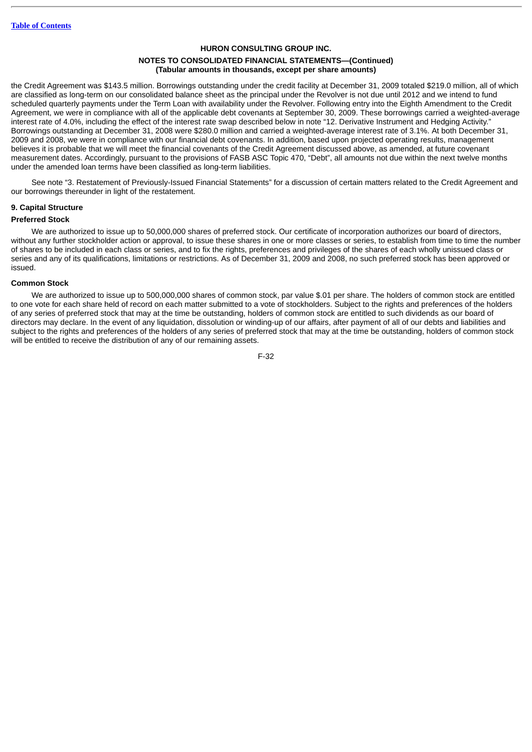the Credit Agreement was $143.5 million. Borrowings outstanding under the credit facility at December 31, 2009 totaled $219.0 million, all of which are classified as long-term on our consolidated balance sheet as the principal under the Revolver is not due until 2012 and we intend to fund scheduled quarterly payments under the Term Loan with availability under the Revolver. Following entry into the Eighth Amendment to the Credit Agreement, we were in compliance with all of the applicable debt covenants at September 30, 2009. These borrowings carried a weighted-average interest rate of 4.0%, including the effect of the interest rate swap described below in note "12. Derivative Instrument and Hedging Activity." Borrowings outstanding at December 31, 2008 were $280.0 million and carried a weighted-average interest rate of 3.1%. At both December 31, 2009 and 2008, we were in compliance with our financial debt covenants. In addition, based upon projected operating results, management believes it is probable that we will meet the financial covenants of the Credit Agreement discussed above, as amended, at future covenant measurement dates. Accordingly, pursuant to the provisions of FASB ASC Topic 470, "Debt", all amounts not due within the next twelve months under the amended loan terms have been classified as long-term liabilities.

See note "3. Restatement of Previously-Issued Financial Statements" for a discussion of certain matters related to the Credit Agreement and our borrowings thereunder in light of the restatement.

## 9. Capital Structure

### Preferred Stock

We are authorized to issue up to 50,000,000 shares of preferred stock. Our certificate of incorporation authorizes our board of directors, without any further stockholder action or approval, to issue these shares in one or more classes or series, to establish from time to time the number of shares to be included in each class or series, and to fix the rights, preferences and privileges of the shares of each wholly unissued class or series and any of its qualifications, limitations or restrictions. As of December 31, 2009 and 2008, no such preferred stock has been approved or issued.

### Common Stock

We are authorized to issue up to 500,000,000 shares of common stock, par value $.01 per share. The holders of common stock are entitled to one vote for each share held of record on each matter submitted to a vote of stockholders. Subject to the rights and preferences of the holders of any series of preferred stock that may at the time be outstanding, holders of common stock are entitled to such dividends as our board of directors may declare. In the event of any liquidation, dissolution or winding-up of our affairs, after payment of all of our debts and liabilities and subject to the rights and preferences of the holders of any series of preferred stock that may at the time be outstanding, holders of common stock will be entitled to receive the distribution of any of our remaining assets.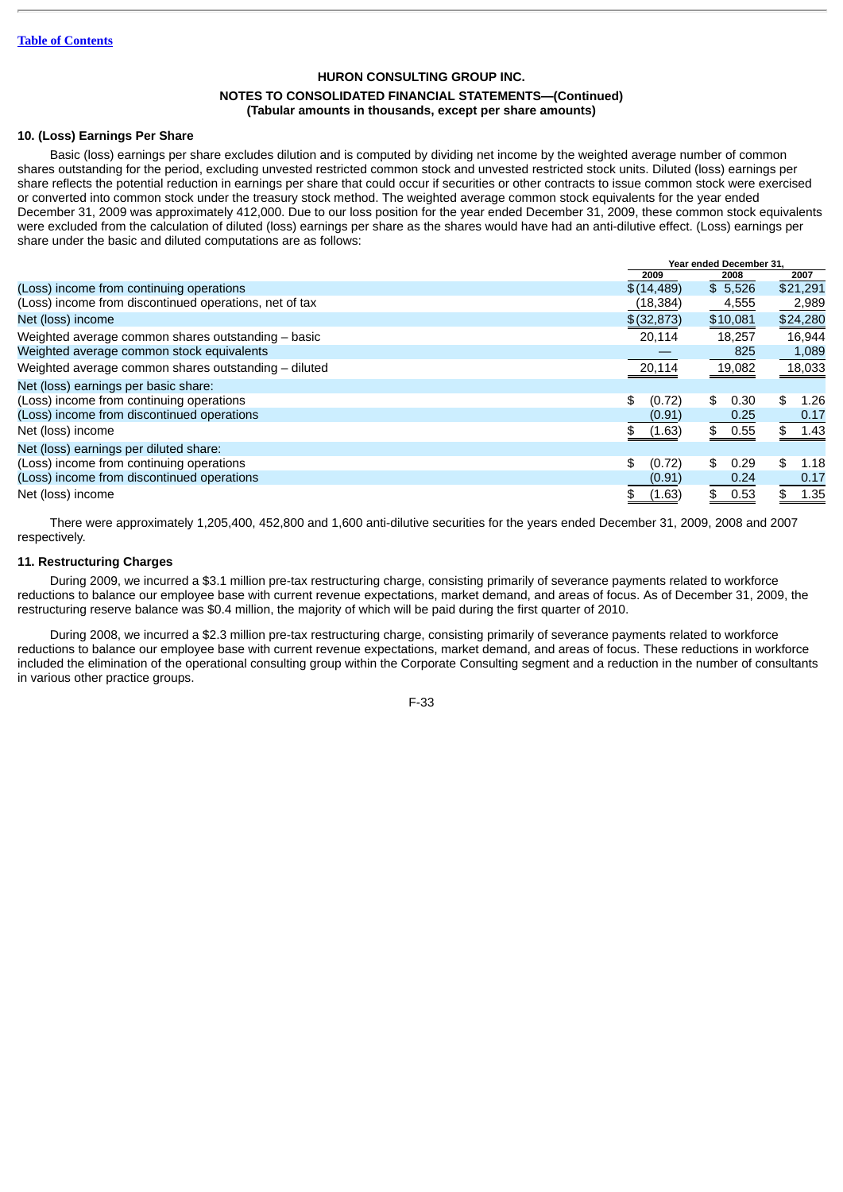**Table of Contents**

## HURON CONSULTING GROUP INC.

### NOTES TO CONSOLIDATED FINANCIAL STATEMENTS—(Continued)
### (Tabular amounts in thousands, except per share amounts)

### 10. (Loss) Earnings Per Share

Basic (loss) earnings per share excludes dilution and is computed by dividing net income by the weighted average number of common shares outstanding for the period, excluding unvested restricted common stock and unvested restricted stock units. Diluted (loss) earnings per share reflects the potential reduction in earnings per share that could occur if securities or other contracts to issue common stock were exercised or converted into common stock under the treasury stock method. The weighted average common stock equivalents for the year ended December 31, 2009 was approximately 412,000. Due to our loss position for the year ended December 31, 2009, these common stock equivalents were excluded from the calculation of diluted (loss) earnings per share as the shares would have had an anti-dilutive effect. (Loss) earnings per share under the basic and diluted computations are as follows:

| | Year ended December 31, | | |
|---|---|---|---|
| | 2009 | 2008 | 2007 |
| (Loss) income from continuing operations | $(14,489) | $ 5,526 | $21,291 |
| (Loss) income from discontinued operations, net of tax | (18,384) | 4,555 | 2,989 |
| Net (loss) income | $(32,873) | $10,081 | $24,280 |
| Weighted average common shares outstanding – basic | 20,114 | 18,257 | 16,944 |
| Weighted average common stock equivalents | — | 825 | 1,089 |
| Weighted average common shares outstanding – diluted | 20,114 | 19,082 | 18,033 |
| Net (loss) earnings per basic share: | | | |
| (Loss) income from continuing operations | $ (0.72) | $ 0.30 | $ 1.26 |
| (Loss) income from discontinued operations | (0.91) | 0.25 | 0.17 |
| Net (loss) income | $ (1.63) | $ 0.55 | $ 1.43 |
| Net (loss) earnings per diluted share: | | | |
| (Loss) income from continuing operations | $ (0.72) | $ 0.29 | $ 1.18 |
| (Loss) income from discontinued operations | (0.91) | 0.24 | 0.17 |
| Net (loss) income | $ (1.63) | $ 0.53 | $ 1.35 |

There were approximately 1,205,400, 452,800 and 1,600 anti-dilutive securities for the years ended December 31, 2009, 2008 and 2007 respectively.

### 11. Restructuring Charges

During 2009, we incurred a $3.1 million pre-tax restructuring charge, consisting primarily of severance payments related to workforce reductions to balance our employee base with current revenue expectations, market demand, and areas of focus. As of December 31, 2009, the restructuring reserve balance was $0.4 million, the majority of which will be paid during the first quarter of 2010.

During 2008, we incurred a $2.3 million pre-tax restructuring charge, consisting primarily of severance payments related to workforce reductions to balance our employee base with current revenue expectations, market demand, and areas of focus. These reductions in workforce included the elimination of the operational consulting group within the Corporate Consulting segment and a reduction in the number of consultants in various other practice groups.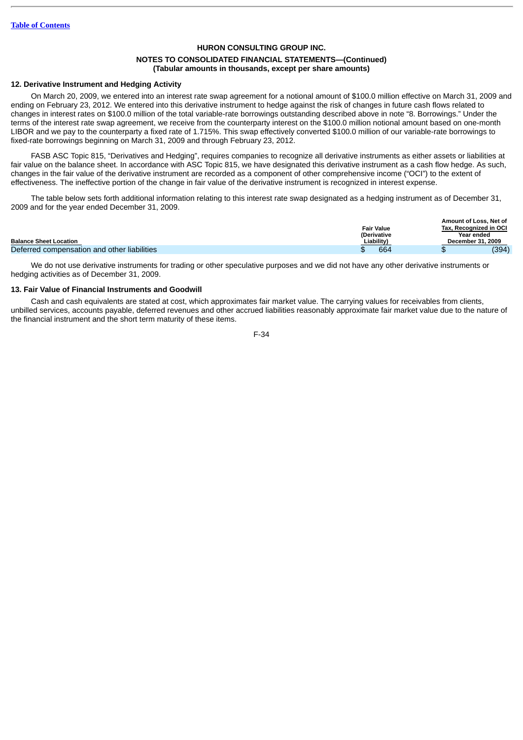Table of Contents

**HURON CONSULTING GROUP INC.**

**NOTES TO CONSOLIDATED FINANCIAL STATEMENTS—(Continued)**
**(Tabular amounts in thousands, except per share amounts)**

## 12. Derivative Instrument and Hedging Activity

On March 20, 2009, we entered into an interest rate swap agreement for a notional amount of $100.0 million effective on March 31, 2009 and ending on February 23, 2012. We entered into this derivative instrument to hedge against the risk of changes in future cash flows related to changes in interest rates on $100.0 million of the total variable-rate borrowings outstanding described above in note "8. Borrowings." Under the terms of the interest rate swap agreement, we receive from the counterparty interest on the $100.0 million notional amount based on one-month LIBOR and we pay to the counterparty a fixed rate of 1.715%. This swap effectively converted $100.0 million of our variable-rate borrowings to fixed-rate borrowings beginning on March 31, 2009 and through February 23, 2012.

FASB ASC Topic 815, "Derivatives and Hedging", requires companies to recognize all derivative instruments as either assets or liabilities at fair value on the balance sheet. In accordance with ASC Topic 815, we have designated this derivative instrument as a cash flow hedge. As such, changes in the fair value of the derivative instrument are recorded as a component of other comprehensive income ("OCI") to the extent of effectiveness. The ineffective portion of the change in fair value of the derivative instrument is recognized in interest expense.

The table below sets forth additional information relating to this interest rate swap designated as a hedging instrument as of December 31, 2009 and for the year ended December 31, 2009.

| Balance Sheet Location | Fair Value (Derivative Liability) | Amount of Loss, Net of Tax, Recognized in OCI Year ended December 31, 2009 |
|---|---|---|
| Deferred compensation and other liabilities | $ 664 | $ (394) |

We do not use derivative instruments for trading or other speculative purposes and we did not have any other derivative instruments or hedging activities as of December 31, 2009.

## 13. Fair Value of Financial Instruments and Goodwill

Cash and cash equivalents are stated at cost, which approximates fair market value. The carrying values for receivables from clients, unbilled services, accounts payable, deferred revenues and other accrued liabilities reasonably approximate fair market value due to the nature of the financial instrument and the short term maturity of these items.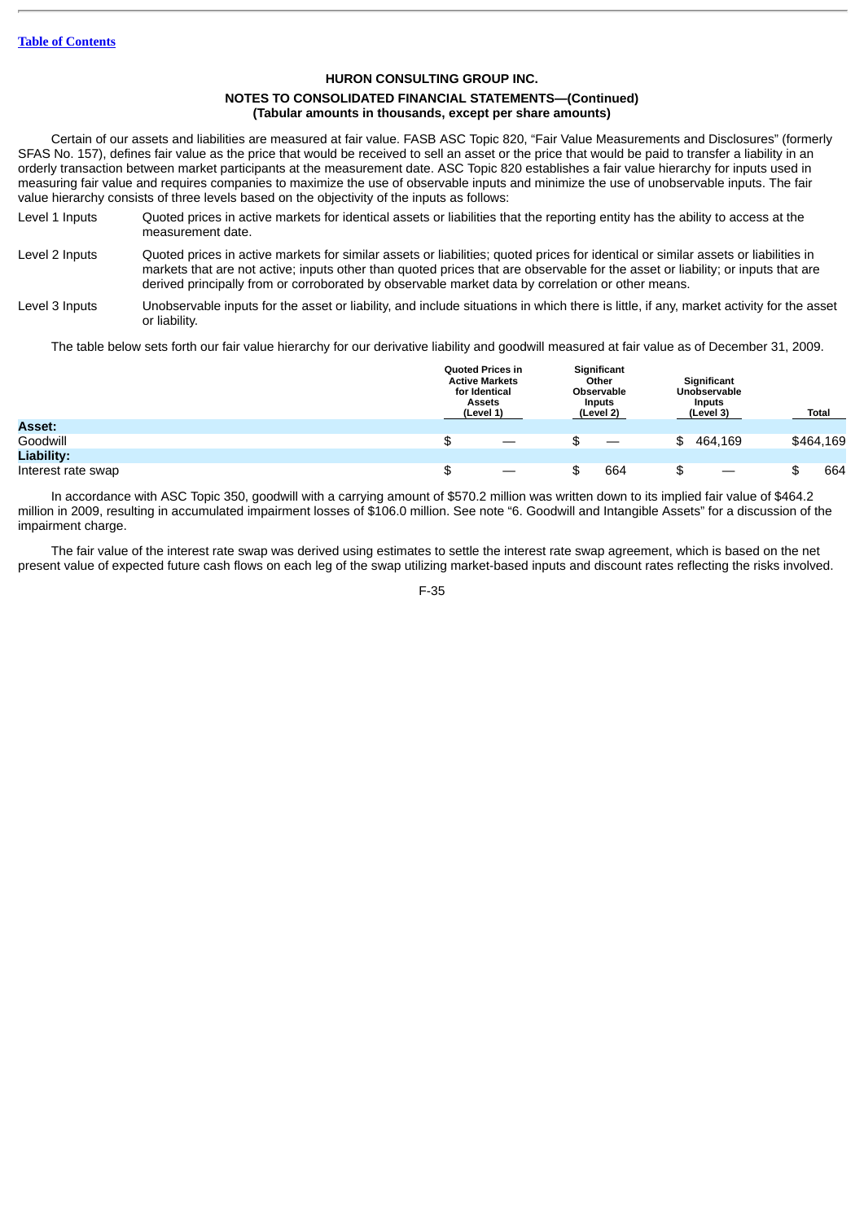HURON CONSULTING GROUP INC.

NOTES TO CONSOLIDATED FINANCIAL STATEMENTS—(Continued)
(Tabular amounts in thousands, except per share amounts)

Certain of our assets and liabilities are measured at fair value. FASB ASC Topic 820, "Fair Value Measurements and Disclosures" (formerly SFAS No. 157), defines fair value as the price that would be received to sell an asset or the price that would be paid to transfer a liability in an orderly transaction between market participants at the measurement date. ASC Topic 820 establishes a fair value hierarchy for inputs used in measuring fair value and requires companies to maximize the use of observable inputs and minimize the use of unobservable inputs. The fair value hierarchy consists of three levels based on the objectivity of the inputs as follows:

Level 1 Inputs — Quoted prices in active markets for identical assets or liabilities that the reporting entity has the ability to access at the measurement date.

Level 2 Inputs — Quoted prices in active markets for similar assets or liabilities; quoted prices for identical or similar assets or liabilities in markets that are not active; inputs other than quoted prices that are observable for the asset or liability; or inputs that are derived principally from or corroborated by observable market data by correlation or other means.

Level 3 Inputs — Unobservable inputs for the asset or liability, and include situations in which there is little, if any, market activity for the asset or liability.

The table below sets forth our fair value hierarchy for our derivative liability and goodwill measured at fair value as of December 31, 2009.

| | Quoted Prices in Active Markets for Identical Assets (Level 1) | Significant Other Observable Inputs (Level 2) | Significant Unobservable Inputs (Level 3) | Total |
|---|---|---|---|---|
| **Asset:** | | | | |
| Goodwill | $ — | $ — | $ 464,169 | $464,169 |
| **Liability:** | | | | |
| Interest rate swap | $ — | $ 664 | $ — | $ 664 |

In accordance with ASC Topic 350, goodwill with a carrying amount of $570.2 million was written down to its implied fair value of $464.2 million in 2009, resulting in accumulated impairment losses of $106.0 million. See note "6. Goodwill and Intangible Assets" for a discussion of the impairment charge.

The fair value of the interest rate swap was derived using estimates to settle the interest rate swap agreement, which is based on the net present value of expected future cash flows on each leg of the swap utilizing market-based inputs and discount rates reflecting the risks involved.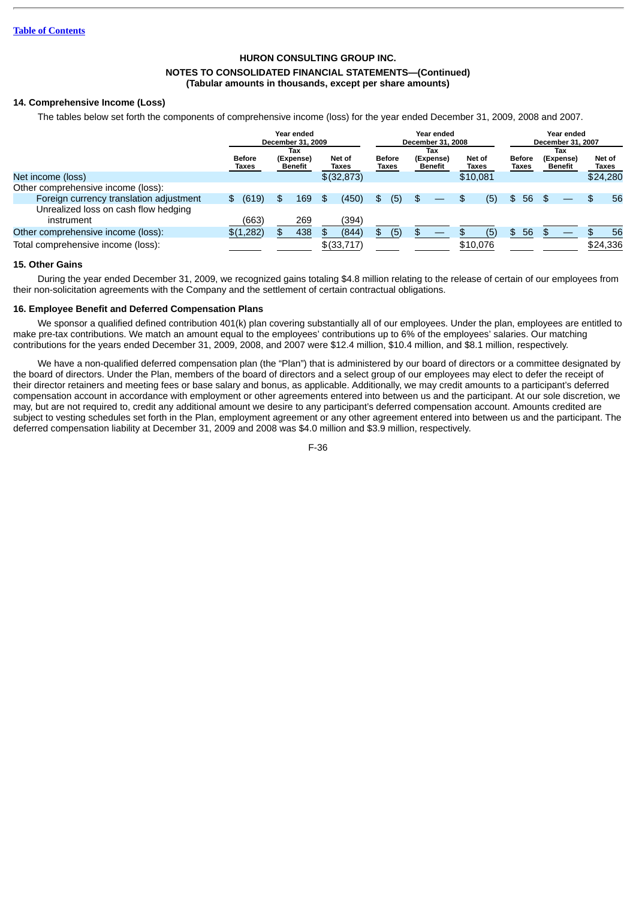HURON CONSULTING GROUP INC.

NOTES TO CONSOLIDATED FINANCIAL STATEMENTS—(Continued)
(Tabular amounts in thousands, except per share amounts)

### 14. Comprehensive Income (Loss)

The tables below set forth the components of comprehensive income (loss) for the year ended December 31, 2009, 2008 and 2007.

| | Year ended December 31, 2009 | | | Year ended December 31, 2008 | | | Year ended December 31, 2007 | | |
|---|---|---|---|---|---|---|---|---|---|
| | Before Taxes | Tax (Expense) Benefit | Net of Taxes | Before Taxes | Tax (Expense) Benefit | Net of Taxes | Before Taxes | Tax (Expense) Benefit | Net of Taxes |
| Net income (loss) | | | $(32,873) | | | $10,081 | | | $24,280 |
| Other comprehensive income (loss): | | | | | | | | | |
| Foreign currency translation adjustment | $ (619) | $ 169 | $ (450) | $ (5) | $ — | $ (5) | $ 56 | $ — | $ 56 |
| Unrealized loss on cash flow hedging instrument | (663) | 269 | (394) | | | | | | |
| Other comprehensive income (loss): | $(1,282) | $ 438 | $ (844) | $ (5) | $ — | $ (5) | $ 56 | $ — | $ 56 |
| Total comprehensive income (loss): | | | $(33,717) | | | $10,076 | | | $24,336 |

### 15. Other Gains

During the year ended December 31, 2009, we recognized gains totaling $4.8 million relating to the release of certain of our employees from their non-solicitation agreements with the Company and the settlement of certain contractual obligations.

### 16. Employee Benefit and Deferred Compensation Plans

We sponsor a qualified defined contribution 401(k) plan covering substantially all of our employees. Under the plan, employees are entitled to make pre-tax contributions. We match an amount equal to the employees' contributions up to 6% of the employees' salaries. Our matching contributions for the years ended December 31, 2009, 2008, and 2007 were $12.4 million, $10.4 million, and $8.1 million, respectively.

We have a non-qualified deferred compensation plan (the "Plan") that is administered by our board of directors or a committee designated by the board of directors. Under the Plan, members of the board of directors and a select group of our employees may elect to defer the receipt of their director retainers and meeting fees or base salary and bonus, as applicable. Additionally, we may credit amounts to a participant's deferred compensation account in accordance with employment or other agreements entered into between us and the participant. At our sole discretion, we may, but are not required to, credit any additional amount we desire to any participant's deferred compensation account. Amounts credited are subject to vesting schedules set forth in the Plan, employment agreement or any other agreement entered into between us and the participant. The deferred compensation liability at December 31, 2009 and 2008 was $4.0 million and $3.9 million, respectively.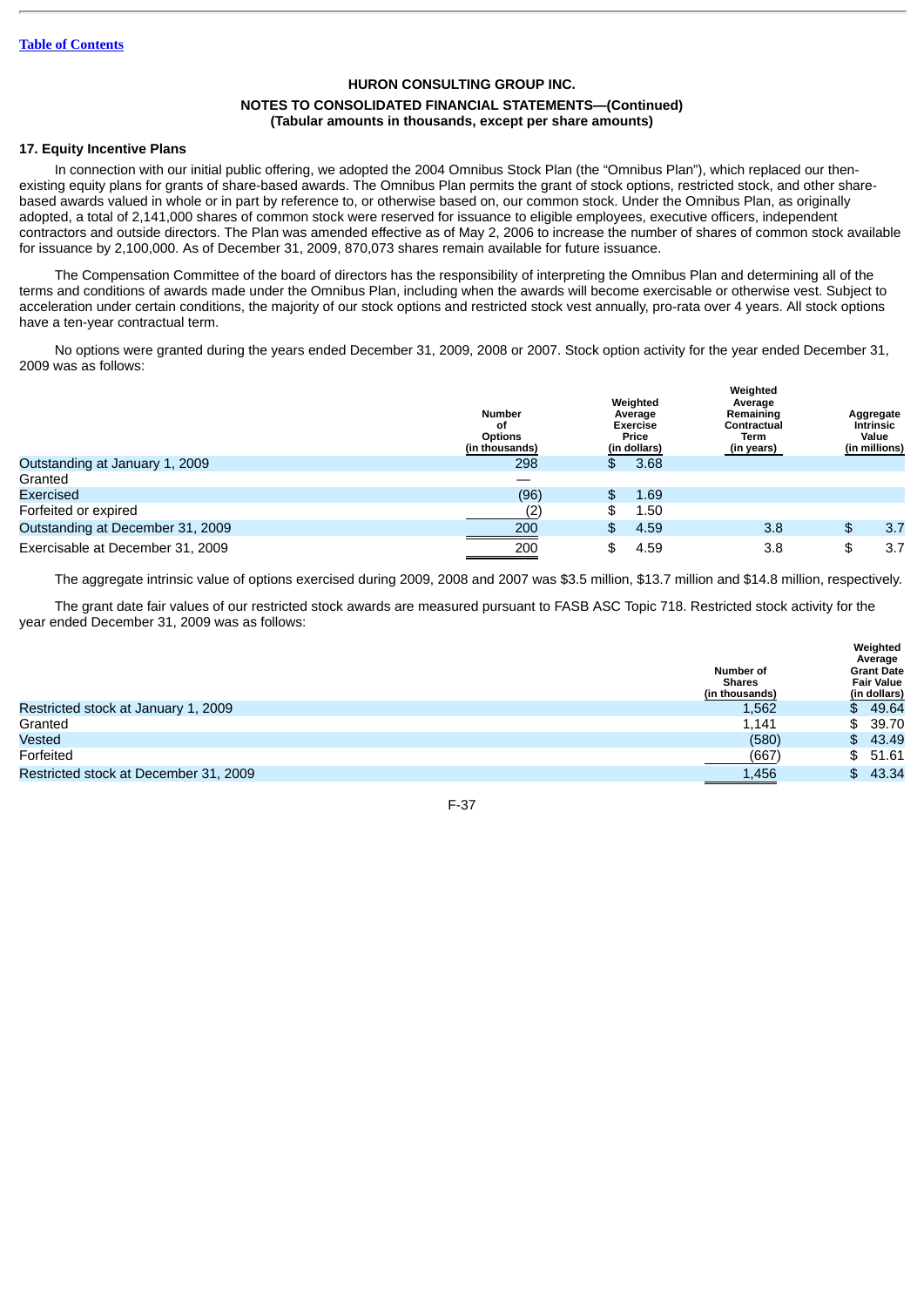HURON CONSULTING GROUP INC.

NOTES TO CONSOLIDATED FINANCIAL STATEMENTS—(Continued)
(Tabular amounts in thousands, except per share amounts)

## 17. Equity Incentive Plans

In connection with our initial public offering, we adopted the 2004 Omnibus Stock Plan (the "Omnibus Plan"), which replaced our then-existing equity plans for grants of share-based awards. The Omnibus Plan permits the grant of stock options, restricted stock, and other share-based awards valued in whole or in part by reference to, or otherwise based on, our common stock. Under the Omnibus Plan, as originally adopted, a total of 2,141,000 shares of common stock were reserved for issuance to eligible employees, executive officers, independent contractors and outside directors. The Plan was amended effective as of May 2, 2006 to increase the number of shares of common stock available for issuance by 2,100,000. As of December 31, 2009, 870,073 shares remain available for future issuance.

The Compensation Committee of the board of directors has the responsibility of interpreting the Omnibus Plan and determining all of the terms and conditions of awards made under the Omnibus Plan, including when the awards will become exercisable or otherwise vest. Subject to acceleration under certain conditions, the majority of our stock options and restricted stock vest annually, pro-rata over 4 years. All stock options have a ten-year contractual term.

No options were granted during the years ended December 31, 2009, 2008 or 2007. Stock option activity for the year ended December 31, 2009 was as follows:

| | Number of Options (in thousands) | Weighted Average Exercise Price (in dollars) | Weighted Average Remaining Contractual Term (in years) | Aggregate Intrinsic Value (in millions) |
|---|---|---|---|---|
| Outstanding at January 1, 2009 | 298 | $ 3.68 | | |
| Granted | — | | | |
| Exercised | (96) | $ 1.69 | | |
| Forfeited or expired | (2) | $ 1.50 | | |
| Outstanding at December 31, 2009 | 200 | $ 4.59 | 3.8 | $ 3.7 |
| Exercisable at December 31, 2009 | 200 | $ 4.59 | 3.8 | $ 3.7 |

The aggregate intrinsic value of options exercised during 2009, 2008 and 2007 was $3.5 million, $13.7 million and $14.8 million, respectively.

The grant date fair values of our restricted stock awards are measured pursuant to FASB ASC Topic 718. Restricted stock activity for the year ended December 31, 2009 was as follows:

| | Number of Shares (in thousands) | Weighted Average Grant Date Fair Value (in dollars) |
|---|---|---|
| Restricted stock at January 1, 2009 | 1,562 | $ 49.64 |
| Granted | 1,141 | $ 39.70 |
| Vested | (580) | $ 43.49 |
| Forfeited | (667) | $ 51.61 |
| Restricted stock at December 31, 2009 | 1,456 | $ 43.34 |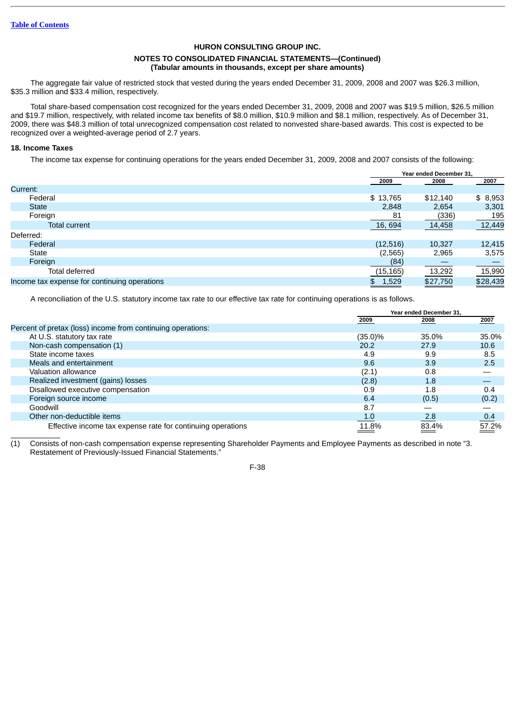HURON CONSULTING GROUP INC.

NOTES TO CONSOLIDATED FINANCIAL STATEMENTS—(Continued)
(Tabular amounts in thousands, except per share amounts)

The aggregate fair value of restricted stock that vested during the years ended December 31, 2009, 2008 and 2007 was $26.3 million, $35.3 million and $33.4 million, respectively.

Total share-based compensation cost recognized for the years ended December 31, 2009, 2008 and 2007 was $19.5 million, $26.5 million and $19.7 million, respectively, with related income tax benefits of $8.0 million, $10.9 million and $8.1 million, respectively. As of December 31, 2009, there was $48.3 million of total unrecognized compensation cost related to nonvested share-based awards. This cost is expected to be recognized over a weighted-average period of 2.7 years.

## 18. Income Taxes

The income tax expense for continuing operations for the years ended December 31, 2009, 2008 and 2007 consists of the following:

| | Year ended December 31, | | |
|---|---|---|---|
| | 2009 | 2008 | 2007 |
| Current: | | | |
| Federal | $ 13,765 | $12,140 | $ 8,953 |
| State | 2,848 | 2,654 | 3,301 |
| Foreign | 81 | (336) | 195 |
| Total current | 16, 694 | 14,458 | 12,449 |
| Deferred: | | | |
| Federal | (12,516) | 10,327 | 12,415 |
| State | (2,565) | 2,965 | 3,575 |
| Foreign | (84) | — | — |
| Total deferred | (15,165) | 13,292 | 15,990 |
| Income tax expense for continuing operations | $ 1,529 | $27,750 | $28,439 |

A reconciliation of the U.S. statutory income tax rate to our effective tax rate for continuing operations is as follows.

| | Year ended December 31, | | |
|---|---|---|---|
| | 2009 | 2008 | 2007 |
| Percent of pretax (loss) income from continuing operations: | | | |
| At U.S. statutory tax rate | (35.0)% | 35.0% | 35.0% |
| Non-cash compensation (1) | 20.2 | 27.9 | 10.6 |
| State income taxes | 4.9 | 9.9 | 8.5 |
| Meals and entertainment | 9.6 | 3.9 | 2.5 |
| Valuation allowance | (2.1) | 0.8 | — |
| Realized investment (gains) losses | (2.8) | 1.8 | — |
| Disallowed executive compensation | 0.9 | 1.8 | 0.4 |
| Foreign source income | 6.4 | (0.5) | (0.2) |
| Goodwill | 8.7 | — | — |
| Other non-deductible items | 1.0 | 2.8 | 0.4 |
| Effective income tax expense rate for continuing operations | 11.8% | 83.4% | 57.2% |

(1) Consists of non-cash compensation expense representing Shareholder Payments and Employee Payments as described in note "3. Restatement of Previously-Issued Financial Statements."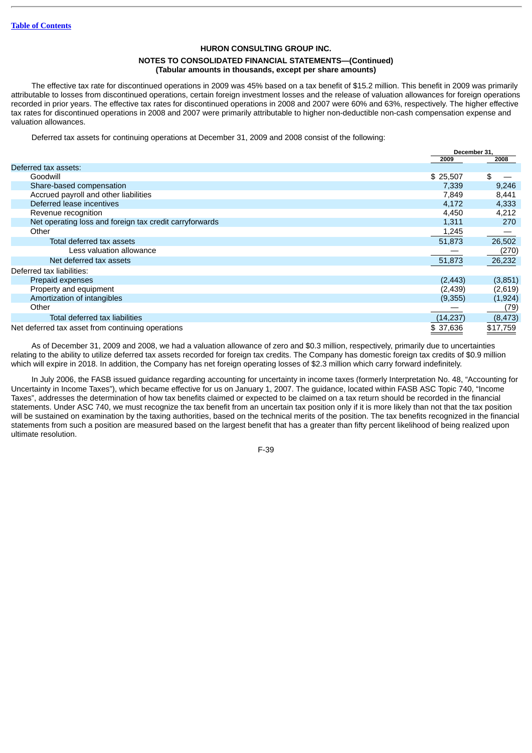**HURON CONSULTING GROUP INC.**

**NOTES TO CONSOLIDATED FINANCIAL STATEMENTS—(Continued)**
**(Tabular amounts in thousands, except per share amounts)**

The effective tax rate for discontinued operations in 2009 was 45% based on a tax benefit of $15.2 million. This benefit in 2009 was primarily attributable to losses from discontinued operations, certain foreign investment losses and the release of valuation allowances for foreign operations recorded in prior years. The effective tax rates for discontinued operations in 2008 and 2007 were 60% and 63%, respectively. The higher effective tax rates for discontinued operations in 2008 and 2007 were primarily attributable to higher non-deductible non-cash compensation expense and valuation allowances.

Deferred tax assets for continuing operations at December 31, 2009 and 2008 consist of the following:

| | December 31, | |
|---|---|---|
| | 2009 | 2008 |
| Deferred tax assets: | | |
| Goodwill | $ 25,507 | $ — |
| Share-based compensation | 7,339 | 9,246 |
| Accrued payroll and other liabilities | 7,849 | 8,441 |
| Deferred lease incentives | 4,172 | 4,333 |
| Revenue recognition | 4,450 | 4,212 |
| Net operating loss and foreign tax credit carryforwards | 1,311 | 270 |
| Other | 1,245 | — |
| Total deferred tax assets | 51,873 | 26,502 |
| Less valuation allowance | — | (270) |
| Net deferred tax assets | 51,873 | 26,232 |
| Deferred tax liabilities: | | |
| Prepaid expenses | (2,443) | (3,851) |
| Property and equipment | (2,439) | (2,619) |
| Amortization of intangibles | (9,355) | (1,924) |
| Other | — | (79) |
| Total deferred tax liabilities | (14,237) | (8,473) |
| Net deferred tax asset from continuing operations | $ 37,636 | $17,759 |

As of December 31, 2009 and 2008, we had a valuation allowance of zero and $0.3 million, respectively, primarily due to uncertainties relating to the ability to utilize deferred tax assets recorded for foreign tax credits. The Company has domestic foreign tax credits of $0.9 million which will expire in 2018. In addition, the Company has net foreign operating losses of $2.3 million which carry forward indefinitely.

In July 2006, the FASB issued guidance regarding accounting for uncertainty in income taxes (formerly Interpretation No. 48, "Accounting for Uncertainty in Income Taxes"), which became effective for us on January 1, 2007. The guidance, located within FASB ASC Topic 740, "Income Taxes", addresses the determination of how tax benefits claimed or expected to be claimed on a tax return should be recorded in the financial statements. Under ASC 740, we must recognize the tax benefit from an uncertain tax position only if it is more likely than not that the tax position will be sustained on examination by the taxing authorities, based on the technical merits of the position. The tax benefits recognized in the financial statements from such a position are measured based on the largest benefit that has a greater than fifty percent likelihood of being realized upon ultimate resolution.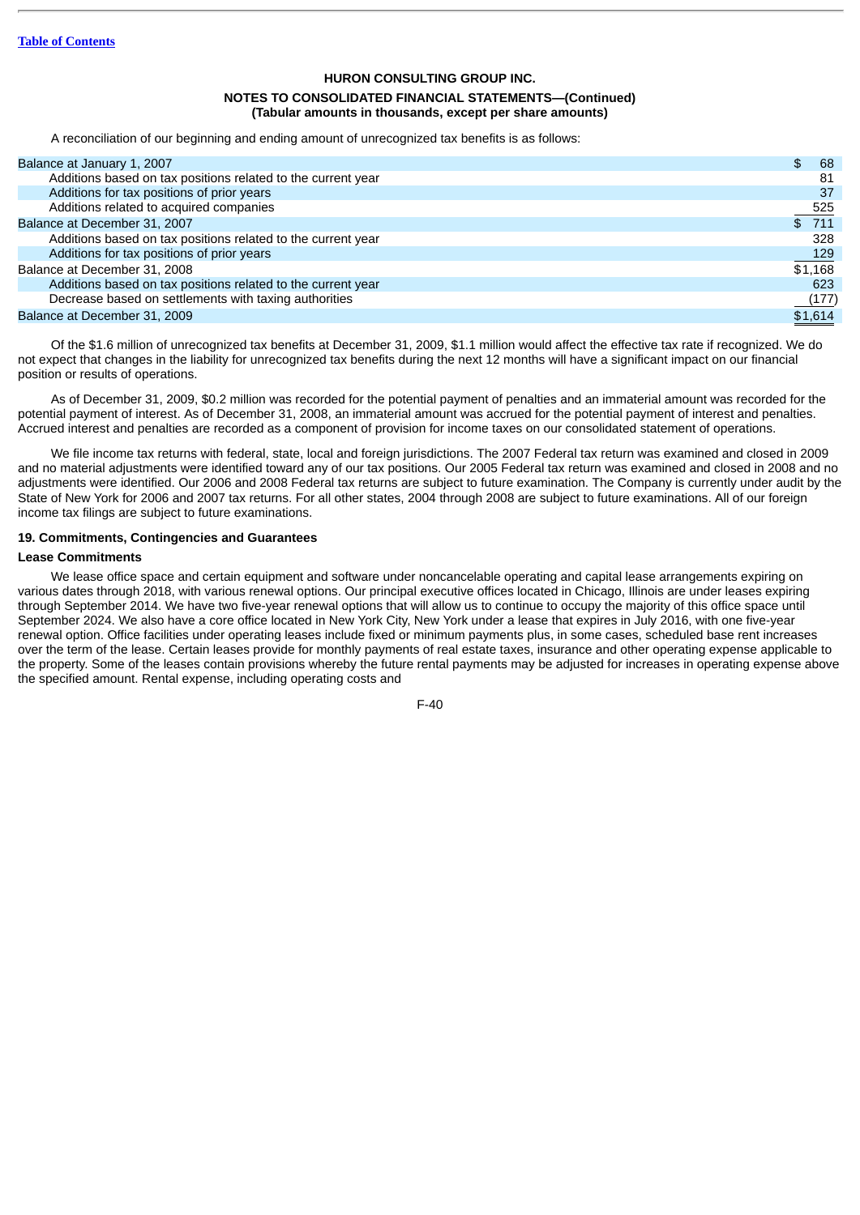HURON CONSULTING GROUP INC.

NOTES TO CONSOLIDATED FINANCIAL STATEMENTS—(Continued)
(Tabular amounts in thousands, except per share amounts)

A reconciliation of our beginning and ending amount of unrecognized tax benefits is as follows:

| | |
|---|---|
| Balance at January 1, 2007 | $ 68 |
| Additions based on tax positions related to the current year | 81 |
| Additions for tax positions of prior years | 37 |
| Additions related to acquired companies | 525 |
| Balance at December 31, 2007 | $ 711 |
| Additions based on tax positions related to the current year | 328 |
| Additions for tax positions of prior years | 129 |
| Balance at December 31, 2008 | $1,168 |
| Additions based on tax positions related to the current year | 623 |
| Decrease based on settlements with taxing authorities | (177) |
| Balance at December 31, 2009 | $1,614 |

Of the $1.6 million of unrecognized tax benefits at December 31, 2009, $1.1 million would affect the effective tax rate if recognized. We do not expect that changes in the liability for unrecognized tax benefits during the next 12 months will have a significant impact on our financial position or results of operations.

As of December 31, 2009, $0.2 million was recorded for the potential payment of penalties and an immaterial amount was recorded for the potential payment of interest. As of December 31, 2008, an immaterial amount was accrued for the potential payment of interest and penalties. Accrued interest and penalties are recorded as a component of provision for income taxes on our consolidated statement of operations.

We file income tax returns with federal, state, local and foreign jurisdictions. The 2007 Federal tax return was examined and closed in 2009 and no material adjustments were identified toward any of our tax positions. Our 2005 Federal tax return was examined and closed in 2008 and no adjustments were identified. Our 2006 and 2008 Federal tax returns are subject to future examination. The Company is currently under audit by the State of New York for 2006 and 2007 tax returns. For all other states, 2004 through 2008 are subject to future examinations. All of our foreign income tax filings are subject to future examinations.

**19. Commitments, Contingencies and Guarantees**

**Lease Commitments**

We lease office space and certain equipment and software under noncancelable operating and capital lease arrangements expiring on various dates through 2018, with various renewal options. Our principal executive offices located in Chicago, Illinois are under leases expiring through September 2014. We have two five-year renewal options that will allow us to continue to occupy the majority of this office space until September 2024. We also have a core office located in New York City, New York under a lease that expires in July 2016, with one five-year renewal option. Office facilities under operating leases include fixed or minimum payments plus, in some cases, scheduled base rent increases over the term of the lease. Certain leases provide for monthly payments of real estate taxes, insurance and other operating expense applicable to the property. Some of the leases contain provisions whereby the future rental payments may be adjusted for increases in operating expense above the specified amount. Rental expense, including operating costs and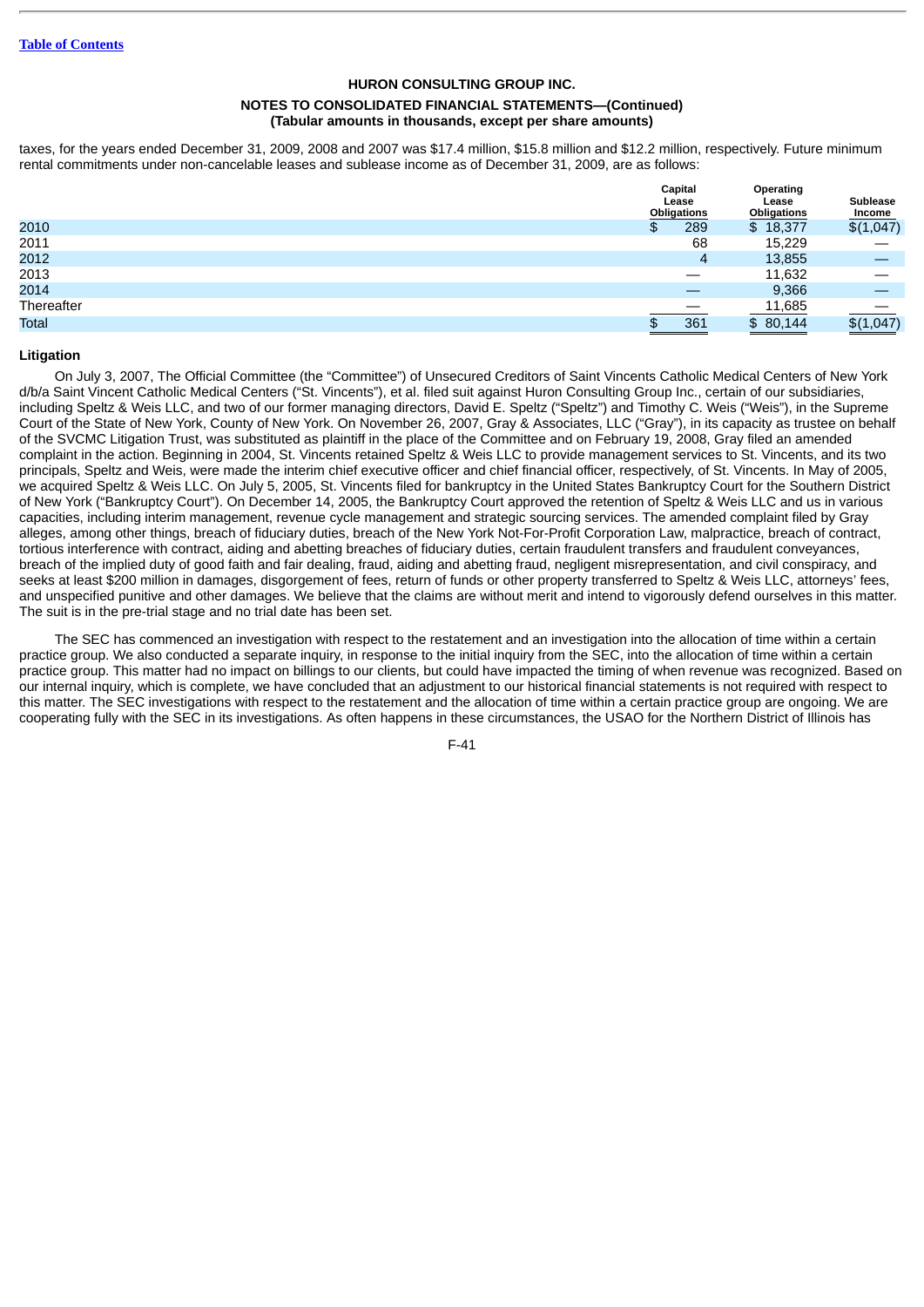taxes, for the years ended December 31, 2009, 2008 and 2007 was $17.4 million, $15.8 million and $12.2 million, respectively. Future minimum rental commitments under non-cancelable leases and sublease income as of December 31, 2009, are as follows:

| | Capital Lease Obligations | Operating Lease Obligations | Sublease Income |
|---|---|---|---|
| 2010 | $ 289 | $ 18,377 | $(1,047) |
| 2011 | 68 | 15,229 | — |
| 2012 | 4 | 13,855 | — |
| 2013 | — | 11,632 | — |
| 2014 | — | 9,366 | — |
| Thereafter | — | 11,685 | — |
| Total | $ 361 | $ 80,144 | $(1,047) |

**Litigation**

On July 3, 2007, The Official Committee (the "Committee") of Unsecured Creditors of Saint Vincents Catholic Medical Centers of New York d/b/a Saint Vincent Catholic Medical Centers ("St. Vincents"), et al. filed suit against Huron Consulting Group Inc., certain of our subsidiaries, including Speltz & Weis LLC, and two of our former managing directors, David E. Speltz ("Speltz") and Timothy C. Weis ("Weis"), in the Supreme Court of the State of New York, County of New York. On November 26, 2007, Gray & Associates, LLC ("Gray"), in its capacity as trustee on behalf of the SVCMC Litigation Trust, was substituted as plaintiff in the place of the Committee and on February 19, 2008, Gray filed an amended complaint in the action. Beginning in 2004, St. Vincents retained Speltz & Weis LLC to provide management services to St. Vincents, and its two principals, Speltz and Weis, were made the interim chief executive officer and chief financial officer, respectively, of St. Vincents. In May of 2005, we acquired Speltz & Weis LLC. On July 5, 2005, St. Vincents filed for bankruptcy in the United States Bankruptcy Court for the Southern District of New York ("Bankruptcy Court"). On December 14, 2005, the Bankruptcy Court approved the retention of Speltz & Weis LLC and us in various capacities, including interim management, revenue cycle management and strategic sourcing services. The amended complaint filed by Gray alleges, among other things, breach of fiduciary duties, breach of the New York Not-For-Profit Corporation Law, malpractice, breach of contract, tortious interference with contract, aiding and abetting breaches of fiduciary duties, certain fraudulent transfers and fraudulent conveyances, breach of the implied duty of good faith and fair dealing, fraud, aiding and abetting fraud, negligent misrepresentation, and civil conspiracy, and seeks at least $200 million in damages, disgorgement of fees, return of funds or other property transferred to Speltz & Weis LLC, attorneys' fees, and unspecified punitive and other damages. We believe that the claims are without merit and intend to vigorously defend ourselves in this matter. The suit is in the pre-trial stage and no trial date has been set.

The SEC has commenced an investigation with respect to the restatement and an investigation into the allocation of time within a certain practice group. We also conducted a separate inquiry, in response to the initial inquiry from the SEC, into the allocation of time within a certain practice group. This matter had no impact on billings to our clients, but could have impacted the timing of when revenue was recognized. Based on our internal inquiry, which is complete, we have concluded that an adjustment to our historical financial statements is not required with respect to this matter. The SEC investigations with respect to the restatement and the allocation of time within a certain practice group are ongoing. We are cooperating fully with the SEC in its investigations. As often happens in these circumstances, the USAO for the Northern District of Illinois has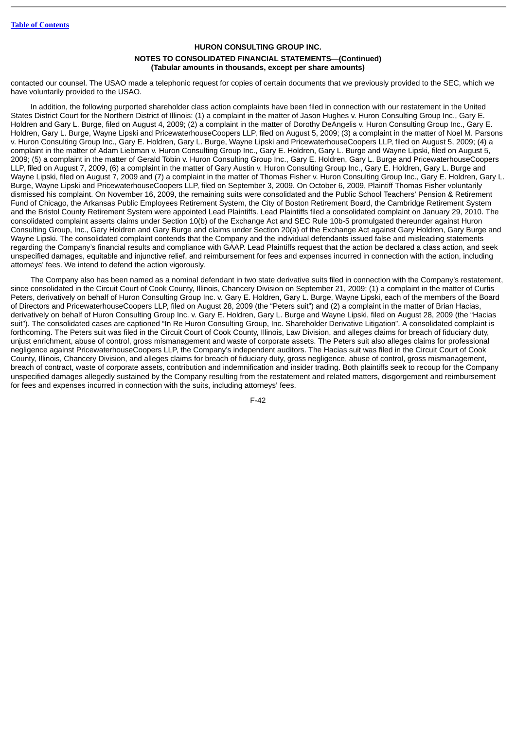contacted our counsel. The USAO made a telephonic request for copies of certain documents that we previously provided to the SEC, which we have voluntarily provided to the USAO.

In addition, the following purported shareholder class action complaints have been filed in connection with our restatement in the United States District Court for the Northern District of Illinois: (1) a complaint in the matter of Jason Hughes v. Huron Consulting Group Inc., Gary E. Holdren and Gary L. Burge, filed on August 4, 2009; (2) a complaint in the matter of Dorothy DeAngelis v. Huron Consulting Group Inc., Gary E. Holdren, Gary L. Burge, Wayne Lipski and PricewaterhouseCoopers LLP, filed on August 5, 2009; (3) a complaint in the matter of Noel M. Parsons v. Huron Consulting Group Inc., Gary E. Holdren, Gary L. Burge, Wayne Lipski and PricewaterhouseCoopers LLP, filed on August 5, 2009; (4) a complaint in the matter of Adam Liebman v. Huron Consulting Group Inc., Gary E. Holdren, Gary L. Burge and Wayne Lipski, filed on August 5, 2009; (5) a complaint in the matter of Gerald Tobin v. Huron Consulting Group Inc., Gary E. Holdren, Gary L. Burge and PricewaterhouseCoopers LLP, filed on August 7, 2009, (6) a complaint in the matter of Gary Austin v. Huron Consulting Group Inc., Gary E. Holdren, Gary L. Burge and Wayne Lipski, filed on August 7, 2009 and (7) a complaint in the matter of Thomas Fisher v. Huron Consulting Group Inc., Gary E. Holdren, Gary L. Burge, Wayne Lipski and PricewaterhouseCoopers LLP, filed on September 3, 2009. On October 6, 2009, Plaintiff Thomas Fisher voluntarily dismissed his complaint. On November 16, 2009, the remaining suits were consolidated and the Public School Teachers' Pension & Retirement Fund of Chicago, the Arkansas Public Employees Retirement System, the City of Boston Retirement Board, the Cambridge Retirement System and the Bristol County Retirement System were appointed Lead Plaintiffs. Lead Plaintiffs filed a consolidated complaint on January 29, 2010. The consolidated complaint asserts claims under Section 10(b) of the Exchange Act and SEC Rule 10b-5 promulgated thereunder against Huron Consulting Group, Inc., Gary Holdren and Gary Burge and claims under Section 20(a) of the Exchange Act against Gary Holdren, Gary Burge and Wayne Lipski. The consolidated complaint contends that the Company and the individual defendants issued false and misleading statements regarding the Company's financial results and compliance with GAAP. Lead Plaintiffs request that the action be declared a class action, and seek unspecified damages, equitable and injunctive relief, and reimbursement for fees and expenses incurred in connection with the action, including attorneys' fees. We intend to defend the action vigorously.

The Company also has been named as a nominal defendant in two state derivative suits filed in connection with the Company's restatement, since consolidated in the Circuit Court of Cook County, Illinois, Chancery Division on September 21, 2009: (1) a complaint in the matter of Curtis Peters, derivatively on behalf of Huron Consulting Group Inc. v. Gary E. Holdren, Gary L. Burge, Wayne Lipski, each of the members of the Board of Directors and PricewaterhouseCoopers LLP, filed on August 28, 2009 (the "Peters suit") and (2) a complaint in the matter of Brian Hacias, derivatively on behalf of Huron Consulting Group Inc. v. Gary E. Holdren, Gary L. Burge and Wayne Lipski, filed on August 28, 2009 (the "Hacias suit"). The consolidated cases are captioned "In Re Huron Consulting Group, Inc. Shareholder Derivative Litigation". A consolidated complaint is forthcoming. The Peters suit was filed in the Circuit Court of Cook County, Illinois, Law Division, and alleges claims for breach of fiduciary duty, unjust enrichment, abuse of control, gross mismanagement and waste of corporate assets. The Peters suit also alleges claims for professional negligence against PricewaterhouseCoopers LLP, the Company's independent auditors. The Hacias suit was filed in the Circuit Court of Cook County, Illinois, Chancery Division, and alleges claims for breach of fiduciary duty, gross negligence, abuse of control, gross mismanagement, breach of contract, waste of corporate assets, contribution and indemnification and insider trading. Both plaintiffs seek to recoup for the Company unspecified damages allegedly sustained by the Company resulting from the restatement and related matters, disgorgement and reimbursement for fees and expenses incurred in connection with the suits, including attorneys' fees.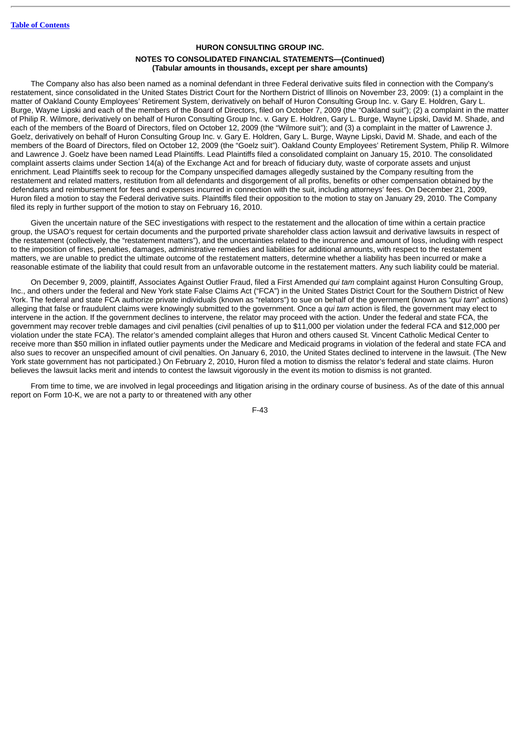**HURON CONSULTING GROUP INC.**

**NOTES TO CONSOLIDATED FINANCIAL STATEMENTS—(Continued)**
**(Tabular amounts in thousands, except per share amounts)**

The Company also has also been named as a nominal defendant in three Federal derivative suits filed in connection with the Company's restatement, since consolidated in the United States District Court for the Northern District of Illinois on November 23, 2009: (1) a complaint in the matter of Oakland County Employees' Retirement System, derivatively on behalf of Huron Consulting Group Inc. v. Gary E. Holdren, Gary L. Burge, Wayne Lipski and each of the members of the Board of Directors, filed on October 7, 2009 (the "Oakland suit"); (2) a complaint in the matter of Philip R. Wilmore, derivatively on behalf of Huron Consulting Group Inc. v. Gary E. Holdren, Gary L. Burge, Wayne Lipski, David M. Shade, and each of the members of the Board of Directors, filed on October 12, 2009 (the "Wilmore suit"); and (3) a complaint in the matter of Lawrence J. Goelz, derivatively on behalf of Huron Consulting Group Inc. v. Gary E. Holdren, Gary L. Burge, Wayne Lipski, David M. Shade, and each of the members of the Board of Directors, filed on October 12, 2009 (the "Goelz suit"). Oakland County Employees' Retirement System, Philip R. Wilmore and Lawrence J. Goelz have been named Lead Plaintiffs. Lead Plaintiffs filed a consolidated complaint on January 15, 2010. The consolidated complaint asserts claims under Section 14(a) of the Exchange Act and for breach of fiduciary duty, waste of corporate assets and unjust enrichment. Lead Plaintiffs seek to recoup for the Company unspecified damages allegedly sustained by the Company resulting from the restatement and related matters, restitution from all defendants and disgorgement of all profits, benefits or other compensation obtained by the defendants and reimbursement for fees and expenses incurred in connection with the suit, including attorneys' fees. On December 21, 2009, Huron filed a motion to stay the Federal derivative suits. Plaintiffs filed their opposition to the motion to stay on January 29, 2010. The Company filed its reply in further support of the motion to stay on February 16, 2010.

Given the uncertain nature of the SEC investigations with respect to the restatement and the allocation of time within a certain practice group, the USAO's request for certain documents and the purported private shareholder class action lawsuit and derivative lawsuits in respect of the restatement (collectively, the "restatement matters"), and the uncertainties related to the incurrence and amount of loss, including with respect to the imposition of fines, penalties, damages, administrative remedies and liabilities for additional amounts, with respect to the restatement matters, we are unable to predict the ultimate outcome of the restatement matters, determine whether a liability has been incurred or make a reasonable estimate of the liability that could result from an unfavorable outcome in the restatement matters. Any such liability could be material.

On December 9, 2009, plaintiff, Associates Against Outlier Fraud, filed a First Amended *qui tam* complaint against Huron Consulting Group, Inc., and others under the federal and New York state False Claims Act ("FCA") in the United States District Court for the Southern District of New York. The federal and state FCA authorize private individuals (known as "relators") to sue on behalf of the government (known as "*qui tam*" actions) alleging that false or fraudulent claims were knowingly submitted to the government. Once a *qui tam* action is filed, the government may elect to intervene in the action. If the government declines to intervene, the relator may proceed with the action. Under the federal and state FCA, the government may recover treble damages and civil penalties (civil penalties of up to $11,000 per violation under the federal FCA and $12,000 per violation under the state FCA). The relator's amended complaint alleges that Huron and others caused St. Vincent Catholic Medical Center to receive more than $50 million in inflated outlier payments under the Medicare and Medicaid programs in violation of the federal and state FCA and also sues to recover an unspecified amount of civil penalties. On January 6, 2010, the United States declined to intervene in the lawsuit. (The New York state government has not participated.) On February 2, 2010, Huron filed a motion to dismiss the relator's federal and state claims. Huron believes the lawsuit lacks merit and intends to contest the lawsuit vigorously in the event its motion to dismiss is not granted.

From time to time, we are involved in legal proceedings and litigation arising in the ordinary course of business. As of the date of this annual report on Form 10-K, we are not a party to or threatened with any other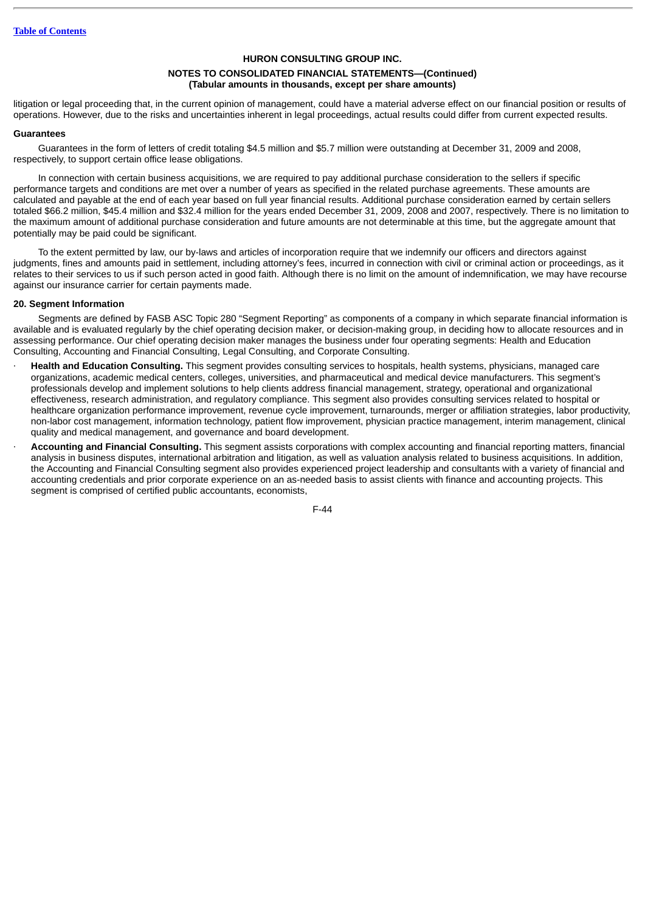litigation or legal proceeding that, in the current opinion of management, could have a material adverse effect on our financial position or results of operations. However, due to the risks and uncertainties inherent in legal proceedings, actual results could differ from current expected results.

**Guarantees**

Guarantees in the form of letters of credit totaling $4.5 million and $5.7 million were outstanding at December 31, 2009 and 2008, respectively, to support certain office lease obligations.

In connection with certain business acquisitions, we are required to pay additional purchase consideration to the sellers if specific performance targets and conditions are met over a number of years as specified in the related purchase agreements. These amounts are calculated and payable at the end of each year based on full year financial results. Additional purchase consideration earned by certain sellers totaled $66.2 million, $45.4 million and $32.4 million for the years ended December 31, 2009, 2008 and 2007, respectively. There is no limitation to the maximum amount of additional purchase consideration and future amounts are not determinable at this time, but the aggregate amount that potentially may be paid could be significant.

To the extent permitted by law, our by-laws and articles of incorporation require that we indemnify our officers and directors against judgments, fines and amounts paid in settlement, including attorney's fees, incurred in connection with civil or criminal action or proceedings, as it relates to their services to us if such person acted in good faith. Although there is no limit on the amount of indemnification, we may have recourse against our insurance carrier for certain payments made.

**20. Segment Information**

Segments are defined by FASB ASC Topic 280 "Segment Reporting" as components of a company in which separate financial information is available and is evaluated regularly by the chief operating decision maker, or decision-making group, in deciding how to allocate resources and in assessing performance. Our chief operating decision maker manages the business under four operating segments: Health and Education Consulting, Accounting and Financial Consulting, Legal Consulting, and Corporate Consulting.

- **Health and Education Consulting.** This segment provides consulting services to hospitals, health systems, physicians, managed care organizations, academic medical centers, colleges, universities, and pharmaceutical and medical device manufacturers. This segment's professionals develop and implement solutions to help clients address financial management, strategy, operational and organizational effectiveness, research administration, and regulatory compliance. This segment also provides consulting services related to hospital or healthcare organization performance improvement, revenue cycle improvement, turnarounds, merger or affiliation strategies, labor productivity, non-labor cost management, information technology, patient flow improvement, physician practice management, interim management, clinical quality and medical management, and governance and board development.
- **Accounting and Financial Consulting.** This segment assists corporations with complex accounting and financial reporting matters, financial analysis in business disputes, international arbitration and litigation, as well as valuation analysis related to business acquisitions. In addition, the Accounting and Financial Consulting segment also provides experienced project leadership and consultants with a variety of financial and accounting credentials and prior corporate experience on an as-needed basis to assist clients with finance and accounting projects. This segment is comprised of certified public accountants, economists,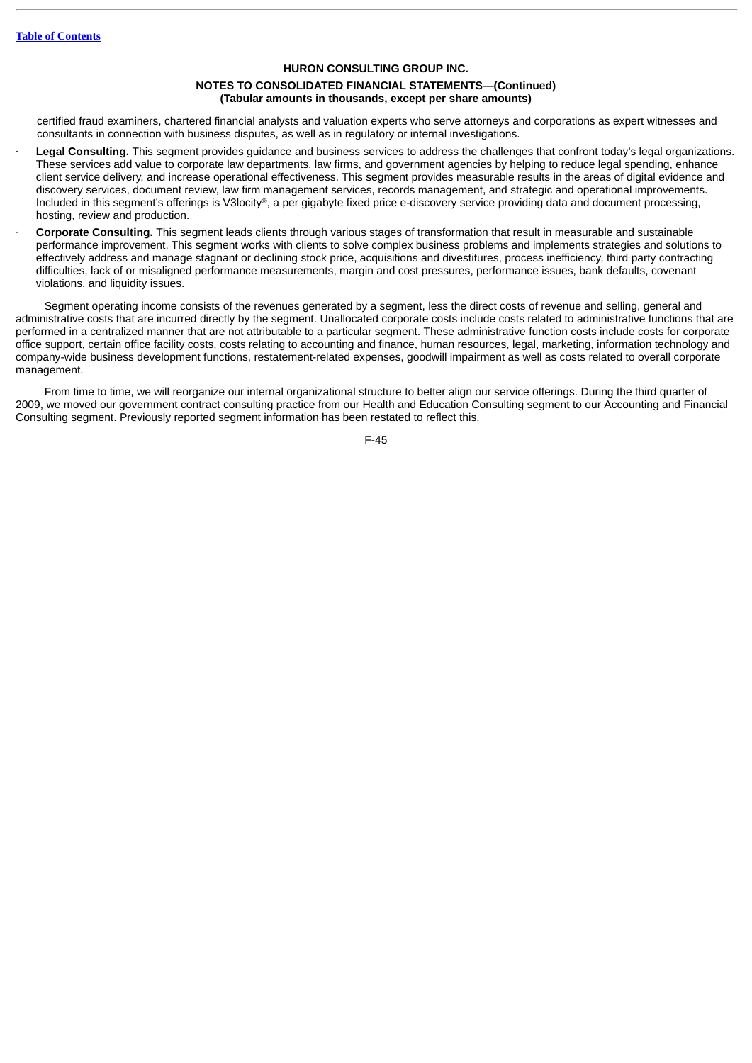certified fraud examiners, chartered financial analysts and valuation experts who serve attorneys and corporations as expert witnesses and consultants in connection with business disputes, as well as in regulatory or internal investigations.

- **Legal Consulting.** This segment provides guidance and business services to address the challenges that confront today's legal organizations. These services add value to corporate law departments, law firms, and government agencies by helping to reduce legal spending, enhance client service delivery, and increase operational effectiveness. This segment provides measurable results in the areas of digital evidence and discovery services, document review, law firm management services, records management, and strategic and operational improvements. Included in this segment's offerings is V3locity®, a per gigabyte fixed price e-discovery service providing data and document processing, hosting, review and production.
- **Corporate Consulting.** This segment leads clients through various stages of transformation that result in measurable and sustainable performance improvement. This segment works with clients to solve complex business problems and implements strategies and solutions to effectively address and manage stagnant or declining stock price, acquisitions and divestitures, process inefficiency, third party contracting difficulties, lack of or misaligned performance measurements, margin and cost pressures, performance issues, bank defaults, covenant violations, and liquidity issues.

Segment operating income consists of the revenues generated by a segment, less the direct costs of revenue and selling, general and administrative costs that are incurred directly by the segment. Unallocated corporate costs include costs related to administrative functions that are performed in a centralized manner that are not attributable to a particular segment. These administrative function costs include costs for corporate office support, certain office facility costs, costs relating to accounting and finance, human resources, legal, marketing, information technology and company-wide business development functions, restatement-related expenses, goodwill impairment as well as costs related to overall corporate management.

From time to time, we will reorganize our internal organizational structure to better align our service offerings. During the third quarter of 2009, we moved our government contract consulting practice from our Health and Education Consulting segment to our Accounting and Financial Consulting segment. Previously reported segment information has been restated to reflect this.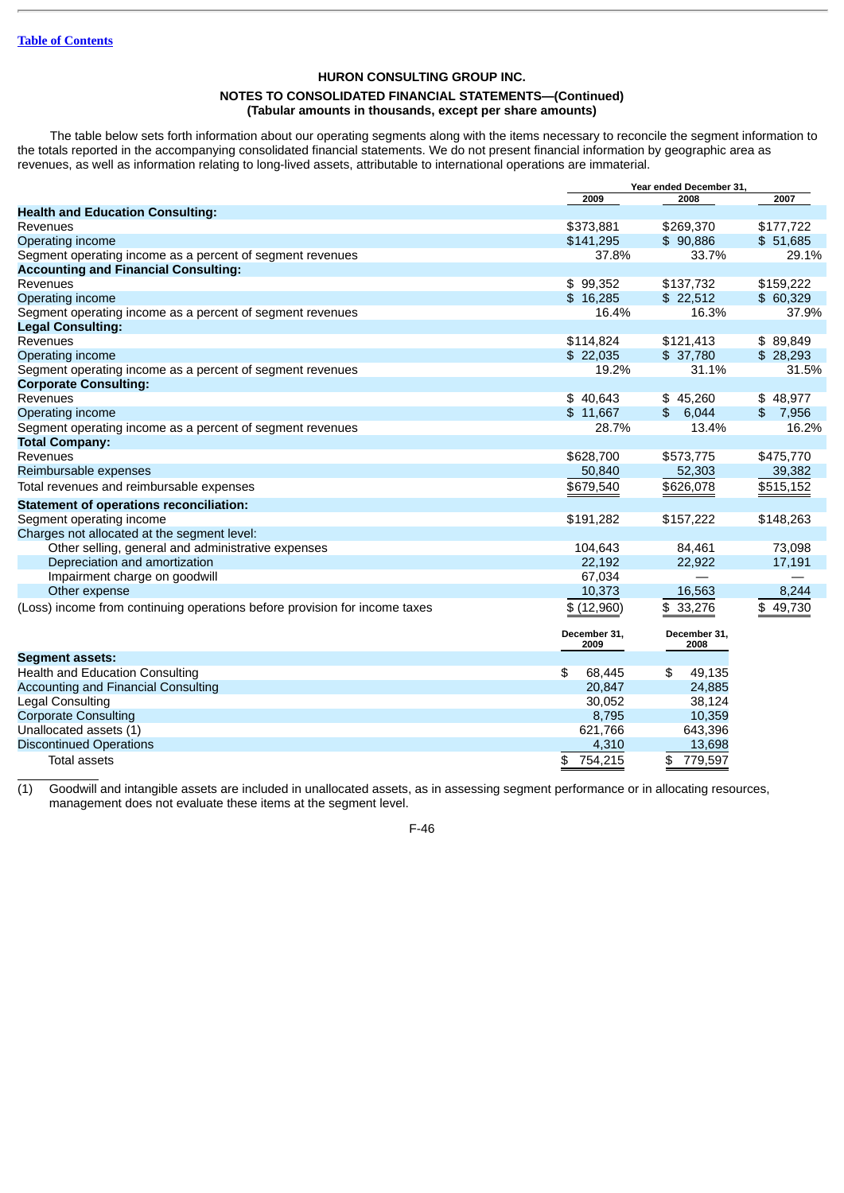**HURON CONSULTING GROUP INC.**

**NOTES TO CONSOLIDATED FINANCIAL STATEMENTS—(Continued)**
**(Tabular amounts in thousands, except per share amounts)**

The table below sets forth information about our operating segments along with the items necessary to reconcile the segment information to the totals reported in the accompanying consolidated financial statements. We do not present financial information by geographic area as revenues, as well as information relating to long-lived assets, attributable to international operations are immaterial.

| | Year ended December 31, | | |
|---|---|---|---|
| | 2009 | 2008 | 2007 |
| **Health and Education Consulting:** | | | |
| Revenues | $373,881 | $269,370 | $177,722 |
| Operating income | $141,295 | $ 90,886 | $ 51,685 |
| Segment operating income as a percent of segment revenues | 37.8% | 33.7% | 29.1% |
| **Accounting and Financial Consulting:** | | | |
| Revenues | $ 99,352 | $137,732 | $159,222 |
| Operating income | $ 16,285 | $ 22,512 | $ 60,329 |
| Segment operating income as a percent of segment revenues | 16.4% | 16.3% | 37.9% |
| **Legal Consulting:** | | | |
| Revenues | $114,824 | $121,413 | $ 89,849 |
| Operating income | $ 22,035 | $ 37,780 | $ 28,293 |
| Segment operating income as a percent of segment revenues | 19.2% | 31.1% | 31.5% |
| **Corporate Consulting:** | | | |
| Revenues | $ 40,643 | $ 45,260 | $ 48,977 |
| Operating income | $ 11,667 | $ 6,044 | $ 7,956 |
| Segment operating income as a percent of segment revenues | 28.7% | 13.4% | 16.2% |
| **Total Company:** | | | |
| Revenues | $628,700 | $573,775 | $475,770 |
| Reimbursable expenses | 50,840 | 52,303 | 39,382 |
| Total revenues and reimbursable expenses | $679,540 | $626,078 | $515,152 |
| **Statement of operations reconciliation:** | | | |
| Segment operating income | $191,282 | $157,222 | $148,263 |
| Charges not allocated at the segment level: | | | |
| Other selling, general and administrative expenses | 104,643 | 84,461 | 73,098 |
| Depreciation and amortization | 22,192 | 22,922 | 17,191 |
| Impairment charge on goodwill | 67,034 | — | — |
| Other expense | 10,373 | 16,563 | 8,244 |
| (Loss) income from continuing operations before provision for income taxes | $ (12,960) | $ 33,276 | $ 49,730 |

| | December 31, 2009 | December 31, 2008 |
|---|---|---|
| **Segment assets:** | | |
| Health and Education Consulting | $ 68,445 | $ 49,135 |
| Accounting and Financial Consulting | 20,847 | 24,885 |
| Legal Consulting | 30,052 | 38,124 |
| Corporate Consulting | 8,795 | 10,359 |
| Unallocated assets (1) | 621,766 | 643,396 |
| Discontinued Operations | 4,310 | 13,698 |
| Total assets | $ 754,215 | $ 779,597 |

(1) Goodwill and intangible assets are included in unallocated assets, as in assessing segment performance or in allocating resources, management does not evaluate these items at the segment level.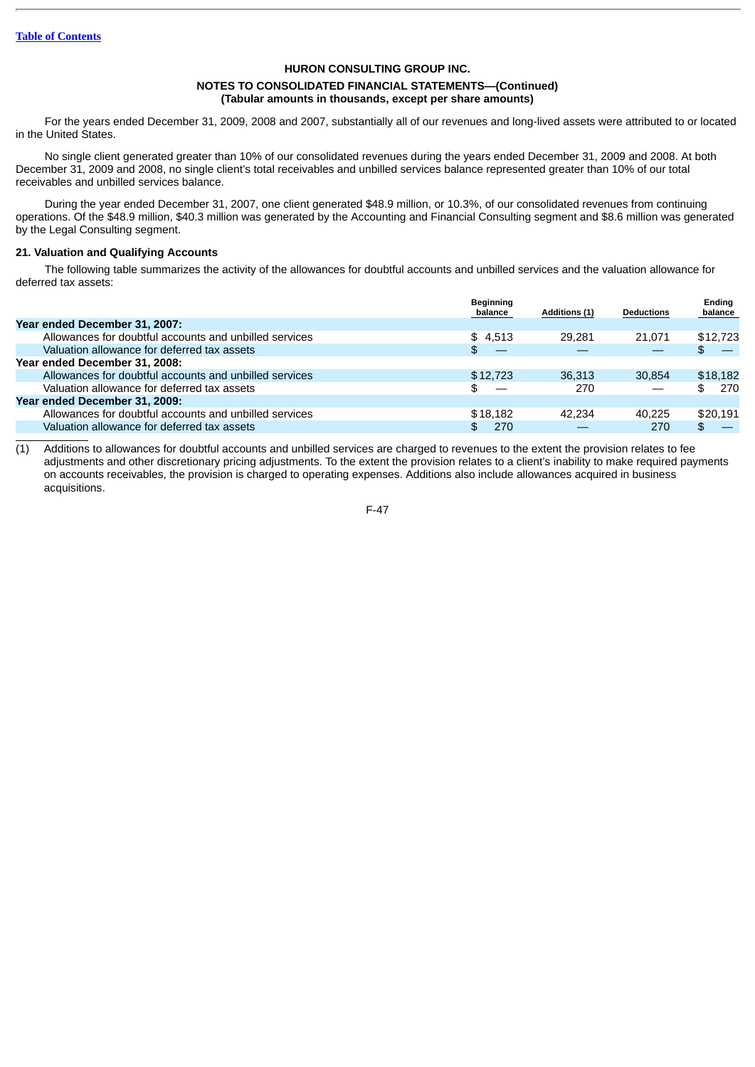**HURON CONSULTING GROUP INC.**

**NOTES TO CONSOLIDATED FINANCIAL STATEMENTS—(Continued)**
**(Tabular amounts in thousands, except per share amounts)**

For the years ended December 31, 2009, 2008 and 2007, substantially all of our revenues and long-lived assets were attributed to or located in the United States.

No single client generated greater than 10% of our consolidated revenues during the years ended December 31, 2009 and 2008. At both December 31, 2009 and 2008, no single client's total receivables and unbilled services balance represented greater than 10% of our total receivables and unbilled services balance.

During the year ended December 31, 2007, one client generated $48.9 million, or 10.3%, of our consolidated revenues from continuing operations. Of the $48.9 million, $40.3 million was generated by the Accounting and Financial Consulting segment and $8.6 million was generated by the Legal Consulting segment.

**21. Valuation and Qualifying Accounts**

The following table summarizes the activity of the allowances for doubtful accounts and unbilled services and the valuation allowance for deferred tax assets:

| | Beginning balance | Additions (1) | Deductions | Ending balance |
|---|---|---|---|---|
| **Year ended December 31, 2007:** | | | | |
| Allowances for doubtful accounts and unbilled services | $ 4,513 | 29,281 | 21,071 | $12,723 |
| Valuation allowance for deferred tax assets | $ — | — | — | $ — |
| **Year ended December 31, 2008:** | | | | |
| Allowances for doubtful accounts and unbilled services | $12,723 | 36,313 | 30,854 | $18,182 |
| Valuation allowance for deferred tax assets | $ — | 270 | — | $ 270 |
| **Year ended December 31, 2009:** | | | | |
| Allowances for doubtful accounts and unbilled services | $18,182 | 42,234 | 40,225 | $20,191 |
| Valuation allowance for deferred tax assets | $ 270 | — | 270 | $ — |

(1) Additions to allowances for doubtful accounts and unbilled services are charged to revenues to the extent the provision relates to fee adjustments and other discretionary pricing adjustments. To the extent the provision relates to a client's inability to make required payments on accounts receivables, the provision is charged to operating expenses. Additions also include allowances acquired in business acquisitions.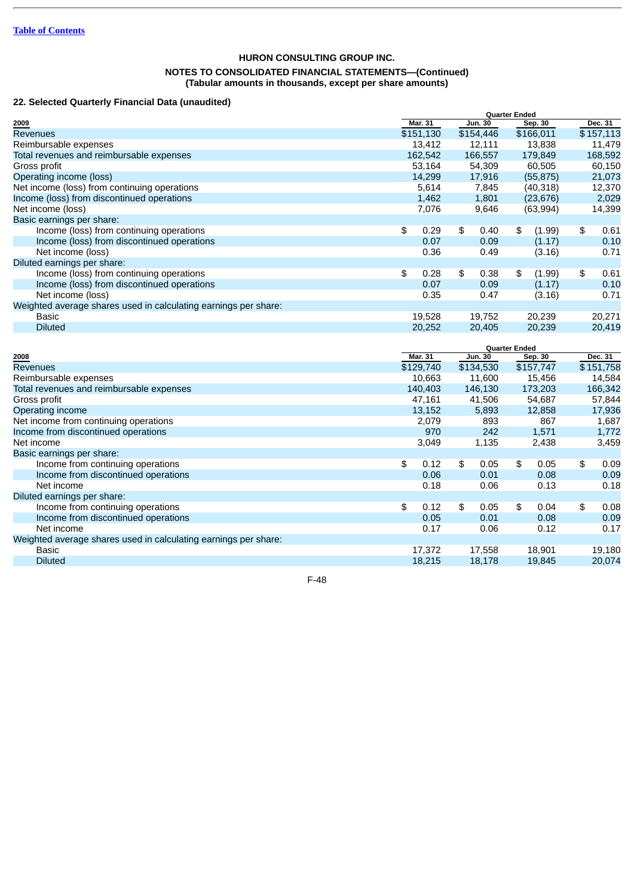[Table of Contents](#)

**HURON CONSULTING GROUP INC.**

**NOTES TO CONSOLIDATED FINANCIAL STATEMENTS—(Continued)**
**(Tabular amounts in thousands, except per share amounts)**

### 22. Selected Quarterly Financial Data (unaudited)

| | Quarter Ended | | | |
|---|---|---|---|---|
| **2009** | **Mar. 31** | **Jun. 30** | **Sep. 30** | **Dec. 31** |
| Revenues | $151,130 | $154,446 | $166,011 | $157,113 |
| Reimbursable expenses | 13,412 | 12,111 | 13,838 | 11,479 |
| Total revenues and reimbursable expenses | 162,542 | 166,557 | 179,849 | 168,592 |
| Gross profit | 53,164 | 54,309 | 60,505 | 60,150 |
| Operating income (loss) | 14,299 | 17,916 | (55,875) | 21,073 |
| Net income (loss) from continuing operations | 5,614 | 7,845 | (40,318) | 12,370 |
| Income (loss) from discontinued operations | 1,462 | 1,801 | (23,676) | 2,029 |
| Net income (loss) | 7,076 | 9,646 | (63,994) | 14,399 |
| Basic earnings per share: | | | | |
| Income (loss) from continuing operations | $ 0.29 | $ 0.40 | $ (1.99) | $ 0.61 |
| Income (loss) from discontinued operations | 0.07 | 0.09 | (1.17) | 0.10 |
| Net income (loss) | 0.36 | 0.49 | (3.16) | 0.71 |
| Diluted earnings per share: | | | | |
| Income (loss) from continuing operations | $ 0.28 | $ 0.38 | $ (1.99) | $ 0.61 |
| Income (loss) from discontinued operations | 0.07 | 0.09 | (1.17) | 0.10 |
| Net income (loss) | 0.35 | 0.47 | (3.16) | 0.71 |
| Weighted average shares used in calculating earnings per share: | | | | |
| Basic | 19,528 | 19,752 | 20,239 | 20,271 |
| Diluted | 20,252 | 20,405 | 20,239 | 20,419 |

| | Quarter Ended | | | |
|---|---|---|---|---|
| **2008** | **Mar. 31** | **Jun. 30** | **Sep. 30** | **Dec. 31** |
| Revenues | $129,740 | $134,530 | $157,747 | $151,758 |
| Reimbursable expenses | 10,663 | 11,600 | 15,456 | 14,584 |
| Total revenues and reimbursable expenses | 140,403 | 146,130 | 173,203 | 166,342 |
| Gross profit | 47,161 | 41,506 | 54,687 | 57,844 |
| Operating income | 13,152 | 5,893 | 12,858 | 17,936 |
| Net income from continuing operations | 2,079 | 893 | 867 | 1,687 |
| Income from discontinued operations | 970 | 242 | 1,571 | 1,772 |
| Net income | 3,049 | 1,135 | 2,438 | 3,459 |
| Basic earnings per share: | | | | |
| Income from continuing operations | $ 0.12 | $ 0.05 | $ 0.05 | $ 0.09 |
| Income from discontinued operations | 0.06 | 0.01 | 0.08 | 0.09 |
| Net income | 0.18 | 0.06 | 0.13 | 0.18 |
| Diluted earnings per share: | | | | |
| Income from continuing operations | $ 0.12 | $ 0.05 | $ 0.04 | $ 0.08 |
| Income from discontinued operations | 0.05 | 0.01 | 0.08 | 0.09 |
| Net income | 0.17 | 0.06 | 0.12 | 0.17 |
| Weighted average shares used in calculating earnings per share: | | | | |
| Basic | 17,372 | 17,558 | 18,901 | 19,180 |
| Diluted | 18,215 | 18,178 | 19,845 | 20,074 |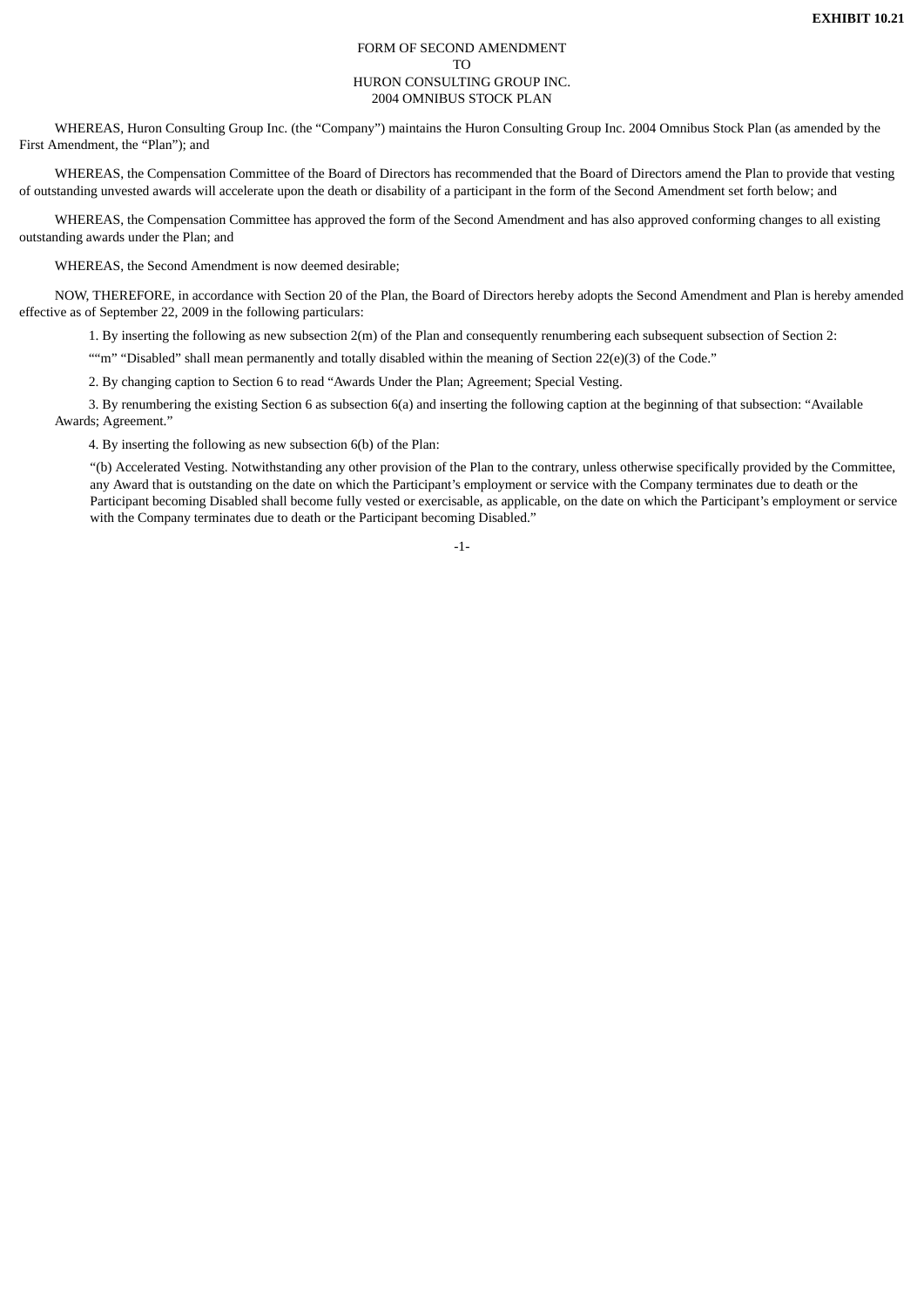**EXHIBIT 10.21**

FORM OF SECOND AMENDMENT
TO
HURON CONSULTING GROUP INC.
2004 OMNIBUS STOCK PLAN

WHEREAS, Huron Consulting Group Inc. (the "Company") maintains the Huron Consulting Group Inc. 2004 Omnibus Stock Plan (as amended by the First Amendment, the "Plan"); and

WHEREAS, the Compensation Committee of the Board of Directors has recommended that the Board of Directors amend the Plan to provide that vesting of outstanding unvested awards will accelerate upon the death or disability of a participant in the form of the Second Amendment set forth below; and

WHEREAS, the Compensation Committee has approved the form of the Second Amendment and has also approved conforming changes to all existing outstanding awards under the Plan; and

WHEREAS, the Second Amendment is now deemed desirable;

NOW, THEREFORE, in accordance with Section 20 of the Plan, the Board of Directors hereby adopts the Second Amendment and Plan is hereby amended effective as of September 22, 2009 in the following particulars:

1. By inserting the following as new subsection 2(m) of the Plan and consequently renumbering each subsequent subsection of Section 2:

""m" "Disabled" shall mean permanently and totally disabled within the meaning of Section 22(e)(3) of the Code."

2. By changing caption to Section 6 to read "Awards Under the Plan; Agreement; Special Vesting.

3. By renumbering the existing Section 6 as subsection 6(a) and inserting the following caption at the beginning of that subsection: "Available Awards; Agreement."

4. By inserting the following as new subsection 6(b) of the Plan:

"(b) Accelerated Vesting. Notwithstanding any other provision of the Plan to the contrary, unless otherwise specifically provided by the Committee, any Award that is outstanding on the date on which the Participant's employment or service with the Company terminates due to death or the Participant becoming Disabled shall become fully vested or exercisable, as applicable, on the date on which the Participant's employment or service with the Company terminates due to death or the Participant becoming Disabled."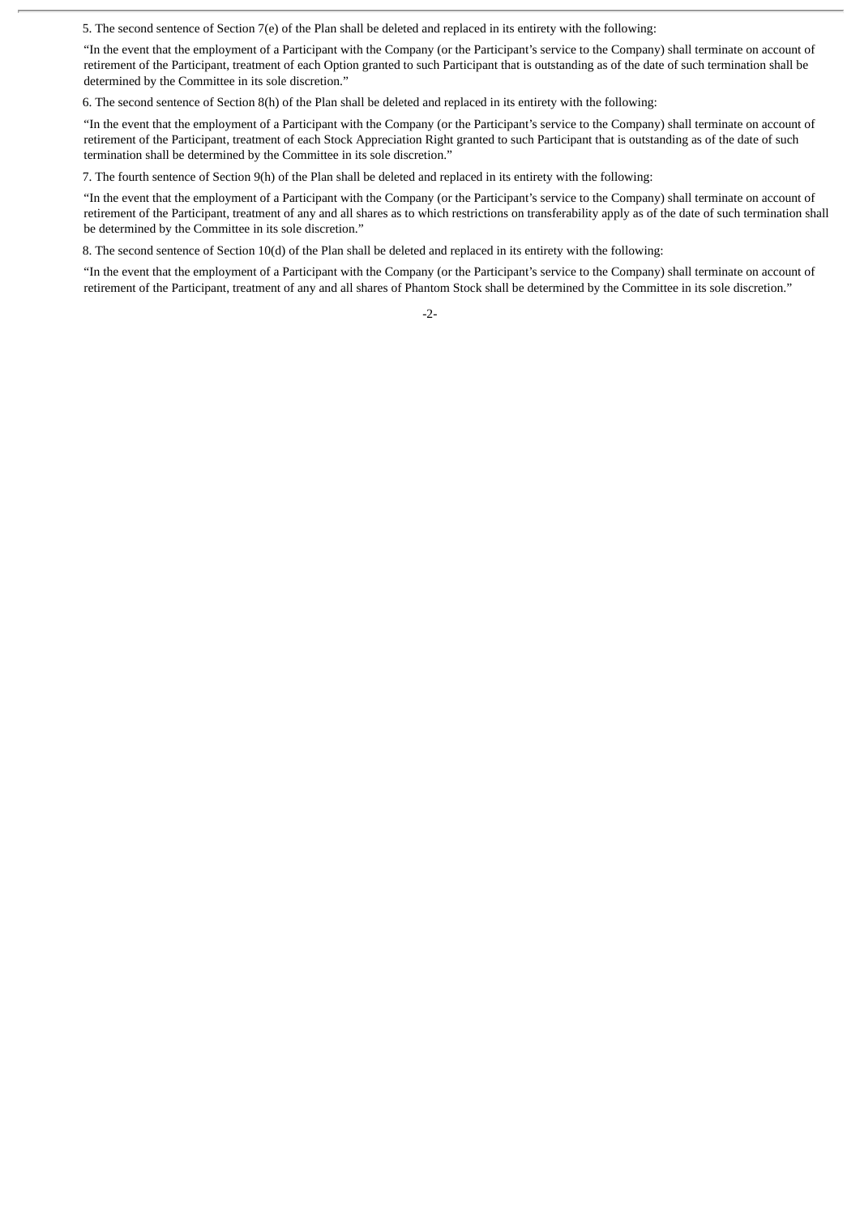5. The second sentence of Section 7(e) of the Plan shall be deleted and replaced in its entirety with the following:

"In the event that the employment of a Participant with the Company (or the Participant's service to the Company) shall terminate on account of retirement of the Participant, treatment of each Option granted to such Participant that is outstanding as of the date of such termination shall be determined by the Committee in its sole discretion."

6. The second sentence of Section 8(h) of the Plan shall be deleted and replaced in its entirety with the following:

"In the event that the employment of a Participant with the Company (or the Participant's service to the Company) shall terminate on account of retirement of the Participant, treatment of each Stock Appreciation Right granted to such Participant that is outstanding as of the date of such termination shall be determined by the Committee in its sole discretion."

7. The fourth sentence of Section 9(h) of the Plan shall be deleted and replaced in its entirety with the following:

"In the event that the employment of a Participant with the Company (or the Participant's service to the Company) shall terminate on account of retirement of the Participant, treatment of any and all shares as to which restrictions on transferability apply as of the date of such termination shall be determined by the Committee in its sole discretion."

8. The second sentence of Section 10(d) of the Plan shall be deleted and replaced in its entirety with the following:

"In the event that the employment of a Participant with the Company (or the Participant's service to the Company) shall terminate on account of retirement of the Participant, treatment of any and all shares of Phantom Stock shall be determined by the Committee in its sole discretion."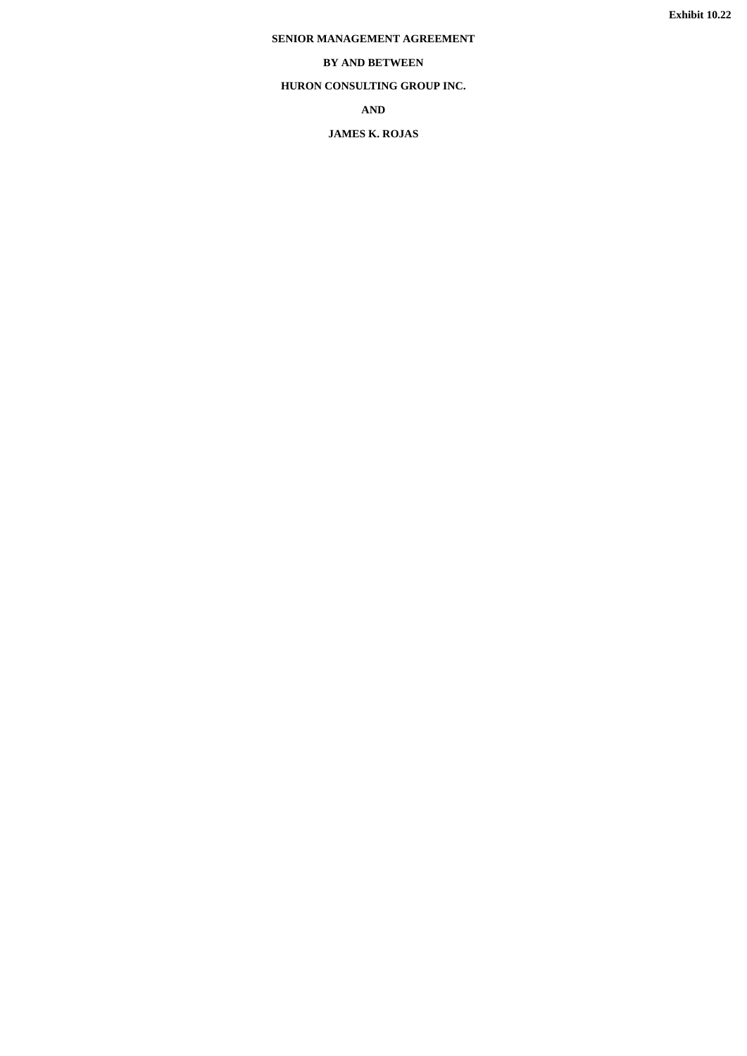**Exhibit 10.22**

# SENIOR MANAGEMENT AGREEMENT

**BY AND BETWEEN**

**HURON CONSULTING GROUP INC.**

**AND**

**JAMES K. ROJAS**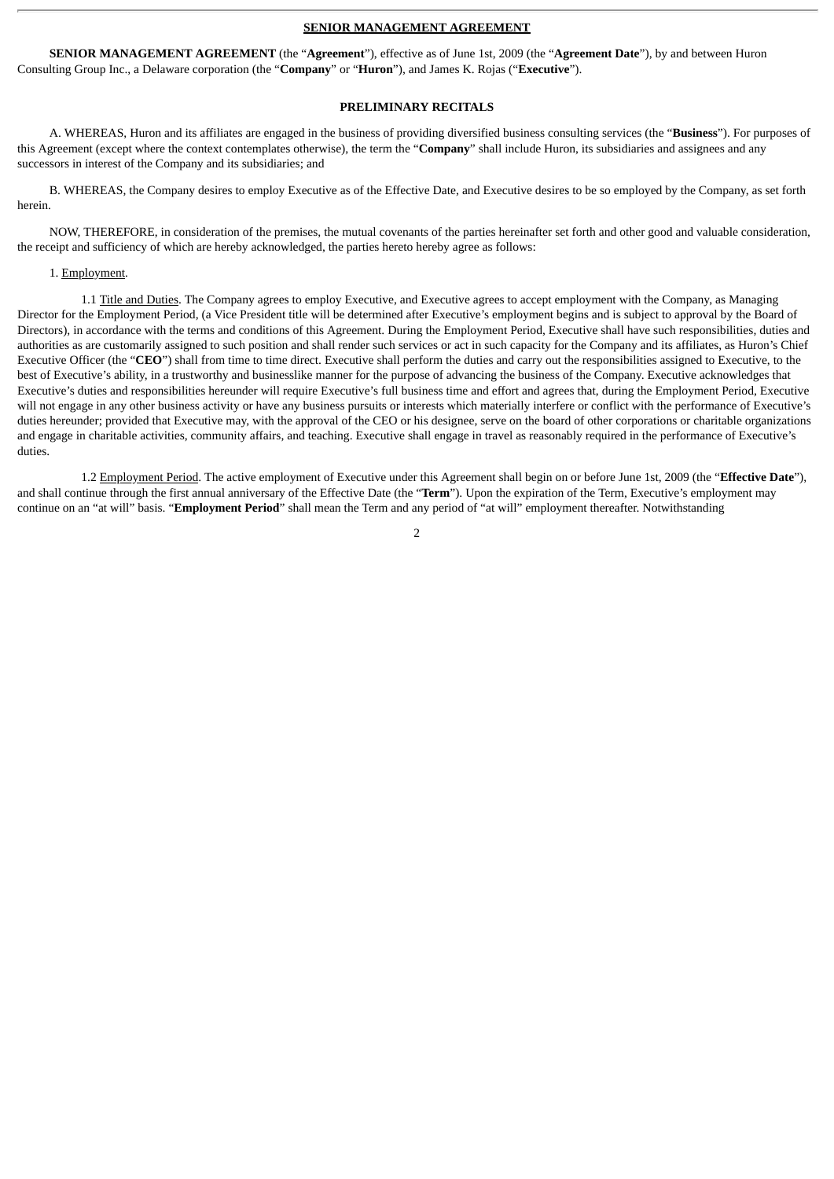**SENIOR MANAGEMENT AGREEMENT**

**SENIOR MANAGEMENT AGREEMENT** (the "**Agreement**"), effective as of June 1st, 2009 (the "**Agreement Date**"), by and between Huron Consulting Group Inc., a Delaware corporation (the "**Company**" or "**Huron**"), and James K. Rojas ("**Executive**").

**PRELIMINARY RECITALS**

A. WHEREAS, Huron and its affiliates are engaged in the business of providing diversified business consulting services (the "**Business**"). For purposes of this Agreement (except where the context contemplates otherwise), the term the "**Company**" shall include Huron, its subsidiaries and assignees and any successors in interest of the Company and its subsidiaries; and

B. WHEREAS, the Company desires to employ Executive as of the Effective Date, and Executive desires to be so employed by the Company, as set forth herein.

NOW, THEREFORE, in consideration of the premises, the mutual covenants of the parties hereinafter set forth and other good and valuable consideration, the receipt and sufficiency of which are hereby acknowledged, the parties hereto hereby agree as follows:

1. Employment.

1.1 Title and Duties. The Company agrees to employ Executive, and Executive agrees to accept employment with the Company, as Managing Director for the Employment Period, (a Vice President title will be determined after Executive's employment begins and is subject to approval by the Board of Directors), in accordance with the terms and conditions of this Agreement. During the Employment Period, Executive shall have such responsibilities, duties and authorities as are customarily assigned to such position and shall render such services or act in such capacity for the Company and its affiliates, as Huron's Chief Executive Officer (the "**CEO**") shall from time to time direct. Executive shall perform the duties and carry out the responsibilities assigned to Executive, to the best of Executive's ability, in a trustworthy and businesslike manner for the purpose of advancing the business of the Company. Executive acknowledges that Executive's duties and responsibilities hereunder will require Executive's full business time and effort and agrees that, during the Employment Period, Executive will not engage in any other business activity or have any business pursuits or interests which materially interfere or conflict with the performance of Executive's duties hereunder; provided that Executive may, with the approval of the CEO or his designee, serve on the board of other corporations or charitable organizations and engage in charitable activities, community affairs, and teaching. Executive shall engage in travel as reasonably required in the performance of Executive's duties.

1.2 Employment Period. The active employment of Executive under this Agreement shall begin on or before June 1st, 2009 (the "**Effective Date**"), and shall continue through the first annual anniversary of the Effective Date (the "**Term**"). Upon the expiration of the Term, Executive's employment may continue on an "at will" basis. "**Employment Period**" shall mean the Term and any period of "at will" employment thereafter. Notwithstanding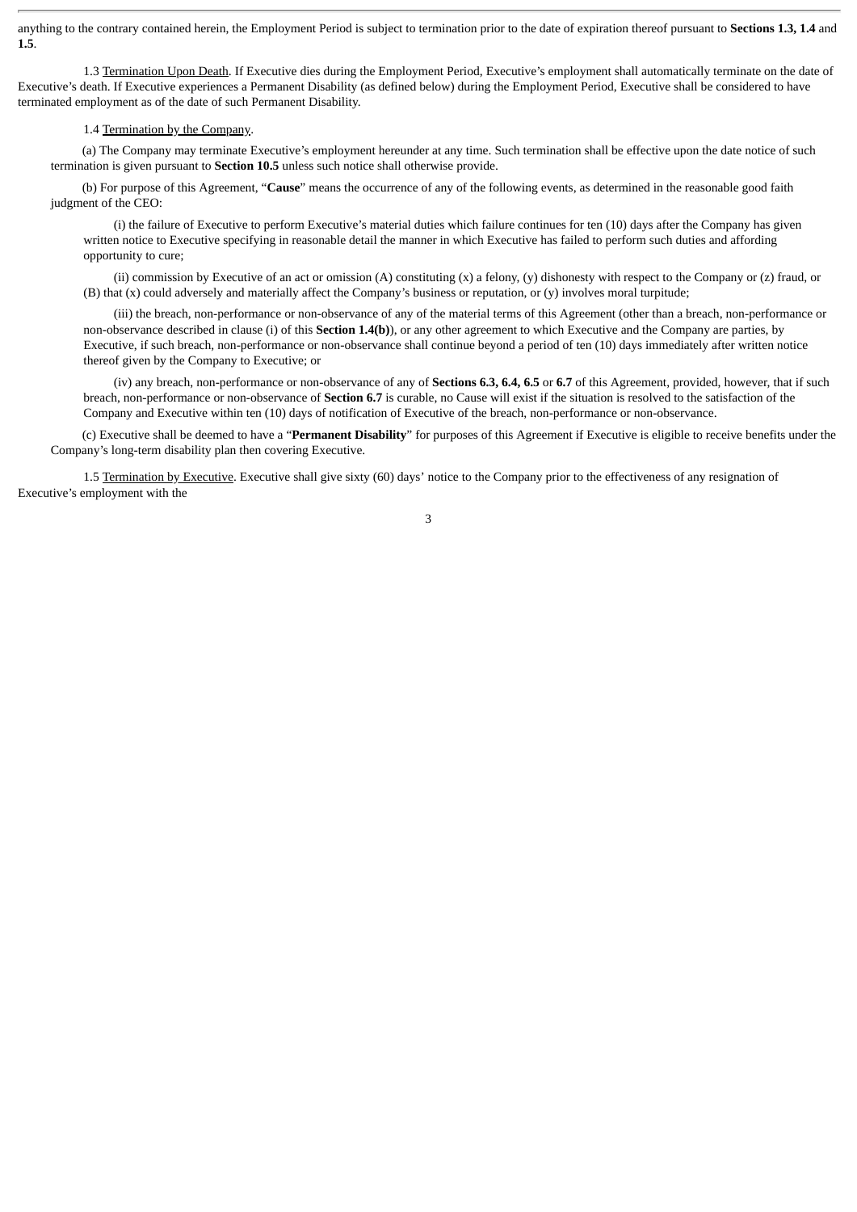anything to the contrary contained herein, the Employment Period is subject to termination prior to the date of expiration thereof pursuant to **Sections 1.3, 1.4** and **1.5**.

1.3 Termination Upon Death. If Executive dies during the Employment Period, Executive's employment shall automatically terminate on the date of Executive's death. If Executive experiences a Permanent Disability (as defined below) during the Employment Period, Executive shall be considered to have terminated employment as of the date of such Permanent Disability.

1.4 Termination by the Company.

(a) The Company may terminate Executive's employment hereunder at any time. Such termination shall be effective upon the date notice of such termination is given pursuant to **Section 10.5** unless such notice shall otherwise provide.

(b) For purpose of this Agreement, "**Cause**" means the occurrence of any of the following events, as determined in the reasonable good faith judgment of the CEO:

(i) the failure of Executive to perform Executive's material duties which failure continues for ten (10) days after the Company has given written notice to Executive specifying in reasonable detail the manner in which Executive has failed to perform such duties and affording opportunity to cure;

(ii) commission by Executive of an act or omission (A) constituting (x) a felony, (y) dishonesty with respect to the Company or (z) fraud, or (B) that (x) could adversely and materially affect the Company's business or reputation, or (y) involves moral turpitude;

(iii) the breach, non-performance or non-observance of any of the material terms of this Agreement (other than a breach, non-performance or non-observance described in clause (i) of this **Section 1.4(b)**), or any other agreement to which Executive and the Company are parties, by Executive, if such breach, non-performance or non-observance shall continue beyond a period of ten (10) days immediately after written notice thereof given by the Company to Executive; or

(iv) any breach, non-performance or non-observance of any of **Sections 6.3, 6.4, 6.5** or **6.7** of this Agreement, provided, however, that if such breach, non-performance or non-observance of **Section 6.7** is curable, no Cause will exist if the situation is resolved to the satisfaction of the Company and Executive within ten (10) days of notification of Executive of the breach, non-performance or non-observance.

(c) Executive shall be deemed to have a "**Permanent Disability**" for purposes of this Agreement if Executive is eligible to receive benefits under the Company's long-term disability plan then covering Executive.

1.5 Termination by Executive. Executive shall give sixty (60) days' notice to the Company prior to the effectiveness of any resignation of Executive's employment with the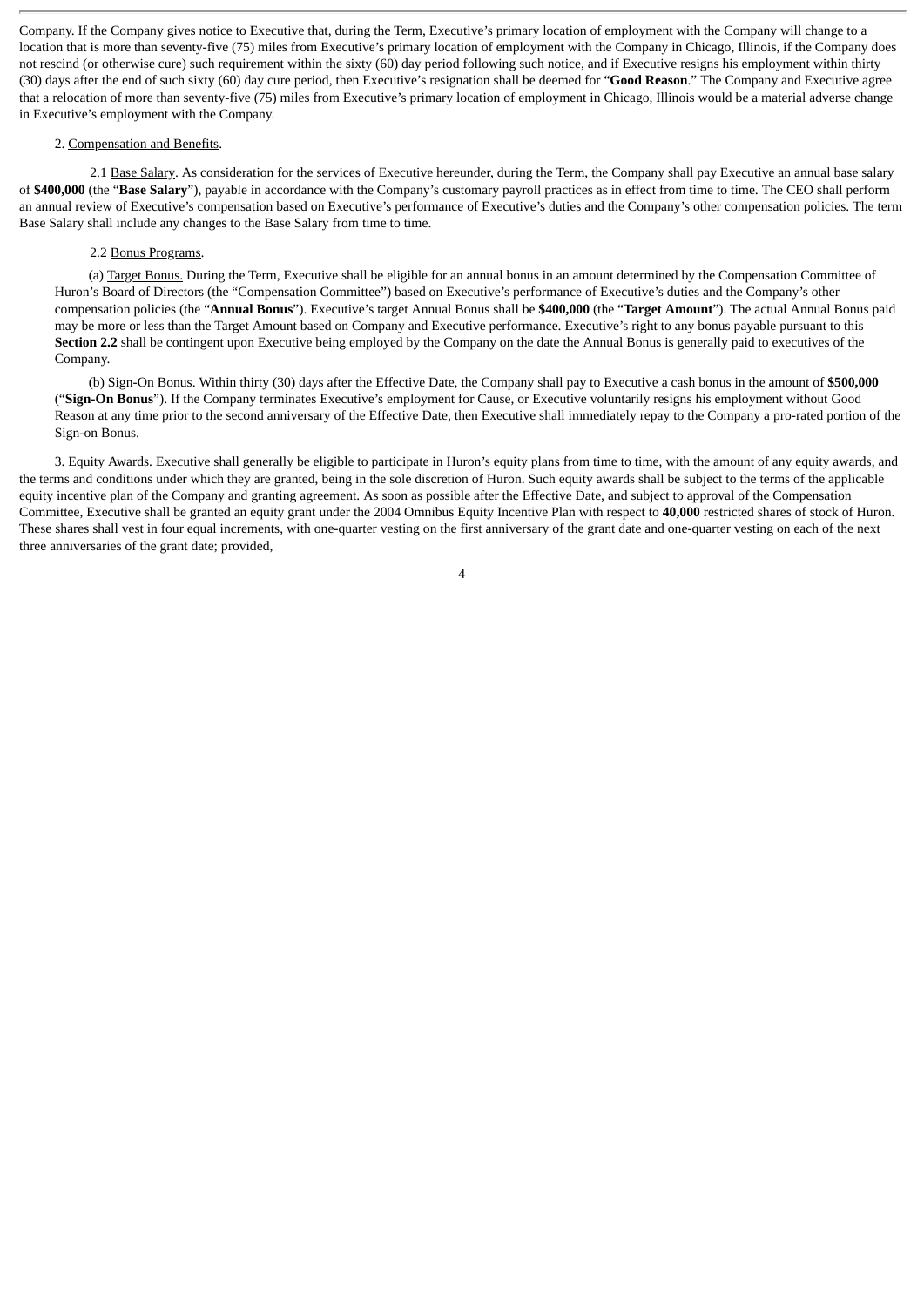Company. If the Company gives notice to Executive that, during the Term, Executive's primary location of employment with the Company will change to a location that is more than seventy-five (75) miles from Executive's primary location of employment with the Company in Chicago, Illinois, if the Company does not rescind (or otherwise cure) such requirement within the sixty (60) day period following such notice, and if Executive resigns his employment within thirty (30) days after the end of such sixty (60) day cure period, then Executive's resignation shall be deemed for "**Good Reason**." The Company and Executive agree that a relocation of more than seventy-five (75) miles from Executive's primary location of employment in Chicago, Illinois would be a material adverse change in Executive's employment with the Company.

2. Compensation and Benefits.

2.1 Base Salary. As consideration for the services of Executive hereunder, during the Term, the Company shall pay Executive an annual base salary of **$400,000** (the "**Base Salary**"), payable in accordance with the Company's customary payroll practices as in effect from time to time. The CEO shall perform an annual review of Executive's compensation based on Executive's performance of Executive's duties and the Company's other compensation policies. The term Base Salary shall include any changes to the Base Salary from time to time.

2.2 Bonus Programs.

(a) Target Bonus. During the Term, Executive shall be eligible for an annual bonus in an amount determined by the Compensation Committee of Huron's Board of Directors (the "Compensation Committee") based on Executive's performance of Executive's duties and the Company's other compensation policies (the "**Annual Bonus**"). Executive's target Annual Bonus shall be **$400,000** (the "**Target Amount**"). The actual Annual Bonus paid may be more or less than the Target Amount based on Company and Executive performance. Executive's right to any bonus payable pursuant to this **Section 2.2** shall be contingent upon Executive being employed by the Company on the date the Annual Bonus is generally paid to executives of the Company.

(b) Sign-On Bonus. Within thirty (30) days after the Effective Date, the Company shall pay to Executive a cash bonus in the amount of **$500,000** ("**Sign-On Bonus**"). If the Company terminates Executive's employment for Cause, or Executive voluntarily resigns his employment without Good Reason at any time prior to the second anniversary of the Effective Date, then Executive shall immediately repay to the Company a pro-rated portion of the Sign-on Bonus.

3. Equity Awards. Executive shall generally be eligible to participate in Huron's equity plans from time to time, with the amount of any equity awards, and the terms and conditions under which they are granted, being in the sole discretion of Huron. Such equity awards shall be subject to the terms of the applicable equity incentive plan of the Company and granting agreement. As soon as possible after the Effective Date, and subject to approval of the Compensation Committee, Executive shall be granted an equity grant under the 2004 Omnibus Equity Incentive Plan with respect to **40,000** restricted shares of stock of Huron. These shares shall vest in four equal increments, with one-quarter vesting on the first anniversary of the grant date and one-quarter vesting on each of the next three anniversaries of the grant date; provided,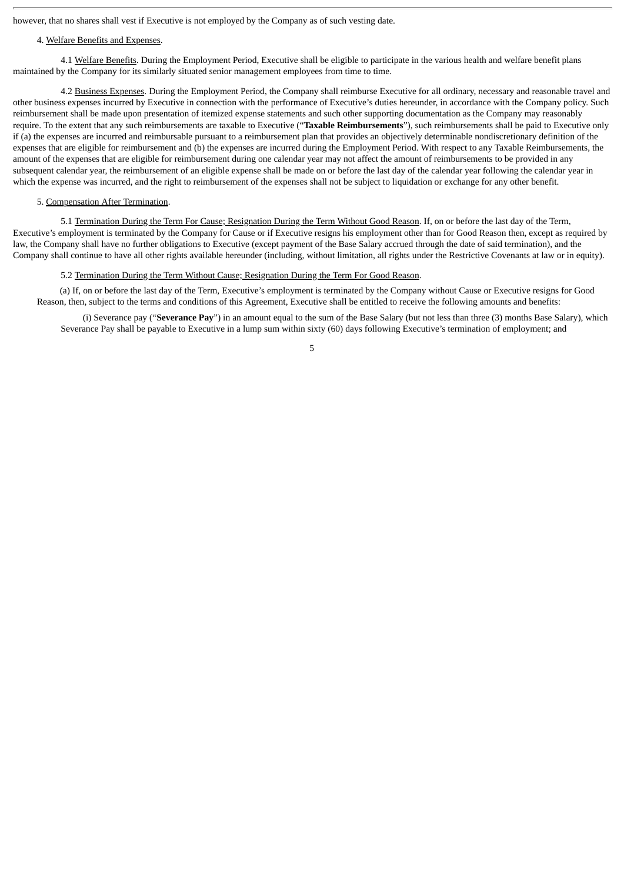however, that no shares shall vest if Executive is not employed by the Company as of such vesting date.

4. Welfare Benefits and Expenses.

4.1 Welfare Benefits. During the Employment Period, Executive shall be eligible to participate in the various health and welfare benefit plans maintained by the Company for its similarly situated senior management employees from time to time.

4.2 Business Expenses. During the Employment Period, the Company shall reimburse Executive for all ordinary, necessary and reasonable travel and other business expenses incurred by Executive in connection with the performance of Executive's duties hereunder, in accordance with the Company policy. Such reimbursement shall be made upon presentation of itemized expense statements and such other supporting documentation as the Company may reasonably require. To the extent that any such reimbursements are taxable to Executive ("**Taxable Reimbursements**"), such reimbursements shall be paid to Executive only if (a) the expenses are incurred and reimbursable pursuant to a reimbursement plan that provides an objectively determinable nondiscretionary definition of the expenses that are eligible for reimbursement and (b) the expenses are incurred during the Employment Period. With respect to any Taxable Reimbursements, the amount of the expenses that are eligible for reimbursement during one calendar year may not affect the amount of reimbursements to be provided in any subsequent calendar year, the reimbursement of an eligible expense shall be made on or before the last day of the calendar year following the calendar year in which the expense was incurred, and the right to reimbursement of the expenses shall not be subject to liquidation or exchange for any other benefit.

5. Compensation After Termination.

5.1 Termination During the Term For Cause; Resignation During the Term Without Good Reason. If, on or before the last day of the Term, Executive's employment is terminated by the Company for Cause or if Executive resigns his employment other than for Good Reason then, except as required by law, the Company shall have no further obligations to Executive (except payment of the Base Salary accrued through the date of said termination), and the Company shall continue to have all other rights available hereunder (including, without limitation, all rights under the Restrictive Covenants at law or in equity).

5.2 Termination During the Term Without Cause; Resignation During the Term For Good Reason.

(a) If, on or before the last day of the Term, Executive's employment is terminated by the Company without Cause or Executive resigns for Good Reason, then, subject to the terms and conditions of this Agreement, Executive shall be entitled to receive the following amounts and benefits:

(i) Severance pay ("**Severance Pay**") in an amount equal to the sum of the Base Salary (but not less than three (3) months Base Salary), which Severance Pay shall be payable to Executive in a lump sum within sixty (60) days following Executive's termination of employment; and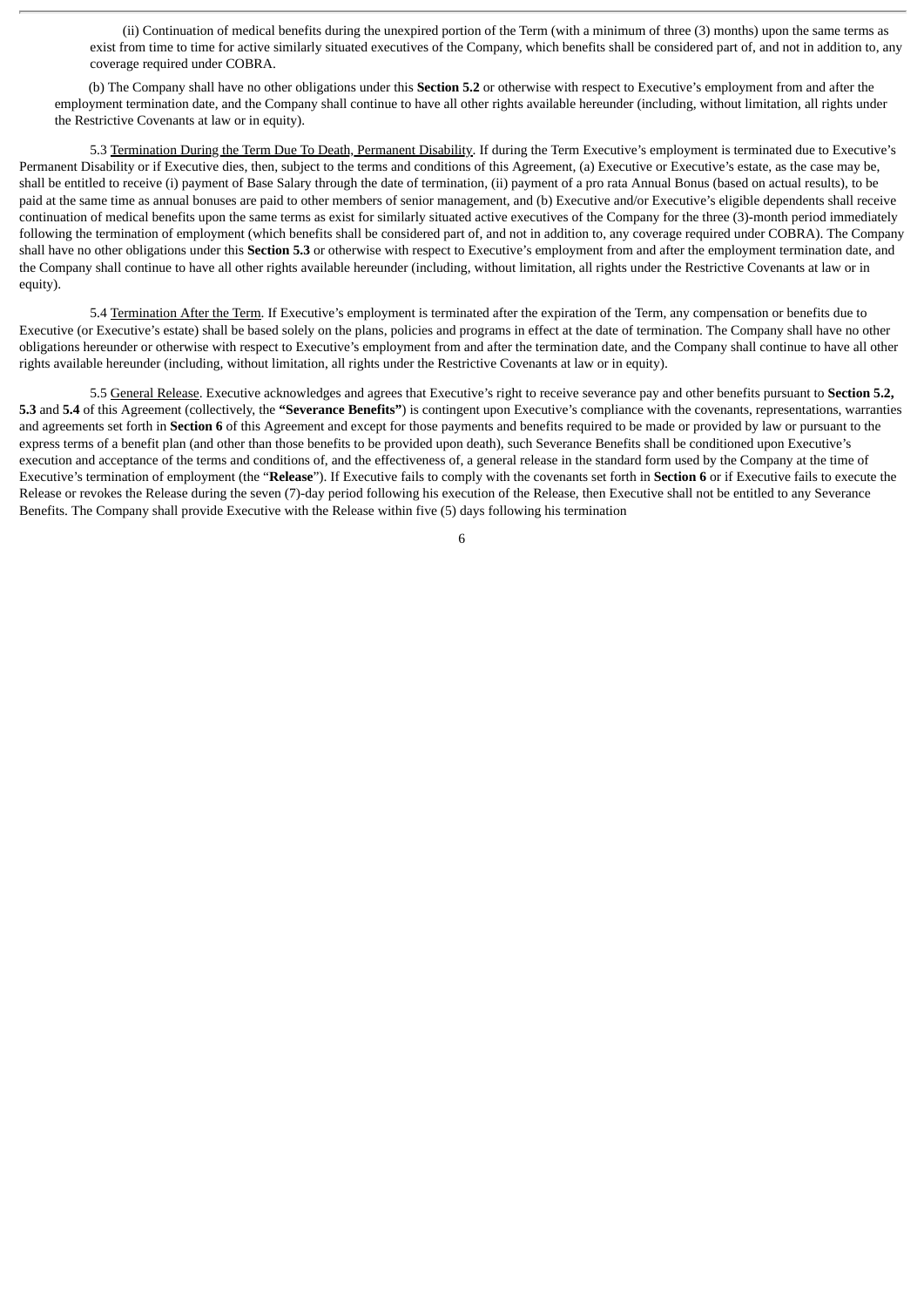(ii) Continuation of medical benefits during the unexpired portion of the Term (with a minimum of three (3) months) upon the same terms as exist from time to time for active similarly situated executives of the Company, which benefits shall be considered part of, and not in addition to, any coverage required under COBRA.

(b) The Company shall have no other obligations under this **Section 5.2** or otherwise with respect to Executive's employment from and after the employment termination date, and the Company shall continue to have all other rights available hereunder (including, without limitation, all rights under the Restrictive Covenants at law or in equity).

5.3 Termination During the Term Due To Death, Permanent Disability. If during the Term Executive's employment is terminated due to Executive's Permanent Disability or if Executive dies, then, subject to the terms and conditions of this Agreement, (a) Executive or Executive's estate, as the case may be, shall be entitled to receive (i) payment of Base Salary through the date of termination, (ii) payment of a pro rata Annual Bonus (based on actual results), to be paid at the same time as annual bonuses are paid to other members of senior management, and (b) Executive and/or Executive's eligible dependents shall receive continuation of medical benefits upon the same terms as exist for similarly situated active executives of the Company for the three (3)-month period immediately following the termination of employment (which benefits shall be considered part of, and not in addition to, any coverage required under COBRA). The Company shall have no other obligations under this **Section 5.3** or otherwise with respect to Executive's employment from and after the employment termination date, and the Company shall continue to have all other rights available hereunder (including, without limitation, all rights under the Restrictive Covenants at law or in equity).

5.4 Termination After the Term. If Executive's employment is terminated after the expiration of the Term, any compensation or benefits due to Executive (or Executive's estate) shall be based solely on the plans, policies and programs in effect at the date of termination. The Company shall have no other obligations hereunder or otherwise with respect to Executive's employment from and after the termination date, and the Company shall continue to have all other rights available hereunder (including, without limitation, all rights under the Restrictive Covenants at law or in equity).

5.5 General Release. Executive acknowledges and agrees that Executive's right to receive severance pay and other benefits pursuant to **Section 5.2, 5.3** and **5.4** of this Agreement (collectively, the **"Severance Benefits"**) is contingent upon Executive's compliance with the covenants, representations, warranties and agreements set forth in **Section 6** of this Agreement and except for those payments and benefits required to be made or provided by law or pursuant to the express terms of a benefit plan (and other than those benefits to be provided upon death), such Severance Benefits shall be conditioned upon Executive's execution and acceptance of the terms and conditions of, and the effectiveness of, a general release in the standard form used by the Company at the time of Executive's termination of employment (the "**Release**"). If Executive fails to comply with the covenants set forth in **Section 6** or if Executive fails to execute the Release or revokes the Release during the seven (7)-day period following his execution of the Release, then Executive shall not be entitled to any Severance Benefits. The Company shall provide Executive with the Release within five (5) days following his termination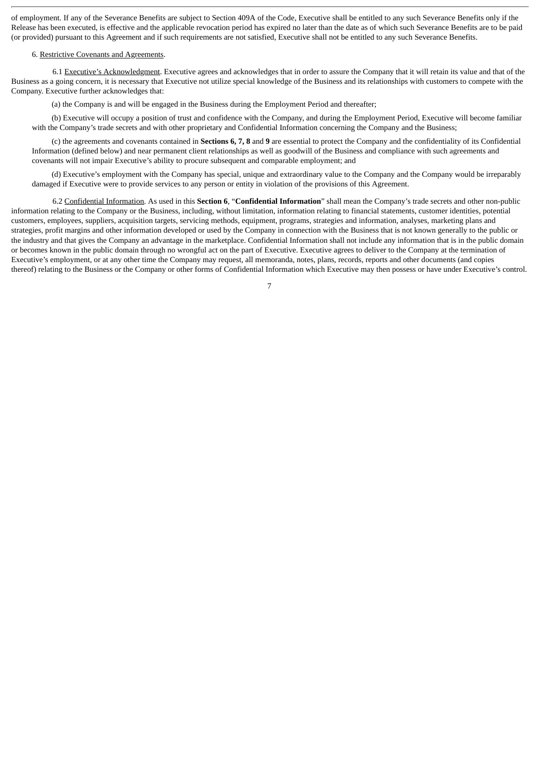of employment. If any of the Severance Benefits are subject to Section 409A of the Code, Executive shall be entitled to any such Severance Benefits only if the Release has been executed, is effective and the applicable revocation period has expired no later than the date as of which such Severance Benefits are to be paid (or provided) pursuant to this Agreement and if such requirements are not satisfied, Executive shall not be entitled to any such Severance Benefits.

6. Restrictive Covenants and Agreements.

6.1 Executive's Acknowledgment. Executive agrees and acknowledges that in order to assure the Company that it will retain its value and that of the Business as a going concern, it is necessary that Executive not utilize special knowledge of the Business and its relationships with customers to compete with the Company. Executive further acknowledges that:

(a) the Company is and will be engaged in the Business during the Employment Period and thereafter;

(b) Executive will occupy a position of trust and confidence with the Company, and during the Employment Period, Executive will become familiar with the Company's trade secrets and with other proprietary and Confidential Information concerning the Company and the Business;

(c) the agreements and covenants contained in **Sections 6, 7, 8** and **9** are essential to protect the Company and the confidentiality of its Confidential Information (defined below) and near permanent client relationships as well as goodwill of the Business and compliance with such agreements and covenants will not impair Executive's ability to procure subsequent and comparable employment; and

(d) Executive's employment with the Company has special, unique and extraordinary value to the Company and the Company would be irreparably damaged if Executive were to provide services to any person or entity in violation of the provisions of this Agreement.

6.2 Confidential Information. As used in this **Section 6**, "**Confidential Information**" shall mean the Company's trade secrets and other non-public information relating to the Company or the Business, including, without limitation, information relating to financial statements, customer identities, potential customers, employees, suppliers, acquisition targets, servicing methods, equipment, programs, strategies and information, analyses, marketing plans and strategies, profit margins and other information developed or used by the Company in connection with the Business that is not known generally to the public or the industry and that gives the Company an advantage in the marketplace. Confidential Information shall not include any information that is in the public domain or becomes known in the public domain through no wrongful act on the part of Executive. Executive agrees to deliver to the Company at the termination of Executive's employment, or at any other time the Company may request, all memoranda, notes, plans, records, reports and other documents (and copies thereof) relating to the Business or the Company or other forms of Confidential Information which Executive may then possess or have under Executive's control.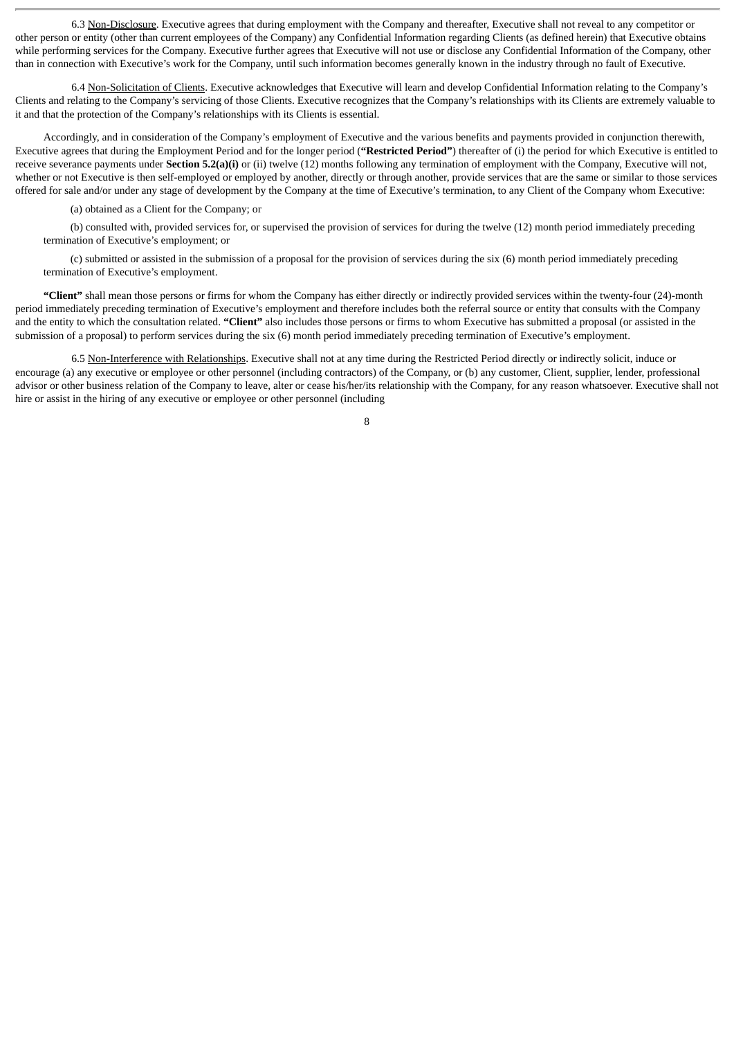6.3 Non-Disclosure. Executive agrees that during employment with the Company and thereafter, Executive shall not reveal to any competitor or other person or entity (other than current employees of the Company) any Confidential Information regarding Clients (as defined herein) that Executive obtains while performing services for the Company. Executive further agrees that Executive will not use or disclose any Confidential Information of the Company, other than in connection with Executive's work for the Company, until such information becomes generally known in the industry through no fault of Executive.

6.4 Non-Solicitation of Clients. Executive acknowledges that Executive will learn and develop Confidential Information relating to the Company's Clients and relating to the Company's servicing of those Clients. Executive recognizes that the Company's relationships with its Clients are extremely valuable to it and that the protection of the Company's relationships with its Clients is essential.

Accordingly, and in consideration of the Company's employment of Executive and the various benefits and payments provided in conjunction therewith, Executive agrees that during the Employment Period and for the longer period (**"Restricted Period"**) thereafter of (i) the period for which Executive is entitled to receive severance payments under **Section 5.2(a)(i)** or (ii) twelve (12) months following any termination of employment with the Company, Executive will not, whether or not Executive is then self-employed or employed by another, directly or through another, provide services that are the same or similar to those services offered for sale and/or under any stage of development by the Company at the time of Executive's termination, to any Client of the Company whom Executive:

(a) obtained as a Client for the Company; or

(b) consulted with, provided services for, or supervised the provision of services for during the twelve (12) month period immediately preceding termination of Executive's employment; or

(c) submitted or assisted in the submission of a proposal for the provision of services during the six (6) month period immediately preceding termination of Executive's employment.

**"Client"** shall mean those persons or firms for whom the Company has either directly or indirectly provided services within the twenty-four (24)-month period immediately preceding termination of Executive's employment and therefore includes both the referral source or entity that consults with the Company and the entity to which the consultation related. **"Client"** also includes those persons or firms to whom Executive has submitted a proposal (or assisted in the submission of a proposal) to perform services during the six (6) month period immediately preceding termination of Executive's employment.

6.5 Non-Interference with Relationships. Executive shall not at any time during the Restricted Period directly or indirectly solicit, induce or encourage (a) any executive or employee or other personnel (including contractors) of the Company, or (b) any customer, Client, supplier, lender, professional advisor or other business relation of the Company to leave, alter or cease his/her/its relationship with the Company, for any reason whatsoever. Executive shall not hire or assist in the hiring of any executive or employee or other personnel (including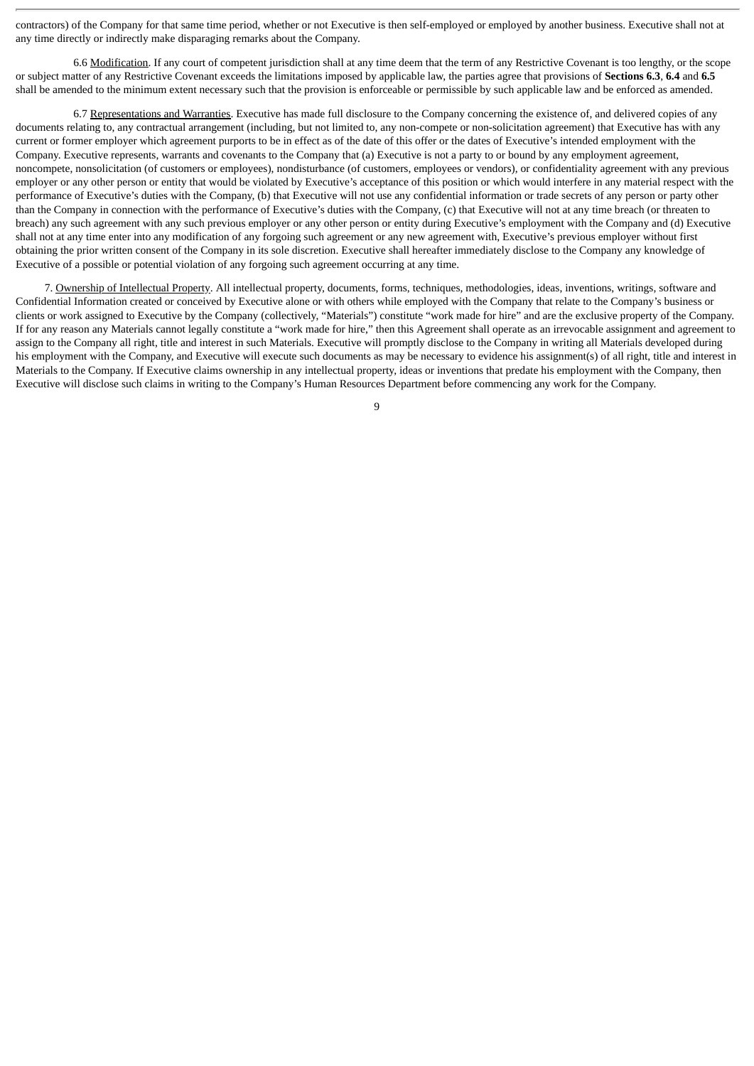contractors) of the Company for that same time period, whether or not Executive is then self-employed or employed by another business. Executive shall not at any time directly or indirectly make disparaging remarks about the Company.

6.6 Modification. If any court of competent jurisdiction shall at any time deem that the term of any Restrictive Covenant is too lengthy, or the scope or subject matter of any Restrictive Covenant exceeds the limitations imposed by applicable law, the parties agree that provisions of **Sections 6.3**, **6.4** and **6.5** shall be amended to the minimum extent necessary such that the provision is enforceable or permissible by such applicable law and be enforced as amended.

6.7 Representations and Warranties. Executive has made full disclosure to the Company concerning the existence of, and delivered copies of any documents relating to, any contractual arrangement (including, but not limited to, any non-compete or non-solicitation agreement) that Executive has with any current or former employer which agreement purports to be in effect as of the date of this offer or the dates of Executive's intended employment with the Company. Executive represents, warrants and covenants to the Company that (a) Executive is not a party to or bound by any employment agreement, noncompete, nonsolicitation (of customers or employees), nondisturbance (of customers, employees or vendors), or confidentiality agreement with any previous employer or any other person or entity that would be violated by Executive's acceptance of this position or which would interfere in any material respect with the performance of Executive's duties with the Company, (b) that Executive will not use any confidential information or trade secrets of any person or party other than the Company in connection with the performance of Executive's duties with the Company, (c) that Executive will not at any time breach (or threaten to breach) any such agreement with any such previous employer or any other person or entity during Executive's employment with the Company and (d) Executive shall not at any time enter into any modification of any forgoing such agreement or any new agreement with, Executive's previous employer without first obtaining the prior written consent of the Company in its sole discretion. Executive shall hereafter immediately disclose to the Company any knowledge of Executive of a possible or potential violation of any forgoing such agreement occurring at any time.

7. Ownership of Intellectual Property. All intellectual property, documents, forms, techniques, methodologies, ideas, inventions, writings, software and Confidential Information created or conceived by Executive alone or with others while employed with the Company that relate to the Company's business or clients or work assigned to Executive by the Company (collectively, "Materials") constitute "work made for hire" and are the exclusive property of the Company. If for any reason any Materials cannot legally constitute a "work made for hire," then this Agreement shall operate as an irrevocable assignment and agreement to assign to the Company all right, title and interest in such Materials. Executive will promptly disclose to the Company in writing all Materials developed during his employment with the Company, and Executive will execute such documents as may be necessary to evidence his assignment(s) of all right, title and interest in Materials to the Company. If Executive claims ownership in any intellectual property, ideas or inventions that predate his employment with the Company, then Executive will disclose such claims in writing to the Company's Human Resources Department before commencing any work for the Company.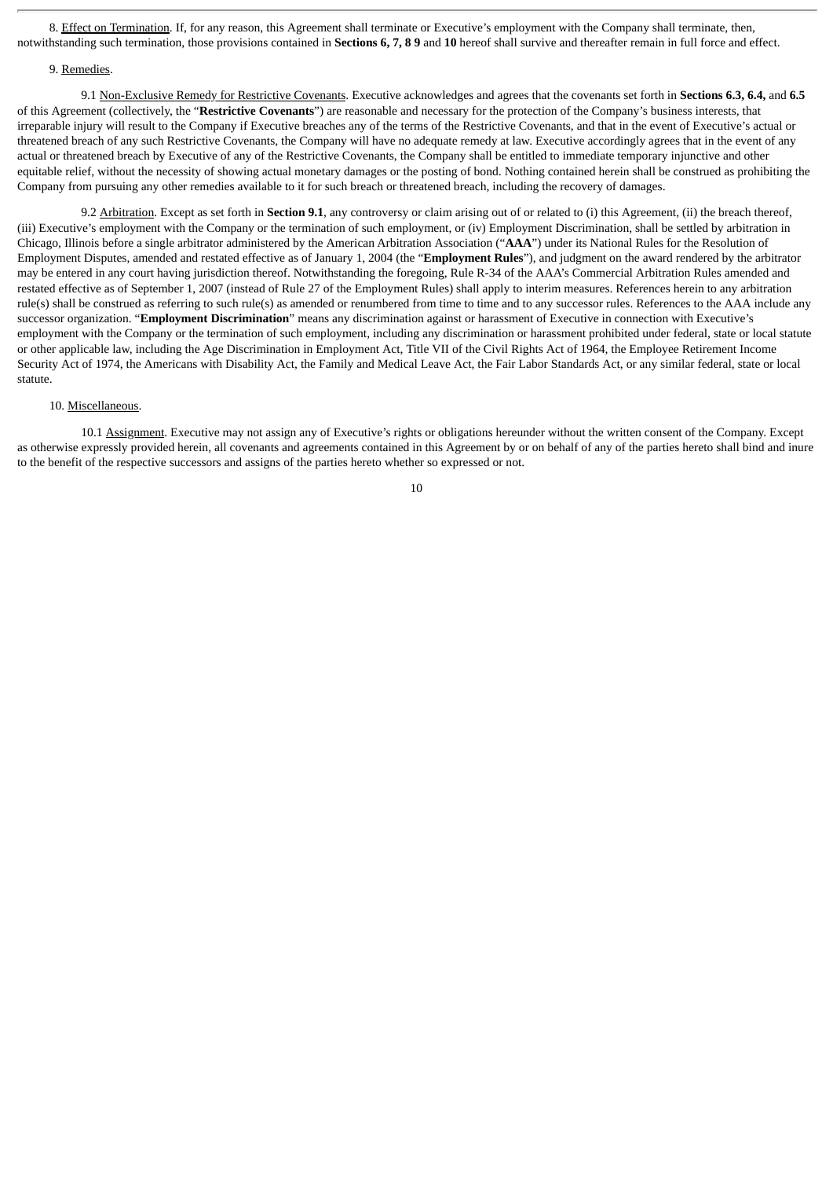8. Effect on Termination. If, for any reason, this Agreement shall terminate or Executive's employment with the Company shall terminate, then, notwithstanding such termination, those provisions contained in **Sections 6, 7, 8 9** and **10** hereof shall survive and thereafter remain in full force and effect.

9. Remedies.

9.1 Non-Exclusive Remedy for Restrictive Covenants. Executive acknowledges and agrees that the covenants set forth in **Sections 6.3, 6.4,** and **6.5** of this Agreement (collectively, the "**Restrictive Covenants**") are reasonable and necessary for the protection of the Company's business interests, that irreparable injury will result to the Company if Executive breaches any of the terms of the Restrictive Covenants, and that in the event of Executive's actual or threatened breach of any such Restrictive Covenants, the Company will have no adequate remedy at law. Executive accordingly agrees that in the event of any actual or threatened breach by Executive of any of the Restrictive Covenants, the Company shall be entitled to immediate temporary injunctive and other equitable relief, without the necessity of showing actual monetary damages or the posting of bond. Nothing contained herein shall be construed as prohibiting the Company from pursuing any other remedies available to it for such breach or threatened breach, including the recovery of damages.

9.2 Arbitration. Except as set forth in **Section 9.1**, any controversy or claim arising out of or related to (i) this Agreement, (ii) the breach thereof, (iii) Executive's employment with the Company or the termination of such employment, or (iv) Employment Discrimination, shall be settled by arbitration in Chicago, Illinois before a single arbitrator administered by the American Arbitration Association ("**AAA**") under its National Rules for the Resolution of Employment Disputes, amended and restated effective as of January 1, 2004 (the "**Employment Rules**"), and judgment on the award rendered by the arbitrator may be entered in any court having jurisdiction thereof. Notwithstanding the foregoing, Rule R-34 of the AAA's Commercial Arbitration Rules amended and restated effective as of September 1, 2007 (instead of Rule 27 of the Employment Rules) shall apply to interim measures. References herein to any arbitration rule(s) shall be construed as referring to such rule(s) as amended or renumbered from time to time and to any successor rules. References to the AAA include any successor organization. "**Employment Discrimination**" means any discrimination against or harassment of Executive in connection with Executive's employment with the Company or the termination of such employment, including any discrimination or harassment prohibited under federal, state or local statute or other applicable law, including the Age Discrimination in Employment Act, Title VII of the Civil Rights Act of 1964, the Employee Retirement Income Security Act of 1974, the Americans with Disability Act, the Family and Medical Leave Act, the Fair Labor Standards Act, or any similar federal, state or local statute.

10. Miscellaneous.

10.1 Assignment. Executive may not assign any of Executive's rights or obligations hereunder without the written consent of the Company. Except as otherwise expressly provided herein, all covenants and agreements contained in this Agreement by or on behalf of any of the parties hereto shall bind and inure to the benefit of the respective successors and assigns of the parties hereto whether so expressed or not.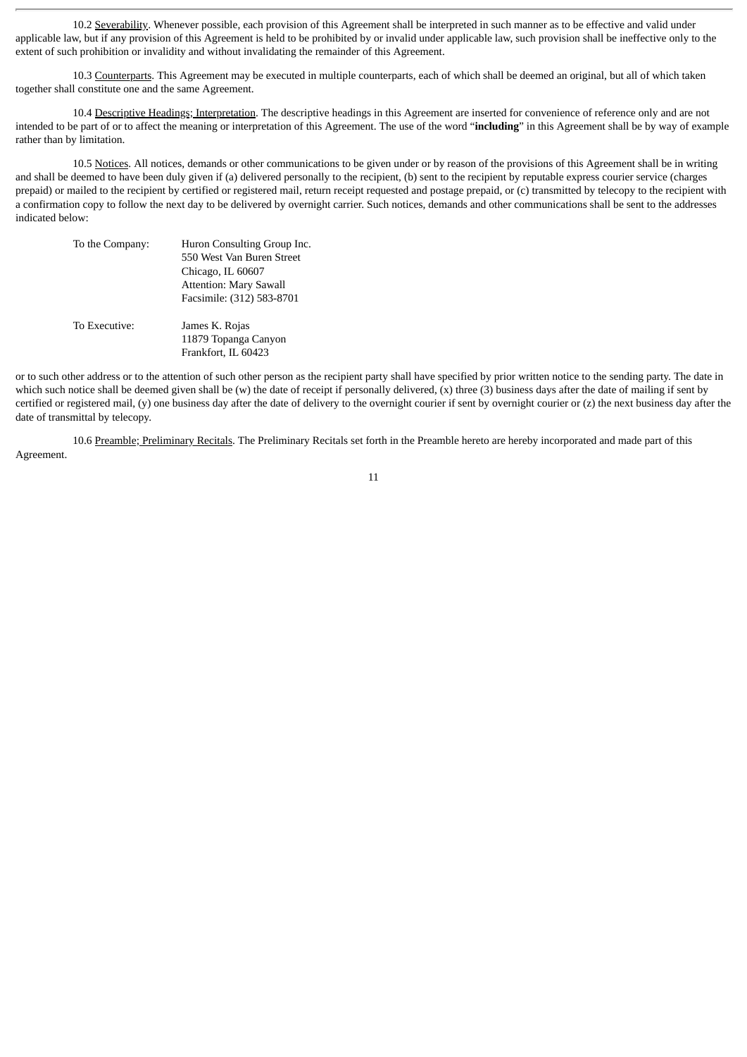10.2 Severability. Whenever possible, each provision of this Agreement shall be interpreted in such manner as to be effective and valid under applicable law, but if any provision of this Agreement is held to be prohibited by or invalid under applicable law, such provision shall be ineffective only to the extent of such prohibition or invalidity and without invalidating the remainder of this Agreement.

10.3 Counterparts. This Agreement may be executed in multiple counterparts, each of which shall be deemed an original, but all of which taken together shall constitute one and the same Agreement.

10.4 Descriptive Headings; Interpretation. The descriptive headings in this Agreement are inserted for convenience of reference only and are not intended to be part of or to affect the meaning or interpretation of this Agreement. The use of the word "**including**" in this Agreement shall be by way of example rather than by limitation.

10.5 Notices. All notices, demands or other communications to be given under or by reason of the provisions of this Agreement shall be in writing and shall be deemed to have been duly given if (a) delivered personally to the recipient, (b) sent to the recipient by reputable express courier service (charges prepaid) or mailed to the recipient by certified or registered mail, return receipt requested and postage prepaid, or (c) transmitted by telecopy to the recipient with a confirmation copy to follow the next day to be delivered by overnight carrier. Such notices, demands and other communications shall be sent to the addresses indicated below:

To the Company: Huron Consulting Group Inc.
550 West Van Buren Street
Chicago, IL 60607
Attention: Mary Sawall
Facsimile: (312) 583-8701

To Executive: James K. Rojas
11879 Topanga Canyon
Frankfort, IL 60423

or to such other address or to the attention of such other person as the recipient party shall have specified by prior written notice to the sending party. The date in which such notice shall be deemed given shall be (w) the date of receipt if personally delivered, (x) three (3) business days after the date of mailing if sent by certified or registered mail, (y) one business day after the date of delivery to the overnight courier if sent by overnight courier or (z) the next business day after the date of transmittal by telecopy.

10.6 Preamble; Preliminary Recitals. The Preliminary Recitals set forth in the Preamble hereto are hereby incorporated and made part of this Agreement.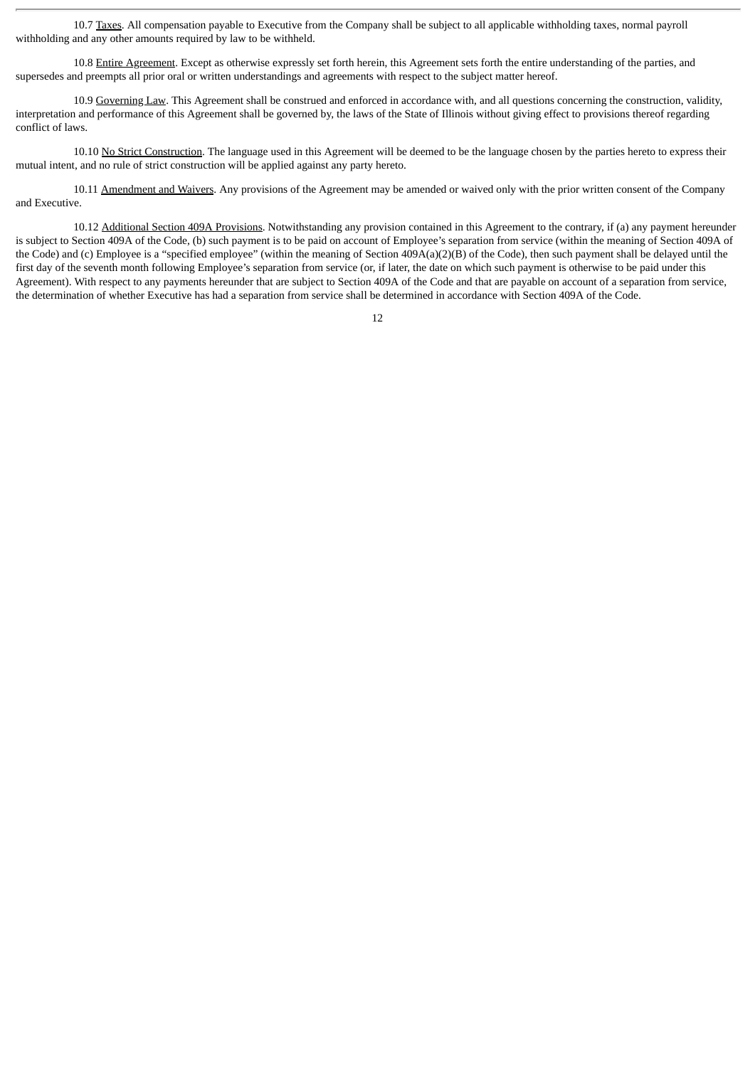10.7 Taxes. All compensation payable to Executive from the Company shall be subject to all applicable withholding taxes, normal payroll withholding and any other amounts required by law to be withheld.

10.8 Entire Agreement. Except as otherwise expressly set forth herein, this Agreement sets forth the entire understanding of the parties, and supersedes and preempts all prior oral or written understandings and agreements with respect to the subject matter hereof.

10.9 Governing Law. This Agreement shall be construed and enforced in accordance with, and all questions concerning the construction, validity, interpretation and performance of this Agreement shall be governed by, the laws of the State of Illinois without giving effect to provisions thereof regarding conflict of laws.

10.10 No Strict Construction. The language used in this Agreement will be deemed to be the language chosen by the parties hereto to express their mutual intent, and no rule of strict construction will be applied against any party hereto.

10.11 Amendment and Waivers. Any provisions of the Agreement may be amended or waived only with the prior written consent of the Company and Executive.

10.12 Additional Section 409A Provisions. Notwithstanding any provision contained in this Agreement to the contrary, if (a) any payment hereunder is subject to Section 409A of the Code, (b) such payment is to be paid on account of Employee's separation from service (within the meaning of Section 409A of the Code) and (c) Employee is a "specified employee" (within the meaning of Section 409A(a)(2)(B) of the Code), then such payment shall be delayed until the first day of the seventh month following Employee's separation from service (or, if later, the date on which such payment is otherwise to be paid under this Agreement). With respect to any payments hereunder that are subject to Section 409A of the Code and that are payable on account of a separation from service, the determination of whether Executive has had a separation from service shall be determined in accordance with Section 409A of the Code.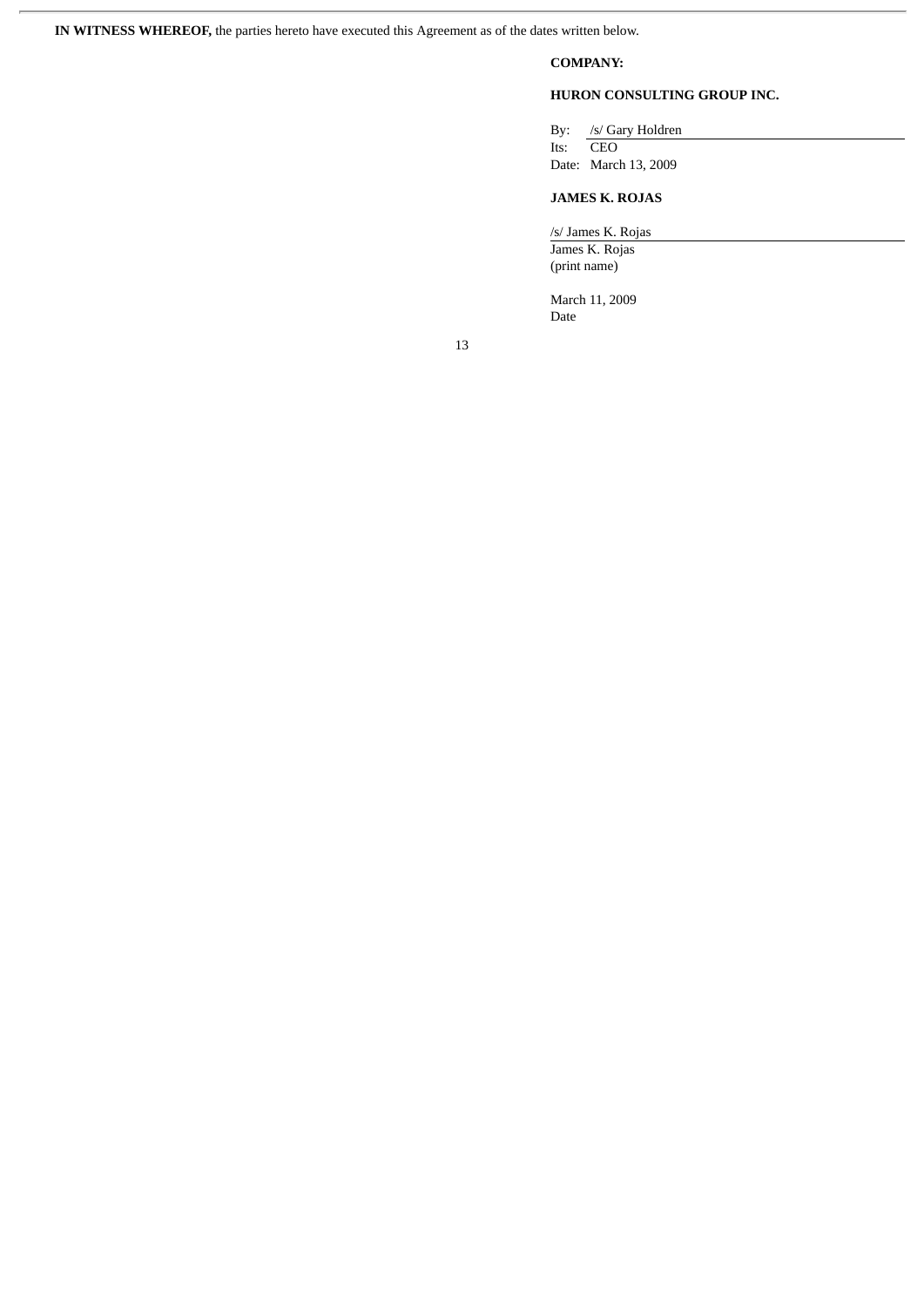**IN WITNESS WHEREOF,** the parties hereto have executed this Agreement as of the dates written below.

**COMPANY:**

**HURON CONSULTING GROUP INC.**

By: /s/ Gary Holdren
Its: CEO
Date: March 13, 2009

**JAMES K. ROJAS**

/s/ James K. Rojas
James K. Rojas
(print name)

March 11, 2009
Date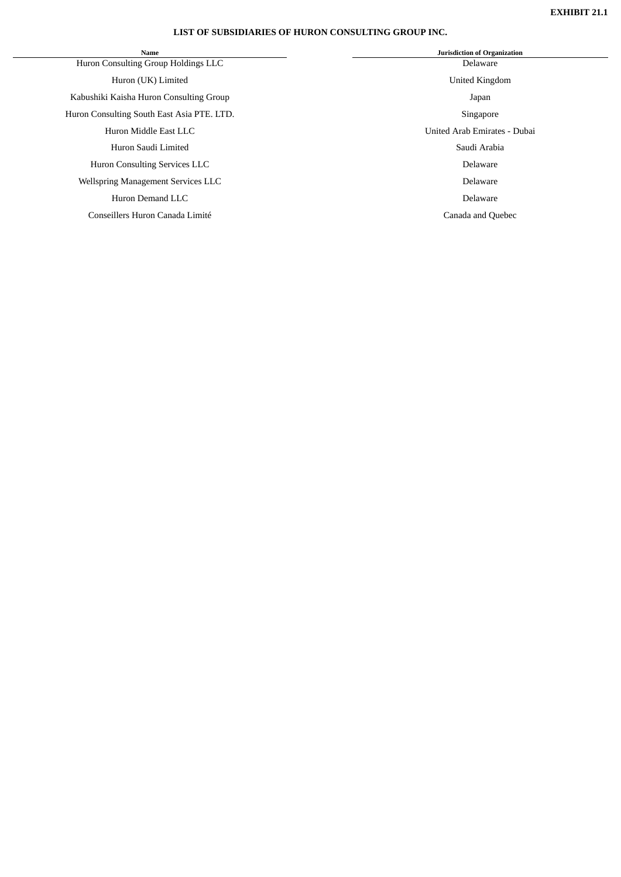**EXHIBIT 21.1**

# LIST OF SUBSIDIARIES OF HURON CONSULTING GROUP INC.

| Name | Jurisdiction of Organization |
| --- | --- |
| Huron Consulting Group Holdings LLC | Delaware |
| Huron (UK) Limited | United Kingdom |
| Kabushiki Kaisha Huron Consulting Group | Japan |
| Huron Consulting South East Asia PTE. LTD. | Singapore |
| Huron Middle East LLC | United Arab Emirates - Dubai |
| Huron Saudi Limited | Saudi Arabia |
| Huron Consulting Services LLC | Delaware |
| Wellspring Management Services LLC | Delaware |
| Huron Demand LLC | Delaware |
| Conseillers Huron Canada Limité | Canada and Quebec |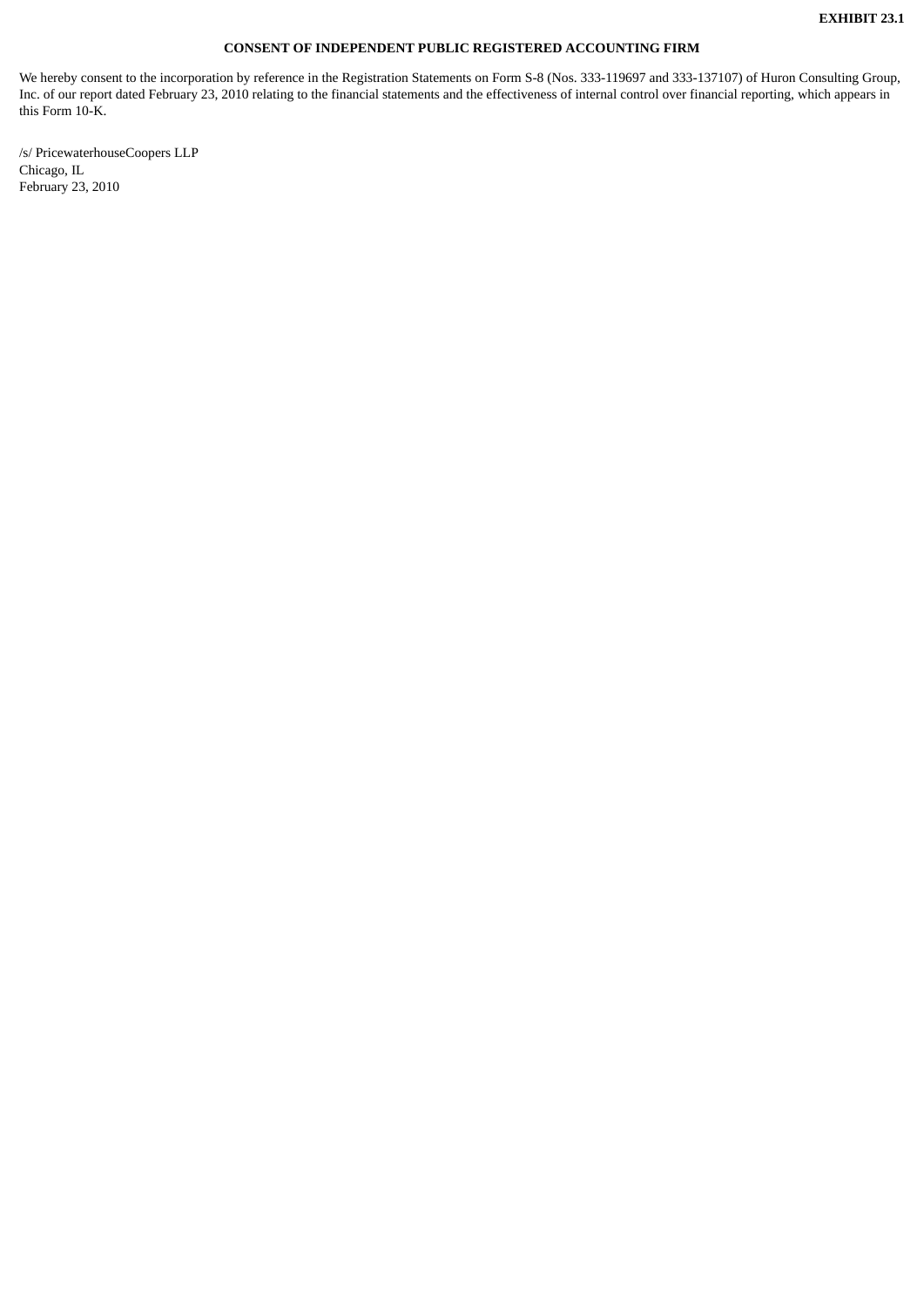**EXHIBIT 23.1**

**CONSENT OF INDEPENDENT PUBLIC REGISTERED ACCOUNTING FIRM**

We hereby consent to the incorporation by reference in the Registration Statements on Form S-8 (Nos. 333-119697 and 333-137107) of Huron Consulting Group, Inc. of our report dated February 23, 2010 relating to the financial statements and the effectiveness of internal control over financial reporting, which appears in this Form 10-K.

/s/ PricewaterhouseCoopers LLP
Chicago, IL
February 23, 2010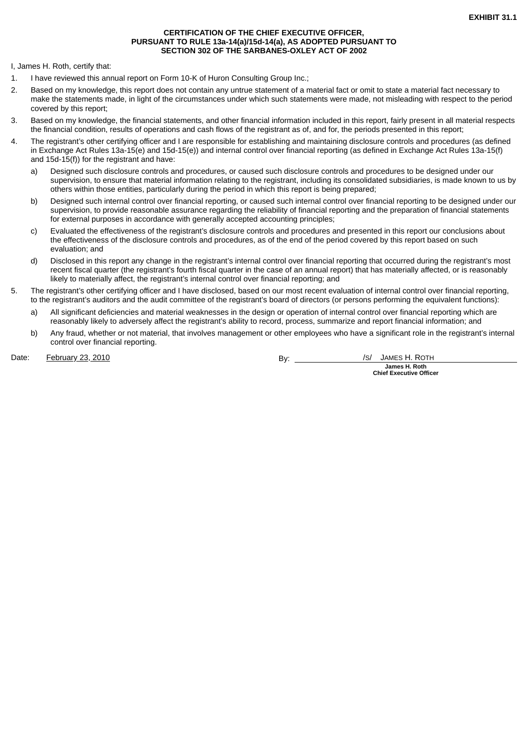**EXHIBIT 31.1**

**CERTIFICATION OF THE CHIEF EXECUTIVE OFFICER,
PURSUANT TO RULE 13a-14(a)/15d-14(a), AS ADOPTED PURSUANT TO
SECTION 302 OF THE SARBANES-OXLEY ACT OF 2002**

I, James H. Roth, certify that:

1. I have reviewed this annual report on Form 10-K of Huron Consulting Group Inc.;
2. Based on my knowledge, this report does not contain any untrue statement of a material fact or omit to state a material fact necessary to make the statements made, in light of the circumstances under which such statements were made, not misleading with respect to the period covered by this report;
3. Based on my knowledge, the financial statements, and other financial information included in this report, fairly present in all material respects the financial condition, results of operations and cash flows of the registrant as of, and for, the periods presented in this report;
4. The registrant's other certifying officer and I are responsible for establishing and maintaining disclosure controls and procedures (as defined in Exchange Act Rules 13a-15(e) and 15d-15(e)) and internal control over financial reporting (as defined in Exchange Act Rules 13a-15(f) and 15d-15(f)) for the registrant and have:
   a) Designed such disclosure controls and procedures, or caused such disclosure controls and procedures to be designed under our supervision, to ensure that material information relating to the registrant, including its consolidated subsidiaries, is made known to us by others within those entities, particularly during the period in which this report is being prepared;
   b) Designed such internal control over financial reporting, or caused such internal control over financial reporting to be designed under our supervision, to provide reasonable assurance regarding the reliability of financial reporting and the preparation of financial statements for external purposes in accordance with generally accepted accounting principles;
   c) Evaluated the effectiveness of the registrant's disclosure controls and procedures and presented in this report our conclusions about the effectiveness of the disclosure controls and procedures, as of the end of the period covered by this report based on such evaluation; and
   d) Disclosed in this report any change in the registrant's internal control over financial reporting that occurred during the registrant's most recent fiscal quarter (the registrant's fourth fiscal quarter in the case of an annual report) that has materially affected, or is reasonably likely to materially affect, the registrant's internal control over financial reporting; and
5. The registrant's other certifying officer and I have disclosed, based on our most recent evaluation of internal control over financial reporting, to the registrant's auditors and the audit committee of the registrant's board of directors (or persons performing the equivalent functions):
   a) All significant deficiencies and material weaknesses in the design or operation of internal control over financial reporting which are reasonably likely to adversely affect the registrant's ability to record, process, summarize and report financial information; and
   b) Any fraud, whether or not material, that involves management or other employees who have a significant role in the registrant's internal control over financial reporting.

Date: February 23, 2010

By: /s/ JAMES H. ROTH

**James H. Roth**
**Chief Executive Officer**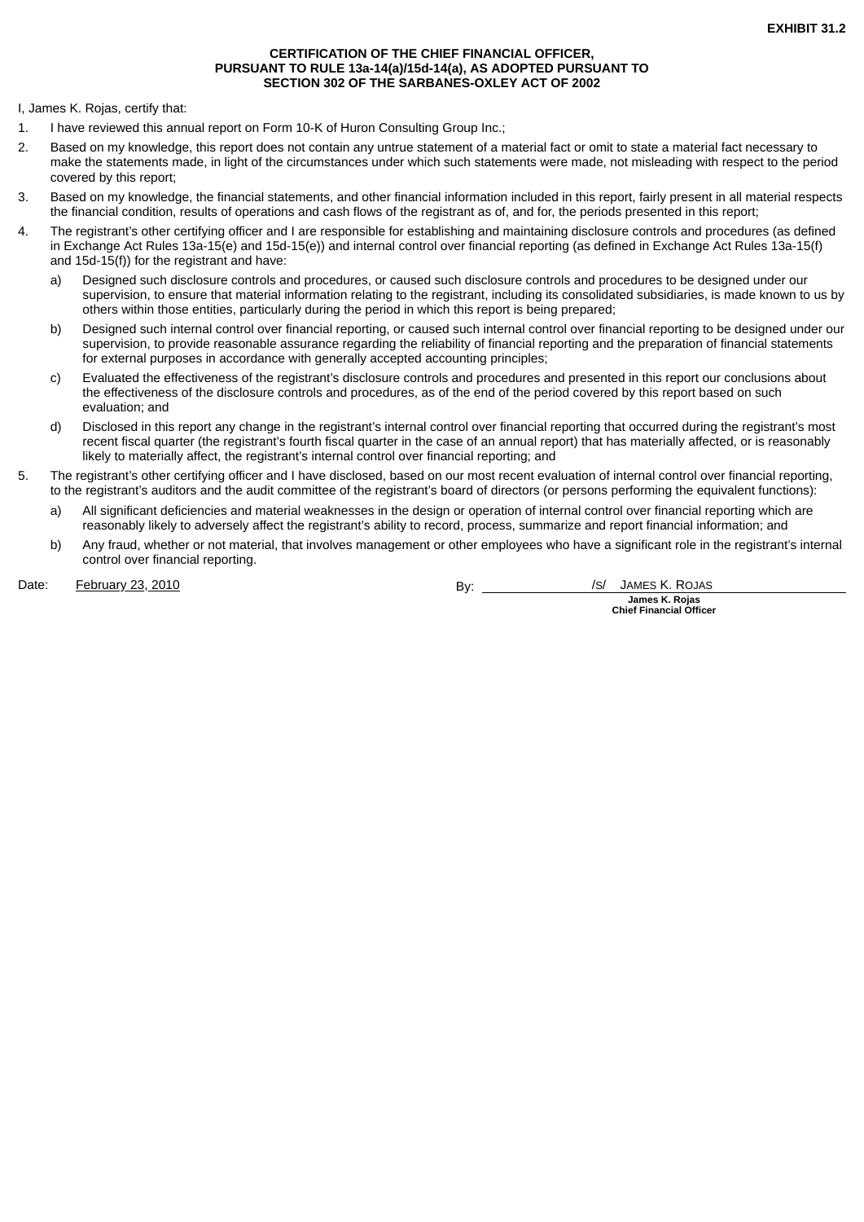**EXHIBIT 31.2**

**CERTIFICATION OF THE CHIEF FINANCIAL OFFICER,
PURSUANT TO RULE 13a-14(a)/15d-14(a), AS ADOPTED PURSUANT TO
SECTION 302 OF THE SARBANES-OXLEY ACT OF 2002**

I, James K. Rojas, certify that:

1. I have reviewed this annual report on Form 10-K of Huron Consulting Group Inc.;
2. Based on my knowledge, this report does not contain any untrue statement of a material fact or omit to state a material fact necessary to make the statements made, in light of the circumstances under which such statements were made, not misleading with respect to the period covered by this report;
3. Based on my knowledge, the financial statements, and other financial information included in this report, fairly present in all material respects the financial condition, results of operations and cash flows of the registrant as of, and for, the periods presented in this report;
4. The registrant's other certifying officer and I are responsible for establishing and maintaining disclosure controls and procedures (as defined in Exchange Act Rules 13a-15(e) and 15d-15(e)) and internal control over financial reporting (as defined in Exchange Act Rules 13a-15(f) and 15d-15(f)) for the registrant and have:
   a) Designed such disclosure controls and procedures, or caused such disclosure controls and procedures to be designed under our supervision, to ensure that material information relating to the registrant, including its consolidated subsidiaries, is made known to us by others within those entities, particularly during the period in which this report is being prepared;
   b) Designed such internal control over financial reporting, or caused such internal control over financial reporting to be designed under our supervision, to provide reasonable assurance regarding the reliability of financial reporting and the preparation of financial statements for external purposes in accordance with generally accepted accounting principles;
   c) Evaluated the effectiveness of the registrant's disclosure controls and procedures and presented in this report our conclusions about the effectiveness of the disclosure controls and procedures, as of the end of the period covered by this report based on such evaluation; and
   d) Disclosed in this report any change in the registrant's internal control over financial reporting that occurred during the registrant's most recent fiscal quarter (the registrant's fourth fiscal quarter in the case of an annual report) that has materially affected, or is reasonably likely to materially affect, the registrant's internal control over financial reporting; and
5. The registrant's other certifying officer and I have disclosed, based on our most recent evaluation of internal control over financial reporting, to the registrant's auditors and the audit committee of the registrant's board of directors (or persons performing the equivalent functions):
   a) All significant deficiencies and material weaknesses in the design or operation of internal control over financial reporting which are reasonably likely to adversely affect the registrant's ability to record, process, summarize and report financial information; and
   b) Any fraud, whether or not material, that involves management or other employees who have a significant role in the registrant's internal control over financial reporting.

Date: February 23, 2010

By: /S/ JAMES K. ROJAS

**James K. Rojas**
**Chief Financial Officer**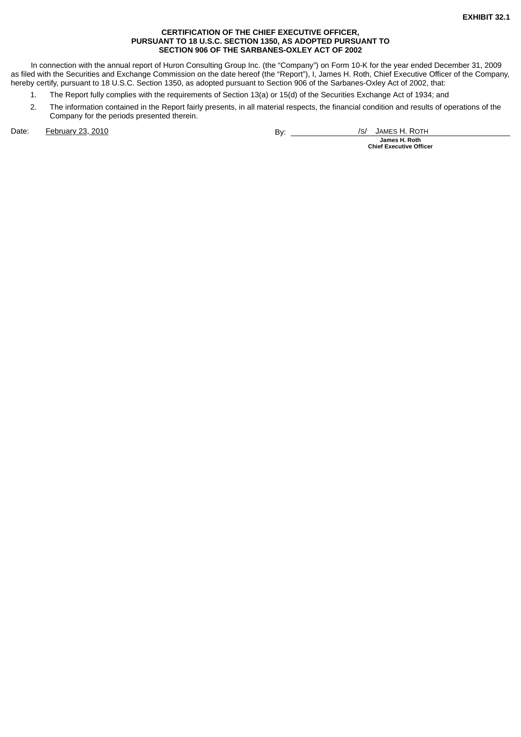**EXHIBIT 32.1**

**CERTIFICATION OF THE CHIEF EXECUTIVE OFFICER,
PURSUANT TO 18 U.S.C. SECTION 1350, AS ADOPTED PURSUANT TO
SECTION 906 OF THE SARBANES-OXLEY ACT OF 2002**

In connection with the annual report of Huron Consulting Group Inc. (the "Company") on Form 10-K for the year ended December 31, 2009 as filed with the Securities and Exchange Commission on the date hereof (the "Report"), I, James H. Roth, Chief Executive Officer of the Company, hereby certify, pursuant to 18 U.S.C. Section 1350, as adopted pursuant to Section 906 of the Sarbanes-Oxley Act of 2002, that:

1. The Report fully complies with the requirements of Section 13(a) or 15(d) of the Securities Exchange Act of 1934; and
2. The information contained in the Report fairly presents, in all material respects, the financial condition and results of operations of the Company for the periods presented therein.

Date: February 23, 2010

By: /S/ JAMES H. ROTH
**James H. Roth**
**Chief Executive Officer**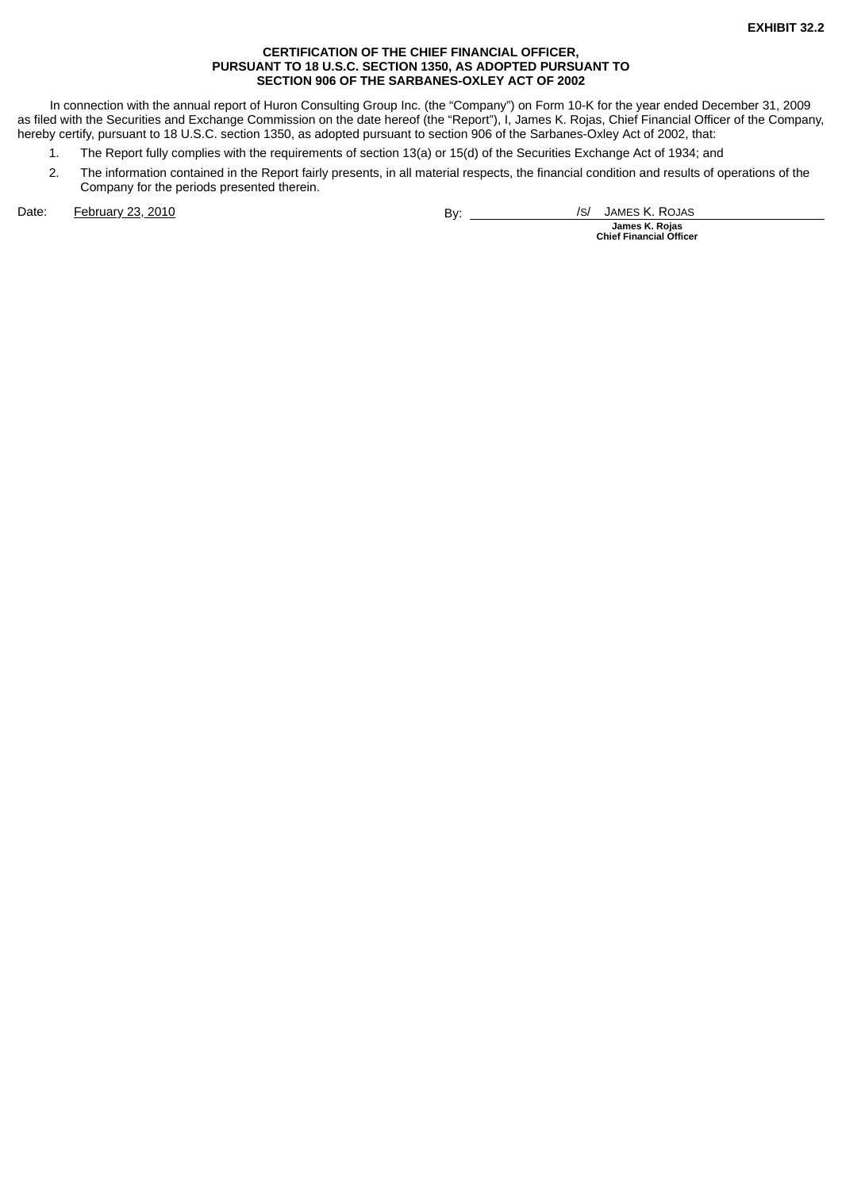**EXHIBIT 32.2**

**CERTIFICATION OF THE CHIEF FINANCIAL OFFICER,
PURSUANT TO 18 U.S.C. SECTION 1350, AS ADOPTED PURSUANT TO
SECTION 906 OF THE SARBANES-OXLEY ACT OF 2002**

In connection with the annual report of Huron Consulting Group Inc. (the "Company") on Form 10-K for the year ended December 31, 2009 as filed with the Securities and Exchange Commission on the date hereof (the "Report"), I, James K. Rojas, Chief Financial Officer of the Company, hereby certify, pursuant to 18 U.S.C. section 1350, as adopted pursuant to section 906 of the Sarbanes-Oxley Act of 2002, that:

1. The Report fully complies with the requirements of section 13(a) or 15(d) of the Securities Exchange Act of 1934; and
2. The information contained in the Report fairly presents, in all material respects, the financial condition and results of operations of the Company for the periods presented therein.

Date: February 23, 2010

By: /S/ JAMES K. ROJAS

**James K. Rojas**
**Chief Financial Officer**